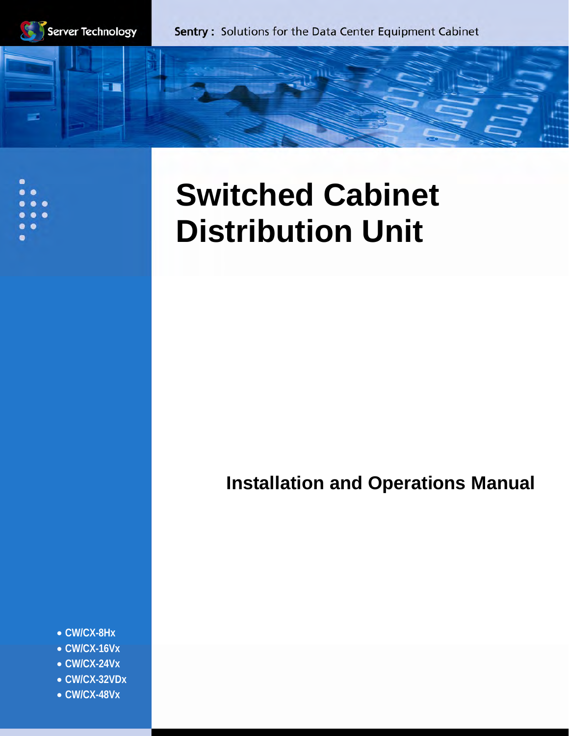Server Technology

**Sentry :** Solutions for the Data Center Equipment Cabinet

# Switched Cabinet Distribution Unit

## Installation and Operations Manual

- **CW/CX-8Hx**
- **CW/CX-16Vx**
- **CW/CX-24Vx**
- **CW/CX-32VDx**
- **CW/CX-48Vx**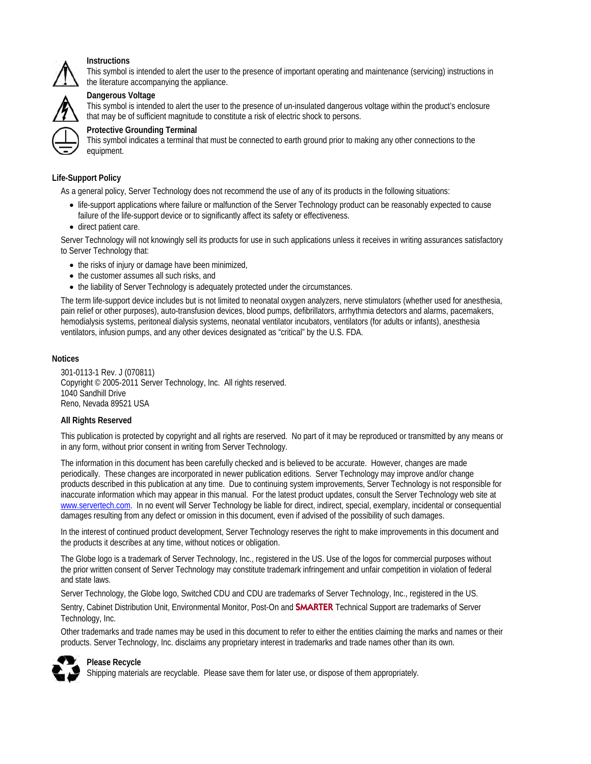**Instructions**

This symbol is intended to alert the user to the presence of important operating and maintenance (servicing) instructions in the literature accompanying the appliance.

**Dangerous Voltage**

This symbol is intended to alert the user to the presence of un-insulated dangerous voltage within the product's enclosure that may be of sufficient magnitude to constitute a risk of electric shock to persons.

**Protective Grounding Terminal**

This symbol indicates a terminal that must be connected to earth ground prior to making any other connections to the equipment.

**Life-Support Policy**

As a general policy, Server Technology does not recommend the use of any of its products in the following situations:

- life-support applications where failure or malfunction of the Server Technology product can be reasonably expected to cause failure of the life-support device or to significantly affect its safety or effectiveness.
- direct patient care.

Server Technology will not knowingly sell its products for use in such applications unless it receives in writing assurances satisfactory to Server Technology that:

- the risks of injury or damage have been minimized,
- the customer assumes all such risks, and
- the liability of Server Technology is adequately protected under the circumstances.

The term life-support device includes but is not limited to neonatal oxygen analyzers, nerve stimulators (whether used for anesthesia, pain relief or other purposes), auto-transfusion devices, blood pumps, defibrillators, arrhythmia detectors and alarms, pacemakers, hemodialysis systems, peritoneal dialysis systems, neonatal ventilator incubators, ventilators (for adults or infants), anesthesia ventilators, infusion pumps, and any other devices designated as "critical" by the U.S. FDA.

**Notices**

301-0113-1 Rev. J (070811)
Copyright © 2005-2011 Server Technology, Inc. All rights reserved.
1040 Sandhill Drive
Reno, Nevada 89521 USA

**All Rights Reserved**

This publication is protected by copyright and all rights are reserved. No part of it may be reproduced or transmitted by any means or in any form, without prior consent in writing from Server Technology.

The information in this document has been carefully checked and is believed to be accurate. However, changes are made periodically. These changes are incorporated in newer publication editions. Server Technology may improve and/or change products described in this publication at any time. Due to continuing system improvements, Server Technology is not responsible for inaccurate information which may appear in this manual. For the latest product updates, consult the Server Technology web site at www.servertech.com. In no event will Server Technology be liable for direct, indirect, special, exemplary, incidental or consequential damages resulting from any defect or omission in this document, even if advised of the possibility of such damages.

In the interest of continued product development, Server Technology reserves the right to make improvements in this document and the products it describes at any time, without notices or obligation.

The Globe logo is a trademark of Server Technology, Inc., registered in the US. Use of the logos for commercial purposes without the prior written consent of Server Technology may constitute trademark infringement and unfair competition in violation of federal and state laws.

Server Technology, the Globe logo, Switched CDU and CDU are trademarks of Server Technology, Inc., registered in the US.

Sentry, Cabinet Distribution Unit, Environmental Monitor, Post-On and SMARTER Technical Support are trademarks of Server Technology, Inc.

Other trademarks and trade names may be used in this document to refer to either the entities claiming the marks and names or their products. Server Technology, Inc. disclaims any proprietary interest in trademarks and trade names other than its own.

**Please Recycle**

Shipping materials are recyclable. Please save them for later use, or dispose of them appropriately.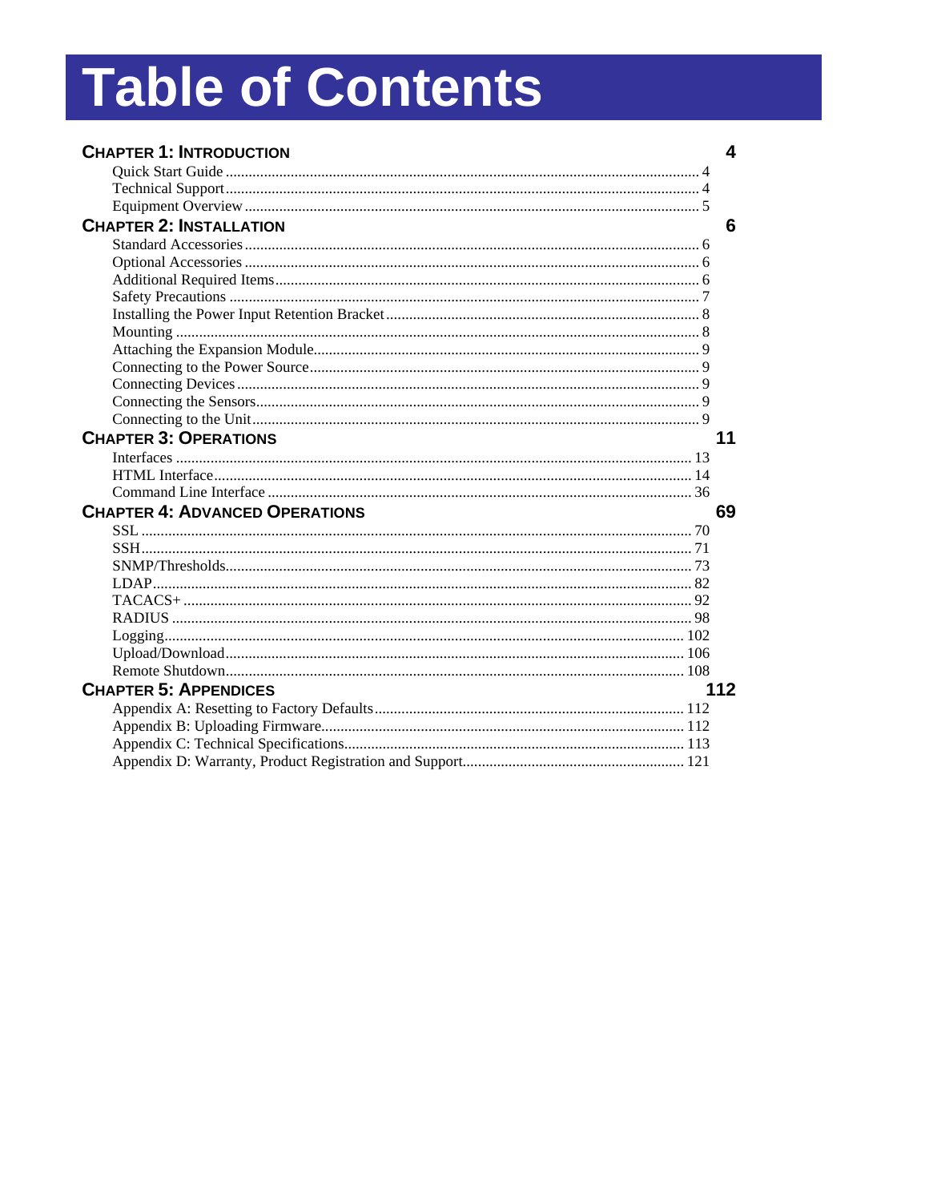# Table of Contents

**CHAPTER 1: INTRODUCTION** **4**

Quick Start Guide ........ 4
Technical Support ........ 4
Equipment Overview ........ 5

**CHAPTER 2: INSTALLATION** **6**

Standard Accessories ........ 6
Optional Accessories ........ 6
Additional Required Items ........ 6
Safety Precautions ........ 7
Installing the Power Input Retention Bracket ........ 8
Mounting ........ 8
Attaching the Expansion Module ........ 9
Connecting to the Power Source ........ 9
Connecting Devices ........ 9
Connecting the Sensors ........ 9
Connecting to the Unit ........ 9

**CHAPTER 3: OPERATIONS** **11**

Interfaces ........ 13
HTML Interface ........ 14
Command Line Interface ........ 36

**CHAPTER 4: ADVANCED OPERATIONS** **69**

SSL ........ 70
SSH ........ 71
SNMP/Thresholds ........ 73
LDAP ........ 82
TACACS+ ........ 92
RADIUS ........ 98
Logging ........ 102
Upload/Download ........ 106
Remote Shutdown ........ 108

**CHAPTER 5: APPENDICES** **112**

Appendix A: Resetting to Factory Defaults ........ 112
Appendix B: Uploading Firmware ........ 112
Appendix C: Technical Specifications ........ 113
Appendix D: Warranty, Product Registration and Support ........ 121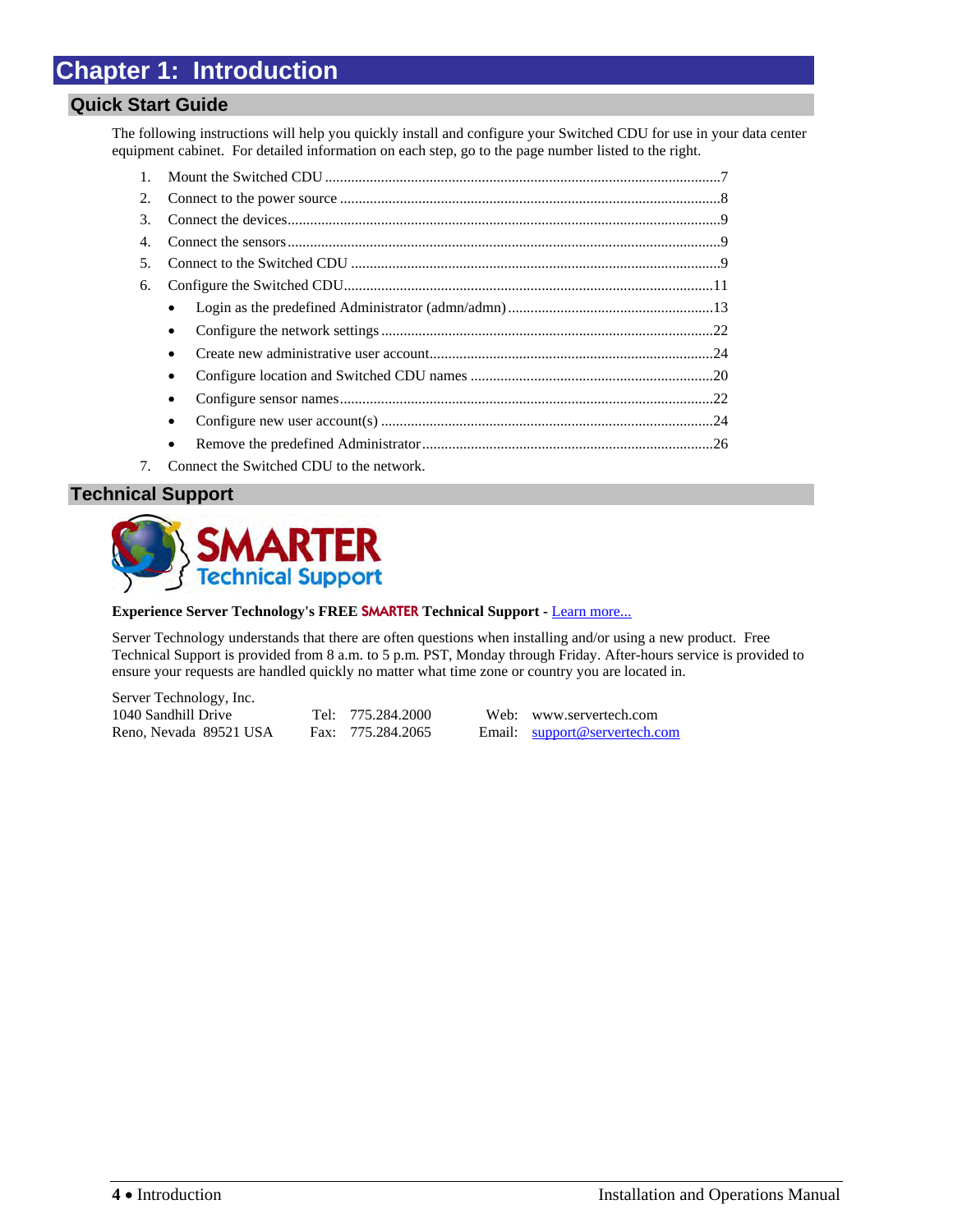# Chapter 1: Introduction

## Quick Start Guide

The following instructions will help you quickly install and configure your Switched CDU for use in your data center equipment cabinet. For detailed information on each step, go to the page number listed to the right.

1. Mount the Switched CDU ........................................ 7
2. Connect to the power source ........................................ 8
3. Connect the devices ........................................ 9
4. Connect the sensors ........................................ 9
5. Connect to the Switched CDU ........................................ 9
6. Configure the Switched CDU ........................................ 11
   - Login as the predefined Administrator (admn/admn) ........................................ 13
   - Configure the network settings ........................................ 22
   - Create new administrative user account ........................................ 24
   - Configure location and Switched CDU names ........................................ 20
   - Configure sensor names ........................................ 22
   - Configure new user account(s) ........................................ 24
   - Remove the predefined Administrator ........................................ 26
7. Connect the Switched CDU to the network.

## Technical Support

SMARTER Technical Support

**Experience Server Technology's FREE SMARTER Technical Support -** Learn more...

Server Technology understands that there are often questions when installing and/or using a new product. Free Technical Support is provided from 8 a.m. to 5 p.m. PST, Monday through Friday. After-hours service is provided to ensure your requests are handled quickly no matter what time zone or country you are located in.

| | | |
|---|---|---|
| Server Technology, Inc. | | |
| 1040 Sandhill Drive | Tel: 775.284.2000 | Web: www.servertech.com |
| Reno, Nevada 89521 USA | Fax: 775.284.2065 | Email: support@servertech.com |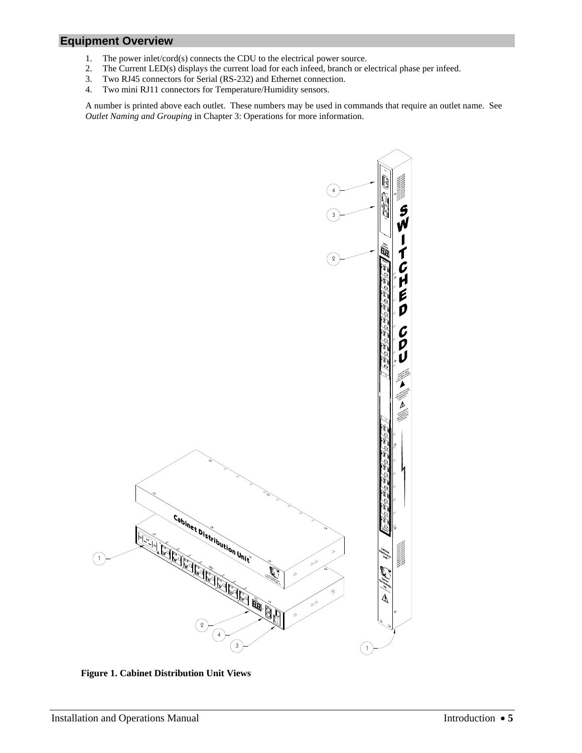## Equipment Overview

1. The power inlet/cord(s) connects the CDU to the electrical power source.
2. The Current LED(s) displays the current load for each infeed, branch or electrical phase per infeed.
3. Two RJ45 connectors for Serial (RS-232) and Ethernet connection.
4. Two mini RJ11 connectors for Temperature/Humidity sensors.

A number is printed above each outlet. These numbers may be used in commands that require an outlet name. See *Outlet Naming and Grouping* in Chapter 3: Operations for more information.

**Figure 1. Cabinet Distribution Unit Views**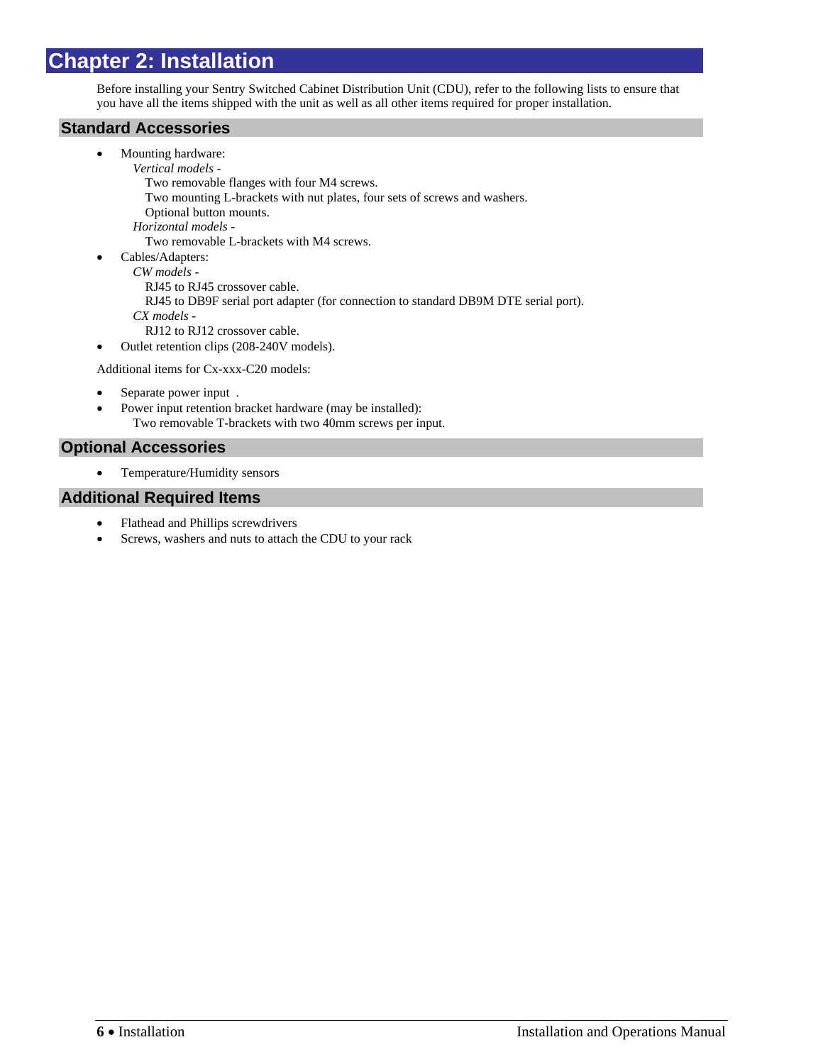# Chapter 2: Installation

Before installing your Sentry Switched Cabinet Distribution Unit (CDU), refer to the following lists to ensure that you have all the items shipped with the unit as well as all other items required for proper installation.

## Standard Accessories

- Mounting hardware:
  - *Vertical models -*
    - Two removable flanges with four M4 screws.
    - Two mounting L-brackets with nut plates, four sets of screws and washers.
    - Optional button mounts.
  - *Horizontal models -*
    - Two removable L-brackets with M4 screws.
- Cables/Adapters:
  - *CW models -*
    - RJ45 to RJ45 crossover cable.
    - RJ45 to DB9F serial port adapter (for connection to standard DB9M DTE serial port).
  - *CX models -*
    - RJ12 to RJ12 crossover cable.
- Outlet retention clips (208-240V models).

Additional items for Cx-xxx-C20 models:

- Separate power input .
- Power input retention bracket hardware (may be installed):
  - Two removable T-brackets with two 40mm screws per input.

## Optional Accessories

- Temperature/Humidity sensors

## Additional Required Items

- Flathead and Phillips screwdrivers
- Screws, washers and nuts to attach the CDU to your rack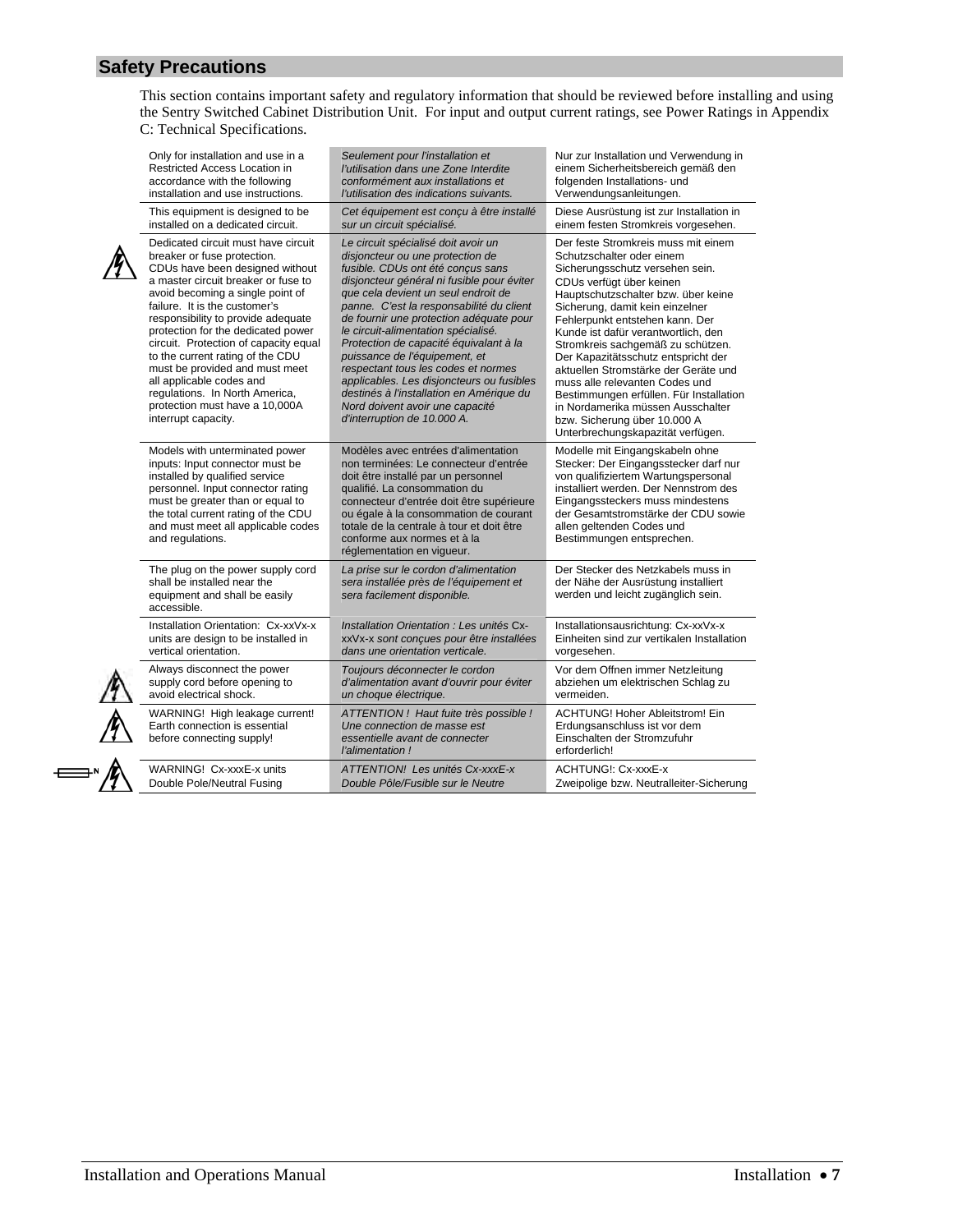## Safety Precautions

This section contains important safety and regulatory information that should be reviewed before installing and using the Sentry Switched Cabinet Distribution Unit. For input and output current ratings, see Power Ratings in Appendix C: Technical Specifications.

| English | Français | Deutsch |
|---|---|---|
| Only for installation and use in a Restricted Access Location in accordance with the following installation and use instructions. | *Seulement pour l'installation et l'utilisation dans une Zone Interdite conformément aux installations et l'utilisation des indications suivants.* | Nur zur Installation und Verwendung in einem Sicherheitsbereich gemäß den folgenden Installations- und Verwendungsanleitungen. |
| This equipment is designed to be installed on a dedicated circuit. | *Cet équipement est conçu à être installé sur un circuit spécialisé.* | Diese Ausrüstung ist zur Installation in einem festen Stromkreis vorgesehen. |
| Dedicated circuit must have circuit breaker or fuse protection. CDUs have been designed without a master circuit breaker or fuse to avoid becoming a single point of failure. It is the customer's responsibility to provide adequate protection for the dedicated power circuit. Protection of capacity equal to the current rating of the CDU must be provided and must meet all applicable codes and regulations. In North America, protection must have a 10,000A interrupt capacity. | *Le circuit spécialisé doit avoir un disjoncteur ou une protection de fusible. CDUs ont été conçus sans disjoncteur général ni fusible pour éviter que cela devient un seul endroit de panne. C'est la responsabilité du client de fournir une protection adéquate pour le circuit-alimentation spécialisé. Protection de capacité équivalant à la puissance de l'équipement, et respectant tous les codes et normes applicables. Les disjoncteurs ou fusibles destinés à l'installation en Amérique du Nord doivent avoir une capacité d'interruption de 10.000 A.* | Der feste Stromkreis muss mit einem Schutzschalter oder einem Sicherungsschutz versehen sein. CDUs verfügt über keinen Hauptschutzschalter bzw. über keine Sicherung, damit kein einzelner Fehlerpunkt entstehen kann. Der Kunde ist dafür verantwortlich, den Stromkreis sachgemäß zu schützen. Der Kapazitätsschutz entspricht der aktuellen Stromstärke der Geräte und muss alle relevanten Codes und Bestimmungen erfüllen. Für Installation in Nordamerika müssen Ausschalter bzw. Sicherung über 10.000 A Unterbrechungskapazität verfügen. |
| Models with unterminated power inputs: Input connector must be installed by qualified service personnel. Input connector rating must be greater than or equal to the total current rating of the CDU and must meet all applicable codes and regulations. | Modèles avec entrées d'alimentation non terminées: Le connecteur d'entrée doit être installé par un personnel qualifié. La consommation du connecteur d'entrée doit être supérieure ou égale à la consommation de courant totale de la centrale à tour et doit être conforme aux normes et à la réglementation en vigueur. | Modelle mit Eingangskabeln ohne Stecker: Der Eingangsstecker darf nur von qualifiziertem Wartungspersonal installiert werden. Der Nennstrom des Eingangssteckers muss mindestens der Gesamtstromstärke der CDU sowie allen geltenden Codes und Bestimmungen entsprechen. |
| The plug on the power supply cord shall be installed near the equipment and shall be easily accessible. | *La prise sur le cordon d'alimentation sera installée près de l'équipement et sera facilement disponible.* | Der Stecker des Netzkabels muss in der Nähe der Ausrüstung installiert werden und leicht zugänglich sein. |
| Installation Orientation: Cx-xxVx-x units are design to be installed in vertical orientation. | *Installation Orientation : Les unités* Cx-xxVx-x *sont conçues pour être installées dans une orientation verticale.* | Installationsausrichtung: Cx-xxVx-x Einheiten sind zur vertikalen Installation vorgesehen. |
| Always disconnect the power supply cord before opening to avoid electrical shock. | *Toujours déconnecter le cordon d'alimentation avant d'ouvrir pour éviter un choque électrique.* | Vor dem Offnen immer Netzleitung abziehen um elektrischen Schlag zu vermeiden. |
| WARNING! High leakage current! Earth connection is essential before connecting supply! | *ATTENTION ! Haut fuite très possible ! Une connection de masse est essentielle avant de connecter l'alimentation !* | ACHTUNG! Hoher Ableitstrom! Ein Erdungsanschluss ist vor dem Einschalten der Stromzufuhr erforderlich! |
| WARNING! Cx-xxxE-x units Double Pole/Neutral Fusing | *ATTENTION! Les unités Cx-xxxE-x Double Pôle/Fusible sur le Neutre* | ACHTUNG!: Cx-xxxE-x Zweipolige bzw. Neutralleiter-Sicherung |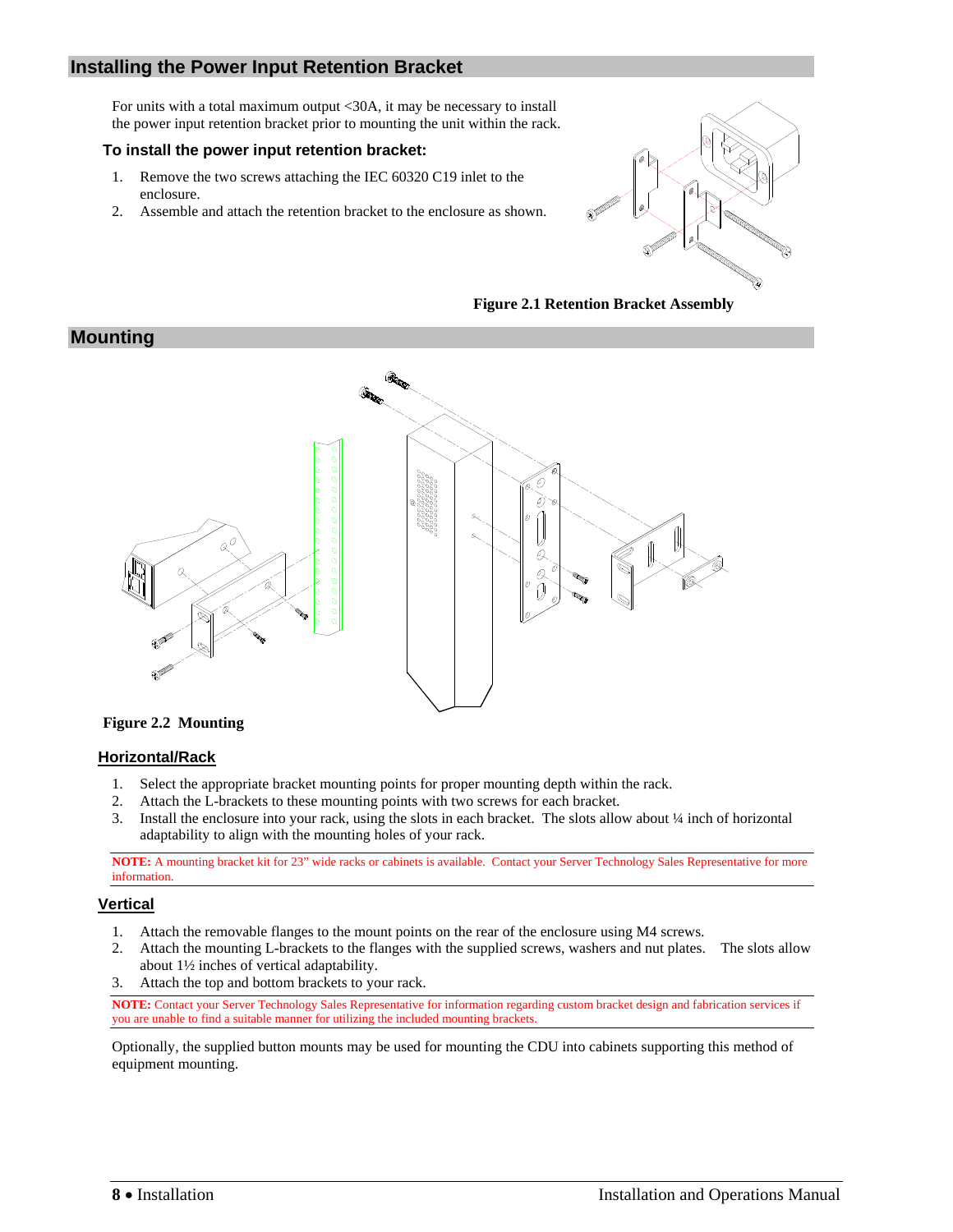## Installing the Power Input Retention Bracket

For units with a total maximum output <30A, it may be necessary to install the power input retention bracket prior to mounting the unit within the rack.

### To install the power input retention bracket:

1. Remove the two screws attaching the IEC 60320 C19 inlet to the enclosure.
2. Assemble and attach the retention bracket to the enclosure as shown.

**Figure 2.1 Retention Bracket Assembly**

## Mounting

**Figure 2.2 Mounting**

### Horizontal/Rack

1. Select the appropriate bracket mounting points for proper mounting depth within the rack.
2. Attach the L-brackets to these mounting points with two screws for each bracket.
3. Install the enclosure into your rack, using the slots in each bracket. The slots allow about ¼ inch of horizontal adaptability to align with the mounting holes of your rack.

**NOTE:** A mounting bracket kit for 23" wide racks or cabinets is available. Contact your Server Technology Sales Representative for more information.

### Vertical

1. Attach the removable flanges to the mount points on the rear of the enclosure using M4 screws.
2. Attach the mounting L-brackets to the flanges with the supplied screws, washers and nut plates. The slots allow about 1½ inches of vertical adaptability.
3. Attach the top and bottom brackets to your rack.

**NOTE:** Contact your Server Technology Sales Representative for information regarding custom bracket design and fabrication services if you are unable to find a suitable manner for utilizing the included mounting brackets.

Optionally, the supplied button mounts may be used for mounting the CDU into cabinets supporting this method of equipment mounting.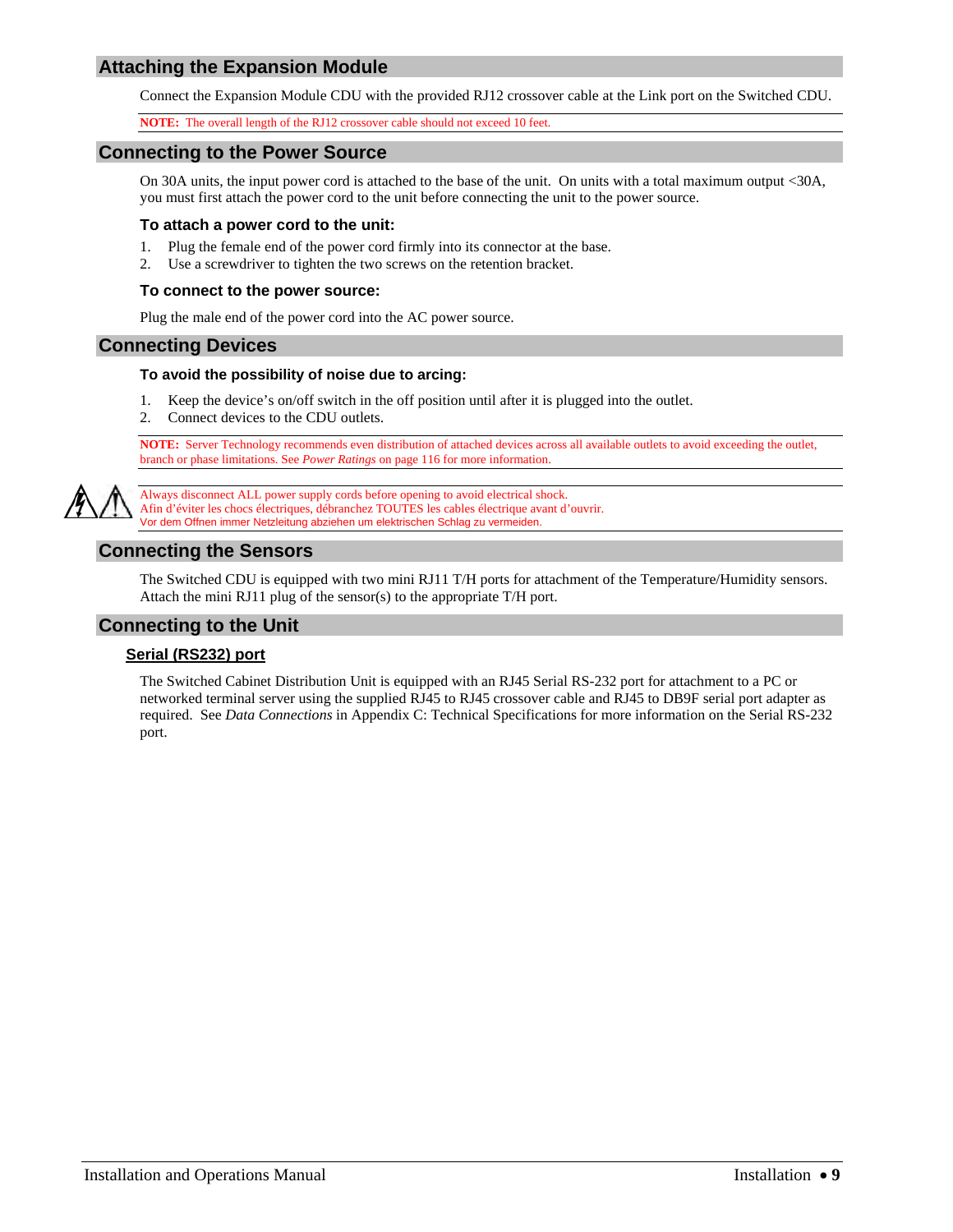## Attaching the Expansion Module

Connect the Expansion Module CDU with the provided RJ12 crossover cable at the Link port on the Switched CDU.

**NOTE:** The overall length of the RJ12 crossover cable should not exceed 10 feet.

## Connecting to the Power Source

On 30A units, the input power cord is attached to the base of the unit. On units with a total maximum output <30A, you must first attach the power cord to the unit before connecting the unit to the power source.

### To attach a power cord to the unit:

1. Plug the female end of the power cord firmly into its connector at the base.
2. Use a screwdriver to tighten the two screws on the retention bracket.

### To connect to the power source:

Plug the male end of the power cord into the AC power source.

## Connecting Devices

### To avoid the possibility of noise due to arcing:

1. Keep the device's on/off switch in the off position until after it is plugged into the outlet.
2. Connect devices to the CDU outlets.

**NOTE:** Server Technology recommends even distribution of attached devices across all available outlets to avoid exceeding the outlet, branch or phase limitations. See *Power Ratings* on page 116 for more information.

Always disconnect ALL power supply cords before opening to avoid electrical shock.
Afin d'éviter les chocs électriques, débranchez TOUTES les cables électrique avant d'ouvrir.
Vor dem Offnen immer Netzleitung abziehen um elektrischen Schlag zu vermeiden.

## Connecting the Sensors

The Switched CDU is equipped with two mini RJ11 T/H ports for attachment of the Temperature/Humidity sensors. Attach the mini RJ11 plug of the sensor(s) to the appropriate T/H port.

## Connecting to the Unit

### Serial (RS232) port

The Switched Cabinet Distribution Unit is equipped with an RJ45 Serial RS-232 port for attachment to a PC or networked terminal server using the supplied RJ45 to RJ45 crossover cable and RJ45 to DB9F serial port adapter as required. See *Data Connections* in Appendix C: Technical Specifications for more information on the Serial RS-232 port.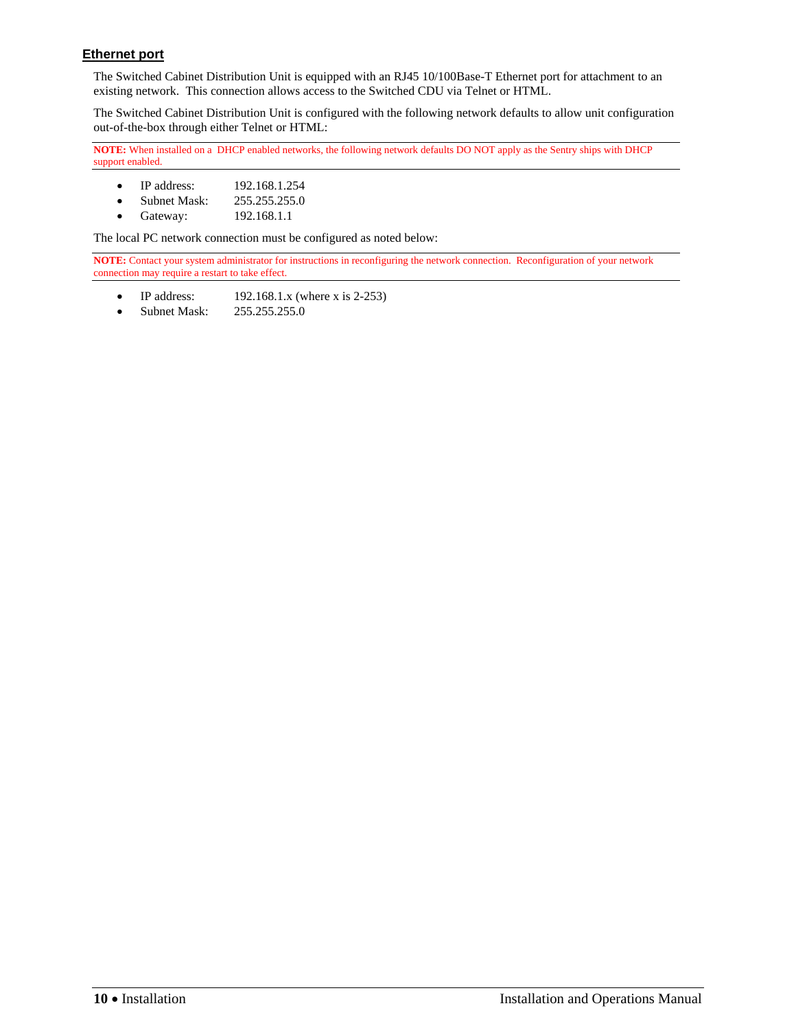### Ethernet port

The Switched Cabinet Distribution Unit is equipped with an RJ45 10/100Base-T Ethernet port for attachment to an existing network. This connection allows access to the Switched CDU via Telnet or HTML.

The Switched Cabinet Distribution Unit is configured with the following network defaults to allow unit configuration out-of-the-box through either Telnet or HTML:

---

**NOTE:** When installed on a DHCP enabled networks, the following network defaults DO NOT apply as the Sentry ships with DHCP support enabled.

---

- IP address: 192.168.1.254
- Subnet Mask: 255.255.255.0
- Gateway: 192.168.1.1

The local PC network connection must be configured as noted below:

---

**NOTE:** Contact your system administrator for instructions in reconfiguring the network connection. Reconfiguration of your network connection may require a restart to take effect.

---

- IP address: 192.168.1.x (where x is 2-253)
- Subnet Mask: 255.255.255.0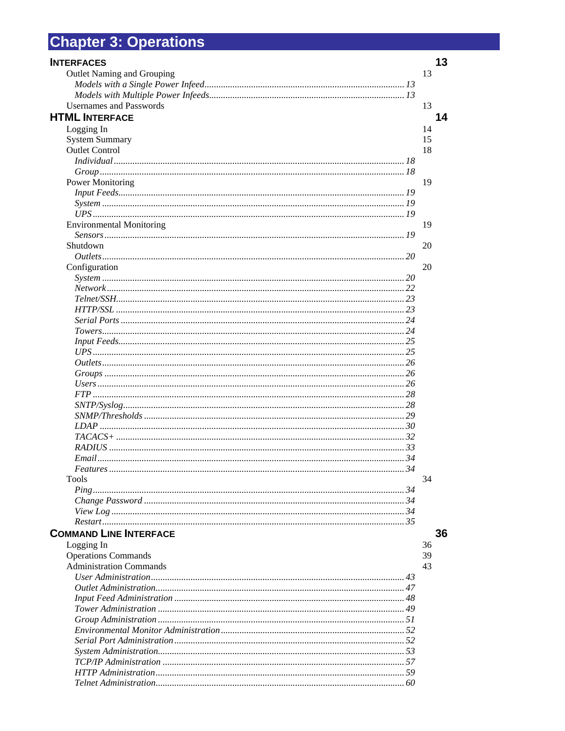# Chapter 3: Operations

**INTERFACES** 13

- Outlet Naming and Grouping 13
  - *Models with a Single Power Infeed* ..... 13
  - *Models with Multiple Power Infeeds* ..... 13
- Usernames and Passwords 13

**HTML INTERFACE** 14

- Logging In 14
- System Summary 15
- Outlet Control 18
  - *Individual* ..... 18
  - *Group* ..... 18
- Power Monitoring 19
  - *Input Feeds* ..... 19
  - *System* ..... 19
  - *UPS* ..... 19
- Environmental Monitoring 19
  - *Sensors* ..... 19
- Shutdown 20
  - *Outlets* ..... 20
- Configuration 20
  - *System* ..... 20
  - *Network* ..... 22
  - *Telnet/SSH* ..... 23
  - *HTTP/SSL* ..... 23
  - *Serial Ports* ..... 24
  - *Towers* ..... 24
  - *Input Feeds* ..... 25
  - *UPS* ..... 25
  - *Outlets* ..... 26
  - *Groups* ..... 26
  - *Users* ..... 26
  - *FTP* ..... 28
  - *SNTP/Syslog* ..... 28
  - *SNMP/Thresholds* ..... 29
  - *LDAP* ..... 30
  - *TACACS+* ..... 32
  - *RADIUS* ..... 33
  - *Email* ..... 34
  - *Features* ..... 34
- Tools 34
  - *Ping* ..... 34
  - *Change Password* ..... 34
  - *View Log* ..... 34
  - *Restart* ..... 35

**COMMAND LINE INTERFACE** 36

- Logging In 36
- Operations Commands 39
- Administration Commands 43
  - *User Administration* ..... 43
  - *Outlet Administration* ..... 47
  - *Input Feed Administration* ..... 48
  - *Tower Administration* ..... 49
  - *Group Administration* ..... 51
  - *Environmental Monitor Administration* ..... 52
  - *Serial Port Administration* ..... 52
  - *System Administration* ..... 53
  - *TCP/IP Administration* ..... 57
  - *HTTP Administration* ..... 59
  - *Telnet Administration* ..... 60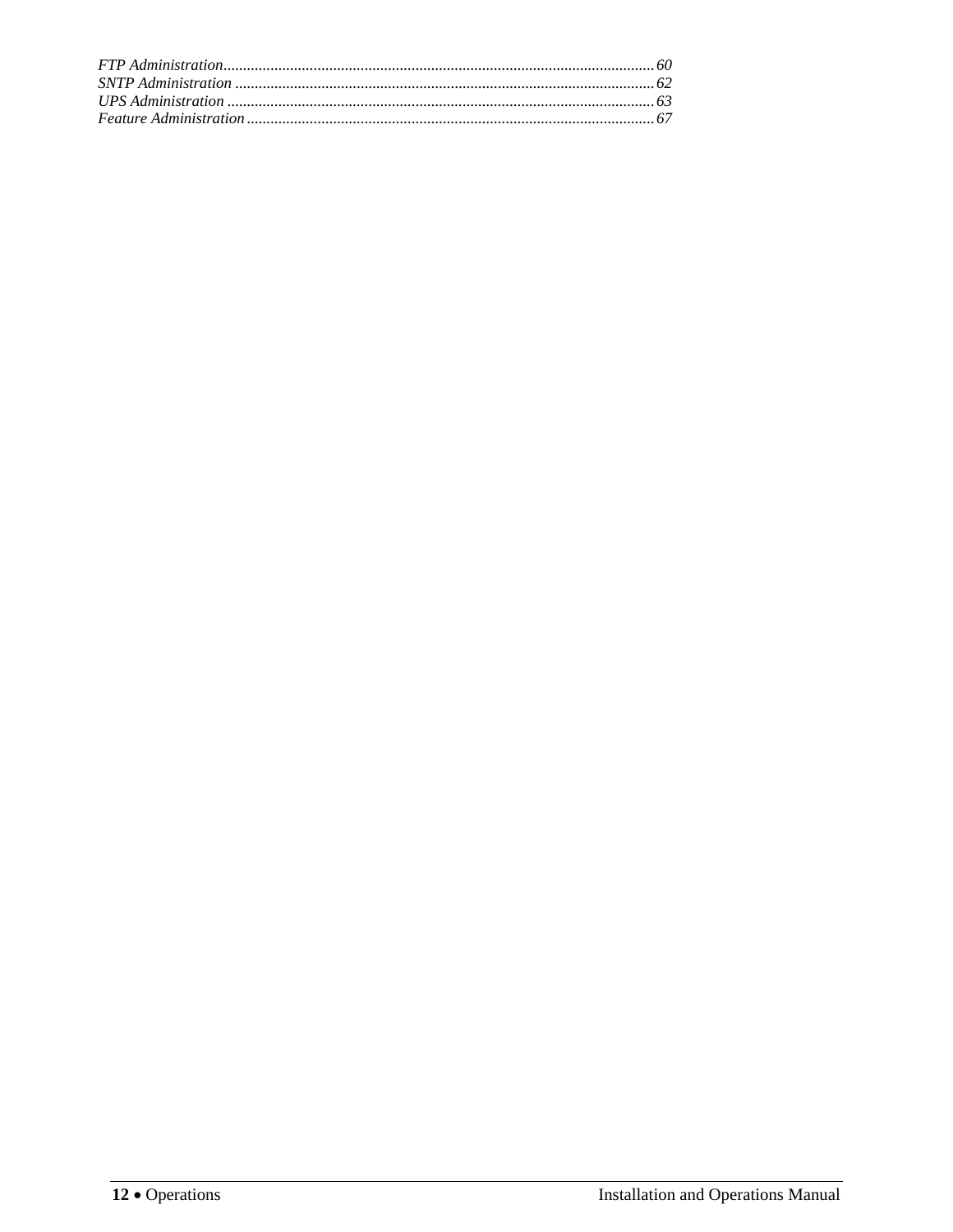*FTP Administration*............................................................................................................*60*
*SNTP Administration* .........................................................................................................*62*
*UPS Administration* ...........................................................................................................*63*
*Feature Administration*.......................................................................................................*67*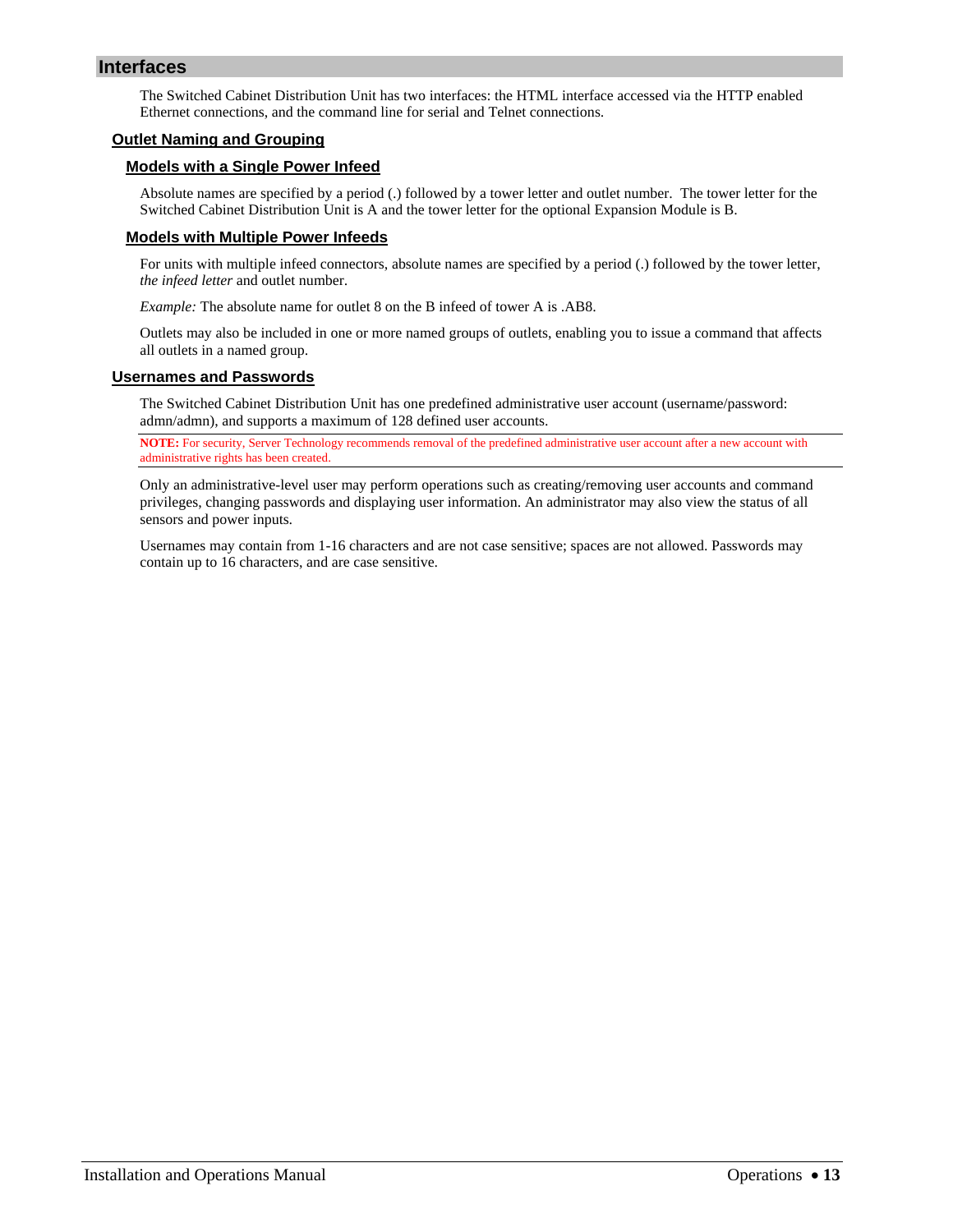# Interfaces

The Switched Cabinet Distribution Unit has two interfaces: the HTML interface accessed via the HTTP enabled Ethernet connections, and the command line for serial and Telnet connections.

## Outlet Naming and Grouping

### Models with a Single Power Infeed

Absolute names are specified by a period (.) followed by a tower letter and outlet number. The tower letter for the Switched Cabinet Distribution Unit is A and the tower letter for the optional Expansion Module is B.

### Models with Multiple Power Infeeds

For units with multiple infeed connectors, absolute names are specified by a period (.) followed by the tower letter, *the infeed letter* and outlet number.

*Example:* The absolute name for outlet 8 on the B infeed of tower A is .AB8.

Outlets may also be included in one or more named groups of outlets, enabling you to issue a command that affects all outlets in a named group.

## Usernames and Passwords

The Switched Cabinet Distribution Unit has one predefined administrative user account (username/password: admn/admn), and supports a maximum of 128 defined user accounts.

**NOTE:** For security, Server Technology recommends removal of the predefined administrative user account after a new account with administrative rights has been created.

Only an administrative-level user may perform operations such as creating/removing user accounts and command privileges, changing passwords and displaying user information. An administrator may also view the status of all sensors and power inputs.

Usernames may contain from 1-16 characters and are not case sensitive; spaces are not allowed. Passwords may contain up to 16 characters, and are case sensitive.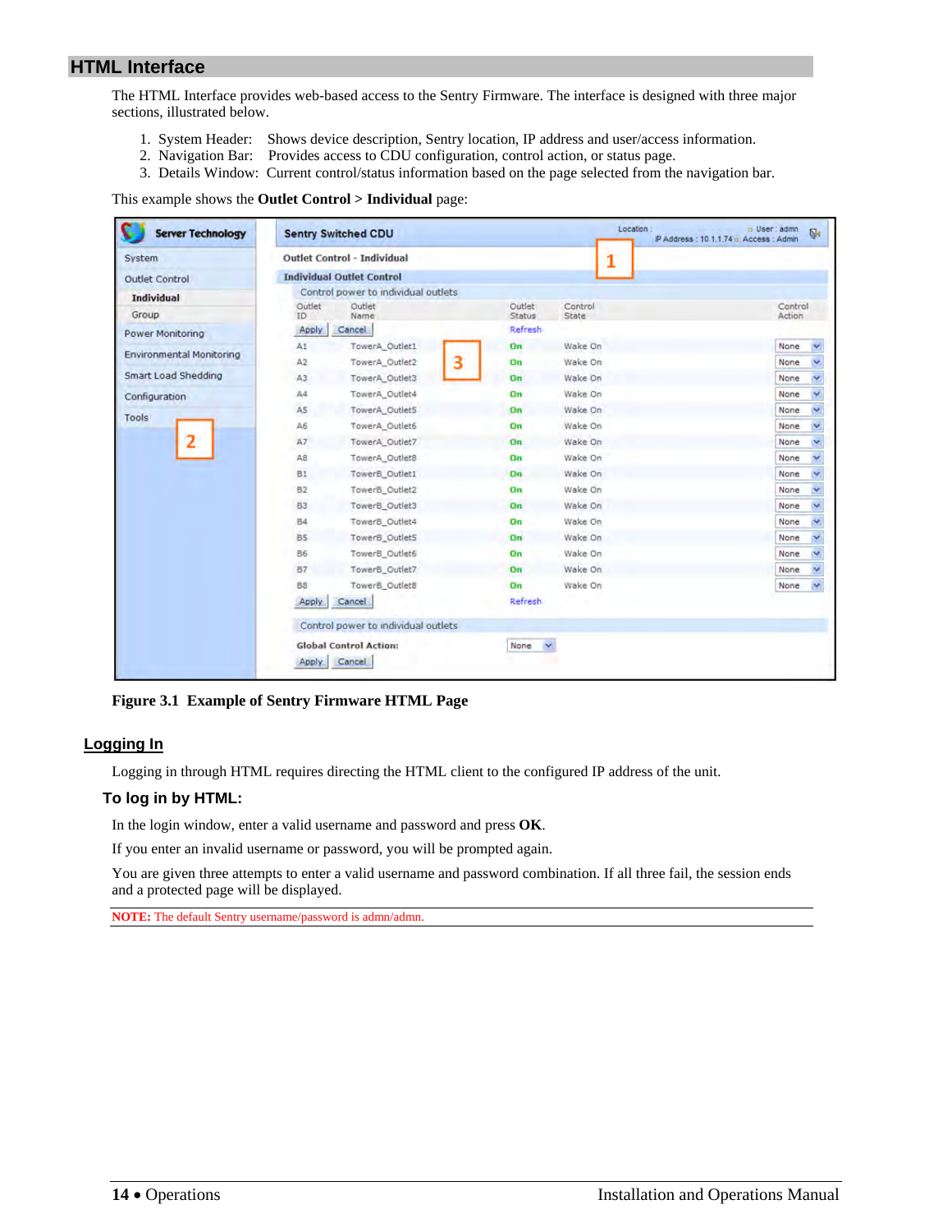## HTML Interface

The HTML Interface provides web-based access to the Sentry Firmware. The interface is designed with three major sections, illustrated below.

1. System Header: Shows device description, Sentry location, IP address and user/access information.
2. Navigation Bar: Provides access to CDU configuration, control action, or status page.
3. Details Window: Current control/status information based on the page selected from the navigation bar.

This example shows the **Outlet Control > Individual** page:

**Figure 3.1 Example of Sentry Firmware HTML Page**

### Logging In

Logging in through HTML requires directing the HTML client to the configured IP address of the unit.

#### To log in by HTML:

In the login window, enter a valid username and password and press **OK**.

If you enter an invalid username or password, you will be prompted again.

You are given three attempts to enter a valid username and password combination. If all three fail, the session ends and a protected page will be displayed.

**NOTE:** The default Sentry username/password is admn/admn.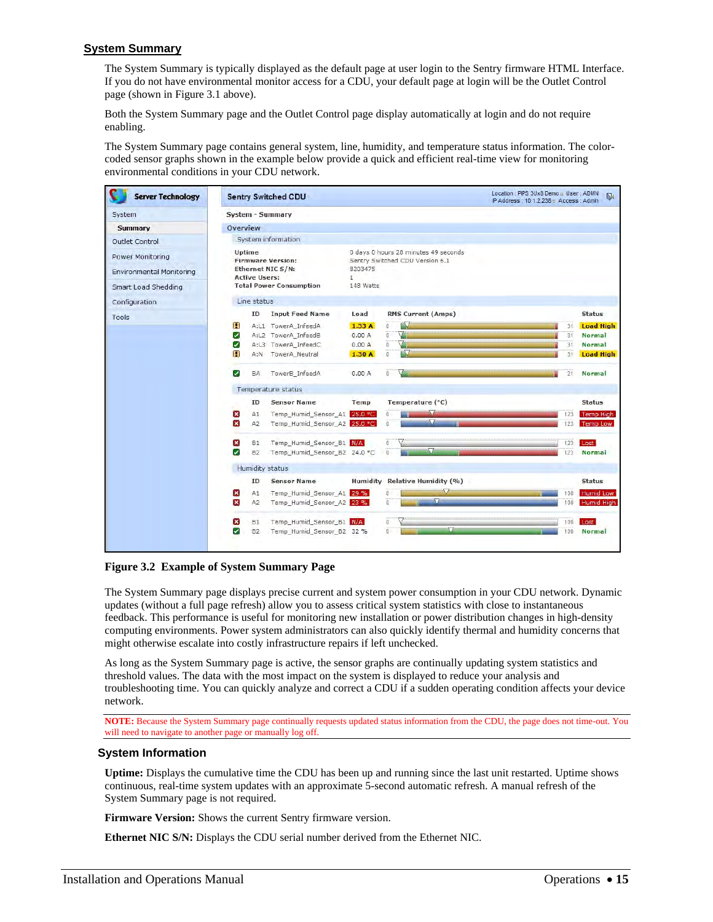## System Summary

The System Summary is typically displayed as the default page at user login to the Sentry firmware HTML Interface. If you do not have environmental monitor access for a CDU, your default page at login will be the Outlet Control page (shown in Figure 3.1 above).

Both the System Summary page and the Outlet Control page display automatically at login and do not require enabling.

The System Summary page contains general system, line, humidity, and temperature status information. The color-coded sensor graphs shown in the example below provide a quick and efficient real-time view for monitoring environmental conditions in your CDU network.

**Figure 3.2 Example of System Summary Page**

The System Summary page displays precise current and system power consumption in your CDU network. Dynamic updates (without a full page refresh) allow you to assess critical system statistics with close to instantaneous feedback. This performance is useful for monitoring new installation or power distribution changes in high-density computing environments. Power system administrators can also quickly identify thermal and humidity concerns that might otherwise escalate into costly infrastructure repairs if left unchecked.

As long as the System Summary page is active, the sensor graphs are continually updating system statistics and threshold values. The data with the most impact on the system is displayed to reduce your analysis and troubleshooting time. You can quickly analyze and correct a CDU if a sudden operating condition affects your device network.

**NOTE:** Because the System Summary page continually requests updated status information from the CDU, the page does not time-out. You will need to navigate to another page or manually log off.

### System Information

**Uptime:** Displays the cumulative time the CDU has been up and running since the last unit restarted. Uptime shows continuous, real-time system updates with an approximate 5-second automatic refresh. A manual refresh of the System Summary page is not required.

**Firmware Version:** Shows the current Sentry firmware version.

**Ethernet NIC S/N:** Displays the CDU serial number derived from the Ethernet NIC.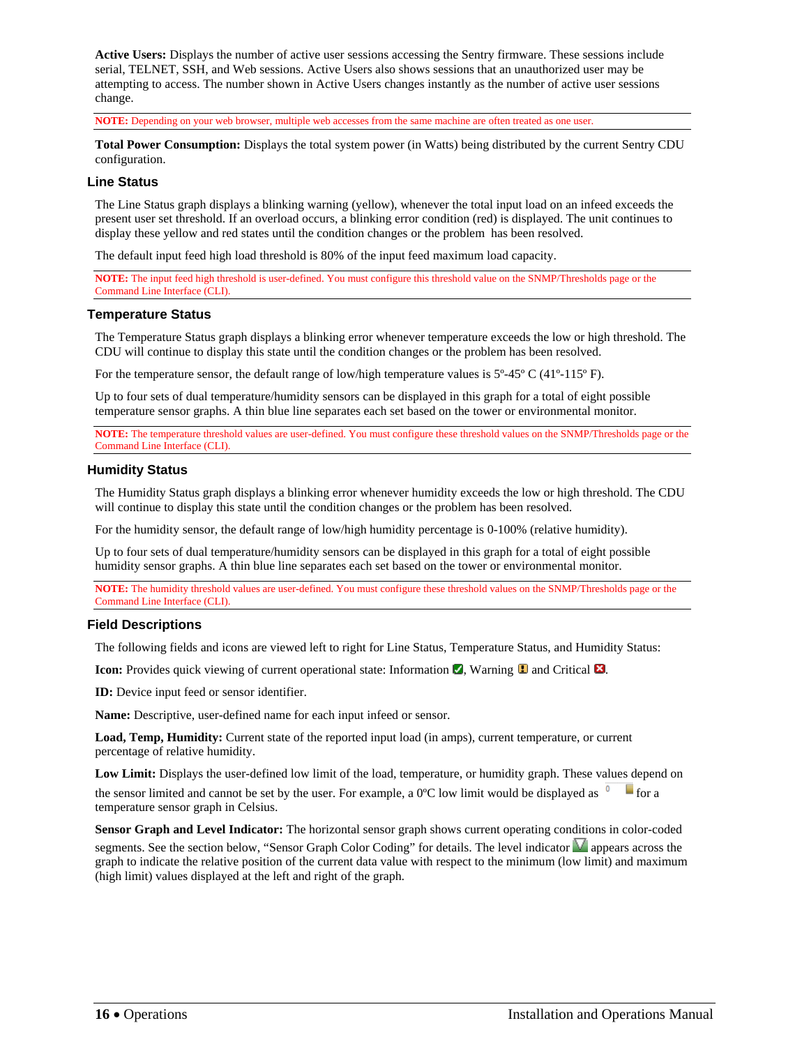**Active Users:** Displays the number of active user sessions accessing the Sentry firmware. These sessions include serial, TELNET, SSH, and Web sessions. Active Users also shows sessions that an unauthorized user may be attempting to access. The number shown in Active Users changes instantly as the number of active user sessions change.

**NOTE:** Depending on your web browser, multiple web accesses from the same machine are often treated as one user.

**Total Power Consumption:** Displays the total system power (in Watts) being distributed by the current Sentry CDU configuration.

### Line Status

The Line Status graph displays a blinking warning (yellow), whenever the total input load on an infeed exceeds the present user set threshold. If an overload occurs, a blinking error condition (red) is displayed. The unit continues to display these yellow and red states until the condition changes or the problem has been resolved.

The default input feed high load threshold is 80% of the input feed maximum load capacity.

**NOTE:** The input feed high threshold is user-defined. You must configure this threshold value on the SNMP/Thresholds page or the Command Line Interface (CLI).

### Temperature Status

The Temperature Status graph displays a blinking error whenever temperature exceeds the low or high threshold. The CDU will continue to display this state until the condition changes or the problem has been resolved.

For the temperature sensor, the default range of low/high temperature values is 5º-45º C (41º-115º F).

Up to four sets of dual temperature/humidity sensors can be displayed in this graph for a total of eight possible temperature sensor graphs. A thin blue line separates each set based on the tower or environmental monitor.

**NOTE:** The temperature threshold values are user-defined. You must configure these threshold values on the SNMP/Thresholds page or the Command Line Interface (CLI).

### Humidity Status

The Humidity Status graph displays a blinking error whenever humidity exceeds the low or high threshold. The CDU will continue to display this state until the condition changes or the problem has been resolved.

For the humidity sensor, the default range of low/high humidity percentage is 0-100% (relative humidity).

Up to four sets of dual temperature/humidity sensors can be displayed in this graph for a total of eight possible humidity sensor graphs. A thin blue line separates each set based on the tower or environmental monitor.

**NOTE:** The humidity threshold values are user-defined. You must configure these threshold values on the SNMP/Thresholds page or the Command Line Interface (CLI).

### Field Descriptions

The following fields and icons are viewed left to right for Line Status, Temperature Status, and Humidity Status:

**Icon:** Provides quick viewing of current operational state: Information, Warning and Critical.

**ID:** Device input feed or sensor identifier.

**Name:** Descriptive, user-defined name for each input infeed or sensor.

**Load, Temp, Humidity:** Current state of the reported input load (in amps), current temperature, or current percentage of relative humidity.

**Low Limit:** Displays the user-defined low limit of the load, temperature, or humidity graph. These values depend on the sensor limited and cannot be set by the user. For example, a 0ºC low limit would be displayed as 0 for a temperature sensor graph in Celsius.

**Sensor Graph and Level Indicator:** The horizontal sensor graph shows current operating conditions in color-coded segments. See the section below, "Sensor Graph Color Coding" for details. The level indicator appears across the graph to indicate the relative position of the current data value with respect to the minimum (low limit) and maximum (high limit) values displayed at the left and right of the graph.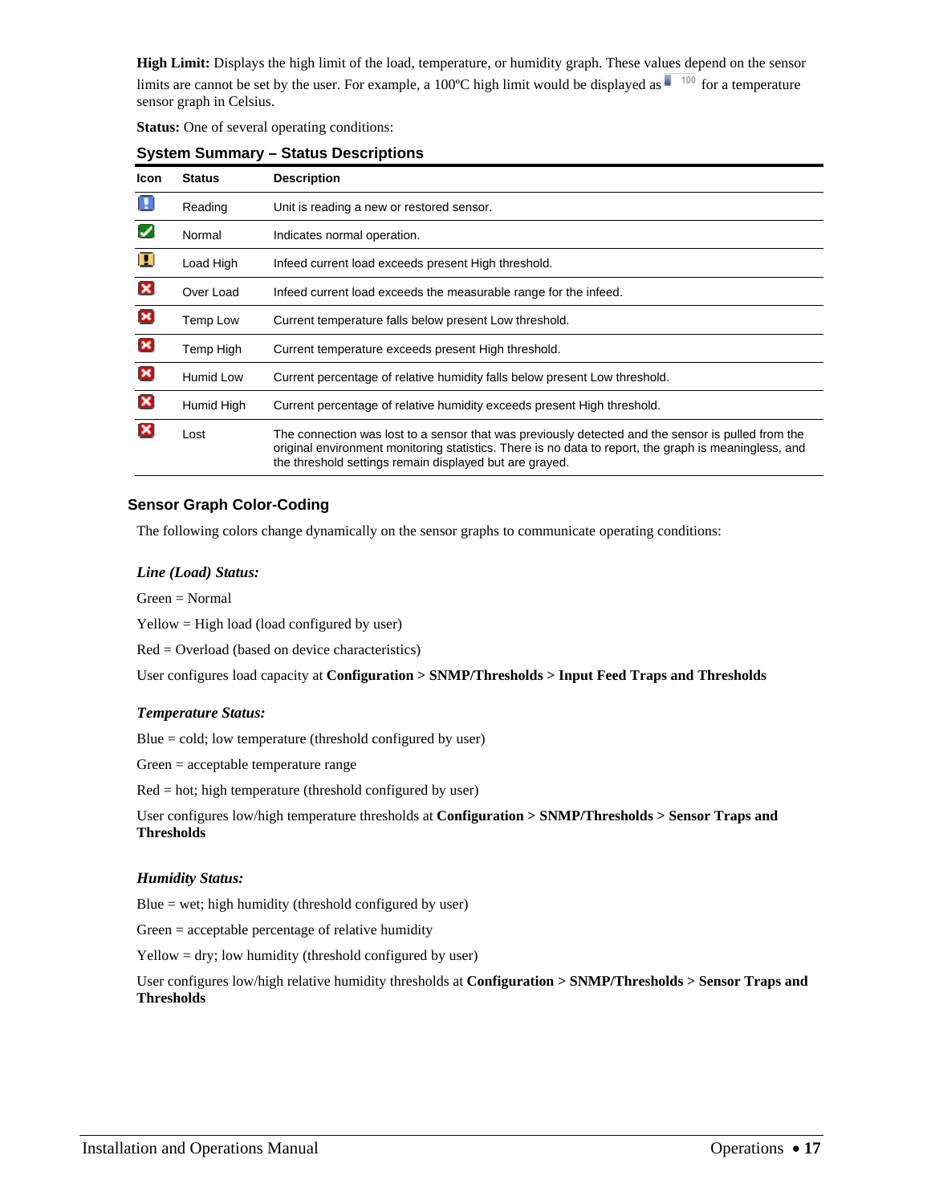**High Limit:** Displays the high limit of the load, temperature, or humidity graph. These values depend on the sensor limits are cannot be set by the user. For example, a 100ºC high limit would be displayed as 100 for a temperature sensor graph in Celsius.

**Status:** One of several operating conditions:

### System Summary – Status Descriptions

| Icon | Status | Description |
|---|---|---|
| | Reading | Unit is reading a new or restored sensor. |
| | Normal | Indicates normal operation. |
| | Load High | Infeed current load exceeds present High threshold. |
| | Over Load | Infeed current load exceeds the measurable range for the infeed. |
| | Temp Low | Current temperature falls below present Low threshold. |
| | Temp High | Current temperature exceeds present High threshold. |
| | Humid Low | Current percentage of relative humidity falls below present Low threshold. |
| | Humid High | Current percentage of relative humidity exceeds present High threshold. |
| | Lost | The connection was lost to a sensor that was previously detected and the sensor is pulled from the original environment monitoring statistics. There is no data to report, the graph is meaningless, and the threshold settings remain displayed but are grayed. |

## Sensor Graph Color-Coding

The following colors change dynamically on the sensor graphs to communicate operating conditions:

***Line (Load) Status:***

Green = Normal

Yellow = High load (load configured by user)

Red = Overload (based on device characteristics)

User configures load capacity at **Configuration > SNMP/Thresholds > Input Feed Traps and Thresholds**

***Temperature Status:***

Blue = cold; low temperature (threshold configured by user)

Green = acceptable temperature range

Red = hot; high temperature (threshold configured by user)

User configures low/high temperature thresholds at **Configuration > SNMP/Thresholds > Sensor Traps and Thresholds**

***Humidity Status:***

Blue = wet; high humidity (threshold configured by user)

Green = acceptable percentage of relative humidity

Yellow = dry; low humidity (threshold configured by user)

User configures low/high relative humidity thresholds at **Configuration > SNMP/Thresholds > Sensor Traps and Thresholds**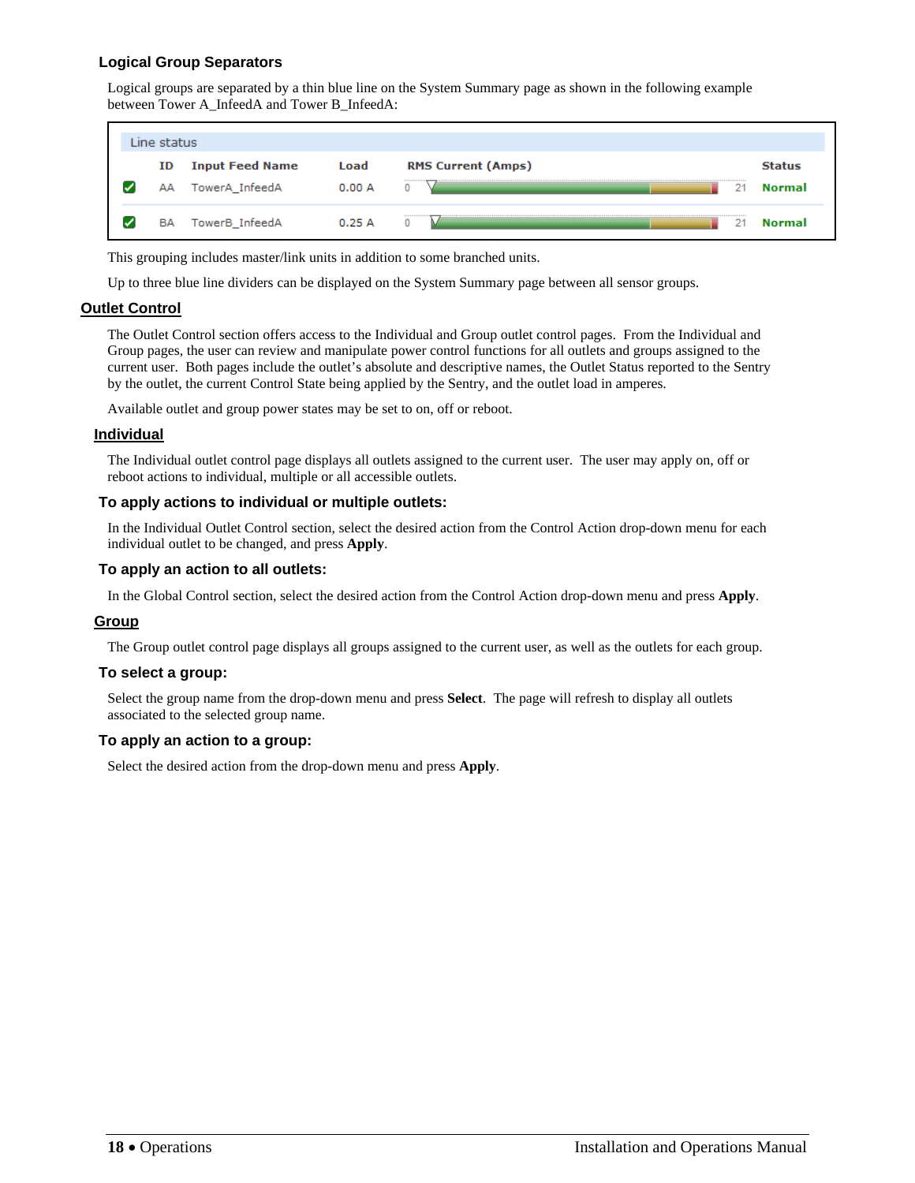### Logical Group Separators

Logical groups are separated by a thin blue line on the System Summary page as shown in the following example between Tower A_InfeedA and Tower B_InfeedA:

Line status

| | ID | Input Feed Name | Load | RMS Current (Amps) | | Status |
|---|---|---|---|---|---|---|
| ✓ | AA | TowerA_InfeedA | 0.00 A | 0 | 21 | Normal |
| ✓ | BA | TowerB_InfeedA | 0.25 A | 0 | 21 | Normal |

This grouping includes master/link units in addition to some branched units.

Up to three blue line dividers can be displayed on the System Summary page between all sensor groups.

## Outlet Control

The Outlet Control section offers access to the Individual and Group outlet control pages. From the Individual and Group pages, the user can review and manipulate power control functions for all outlets and groups assigned to the current user. Both pages include the outlet's absolute and descriptive names, the Outlet Status reported to the Sentry by the outlet, the current Control State being applied by the Sentry, and the outlet load in amperes.

Available outlet and group power states may be set to on, off or reboot.

### Individual

The Individual outlet control page displays all outlets assigned to the current user. The user may apply on, off or reboot actions to individual, multiple or all accessible outlets.

#### To apply actions to individual or multiple outlets:

In the Individual Outlet Control section, select the desired action from the Control Action drop-down menu for each individual outlet to be changed, and press **Apply**.

#### To apply an action to all outlets:

In the Global Control section, select the desired action from the Control Action drop-down menu and press **Apply**.

### Group

The Group outlet control page displays all groups assigned to the current user, as well as the outlets for each group.

#### To select a group:

Select the group name from the drop-down menu and press **Select**. The page will refresh to display all outlets associated to the selected group name.

#### To apply an action to a group:

Select the desired action from the drop-down menu and press **Apply**.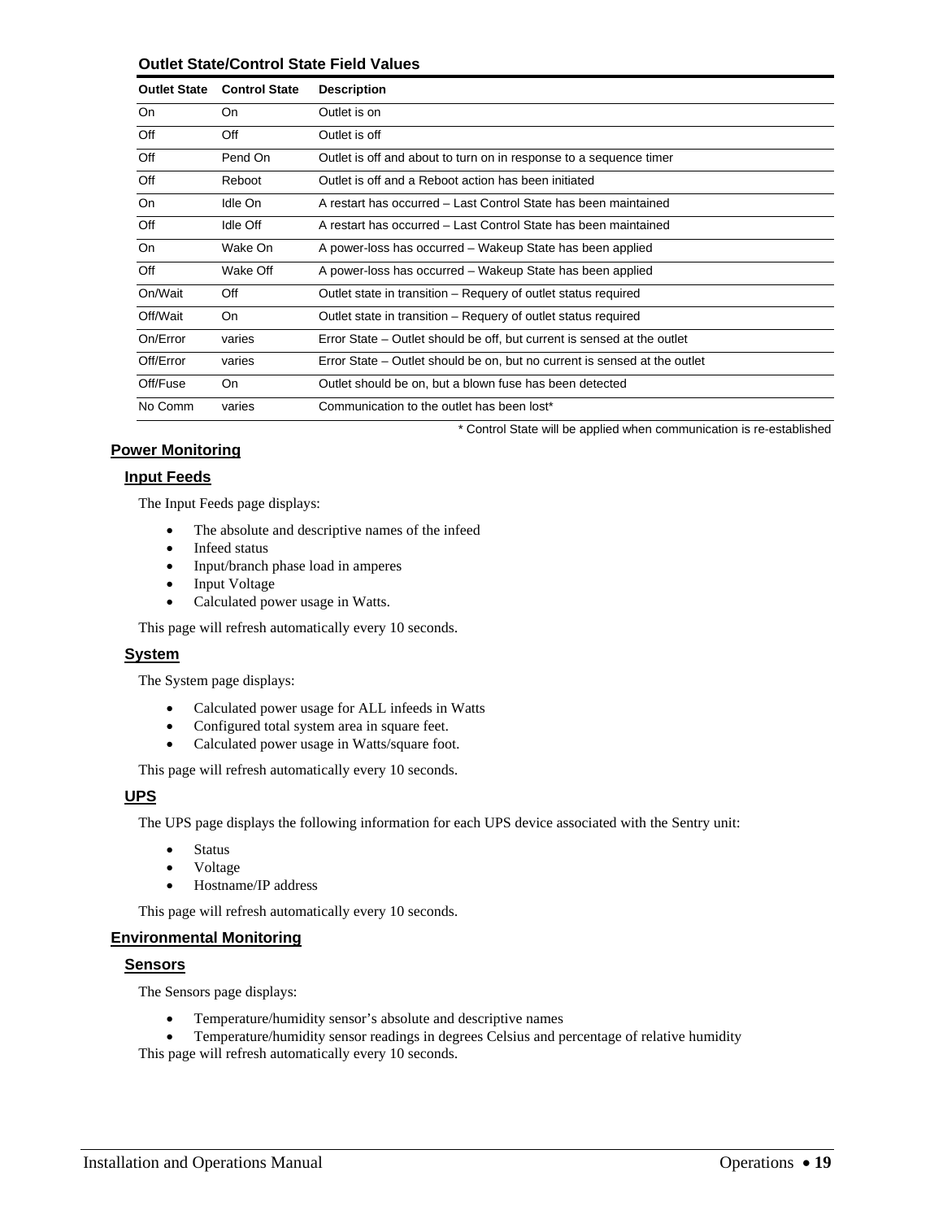**Outlet State/Control State Field Values**

| Outlet State | Control State | Description |
|---|---|---|
| On | On | Outlet is on |
| Off | Off | Outlet is off |
| Off | Pend On | Outlet is off and about to turn on in response to a sequence timer |
| Off | Reboot | Outlet is off and a Reboot action has been initiated |
| On | Idle On | A restart has occurred – Last Control State has been maintained |
| Off | Idle Off | A restart has occurred – Last Control State has been maintained |
| On | Wake On | A power-loss has occurred – Wakeup State has been applied |
| Off | Wake Off | A power-loss has occurred – Wakeup State has been applied |
| On/Wait | Off | Outlet state in transition – Requery of outlet status required |
| Off/Wait | On | Outlet state in transition – Requery of outlet status required |
| On/Error | varies | Error State – Outlet should be off, but current is sensed at the outlet |
| Off/Error | varies | Error State – Outlet should be on, but no current is sensed at the outlet |
| Off/Fuse | On | Outlet should be on, but a blown fuse has been detected |
| No Comm | varies | Communication to the outlet has been lost* |

\* Control State will be applied when communication is re-established

## Power Monitoring

### Input Feeds

The Input Feeds page displays:

- The absolute and descriptive names of the infeed
- Infeed status
- Input/branch phase load in amperes
- Input Voltage
- Calculated power usage in Watts.

This page will refresh automatically every 10 seconds.

### System

The System page displays:

- Calculated power usage for ALL infeeds in Watts
- Configured total system area in square feet.
- Calculated power usage in Watts/square foot.

This page will refresh automatically every 10 seconds.

### UPS

The UPS page displays the following information for each UPS device associated with the Sentry unit:

- Status
- Voltage
- Hostname/IP address

This page will refresh automatically every 10 seconds.

## Environmental Monitoring

### Sensors

The Sensors page displays:

- Temperature/humidity sensor's absolute and descriptive names
- Temperature/humidity sensor readings in degrees Celsius and percentage of relative humidity

This page will refresh automatically every 10 seconds.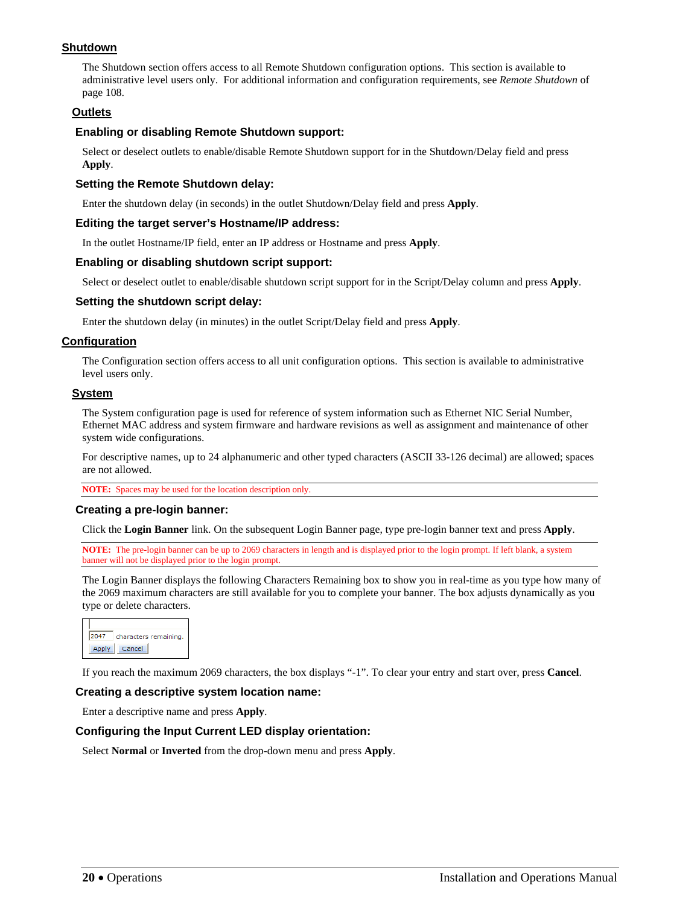## Shutdown

The Shutdown section offers access to all Remote Shutdown configuration options. This section is available to administrative level users only. For additional information and configuration requirements, see *Remote Shutdown* of page 108.

### Outlets

#### Enabling or disabling Remote Shutdown support:

Select or deselect outlets to enable/disable Remote Shutdown support for in the Shutdown/Delay field and press **Apply**.

#### Setting the Remote Shutdown delay:

Enter the shutdown delay (in seconds) in the outlet Shutdown/Delay field and press **Apply**.

#### Editing the target server's Hostname/IP address:

In the outlet Hostname/IP field, enter an IP address or Hostname and press **Apply**.

#### Enabling or disabling shutdown script support:

Select or deselect outlet to enable/disable shutdown script support for in the Script/Delay column and press **Apply**.

#### Setting the shutdown script delay:

Enter the shutdown delay (in minutes) in the outlet Script/Delay field and press **Apply**.

## Configuration

The Configuration section offers access to all unit configuration options. This section is available to administrative level users only.

### System

The System configuration page is used for reference of system information such as Ethernet NIC Serial Number, Ethernet MAC address and system firmware and hardware revisions as well as assignment and maintenance of other system wide configurations.

For descriptive names, up to 24 alphanumeric and other typed characters (ASCII 33-126 decimal) are allowed; spaces are not allowed.

**NOTE:** Spaces may be used for the location description only.

#### Creating a pre-login banner:

Click the **Login Banner** link. On the subsequent Login Banner page, type pre-login banner text and press **Apply**.

**NOTE:** The pre-login banner can be up to 2069 characters in length and is displayed prior to the login prompt. If left blank, a system banner will not be displayed prior to the login prompt.

The Login Banner displays the following Characters Remaining box to show you in real-time as you type how many of the 2069 maximum characters are still available for you to complete your banner. The box adjusts dynamically as you type or delete characters.

2047 characters remaining.
Apply Cancel

If you reach the maximum 2069 characters, the box displays "-1". To clear your entry and start over, press **Cancel**.

#### Creating a descriptive system location name:

Enter a descriptive name and press **Apply**.

#### Configuring the Input Current LED display orientation:

Select **Normal** or **Inverted** from the drop-down menu and press **Apply**.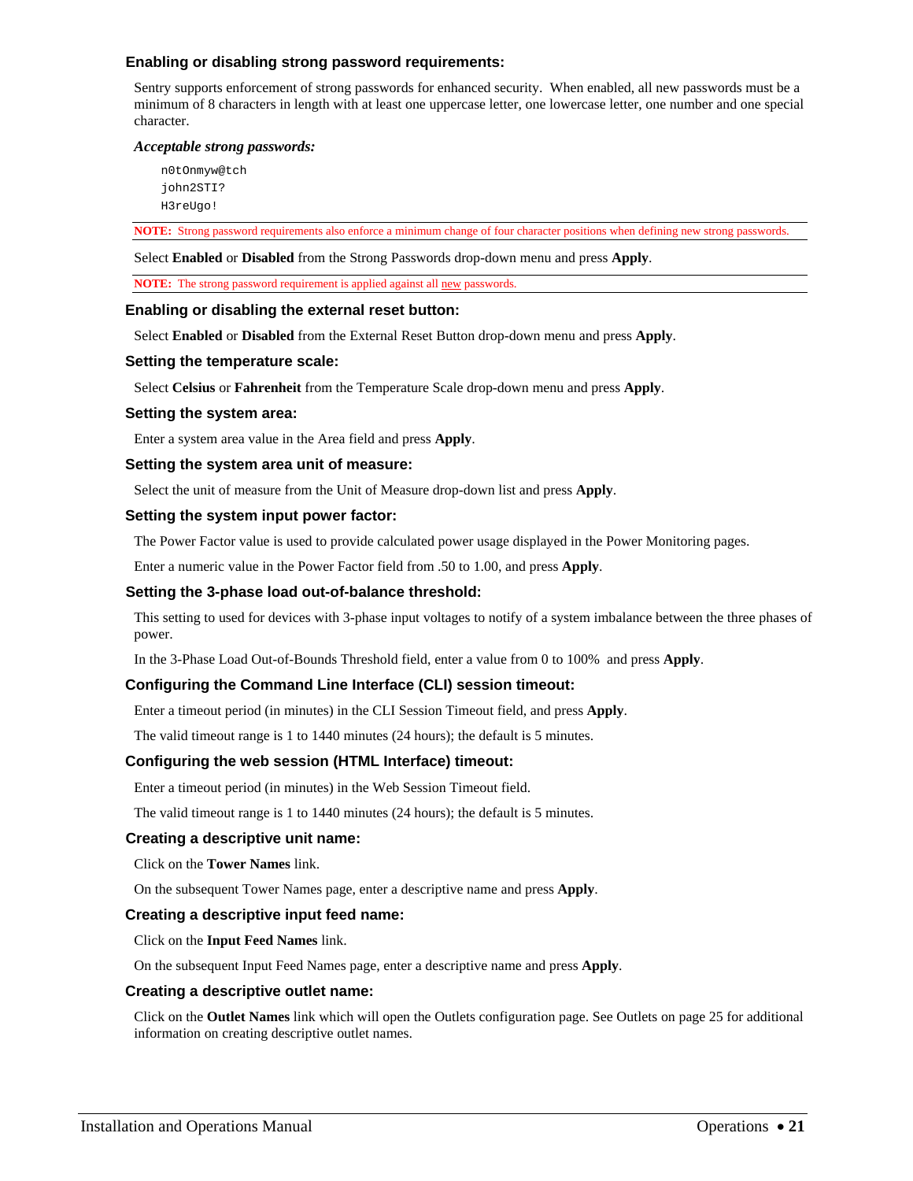### Enabling or disabling strong password requirements:

Sentry supports enforcement of strong passwords for enhanced security. When enabled, all new passwords must be a minimum of 8 characters in length with at least one uppercase letter, one lowercase letter, one number and one special character.

***Acceptable strong passwords:***

```
n0tOnmyw@tch
john2STI?
H3reUgo!
```

**NOTE:** Strong password requirements also enforce a minimum change of four character positions when defining new strong passwords.

Select **Enabled** or **Disabled** from the Strong Passwords drop-down menu and press **Apply**.

**NOTE:** The strong password requirement is applied against all new passwords.

### Enabling or disabling the external reset button:

Select **Enabled** or **Disabled** from the External Reset Button drop-down menu and press **Apply**.

### Setting the temperature scale:

Select **Celsius** or **Fahrenheit** from the Temperature Scale drop-down menu and press **Apply**.

### Setting the system area:

Enter a system area value in the Area field and press **Apply**.

### Setting the system area unit of measure:

Select the unit of measure from the Unit of Measure drop-down list and press **Apply**.

### Setting the system input power factor:

The Power Factor value is used to provide calculated power usage displayed in the Power Monitoring pages.

Enter a numeric value in the Power Factor field from .50 to 1.00, and press **Apply**.

### Setting the 3-phase load out-of-balance threshold:

This setting to used for devices with 3-phase input voltages to notify of a system imbalance between the three phases of power.

In the 3-Phase Load Out-of-Bounds Threshold field, enter a value from 0 to 100% and press **Apply**.

### Configuring the Command Line Interface (CLI) session timeout:

Enter a timeout period (in minutes) in the CLI Session Timeout field, and press **Apply**.

The valid timeout range is 1 to 1440 minutes (24 hours); the default is 5 minutes.

### Configuring the web session (HTML Interface) timeout:

Enter a timeout period (in minutes) in the Web Session Timeout field.

The valid timeout range is 1 to 1440 minutes (24 hours); the default is 5 minutes.

### Creating a descriptive unit name:

Click on the **Tower Names** link.

On the subsequent Tower Names page, enter a descriptive name and press **Apply**.

### Creating a descriptive input feed name:

Click on the **Input Feed Names** link.

On the subsequent Input Feed Names page, enter a descriptive name and press **Apply**.

### Creating a descriptive outlet name:

Click on the **Outlet Names** link which will open the Outlets configuration page. See Outlets on page 25 for additional information on creating descriptive outlet names.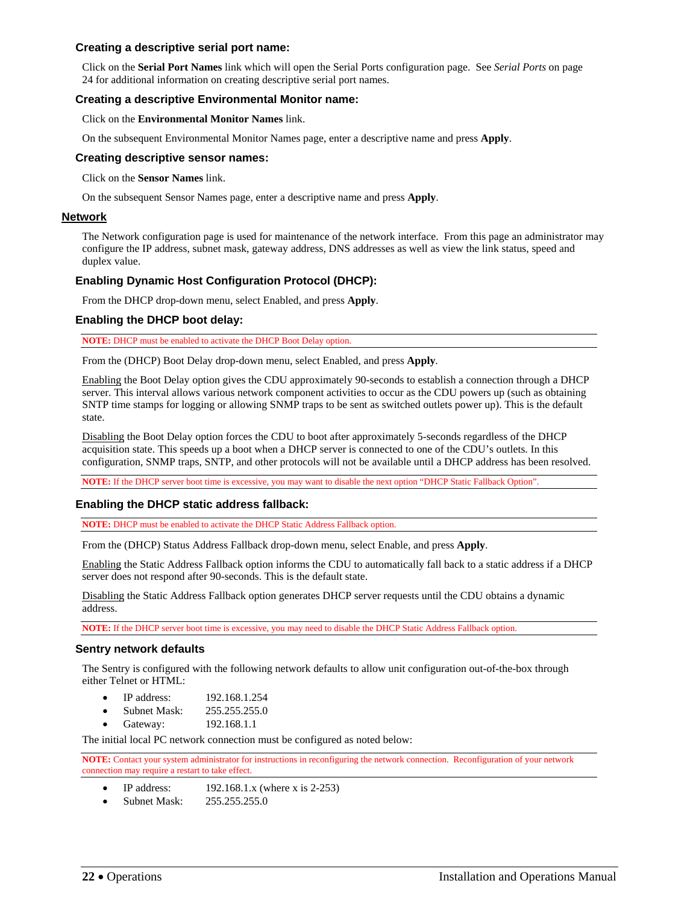### Creating a descriptive serial port name:

Click on the **Serial Port Names** link which will open the Serial Ports configuration page. See *Serial Ports* on page 24 for additional information on creating descriptive serial port names.

### Creating a descriptive Environmental Monitor name:

Click on the **Environmental Monitor Names** link.

On the subsequent Environmental Monitor Names page, enter a descriptive name and press **Apply**.

### Creating descriptive sensor names:

Click on the **Sensor Names** link.

On the subsequent Sensor Names page, enter a descriptive name and press **Apply**.

## Network

The Network configuration page is used for maintenance of the network interface. From this page an administrator may configure the IP address, subnet mask, gateway address, DNS addresses as well as view the link status, speed and duplex value.

### Enabling Dynamic Host Configuration Protocol (DHCP):

From the DHCP drop-down menu, select Enabled, and press **Apply**.

### Enabling the DHCP boot delay:

**NOTE:** DHCP must be enabled to activate the DHCP Boot Delay option.

From the (DHCP) Boot Delay drop-down menu, select Enabled, and press **Apply**.

Enabling the Boot Delay option gives the CDU approximately 90-seconds to establish a connection through a DHCP server. This interval allows various network component activities to occur as the CDU powers up (such as obtaining SNTP time stamps for logging or allowing SNMP traps to be sent as switched outlets power up). This is the default state.

Disabling the Boot Delay option forces the CDU to boot after approximately 5-seconds regardless of the DHCP acquisition state. This speeds up a boot when a DHCP server is connected to one of the CDU's outlets. In this configuration, SNMP traps, SNTP, and other protocols will not be available until a DHCP address has been resolved.

**NOTE:** If the DHCP server boot time is excessive, you may want to disable the next option "DHCP Static Fallback Option".

### Enabling the DHCP static address fallback:

**NOTE:** DHCP must be enabled to activate the DHCP Static Address Fallback option.

From the (DHCP) Status Address Fallback drop-down menu, select Enable, and press **Apply**.

Enabling the Static Address Fallback option informs the CDU to automatically fall back to a static address if a DHCP server does not respond after 90-seconds. This is the default state.

Disabling the Static Address Fallback option generates DHCP server requests until the CDU obtains a dynamic address.

**NOTE:** If the DHCP server boot time is excessive, you may need to disable the DHCP Static Address Fallback option.

### Sentry network defaults

The Sentry is configured with the following network defaults to allow unit configuration out-of-the-box through either Telnet or HTML:

- IP address: 192.168.1.254
- Subnet Mask: 255.255.255.0
- Gateway: 192.168.1.1

The initial local PC network connection must be configured as noted below:

**NOTE:** Contact your system administrator for instructions in reconfiguring the network connection. Reconfiguration of your network connection may require a restart to take effect.

- IP address: 192.168.1.x (where x is 2-253)
- Subnet Mask: 255.255.255.0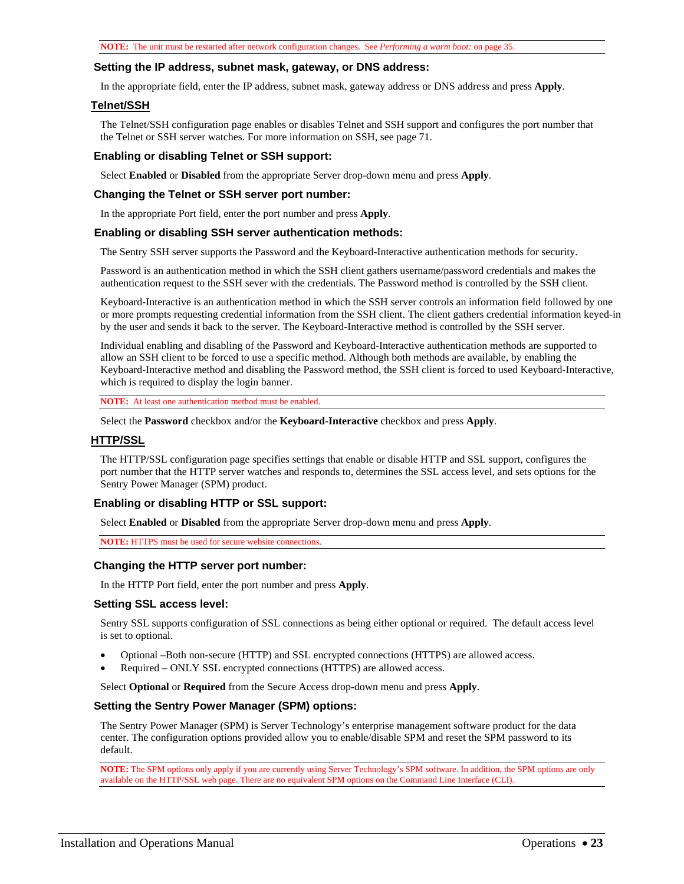**NOTE:** The unit must be restarted after network configuration changes. See *Performing a warm boot:* on page 35.

### Setting the IP address, subnet mask, gateway, or DNS address:

In the appropriate field, enter the IP address, subnet mask, gateway address or DNS address and press **Apply**.

## Telnet/SSH

The Telnet/SSH configuration page enables or disables Telnet and SSH support and configures the port number that the Telnet or SSH server watches. For more information on SSH, see page 71.

### Enabling or disabling Telnet or SSH support:

Select **Enabled** or **Disabled** from the appropriate Server drop-down menu and press **Apply**.

### Changing the Telnet or SSH server port number:

In the appropriate Port field, enter the port number and press **Apply**.

### Enabling or disabling SSH server authentication methods:

The Sentry SSH server supports the Password and the Keyboard-Interactive authentication methods for security.

Password is an authentication method in which the SSH client gathers username/password credentials and makes the authentication request to the SSH sever with the credentials. The Password method is controlled by the SSH client.

Keyboard-Interactive is an authentication method in which the SSH server controls an information field followed by one or more prompts requesting credential information from the SSH client. The client gathers credential information keyed-in by the user and sends it back to the server. The Keyboard-Interactive method is controlled by the SSH server.

Individual enabling and disabling of the Password and Keyboard-Interactive authentication methods are supported to allow an SSH client to be forced to use a specific method. Although both methods are available, by enabling the Keyboard-Interactive method and disabling the Password method, the SSH client is forced to used Keyboard-Interactive, which is required to display the login banner.

**NOTE:** At least one authentication method must be enabled.

Select the **Password** checkbox and/or the **Keyboard-Interactive** checkbox and press **Apply**.

## HTTP/SSL

The HTTP/SSL configuration page specifies settings that enable or disable HTTP and SSL support, configures the port number that the HTTP server watches and responds to, determines the SSL access level, and sets options for the Sentry Power Manager (SPM) product.

### Enabling or disabling HTTP or SSL support:

Select **Enabled** or **Disabled** from the appropriate Server drop-down menu and press **Apply**.

**NOTE:** HTTPS must be used for secure website connections.

### Changing the HTTP server port number:

In the HTTP Port field, enter the port number and press **Apply**.

### Setting SSL access level:

Sentry SSL supports configuration of SSL connections as being either optional or required. The default access level is set to optional.

- Optional –Both non-secure (HTTP) and SSL encrypted connections (HTTPS) are allowed access.
- Required – ONLY SSL encrypted connections (HTTPS) are allowed access.

Select **Optional** or **Required** from the Secure Access drop-down menu and press **Apply**.

### Setting the Sentry Power Manager (SPM) options:

The Sentry Power Manager (SPM) is Server Technology's enterprise management software product for the data center. The configuration options provided allow you to enable/disable SPM and reset the SPM password to its default.

**NOTE:** The SPM options only apply if you are currently using Server Technology's SPM software. In addition, the SPM options are only available on the HTTP/SSL web page. There are no equivalent SPM options on the Command Line Interface (CLI).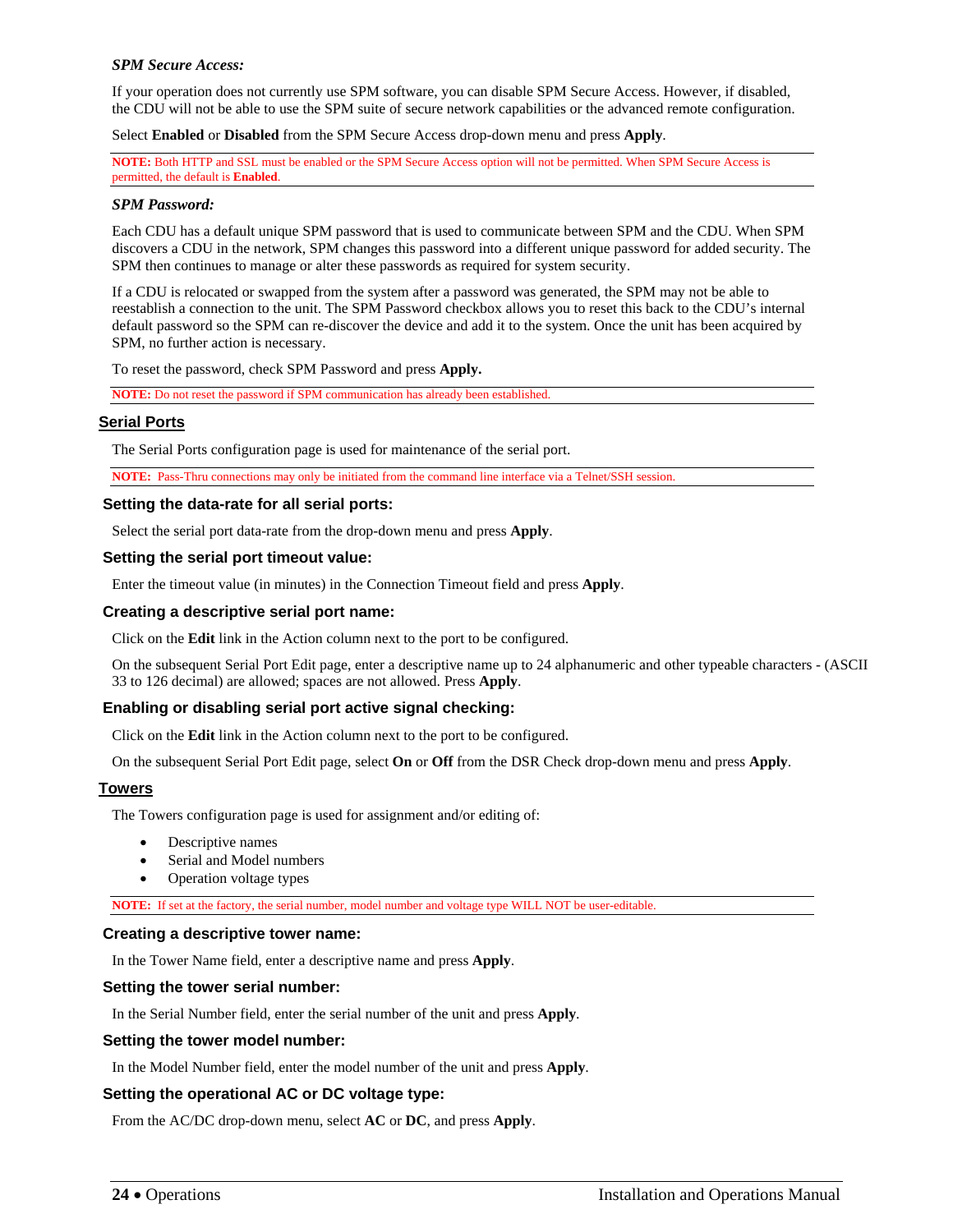***SPM Secure Access:***

If your operation does not currently use SPM software, you can disable SPM Secure Access. However, if disabled, the CDU will not be able to use the SPM suite of secure network capabilities or the advanced remote configuration.

Select **Enabled** or **Disabled** from the SPM Secure Access drop-down menu and press **Apply**.

---

**NOTE:** Both HTTP and SSL must be enabled or the SPM Secure Access option will not be permitted. When SPM Secure Access is permitted, the default is **Enabled**.

---

***SPM Password:***

Each CDU has a default unique SPM password that is used to communicate between SPM and the CDU. When SPM discovers a CDU in the network, SPM changes this password into a different unique password for added security. The SPM then continues to manage or alter these passwords as required for system security.

If a CDU is relocated or swapped from the system after a password was generated, the SPM may not be able to reestablish a connection to the unit. The SPM Password checkbox allows you to reset this back to the CDU's internal default password so the SPM can re-discover the device and add it to the system. Once the unit has been acquired by SPM, no further action is necessary.

To reset the password, check SPM Password and press **Apply.**

---

**NOTE:** Do not reset the password if SPM communication has already been established.

---

## Serial Ports

The Serial Ports configuration page is used for maintenance of the serial port.

---

**NOTE:** Pass-Thru connections may only be initiated from the command line interface via a Telnet/SSH session.

---

### Setting the data-rate for all serial ports:

Select the serial port data-rate from the drop-down menu and press **Apply**.

### Setting the serial port timeout value:

Enter the timeout value (in minutes) in the Connection Timeout field and press **Apply**.

### Creating a descriptive serial port name:

Click on the **Edit** link in the Action column next to the port to be configured.

On the subsequent Serial Port Edit page, enter a descriptive name up to 24 alphanumeric and other typeable characters - (ASCII 33 to 126 decimal) are allowed; spaces are not allowed. Press **Apply**.

### Enabling or disabling serial port active signal checking:

Click on the **Edit** link in the Action column next to the port to be configured.

On the subsequent Serial Port Edit page, select **On** or **Off** from the DSR Check drop-down menu and press **Apply**.

## Towers

The Towers configuration page is used for assignment and/or editing of:

- Descriptive names
- Serial and Model numbers
- Operation voltage types

---

**NOTE:** If set at the factory, the serial number, model number and voltage type WILL NOT be user-editable.

---

### Creating a descriptive tower name:

In the Tower Name field, enter a descriptive name and press **Apply**.

### Setting the tower serial number:

In the Serial Number field, enter the serial number of the unit and press **Apply**.

### Setting the tower model number:

In the Model Number field, enter the model number of the unit and press **Apply**.

### Setting the operational AC or DC voltage type:

From the AC/DC drop-down menu, select **AC** or **DC**, and press **Apply**.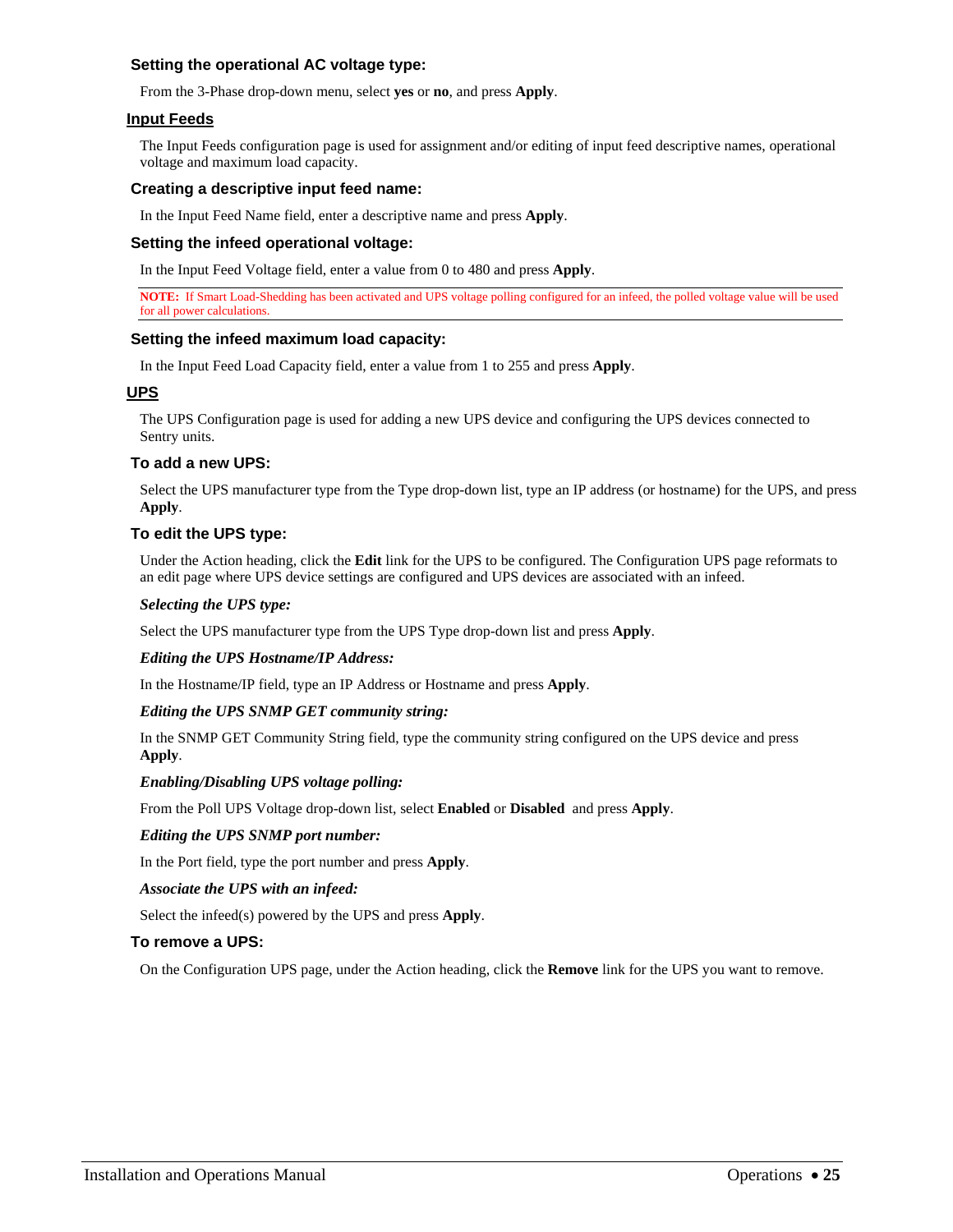### Setting the operational AC voltage type:

From the 3-Phase drop-down menu, select **yes** or **no**, and press **Apply**.

## Input Feeds

The Input Feeds configuration page is used for assignment and/or editing of input feed descriptive names, operational voltage and maximum load capacity.

### Creating a descriptive input feed name:

In the Input Feed Name field, enter a descriptive name and press **Apply**.

### Setting the infeed operational voltage:

In the Input Feed Voltage field, enter a value from 0 to 480 and press **Apply**.

**NOTE:** If Smart Load-Shedding has been activated and UPS voltage polling configured for an infeed, the polled voltage value will be used for all power calculations.

### Setting the infeed maximum load capacity:

In the Input Feed Load Capacity field, enter a value from 1 to 255 and press **Apply**.

## UPS

The UPS Configuration page is used for adding a new UPS device and configuring the UPS devices connected to Sentry units.

### To add a new UPS:

Select the UPS manufacturer type from the Type drop-down list, type an IP address (or hostname) for the UPS, and press **Apply**.

### To edit the UPS type:

Under the Action heading, click the **Edit** link for the UPS to be configured. The Configuration UPS page reformats to an edit page where UPS device settings are configured and UPS devices are associated with an infeed.

***Selecting the UPS type:***

Select the UPS manufacturer type from the UPS Type drop-down list and press **Apply**.

***Editing the UPS Hostname/IP Address:***

In the Hostname/IP field, type an IP Address or Hostname and press **Apply**.

***Editing the UPS SNMP GET community string:***

In the SNMP GET Community String field, type the community string configured on the UPS device and press **Apply**.

***Enabling/Disabling UPS voltage polling:***

From the Poll UPS Voltage drop-down list, select **Enabled** or **Disabled** and press **Apply**.

***Editing the UPS SNMP port number:***

In the Port field, type the port number and press **Apply**.

***Associate the UPS with an infeed:***

Select the infeed(s) powered by the UPS and press **Apply**.

### To remove a UPS:

On the Configuration UPS page, under the Action heading, click the **Remove** link for the UPS you want to remove.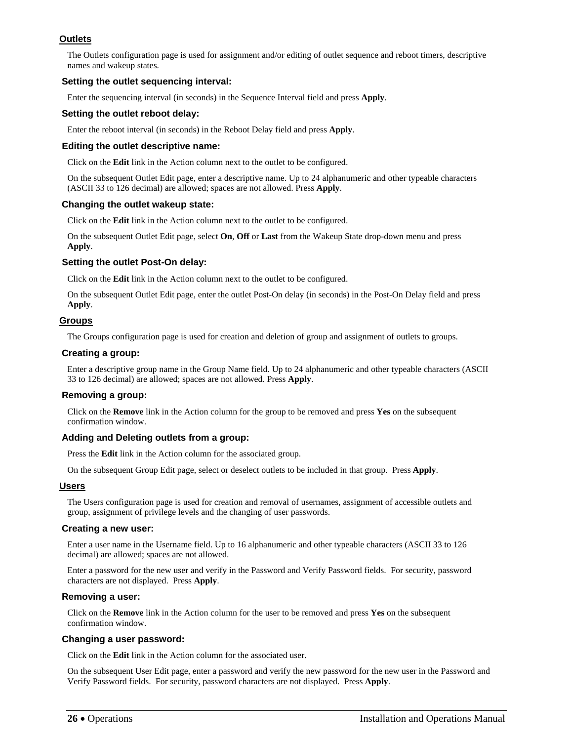## Outlets

The Outlets configuration page is used for assignment and/or editing of outlet sequence and reboot timers, descriptive names and wakeup states.

### Setting the outlet sequencing interval:

Enter the sequencing interval (in seconds) in the Sequence Interval field and press **Apply**.

### Setting the outlet reboot delay:

Enter the reboot interval (in seconds) in the Reboot Delay field and press **Apply**.

### Editing the outlet descriptive name:

Click on the **Edit** link in the Action column next to the outlet to be configured.

On the subsequent Outlet Edit page, enter a descriptive name. Up to 24 alphanumeric and other typeable characters (ASCII 33 to 126 decimal) are allowed; spaces are not allowed. Press **Apply**.

### Changing the outlet wakeup state:

Click on the **Edit** link in the Action column next to the outlet to be configured.

On the subsequent Outlet Edit page, select **On**, **Off** or **Last** from the Wakeup State drop-down menu and press **Apply**.

### Setting the outlet Post-On delay:

Click on the **Edit** link in the Action column next to the outlet to be configured.

On the subsequent Outlet Edit page, enter the outlet Post-On delay (in seconds) in the Post-On Delay field and press **Apply**.

## Groups

The Groups configuration page is used for creation and deletion of group and assignment of outlets to groups.

### Creating a group:

Enter a descriptive group name in the Group Name field. Up to 24 alphanumeric and other typeable characters (ASCII 33 to 126 decimal) are allowed; spaces are not allowed. Press **Apply**.

### Removing a group:

Click on the **Remove** link in the Action column for the group to be removed and press **Yes** on the subsequent confirmation window.

### Adding and Deleting outlets from a group:

Press the **Edit** link in the Action column for the associated group.

On the subsequent Group Edit page, select or deselect outlets to be included in that group. Press **Apply**.

## Users

The Users configuration page is used for creation and removal of usernames, assignment of accessible outlets and group, assignment of privilege levels and the changing of user passwords.

### Creating a new user:

Enter a user name in the Username field. Up to 16 alphanumeric and other typeable characters (ASCII 33 to 126 decimal) are allowed; spaces are not allowed.

Enter a password for the new user and verify in the Password and Verify Password fields. For security, password characters are not displayed. Press **Apply**.

### Removing a user:

Click on the **Remove** link in the Action column for the user to be removed and press **Yes** on the subsequent confirmation window.

### Changing a user password:

Click on the **Edit** link in the Action column for the associated user.

On the subsequent User Edit page, enter a password and verify the new password for the new user in the Password and Verify Password fields. For security, password characters are not displayed. Press **Apply**.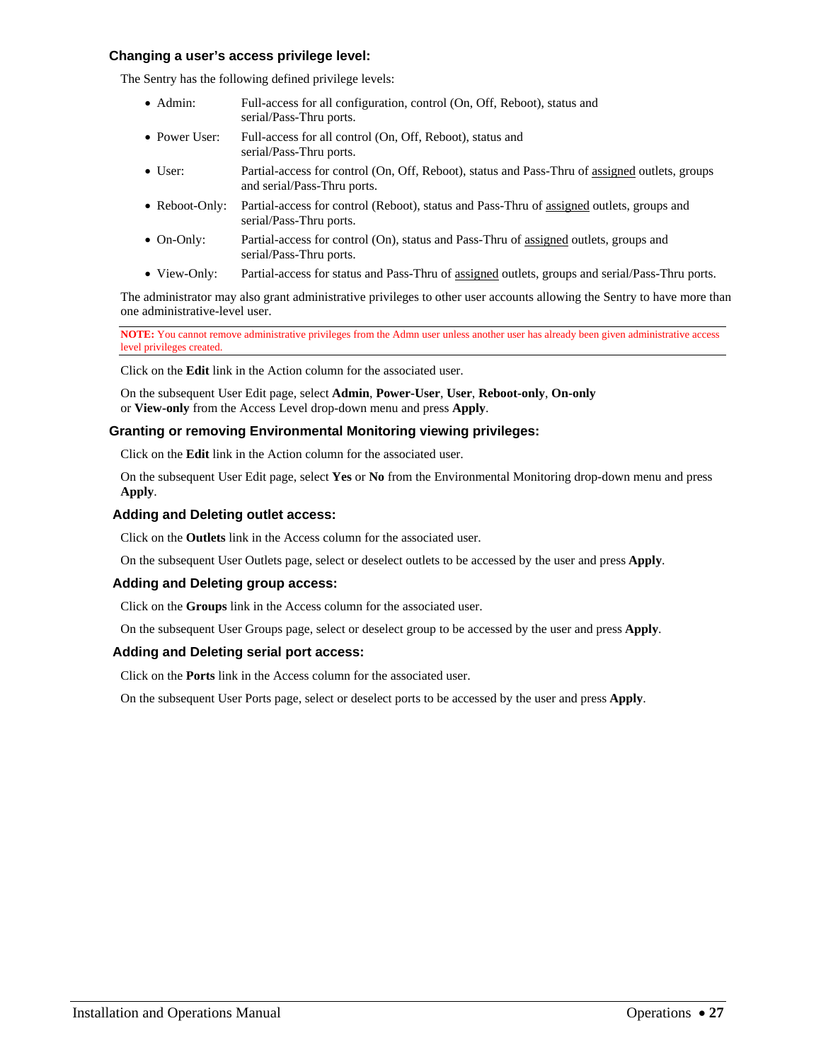### Changing a user's access privilege level:

The Sentry has the following defined privilege levels:

- Admin: Full-access for all configuration, control (On, Off, Reboot), status and serial/Pass-Thru ports.
- Power User: Full-access for all control (On, Off, Reboot), status and serial/Pass-Thru ports.
- User: Partial-access for control (On, Off, Reboot), status and Pass-Thru of assigned outlets, groups and serial/Pass-Thru ports.
- Reboot-Only: Partial-access for control (Reboot), status and Pass-Thru of assigned outlets, groups and serial/Pass-Thru ports.
- On-Only: Partial-access for control (On), status and Pass-Thru of assigned outlets, groups and serial/Pass-Thru ports.
- View-Only: Partial-access for status and Pass-Thru of assigned outlets, groups and serial/Pass-Thru ports.

The administrator may also grant administrative privileges to other user accounts allowing the Sentry to have more than one administrative-level user.

**NOTE:** You cannot remove administrative privileges from the Admn user unless another user has already been given administrative access level privileges created.

Click on the **Edit** link in the Action column for the associated user.

On the subsequent User Edit page, select **Admin**, **Power-User**, **User**, **Reboot-only**, **On-only** or **View-only** from the Access Level drop-down menu and press **Apply**.

### Granting or removing Environmental Monitoring viewing privileges:

Click on the **Edit** link in the Action column for the associated user.

On the subsequent User Edit page, select **Yes** or **No** from the Environmental Monitoring drop-down menu and press **Apply**.

### Adding and Deleting outlet access:

Click on the **Outlets** link in the Access column for the associated user.

On the subsequent User Outlets page, select or deselect outlets to be accessed by the user and press **Apply**.

### Adding and Deleting group access:

Click on the **Groups** link in the Access column for the associated user.

On the subsequent User Groups page, select or deselect group to be accessed by the user and press **Apply**.

### Adding and Deleting serial port access:

Click on the **Ports** link in the Access column for the associated user.

On the subsequent User Ports page, select or deselect ports to be accessed by the user and press **Apply**.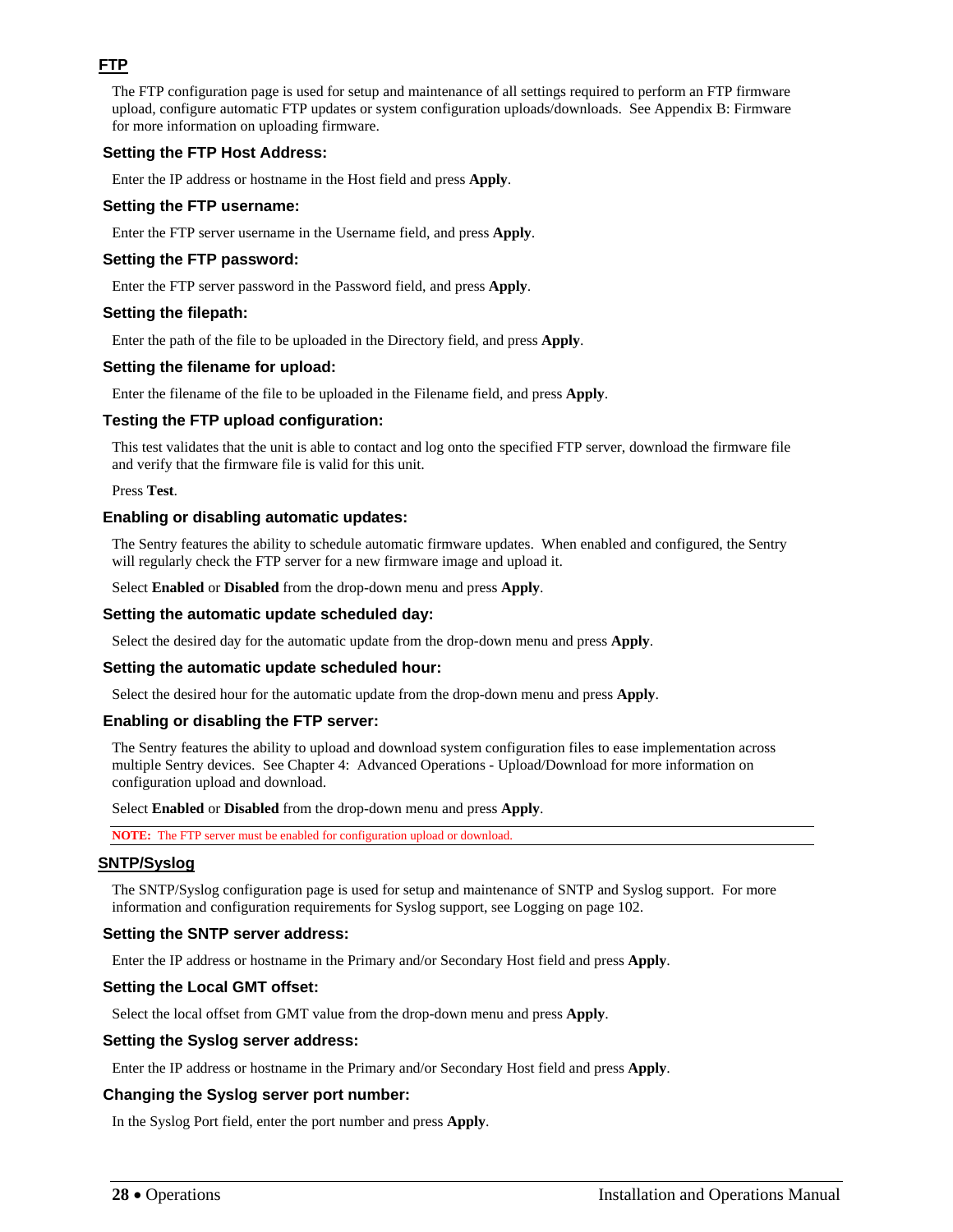## FTP

The FTP configuration page is used for setup and maintenance of all settings required to perform an FTP firmware upload, configure automatic FTP updates or system configuration uploads/downloads. See Appendix B: Firmware for more information on uploading firmware.

### Setting the FTP Host Address:

Enter the IP address or hostname in the Host field and press **Apply**.

### Setting the FTP username:

Enter the FTP server username in the Username field, and press **Apply**.

### Setting the FTP password:

Enter the FTP server password in the Password field, and press **Apply**.

### Setting the filepath:

Enter the path of the file to be uploaded in the Directory field, and press **Apply**.

### Setting the filename for upload:

Enter the filename of the file to be uploaded in the Filename field, and press **Apply**.

### Testing the FTP upload configuration:

This test validates that the unit is able to contact and log onto the specified FTP server, download the firmware file and verify that the firmware file is valid for this unit.

Press **Test**.

### Enabling or disabling automatic updates:

The Sentry features the ability to schedule automatic firmware updates. When enabled and configured, the Sentry will regularly check the FTP server for a new firmware image and upload it.

Select **Enabled** or **Disabled** from the drop-down menu and press **Apply**.

### Setting the automatic update scheduled day:

Select the desired day for the automatic update from the drop-down menu and press **Apply**.

### Setting the automatic update scheduled hour:

Select the desired hour for the automatic update from the drop-down menu and press **Apply**.

### Enabling or disabling the FTP server:

The Sentry features the ability to upload and download system configuration files to ease implementation across multiple Sentry devices. See Chapter 4: Advanced Operations - Upload/Download for more information on configuration upload and download.

Select **Enabled** or **Disabled** from the drop-down menu and press **Apply**.

**NOTE:** The FTP server must be enabled for configuration upload or download.

## SNTP/Syslog

The SNTP/Syslog configuration page is used for setup and maintenance of SNTP and Syslog support. For more information and configuration requirements for Syslog support, see Logging on page 102.

### Setting the SNTP server address:

Enter the IP address or hostname in the Primary and/or Secondary Host field and press **Apply**.

### Setting the Local GMT offset:

Select the local offset from GMT value from the drop-down menu and press **Apply**.

### Setting the Syslog server address:

Enter the IP address or hostname in the Primary and/or Secondary Host field and press **Apply**.

### Changing the Syslog server port number:

In the Syslog Port field, enter the port number and press **Apply**.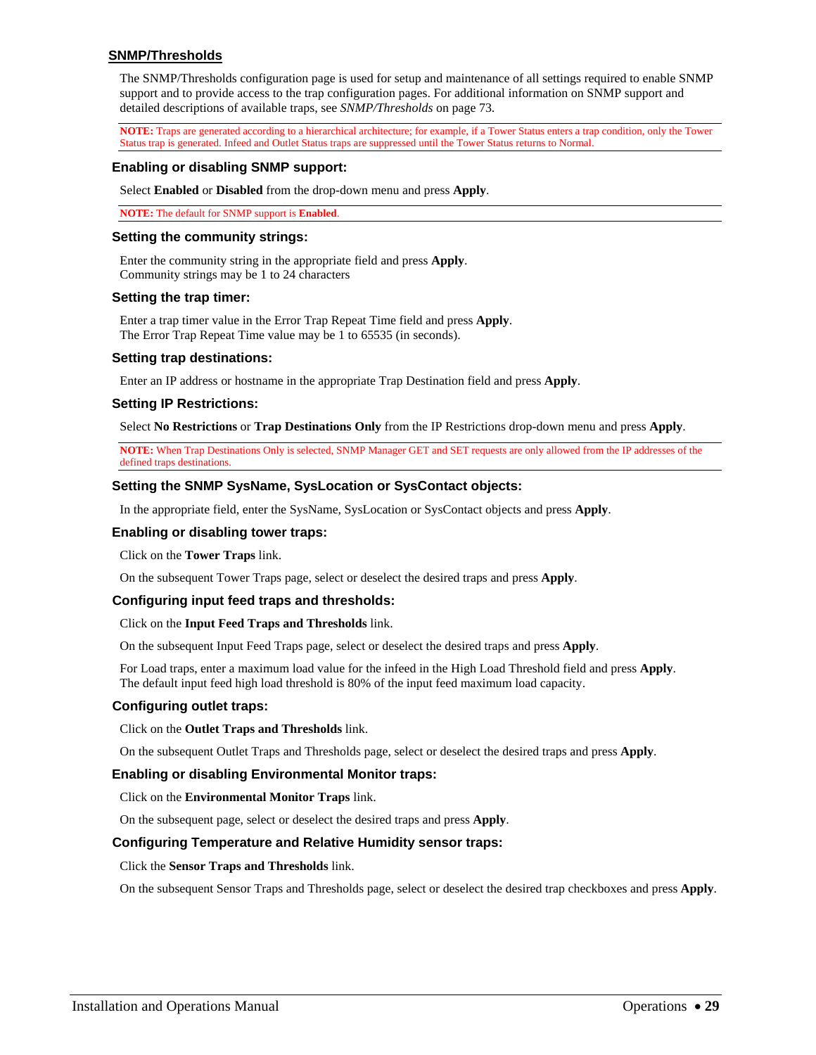## SNMP/Thresholds

The SNMP/Thresholds configuration page is used for setup and maintenance of all settings required to enable SNMP support and to provide access to the trap configuration pages. For additional information on SNMP support and detailed descriptions of available traps, see *SNMP/Thresholds* on page 73.

**NOTE:** Traps are generated according to a hierarchical architecture; for example, if a Tower Status enters a trap condition, only the Tower Status trap is generated. Infeed and Outlet Status traps are suppressed until the Tower Status returns to Normal.

### Enabling or disabling SNMP support:

Select **Enabled** or **Disabled** from the drop-down menu and press **Apply**.

**NOTE:** The default for SNMP support is **Enabled**.

### Setting the community strings:

Enter the community string in the appropriate field and press **Apply**.
Community strings may be 1 to 24 characters

### Setting the trap timer:

Enter a trap timer value in the Error Trap Repeat Time field and press **Apply**.
The Error Trap Repeat Time value may be 1 to 65535 (in seconds).

### Setting trap destinations:

Enter an IP address or hostname in the appropriate Trap Destination field and press **Apply**.

### Setting IP Restrictions:

Select **No Restrictions** or **Trap Destinations Only** from the IP Restrictions drop-down menu and press **Apply**.

**NOTE:** When Trap Destinations Only is selected, SNMP Manager GET and SET requests are only allowed from the IP addresses of the defined traps destinations.

### Setting the SNMP SysName, SysLocation or SysContact objects:

In the appropriate field, enter the SysName, SysLocation or SysContact objects and press **Apply**.

### Enabling or disabling tower traps:

Click on the **Tower Traps** link.

On the subsequent Tower Traps page, select or deselect the desired traps and press **Apply**.

### Configuring input feed traps and thresholds:

Click on the **Input Feed Traps and Thresholds** link.

On the subsequent Input Feed Traps page, select or deselect the desired traps and press **Apply**.

For Load traps, enter a maximum load value for the infeed in the High Load Threshold field and press **Apply**.
The default input feed high load threshold is 80% of the input feed maximum load capacity.

### Configuring outlet traps:

Click on the **Outlet Traps and Thresholds** link.

On the subsequent Outlet Traps and Thresholds page, select or deselect the desired traps and press **Apply**.

### Enabling or disabling Environmental Monitor traps:

Click on the **Environmental Monitor Traps** link.

On the subsequent page, select or deselect the desired traps and press **Apply**.

### Configuring Temperature and Relative Humidity sensor traps:

Click the **Sensor Traps and Thresholds** link.

On the subsequent Sensor Traps and Thresholds page, select or deselect the desired trap checkboxes and press **Apply**.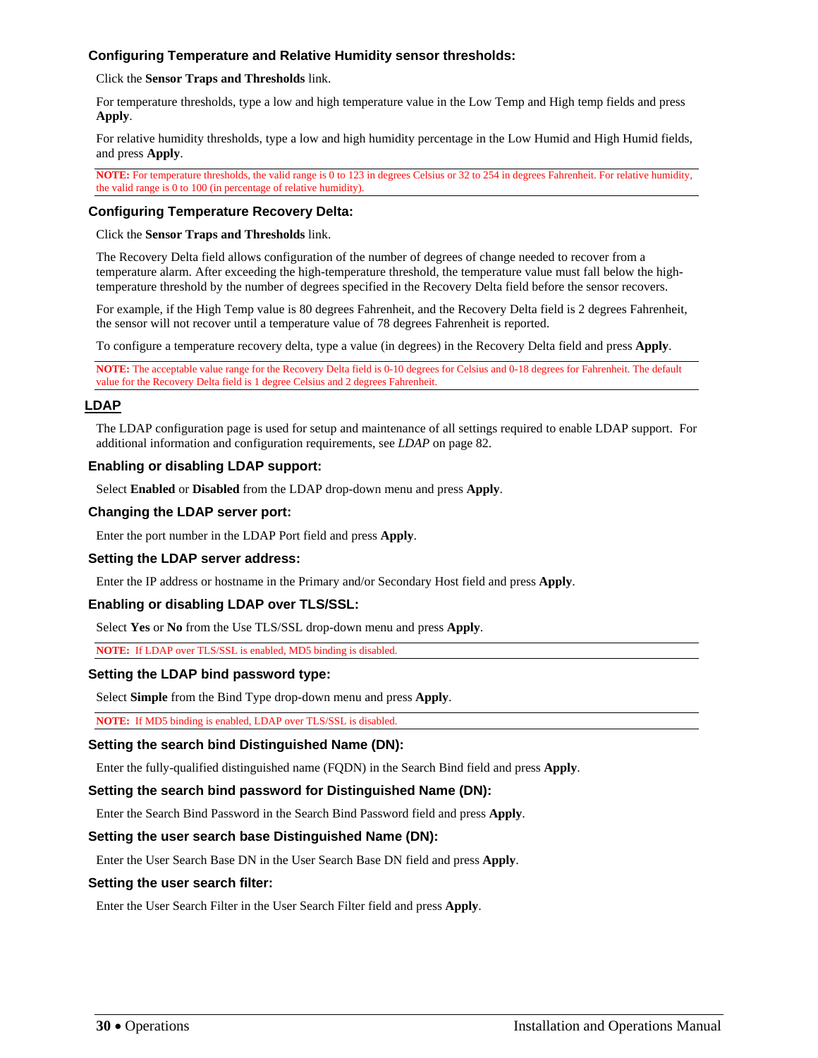### Configuring Temperature and Relative Humidity sensor thresholds:

Click the **Sensor Traps and Thresholds** link.

For temperature thresholds, type a low and high temperature value in the Low Temp and High temp fields and press **Apply**.

For relative humidity thresholds, type a low and high humidity percentage in the Low Humid and High Humid fields, and press **Apply**.

**NOTE:** For temperature thresholds, the valid range is 0 to 123 in degrees Celsius or 32 to 254 in degrees Fahrenheit. For relative humidity, the valid range is 0 to 100 (in percentage of relative humidity).

### Configuring Temperature Recovery Delta:

Click the **Sensor Traps and Thresholds** link.

The Recovery Delta field allows configuration of the number of degrees of change needed to recover from a temperature alarm. After exceeding the high-temperature threshold, the temperature value must fall below the high-temperature threshold by the number of degrees specified in the Recovery Delta field before the sensor recovers.

For example, if the High Temp value is 80 degrees Fahrenheit, and the Recovery Delta field is 2 degrees Fahrenheit, the sensor will not recover until a temperature value of 78 degrees Fahrenheit is reported.

To configure a temperature recovery delta, type a value (in degrees) in the Recovery Delta field and press **Apply**.

**NOTE:** The acceptable value range for the Recovery Delta field is 0-10 degrees for Celsius and 0-18 degrees for Fahrenheit. The default value for the Recovery Delta field is 1 degree Celsius and 2 degrees Fahrenheit.

## LDAP

The LDAP configuration page is used for setup and maintenance of all settings required to enable LDAP support. For additional information and configuration requirements, see *LDAP* on page 82.

### Enabling or disabling LDAP support:

Select **Enabled** or **Disabled** from the LDAP drop-down menu and press **Apply**.

### Changing the LDAP server port:

Enter the port number in the LDAP Port field and press **Apply**.

### Setting the LDAP server address:

Enter the IP address or hostname in the Primary and/or Secondary Host field and press **Apply**.

### Enabling or disabling LDAP over TLS/SSL:

Select **Yes** or **No** from the Use TLS/SSL drop-down menu and press **Apply**.

**NOTE:** If LDAP over TLS/SSL is enabled, MD5 binding is disabled.

### Setting the LDAP bind password type:

Select **Simple** from the Bind Type drop-down menu and press **Apply**.

**NOTE:** If MD5 binding is enabled, LDAP over TLS/SSL is disabled.

### Setting the search bind Distinguished Name (DN):

Enter the fully-qualified distinguished name (FQDN) in the Search Bind field and press **Apply**.

### Setting the search bind password for Distinguished Name (DN):

Enter the Search Bind Password in the Search Bind Password field and press **Apply**.

### Setting the user search base Distinguished Name (DN):

Enter the User Search Base DN in the User Search Base DN field and press **Apply**.

### Setting the user search filter:

Enter the User Search Filter in the User Search Filter field and press **Apply**.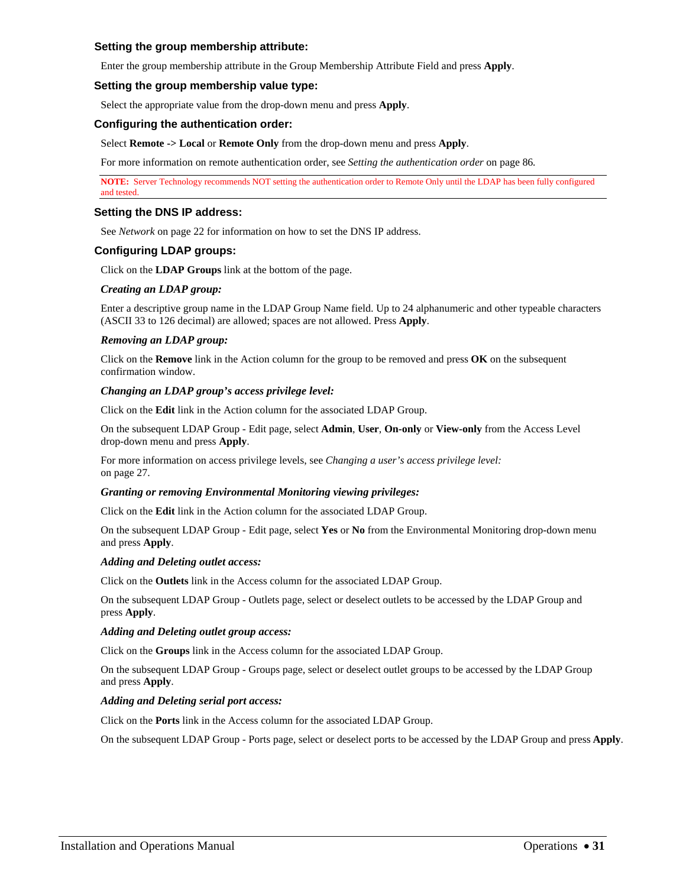### Setting the group membership attribute:

Enter the group membership attribute in the Group Membership Attribute Field and press **Apply**.

### Setting the group membership value type:

Select the appropriate value from the drop-down menu and press **Apply**.

### Configuring the authentication order:

Select **Remote -> Local** or **Remote Only** from the drop-down menu and press **Apply**.

For more information on remote authentication order, see *Setting the authentication order* on page 86.

**NOTE:** Server Technology recommends NOT setting the authentication order to Remote Only until the LDAP has been fully configured and tested.

### Setting the DNS IP address:

See *Network* on page 22 for information on how to set the DNS IP address.

### Configuring LDAP groups:

Click on the **LDAP Groups** link at the bottom of the page.

#### *Creating an LDAP group:*

Enter a descriptive group name in the LDAP Group Name field. Up to 24 alphanumeric and other typeable characters (ASCII 33 to 126 decimal) are allowed; spaces are not allowed. Press **Apply**.

#### *Removing an LDAP group:*

Click on the **Remove** link in the Action column for the group to be removed and press **OK** on the subsequent confirmation window.

#### *Changing an LDAP group's access privilege level:*

Click on the **Edit** link in the Action column for the associated LDAP Group.

On the subsequent LDAP Group - Edit page, select **Admin**, **User**, **On-only** or **View-only** from the Access Level drop-down menu and press **Apply**.

For more information on access privilege levels, see *Changing a user's access privilege level:* on page 27.

#### *Granting or removing Environmental Monitoring viewing privileges:*

Click on the **Edit** link in the Action column for the associated LDAP Group.

On the subsequent LDAP Group - Edit page, select **Yes** or **No** from the Environmental Monitoring drop-down menu and press **Apply**.

#### *Adding and Deleting outlet access:*

Click on the **Outlets** link in the Access column for the associated LDAP Group.

On the subsequent LDAP Group - Outlets page, select or deselect outlets to be accessed by the LDAP Group and press **Apply**.

#### *Adding and Deleting outlet group access:*

Click on the **Groups** link in the Access column for the associated LDAP Group.

On the subsequent LDAP Group - Groups page, select or deselect outlet groups to be accessed by the LDAP Group and press **Apply**.

#### *Adding and Deleting serial port access:*

Click on the **Ports** link in the Access column for the associated LDAP Group.

On the subsequent LDAP Group - Ports page, select or deselect ports to be accessed by the LDAP Group and press **Apply**.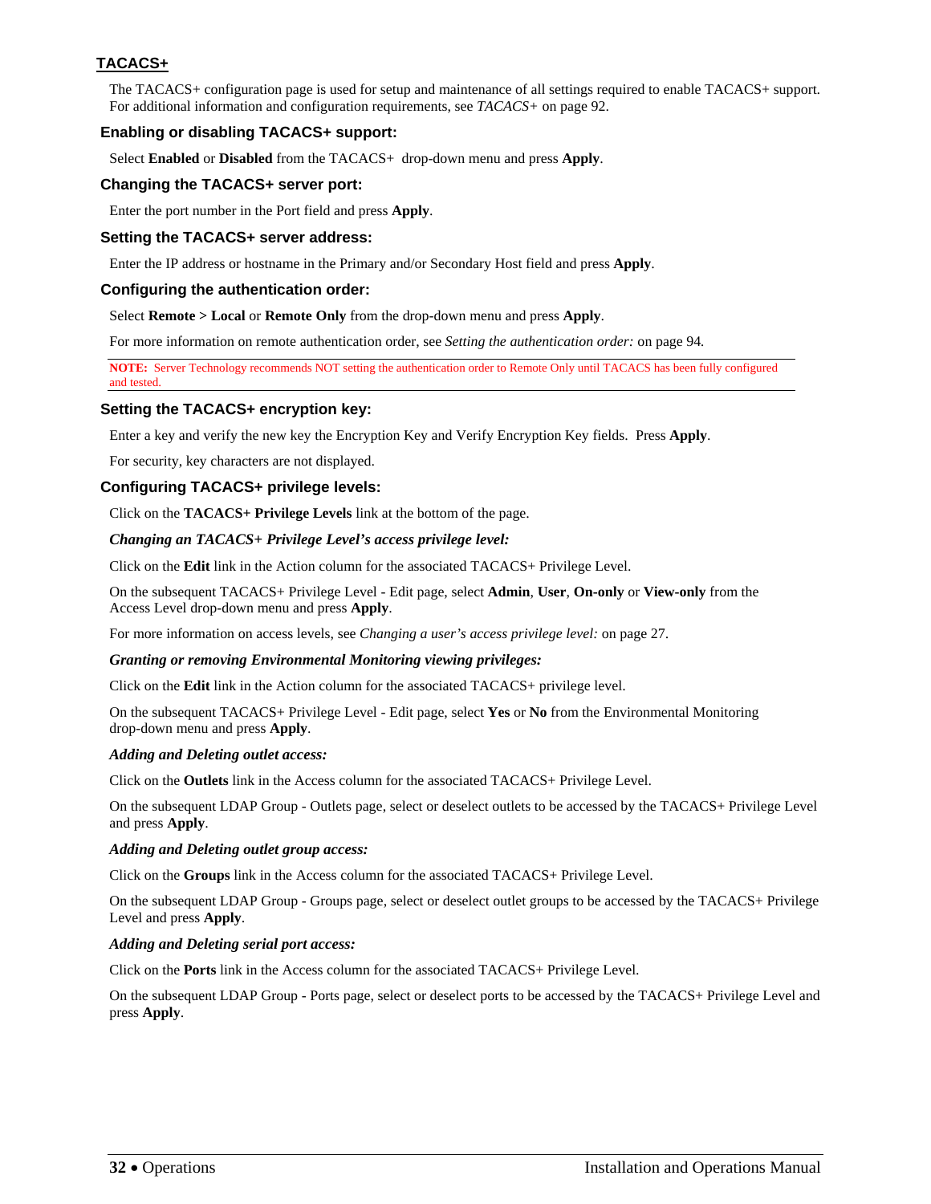## TACACS+

The TACACS+ configuration page is used for setup and maintenance of all settings required to enable TACACS+ support. For additional information and configuration requirements, see *TACACS+* on page 92.

### Enabling or disabling TACACS+ support:

Select **Enabled** or **Disabled** from the TACACS+ drop-down menu and press **Apply**.

### Changing the TACACS+ server port:

Enter the port number in the Port field and press **Apply**.

### Setting the TACACS+ server address:

Enter the IP address or hostname in the Primary and/or Secondary Host field and press **Apply**.

### Configuring the authentication order:

Select **Remote > Local** or **Remote Only** from the drop-down menu and press **Apply**.

For more information on remote authentication order, see *Setting the authentication order:* on page 94.

---

**NOTE:** Server Technology recommends NOT setting the authentication order to Remote Only until TACACS has been fully configured and tested.

---

### Setting the TACACS+ encryption key:

Enter a key and verify the new key the Encryption Key and Verify Encryption Key fields. Press **Apply**.

For security, key characters are not displayed.

### Configuring TACACS+ privilege levels:

Click on the **TACACS+ Privilege Levels** link at the bottom of the page.

***Changing an TACACS+ Privilege Level's access privilege level:***

Click on the **Edit** link in the Action column for the associated TACACS+ Privilege Level.

On the subsequent TACACS+ Privilege Level - Edit page, select **Admin**, **User**, **On-only** or **View-only** from the Access Level drop-down menu and press **Apply**.

For more information on access levels, see *Changing a user's access privilege level:* on page 27.

***Granting or removing Environmental Monitoring viewing privileges:***

Click on the **Edit** link in the Action column for the associated TACACS+ privilege level.

On the subsequent TACACS+ Privilege Level - Edit page, select **Yes** or **No** from the Environmental Monitoring drop-down menu and press **Apply**.

***Adding and Deleting outlet access:***

Click on the **Outlets** link in the Access column for the associated TACACS+ Privilege Level.

On the subsequent LDAP Group - Outlets page, select or deselect outlets to be accessed by the TACACS+ Privilege Level and press **Apply**.

***Adding and Deleting outlet group access:***

Click on the **Groups** link in the Access column for the associated TACACS+ Privilege Level.

On the subsequent LDAP Group - Groups page, select or deselect outlet groups to be accessed by the TACACS+ Privilege Level and press **Apply**.

***Adding and Deleting serial port access:***

Click on the **Ports** link in the Access column for the associated TACACS+ Privilege Level.

On the subsequent LDAP Group - Ports page, select or deselect ports to be accessed by the TACACS+ Privilege Level and press **Apply**.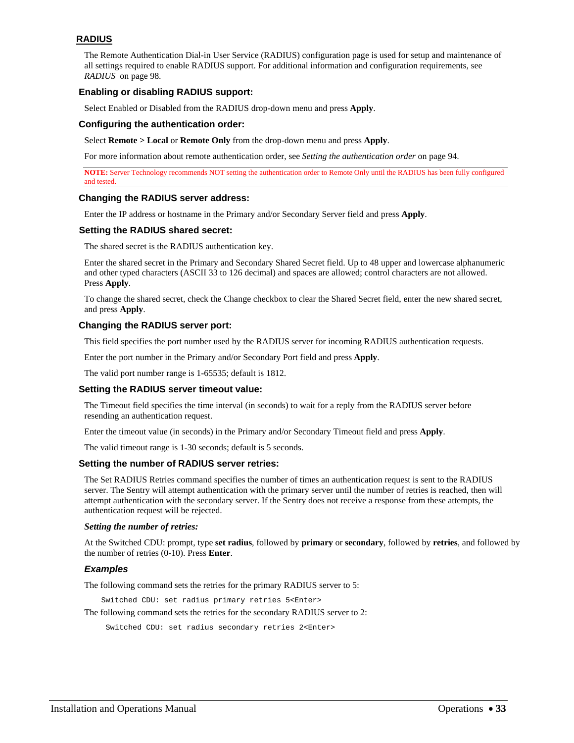## RADIUS

The Remote Authentication Dial-in User Service (RADIUS) configuration page is used for setup and maintenance of all settings required to enable RADIUS support. For additional information and configuration requirements, see *RADIUS* on page 98.

### Enabling or disabling RADIUS support:

Select Enabled or Disabled from the RADIUS drop-down menu and press **Apply**.

### Configuring the authentication order:

Select **Remote > Local** or **Remote Only** from the drop-down menu and press **Apply**.

For more information about remote authentication order, see *Setting the authentication order* on page 94.

**NOTE:** Server Technology recommends NOT setting the authentication order to Remote Only until the RADIUS has been fully configured and tested.

### Changing the RADIUS server address:

Enter the IP address or hostname in the Primary and/or Secondary Server field and press **Apply**.

### Setting the RADIUS shared secret:

The shared secret is the RADIUS authentication key.

Enter the shared secret in the Primary and Secondary Shared Secret field. Up to 48 upper and lowercase alphanumeric and other typed characters (ASCII 33 to 126 decimal) and spaces are allowed; control characters are not allowed. Press **Apply**.

To change the shared secret, check the Change checkbox to clear the Shared Secret field, enter the new shared secret, and press **Apply**.

### Changing the RADIUS server port:

This field specifies the port number used by the RADIUS server for incoming RADIUS authentication requests.

Enter the port number in the Primary and/or Secondary Port field and press **Apply**.

The valid port number range is 1-65535; default is 1812.

### Setting the RADIUS server timeout value:

The Timeout field specifies the time interval (in seconds) to wait for a reply from the RADIUS server before resending an authentication request.

Enter the timeout value (in seconds) in the Primary and/or Secondary Timeout field and press **Apply**.

The valid timeout range is 1-30 seconds; default is 5 seconds.

### Setting the number of RADIUS server retries:

The Set RADIUS Retries command specifies the number of times an authentication request is sent to the RADIUS server. The Sentry will attempt authentication with the primary server until the number of retries is reached, then will attempt authentication with the secondary server. If the Sentry does not receive a response from these attempts, the authentication request will be rejected.

***Setting the number of retries:***

At the Switched CDU: prompt, type **set radius**, followed by **primary** or **secondary**, followed by **retries**, and followed by the number of retries (0-10). Press **Enter**.

#### *Examples*

The following command sets the retries for the primary RADIUS server to 5:

```
Switched CDU: set radius primary retries 5<Enter>
```

The following command sets the retries for the secondary RADIUS server to 2:

```
Switched CDU: set radius secondary retries 2<Enter>
```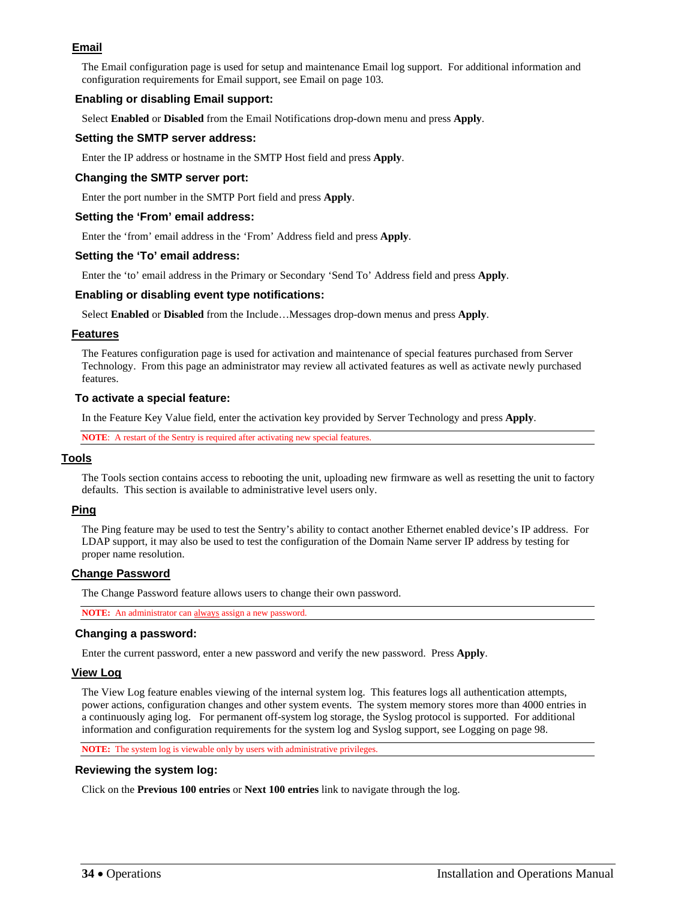### Email

The Email configuration page is used for setup and maintenance Email log support. For additional information and configuration requirements for Email support, see Email on page 103.

#### Enabling or disabling Email support:

Select **Enabled** or **Disabled** from the Email Notifications drop-down menu and press **Apply**.

#### Setting the SMTP server address:

Enter the IP address or hostname in the SMTP Host field and press **Apply**.

#### Changing the SMTP server port:

Enter the port number in the SMTP Port field and press **Apply**.

#### Setting the 'From' email address:

Enter the 'from' email address in the 'From' Address field and press **Apply**.

#### Setting the 'To' email address:

Enter the 'to' email address in the Primary or Secondary 'Send To' Address field and press **Apply**.

#### Enabling or disabling event type notifications:

Select **Enabled** or **Disabled** from the Include…Messages drop-down menus and press **Apply**.

### Features

The Features configuration page is used for activation and maintenance of special features purchased from Server Technology. From this page an administrator may review all activated features as well as activate newly purchased features.

#### To activate a special feature:

In the Feature Key Value field, enter the activation key provided by Server Technology and press **Apply**.

**NOTE**: A restart of the Sentry is required after activating new special features.

## Tools

The Tools section contains access to rebooting the unit, uploading new firmware as well as resetting the unit to factory defaults. This section is available to administrative level users only.

### Ping

The Ping feature may be used to test the Sentry's ability to contact another Ethernet enabled device's IP address. For LDAP support, it may also be used to test the configuration of the Domain Name server IP address by testing for proper name resolution.

### Change Password

The Change Password feature allows users to change their own password.

**NOTE:** An administrator can always assign a new password.

#### Changing a password:

Enter the current password, enter a new password and verify the new password. Press **Apply**.

### View Log

The View Log feature enables viewing of the internal system log. This features logs all authentication attempts, power actions, configuration changes and other system events. The system memory stores more than 4000 entries in a continuously aging log. For permanent off-system log storage, the Syslog protocol is supported. For additional information and configuration requirements for the system log and Syslog support, see Logging on page 98.

**NOTE:** The system log is viewable only by users with administrative privileges.

#### Reviewing the system log:

Click on the **Previous 100 entries** or **Next 100 entries** link to navigate through the log.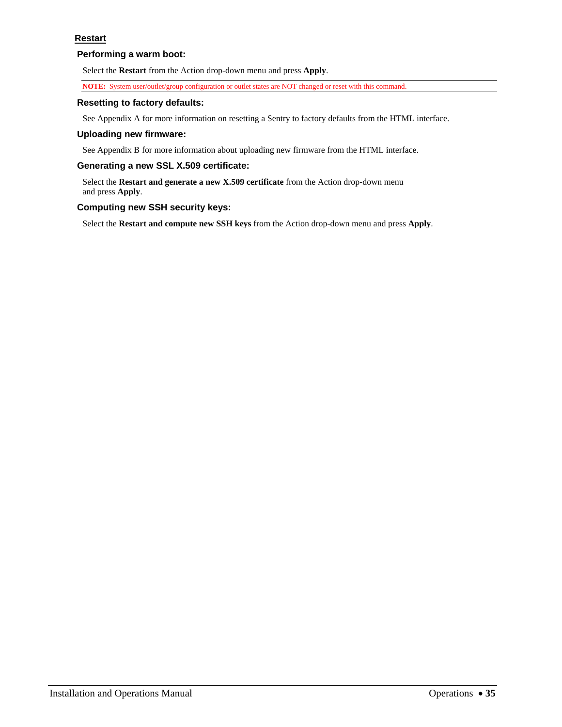## Restart

### Performing a warm boot:

Select the **Restart** from the Action drop-down menu and press **Apply**.

**NOTE:** System user/outlet/group configuration or outlet states are NOT changed or reset with this command.

### Resetting to factory defaults:

See Appendix A for more information on resetting a Sentry to factory defaults from the HTML interface.

### Uploading new firmware:

See Appendix B for more information about uploading new firmware from the HTML interface.

### Generating a new SSL X.509 certificate:

Select the **Restart and generate a new X.509 certificate** from the Action drop-down menu and press **Apply**.

### Computing new SSH security keys:

Select the **Restart and compute new SSH keys** from the Action drop-down menu and press **Apply**.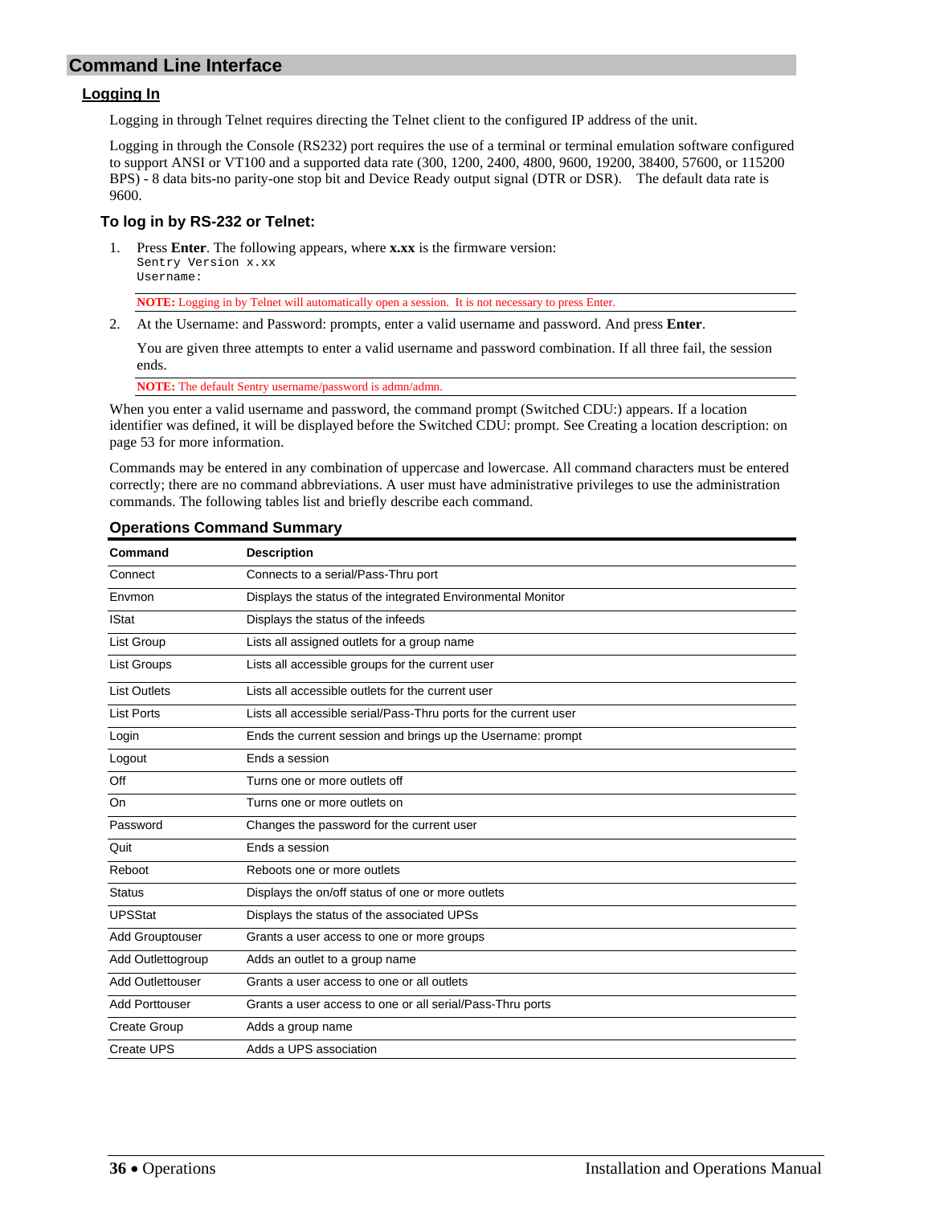# Command Line Interface

## Logging In

Logging in through Telnet requires directing the Telnet client to the configured IP address of the unit.

Logging in through the Console (RS232) port requires the use of a terminal or terminal emulation software configured to support ANSI or VT100 and a supported data rate (300, 1200, 2400, 4800, 9600, 19200, 38400, 57600, or 115200 BPS) - 8 data bits-no parity-one stop bit and Device Ready output signal (DTR or DSR). The default data rate is 9600.

### To log in by RS-232 or Telnet:

1. Press **Enter**. The following appears, where **x.xx** is the firmware version:
```
Sentry Version x.xx
Username:
```

**NOTE:** Logging in by Telnet will automatically open a session. It is not necessary to press Enter.

2. At the Username: and Password: prompts, enter a valid username and password. And press **Enter**.

   You are given three attempts to enter a valid username and password combination. If all three fail, the session ends.

**NOTE:** The default Sentry username/password is admn/admn.

When you enter a valid username and password, the command prompt (Switched CDU:) appears. If a location identifier was defined, it will be displayed before the Switched CDU: prompt. See Creating a location description: on page 53 for more information.

Commands may be entered in any combination of uppercase and lowercase. All command characters must be entered correctly; there are no command abbreviations. A user must have administrative privileges to use the administration commands. The following tables list and briefly describe each command.

### Operations Command Summary

| Command | Description |
|---|---|
| Connect | Connects to a serial/Pass-Thru port |
| Envmon | Displays the status of the integrated Environmental Monitor |
| IStat | Displays the status of the infeeds |
| List Group | Lists all assigned outlets for a group name |
| List Groups | Lists all accessible groups for the current user |
| List Outlets | Lists all accessible outlets for the current user |
| List Ports | Lists all accessible serial/Pass-Thru ports for the current user |
| Login | Ends the current session and brings up the Username: prompt |
| Logout | Ends a session |
| Off | Turns one or more outlets off |
| On | Turns one or more outlets on |
| Password | Changes the password for the current user |
| Quit | Ends a session |
| Reboot | Reboots one or more outlets |
| Status | Displays the on/off status of one or more outlets |
| UPSStat | Displays the status of the associated UPSs |
| Add Grouptouser | Grants a user access to one or more groups |
| Add Outlettogroup | Adds an outlet to a group name |
| Add Outlettouser | Grants a user access to one or all outlets |
| Add Porttouser | Grants a user access to one or all serial/Pass-Thru ports |
| Create Group | Adds a group name |
| Create UPS | Adds a UPS association |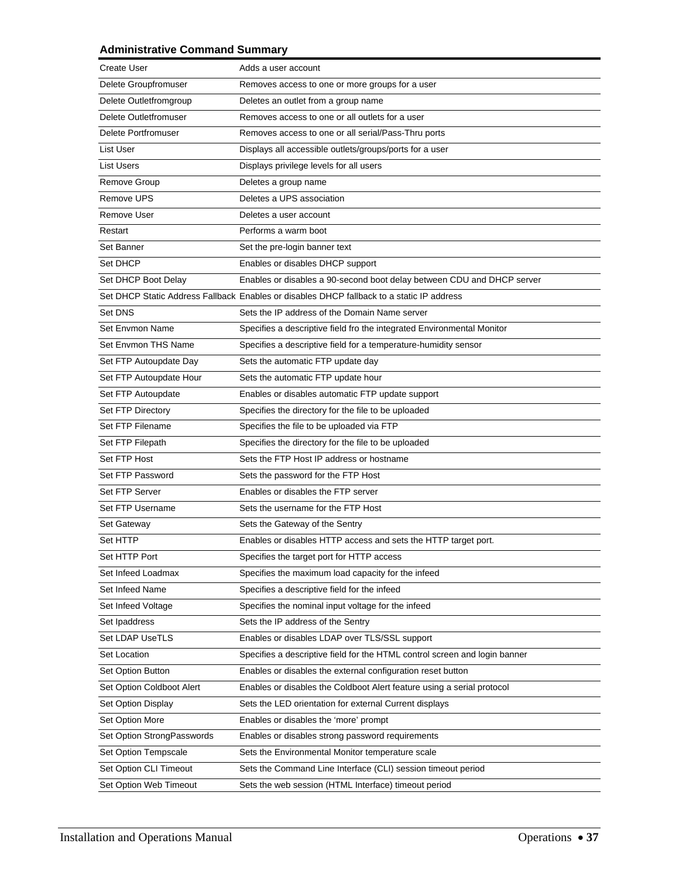### Administrative Command Summary

| | |
|---|---|
| Create User | Adds a user account |
| Delete Groupfromuser | Removes access to one or more groups for a user |
| Delete Outletfromgroup | Deletes an outlet from a group name |
| Delete Outletfromuser | Removes access to one or all outlets for a user |
| Delete Portfromuser | Removes access to one or all serial/Pass-Thru ports |
| List User | Displays all accessible outlets/groups/ports for a user |
| List Users | Displays privilege levels for all users |
| Remove Group | Deletes a group name |
| Remove UPS | Deletes a UPS association |
| Remove User | Deletes a user account |
| Restart | Performs a warm boot |
| Set Banner | Set the pre-login banner text |
| Set DHCP | Enables or disables DHCP support |
| Set DHCP Boot Delay | Enables or disables a 90-second boot delay between CDU and DHCP server |
| Set DHCP Static Address Fallback | Enables or disables DHCP fallback to a static IP address |
| Set DNS | Sets the IP address of the Domain Name server |
| Set Envmon Name | Specifies a descriptive field fro the integrated Environmental Monitor |
| Set Envmon THS Name | Specifies a descriptive field for a temperature-humidity sensor |
| Set FTP Autoupdate Day | Sets the automatic FTP update day |
| Set FTP Autoupdate Hour | Sets the automatic FTP update hour |
| Set FTP Autoupdate | Enables or disables automatic FTP update support |
| Set FTP Directory | Specifies the directory for the file to be uploaded |
| Set FTP Filename | Specifies the file to be uploaded via FTP |
| Set FTP Filepath | Specifies the directory for the file to be uploaded |
| Set FTP Host | Sets the FTP Host IP address or hostname |
| Set FTP Password | Sets the password for the FTP Host |
| Set FTP Server | Enables or disables the FTP server |
| Set FTP Username | Sets the username for the FTP Host |
| Set Gateway | Sets the Gateway of the Sentry |
| Set HTTP | Enables or disables HTTP access and sets the HTTP target port. |
| Set HTTP Port | Specifies the target port for HTTP access |
| Set Infeed Loadmax | Specifies the maximum load capacity for the infeed |
| Set Infeed Name | Specifies a descriptive field for the infeed |
| Set Infeed Voltage | Specifies the nominal input voltage for the infeed |
| Set Ipaddress | Sets the IP address of the Sentry |
| Set LDAP UseTLS | Enables or disables LDAP over TLS/SSL support |
| Set Location | Specifies a descriptive field for the HTML control screen and login banner |
| Set Option Button | Enables or disables the external configuration reset button |
| Set Option Coldboot Alert | Enables or disables the Coldboot Alert feature using a serial protocol |
| Set Option Display | Sets the LED orientation for external Current displays |
| Set Option More | Enables or disables the 'more' prompt |
| Set Option StrongPasswords | Enables or disables strong password requirements |
| Set Option Tempscale | Sets the Environmental Monitor temperature scale |
| Set Option CLI Timeout | Sets the Command Line Interface (CLI) session timeout period |
| Set Option Web Timeout | Sets the web session (HTML Interface) timeout period |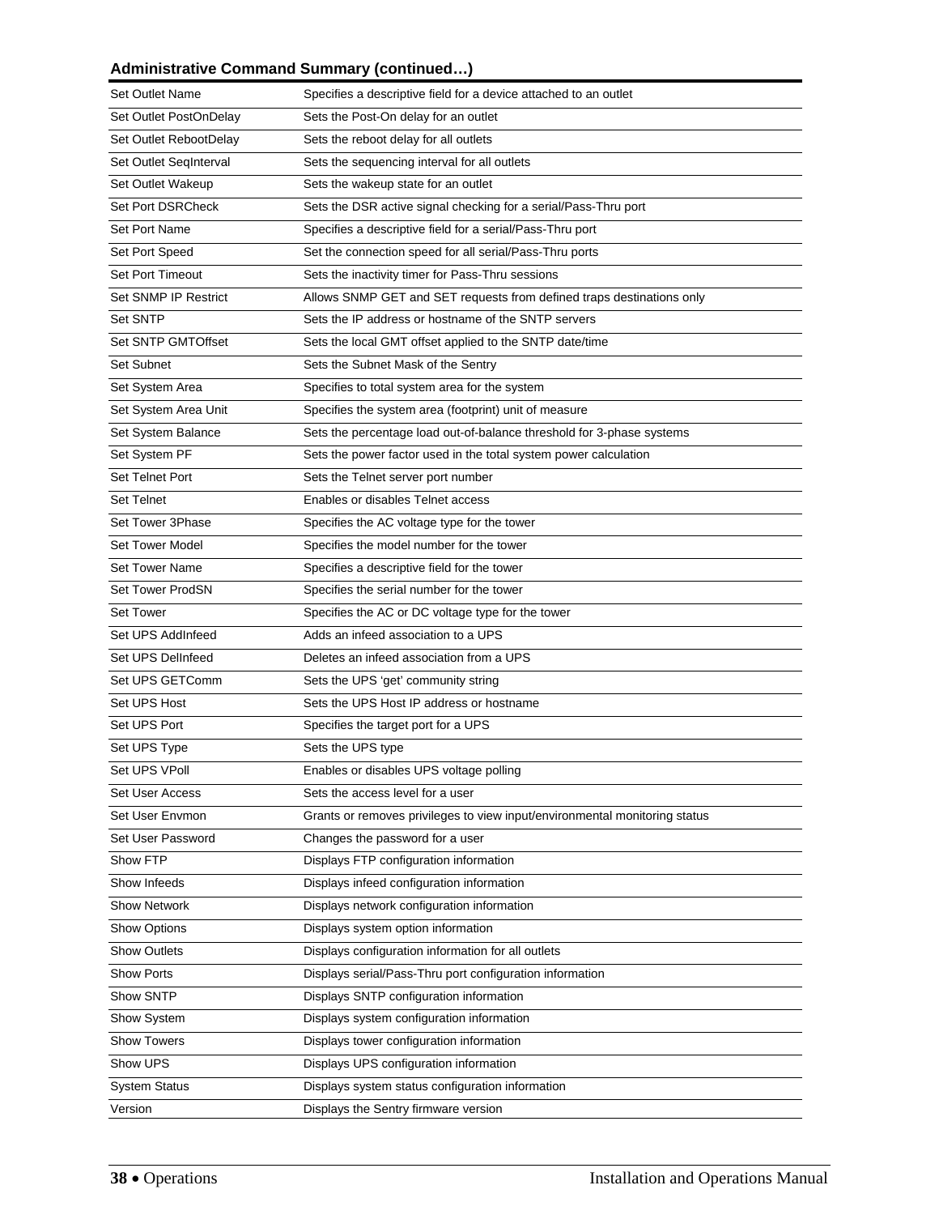**Administrative Command Summary (continued…)**

| | |
|---|---|
| Set Outlet Name | Specifies a descriptive field for a device attached to an outlet |
| Set Outlet PostOnDelay | Sets the Post-On delay for an outlet |
| Set Outlet RebootDelay | Sets the reboot delay for all outlets |
| Set Outlet SeqInterval | Sets the sequencing interval for all outlets |
| Set Outlet Wakeup | Sets the wakeup state for an outlet |
| Set Port DSRCheck | Sets the DSR active signal checking for a serial/Pass-Thru port |
| Set Port Name | Specifies a descriptive field for a serial/Pass-Thru port |
| Set Port Speed | Set the connection speed for all serial/Pass-Thru ports |
| Set Port Timeout | Sets the inactivity timer for Pass-Thru sessions |
| Set SNMP IP Restrict | Allows SNMP GET and SET requests from defined traps destinations only |
| Set SNTP | Sets the IP address or hostname of the SNTP servers |
| Set SNTP GMTOffset | Sets the local GMT offset applied to the SNTP date/time |
| Set Subnet | Sets the Subnet Mask of the Sentry |
| Set System Area | Specifies to total system area for the system |
| Set System Area Unit | Specifies the system area (footprint) unit of measure |
| Set System Balance | Sets the percentage load out-of-balance threshold for 3-phase systems |
| Set System PF | Sets the power factor used in the total system power calculation |
| Set Telnet Port | Sets the Telnet server port number |
| Set Telnet | Enables or disables Telnet access |
| Set Tower 3Phase | Specifies the AC voltage type for the tower |
| Set Tower Model | Specifies the model number for the tower |
| Set Tower Name | Specifies a descriptive field for the tower |
| Set Tower ProdSN | Specifies the serial number for the tower |
| Set Tower | Specifies the AC or DC voltage type for the tower |
| Set UPS AddInfeed | Adds an infeed association to a UPS |
| Set UPS DelInfeed | Deletes an infeed association from a UPS |
| Set UPS GETComm | Sets the UPS 'get' community string |
| Set UPS Host | Sets the UPS Host IP address or hostname |
| Set UPS Port | Specifies the target port for a UPS |
| Set UPS Type | Sets the UPS type |
| Set UPS VPoll | Enables or disables UPS voltage polling |
| Set User Access | Sets the access level for a user |
| Set User Envmon | Grants or removes privileges to view input/environmental monitoring status |
| Set User Password | Changes the password for a user |
| Show FTP | Displays FTP configuration information |
| Show Infeeds | Displays infeed configuration information |
| Show Network | Displays network configuration information |
| Show Options | Displays system option information |
| Show Outlets | Displays configuration information for all outlets |
| Show Ports | Displays serial/Pass-Thru port configuration information |
| Show SNTP | Displays SNTP configuration information |
| Show System | Displays system configuration information |
| Show Towers | Displays tower configuration information |
| Show UPS | Displays UPS configuration information |
| System Status | Displays system status configuration information |
| Version | Displays the Sentry firmware version |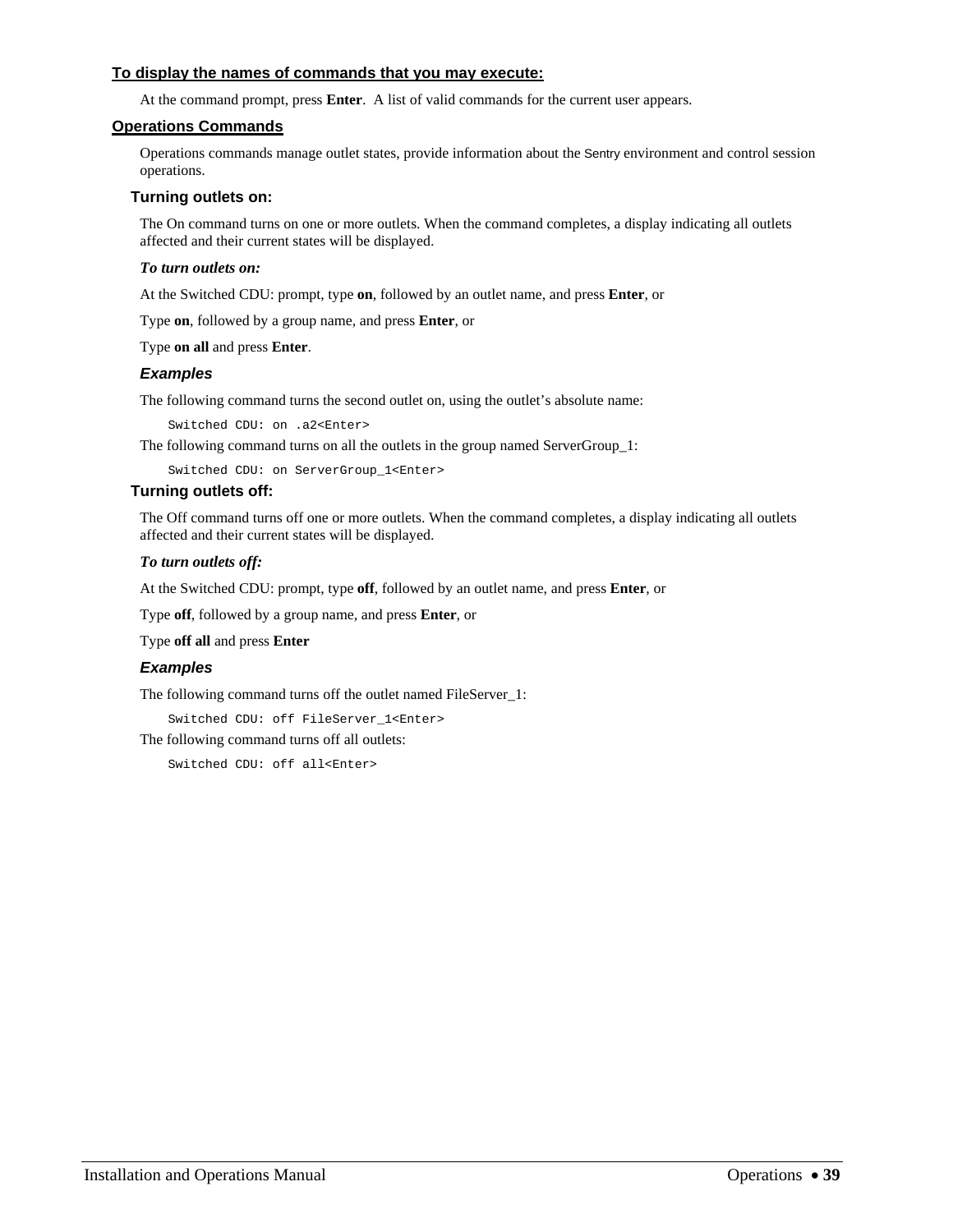## To display the names of commands that you may execute:

At the command prompt, press **Enter**. A list of valid commands for the current user appears.

## Operations Commands

Operations commands manage outlet states, provide information about the Sentry environment and control session operations.

### Turning outlets on:

The On command turns on one or more outlets. When the command completes, a display indicating all outlets affected and their current states will be displayed.

***To turn outlets on:***

At the Switched CDU: prompt, type **on**, followed by an outlet name, and press **Enter**, or

Type **on**, followed by a group name, and press **Enter**, or

Type **on all** and press **Enter**.

#### *Examples*

The following command turns the second outlet on, using the outlet's absolute name:

```
Switched CDU: on .a2<Enter>
```

The following command turns on all the outlets in the group named ServerGroup_1:

```
Switched CDU: on ServerGroup_1<Enter>
```

### Turning outlets off:

The Off command turns off one or more outlets. When the command completes, a display indicating all outlets affected and their current states will be displayed.

***To turn outlets off:***

At the Switched CDU: prompt, type **off**, followed by an outlet name, and press **Enter**, or

Type **off**, followed by a group name, and press **Enter**, or

Type **off all** and press **Enter**

#### *Examples*

The following command turns off the outlet named FileServer_1:

```
Switched CDU: off FileServer_1<Enter>
```

The following command turns off all outlets:

```
Switched CDU: off all<Enter>
```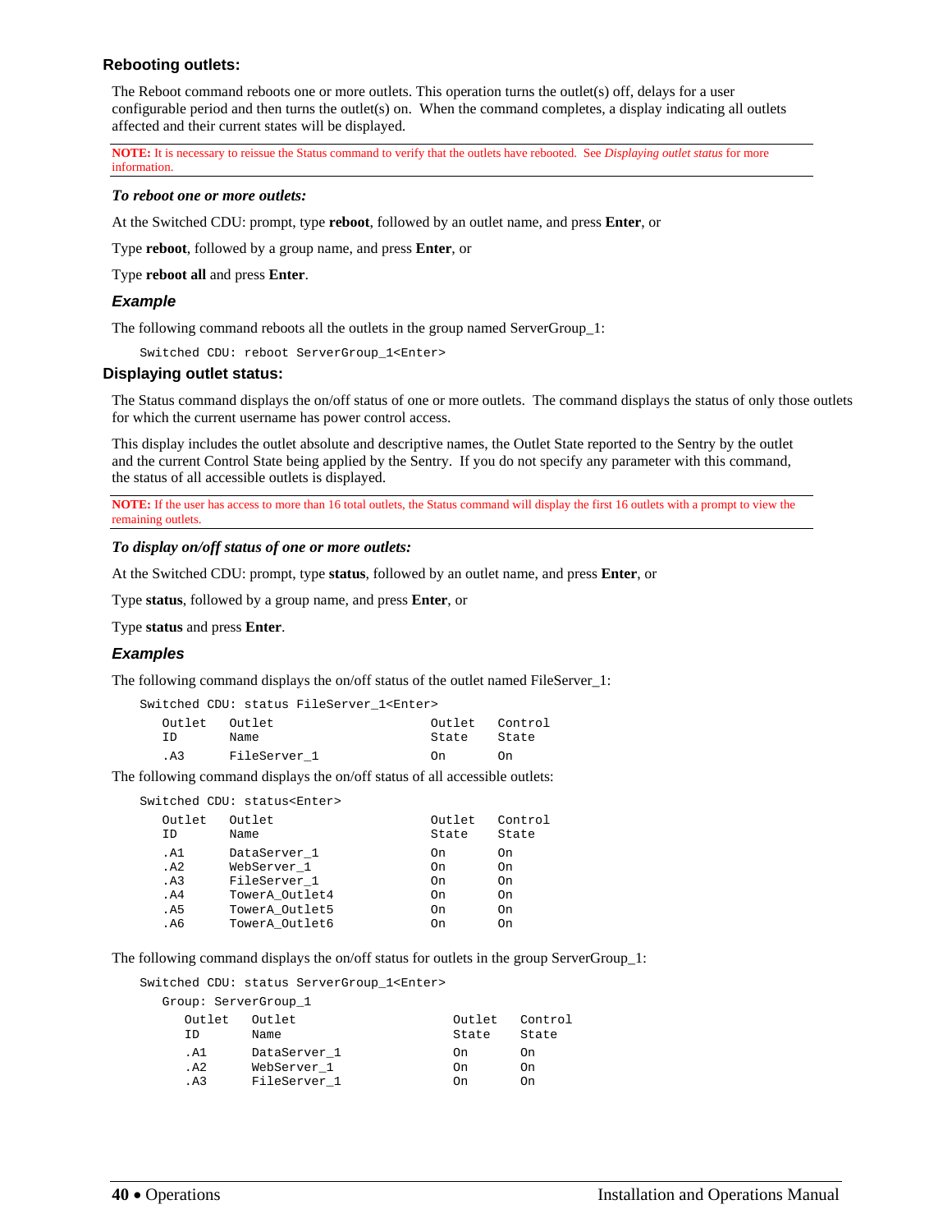### Rebooting outlets:

The Reboot command reboots one or more outlets. This operation turns the outlet(s) off, delays for a user configurable period and then turns the outlet(s) on. When the command completes, a display indicating all outlets affected and their current states will be displayed.

**NOTE:** It is necessary to reissue the Status command to verify that the outlets have rebooted. See *Displaying outlet status* for more information.

***To reboot one or more outlets:***

At the Switched CDU: prompt, type **reboot**, followed by an outlet name, and press **Enter**, or

Type **reboot**, followed by a group name, and press **Enter**, or

Type **reboot all** and press **Enter**.

#### *Example*

The following command reboots all the outlets in the group named ServerGroup_1:

```
Switched CDU: reboot ServerGroup_1<Enter>
```

### Displaying outlet status:

The Status command displays the on/off status of one or more outlets. The command displays the status of only those outlets for which the current username has power control access.

This display includes the outlet absolute and descriptive names, the Outlet State reported to the Sentry by the outlet and the current Control State being applied by the Sentry. If you do not specify any parameter with this command, the status of all accessible outlets is displayed.

**NOTE:** If the user has access to more than 16 total outlets, the Status command will display the first 16 outlets with a prompt to view the remaining outlets.

***To display on/off status of one or more outlets:***

At the Switched CDU: prompt, type **status**, followed by an outlet name, and press **Enter**, or

Type **status**, followed by a group name, and press **Enter**, or

Type **status** and press **Enter**.

#### *Examples*

The following command displays the on/off status of the outlet named FileServer_1:

```
Switched CDU: status FileServer_1<Enter>

   Outlet   Outlet                     Outlet   Control
   ID       Name                       State    State

   .A3      FileServer_1               On       On
```

The following command displays the on/off status of all accessible outlets:

```
Switched CDU: status<Enter>

   Outlet   Outlet                     Outlet   Control
   ID       Name                       State    State

   .A1      DataServer_1               On       On
   .A2      WebServer_1                On       On
   .A3      FileServer_1               On       On
   .A4      TowerA_Outlet4             On       On
   .A5      TowerA_Outlet5             On       On
   .A6      TowerA_Outlet6             On       On
```

The following command displays the on/off status for outlets in the group ServerGroup_1:

```
Switched CDU: status ServerGroup_1<Enter>

   Group: ServerGroup_1

      Outlet   Outlet                     Outlet   Control
      ID       Name                       State    State

      .A1      DataServer_1               On       On
      .A2      WebServer_1                On       On
      .A3      FileServer_1               On       On
```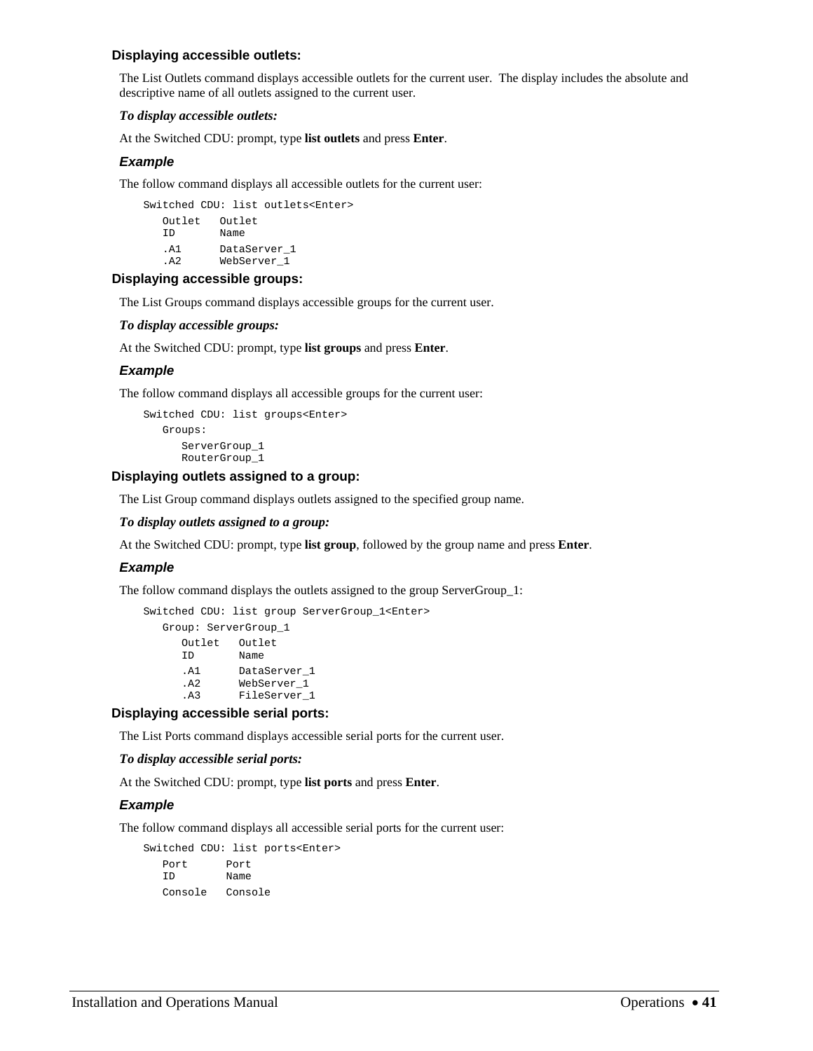### Displaying accessible outlets:

The List Outlets command displays accessible outlets for the current user. The display includes the absolute and descriptive name of all outlets assigned to the current user.

***To display accessible outlets:***

At the Switched CDU: prompt, type **list outlets** and press **Enter**.

#### *Example*

The follow command displays all accessible outlets for the current user:

```
Switched CDU: list outlets<Enter>
   Outlet   Outlet
   ID       Name
   .A1      DataServer_1
   .A2      WebServer_1
```

### Displaying accessible groups:

The List Groups command displays accessible groups for the current user.

***To display accessible groups:***

At the Switched CDU: prompt, type **list groups** and press **Enter**.

#### *Example*

The follow command displays all accessible groups for the current user:

```
Switched CDU: list groups<Enter>
   Groups:
      ServerGroup_1
      RouterGroup_1
```

### Displaying outlets assigned to a group:

The List Group command displays outlets assigned to the specified group name.

***To display outlets assigned to a group:***

At the Switched CDU: prompt, type **list group**, followed by the group name and press **Enter**.

#### *Example*

The follow command displays the outlets assigned to the group ServerGroup_1:

```
Switched CDU: list group ServerGroup_1<Enter>
   Group: ServerGroup_1
      Outlet   Outlet
      ID       Name
      .A1      DataServer_1
      .A2      WebServer_1
      .A3      FileServer_1
```

### Displaying accessible serial ports:

The List Ports command displays accessible serial ports for the current user.

***To display accessible serial ports:***

At the Switched CDU: prompt, type **list ports** and press **Enter**.

#### *Example*

The follow command displays all accessible serial ports for the current user:

```
Switched CDU: list ports<Enter>
   Port      Port
   ID        Name
   Console   Console
```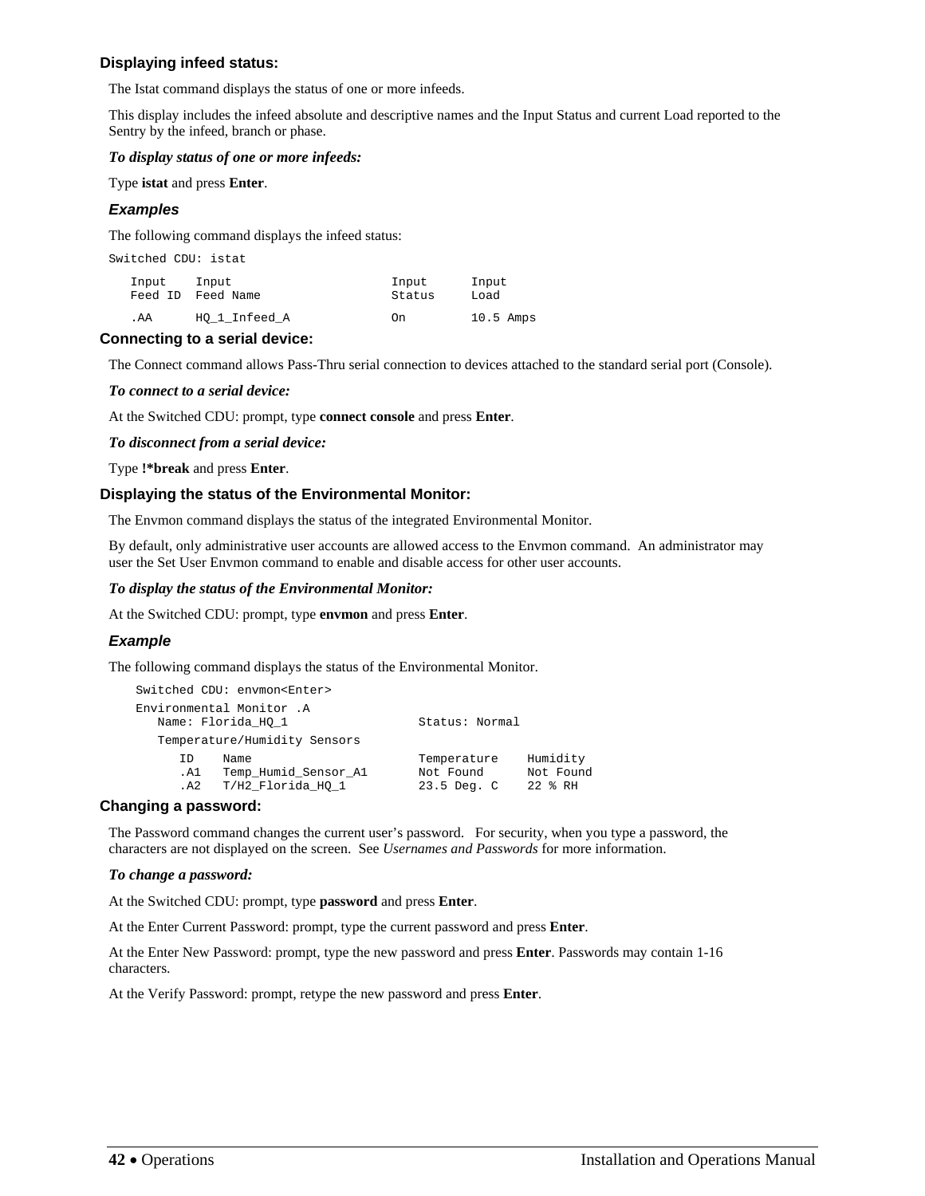### Displaying infeed status:

The Istat command displays the status of one or more infeeds.

This display includes the infeed absolute and descriptive names and the Input Status and current Load reported to the Sentry by the infeed, branch or phase.

***To display status of one or more infeeds:***

Type **istat** and press **Enter**.

#### *Examples*

The following command displays the infeed status:

```
Switched CDU: istat

   Input    Input                      Input      Input
   Feed ID  Feed Name                  Status     Load

   .AA      HQ_1_Infeed_A              On         10.5 Amps
```

### Connecting to a serial device:

The Connect command allows Pass-Thru serial connection to devices attached to the standard serial port (Console).

***To connect to a serial device:***

At the Switched CDU: prompt, type **connect console** and press **Enter**.

***To disconnect from a serial device:***

Type **!*break** and press **Enter**.

### Displaying the status of the Environmental Monitor:

The Envmon command displays the status of the integrated Environmental Monitor.

By default, only administrative user accounts are allowed access to the Envmon command. An administrator may user the Set User Envmon command to enable and disable access for other user accounts.

***To display the status of the Environmental Monitor:***

At the Switched CDU: prompt, type **envmon** and press **Enter**.

#### *Example*

The following command displays the status of the Environmental Monitor.

```
Switched CDU: envmon<Enter>

Environmental Monitor .A
   Name: Florida_HQ_1                Status: Normal

   Temperature/Humidity Sensors

      ID    Name                     Temperature    Humidity
      .A1   Temp_Humid_Sensor_A1     Not Found      Not Found
      .A2   T/H2_Florida_HQ_1        23.5 Deg. C    22 % RH
```

### Changing a password:

The Password command changes the current user's password. For security, when you type a password, the characters are not displayed on the screen. See *Usernames and Passwords* for more information.

***To change a password:***

At the Switched CDU: prompt, type **password** and press **Enter**.

At the Enter Current Password: prompt, type the current password and press **Enter**.

At the Enter New Password: prompt, type the new password and press **Enter**. Passwords may contain 1-16 characters.

At the Verify Password: prompt, retype the new password and press **Enter**.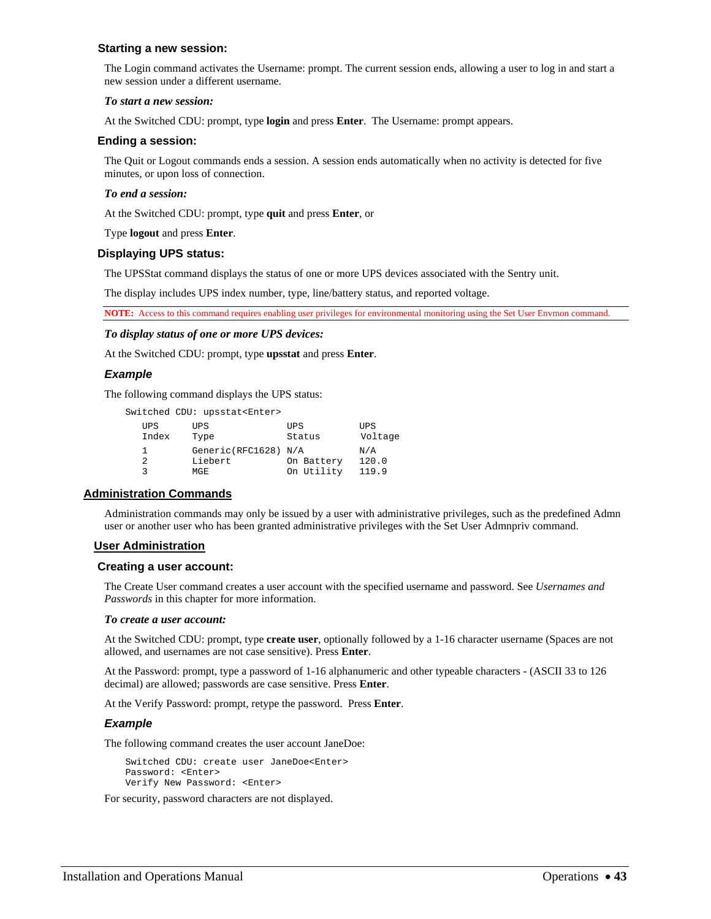### Starting a new session:

The Login command activates the Username: prompt. The current session ends, allowing a user to log in and start a new session under a different username.

***To start a new session:***

At the Switched CDU: prompt, type **login** and press **Enter**. The Username: prompt appears.

### Ending a session:

The Quit or Logout commands ends a session. A session ends automatically when no activity is detected for five minutes, or upon loss of connection.

***To end a session:***

At the Switched CDU: prompt, type **quit** and press **Enter**, or

Type **logout** and press **Enter**.

### Displaying UPS status:

The UPSStat command displays the status of one or more UPS devices associated with the Sentry unit.

The display includes UPS index number, type, line/battery status, and reported voltage.

---

**NOTE:** Access to this command requires enabling user privileges for environmental monitoring using the Set User Envmon command.

---

***To display status of one or more UPS devices:***

At the Switched CDU: prompt, type **upsstat** and press **Enter**.

#### *Example*

The following command displays the UPS status:

```
Switched CDU: upsstat<Enter>

   UPS      UPS              UPS         UPS
   Index    Type             Status      Voltage

   1        Generic(RFC1628) N/A         N/A
   2        Liebert          On Battery  120.0
   3        MGE              On Utility  119.9
```

## Administration Commands

Administration commands may only be issued by a user with administrative privileges, such as the predefined Admn user or another user who has been granted administrative privileges with the Set User Admnpriv command.

## User Administration

### Creating a user account:

The Create User command creates a user account with the specified username and password. See *Usernames and Passwords* in this chapter for more information.

***To create a user account:***

At the Switched CDU: prompt, type **create user**, optionally followed by a 1-16 character username (Spaces are not allowed, and usernames are not case sensitive). Press **Enter**.

At the Password: prompt, type a password of 1-16 alphanumeric and other typeable characters - (ASCII 33 to 126 decimal) are allowed; passwords are case sensitive. Press **Enter**.

At the Verify Password: prompt, retype the password. Press **Enter**.

#### *Example*

The following command creates the user account JaneDoe:

```
Switched CDU: create user JaneDoe<Enter>
Password: <Enter>
Verify New Password: <Enter>
```

For security, password characters are not displayed.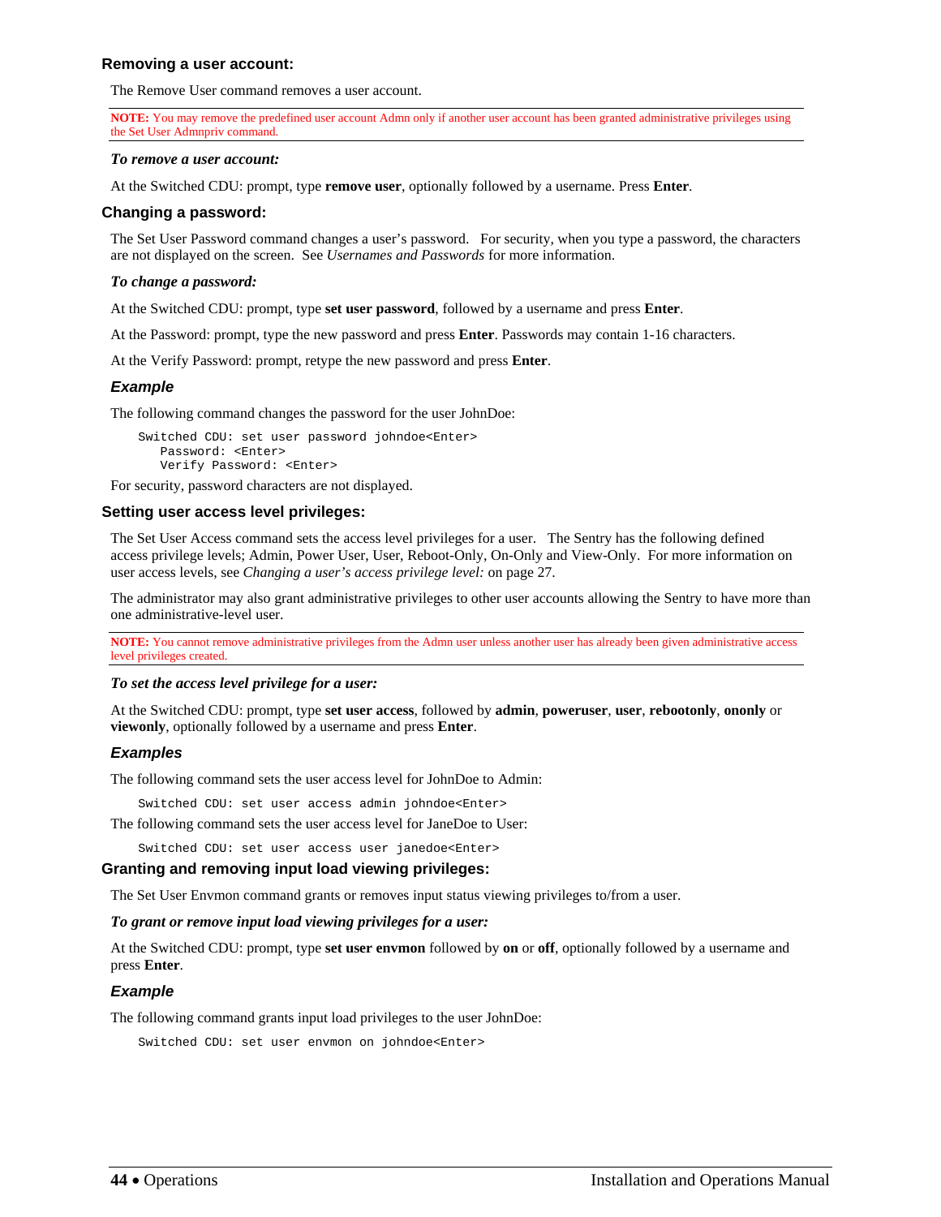### Removing a user account:

The Remove User command removes a user account.

---

**NOTE:** You may remove the predefined user account Admn only if another user account has been granted administrative privileges using the Set User Admnpriv command.

---

***To remove a user account:***

At the Switched CDU: prompt, type **remove user**, optionally followed by a username. Press **Enter**.

### Changing a password:

The Set User Password command changes a user's password. For security, when you type a password, the characters are not displayed on the screen. See *Usernames and Passwords* for more information.

***To change a password:***

At the Switched CDU: prompt, type **set user password**, followed by a username and press **Enter**.

At the Password: prompt, type the new password and press **Enter**. Passwords may contain 1-16 characters.

At the Verify Password: prompt, retype the new password and press **Enter**.

#### *Example*

The following command changes the password for the user JohnDoe:

```
Switched CDU: set user password johndoe<Enter>
   Password: <Enter>
   Verify Password: <Enter>
```

For security, password characters are not displayed.

### Setting user access level privileges:

The Set User Access command sets the access level privileges for a user. The Sentry has the following defined access privilege levels; Admin, Power User, User, Reboot-Only, On-Only and View-Only. For more information on user access levels, see *Changing a user's access privilege level:* on page 27.

The administrator may also grant administrative privileges to other user accounts allowing the Sentry to have more than one administrative-level user.

---

**NOTE:** You cannot remove administrative privileges from the Admn user unless another user has already been given administrative access level privileges created.

---

***To set the access level privilege for a user:***

At the Switched CDU: prompt, type **set user access**, followed by **admin**, **poweruser**, **user**, **rebootonly**, **ononly** or **viewonly**, optionally followed by a username and press **Enter**.

#### *Examples*

The following command sets the user access level for JohnDoe to Admin:

```
Switched CDU: set user access admin johndoe<Enter>
```

The following command sets the user access level for JaneDoe to User:

```
Switched CDU: set user access user janedoe<Enter>
```

### Granting and removing input load viewing privileges:

The Set User Envmon command grants or removes input status viewing privileges to/from a user.

***To grant or remove input load viewing privileges for a user:***

At the Switched CDU: prompt, type **set user envmon** followed by **on** or **off**, optionally followed by a username and press **Enter**.

#### *Example*

The following command grants input load privileges to the user JohnDoe:

```
Switched CDU: set user envmon on johndoe<Enter>
```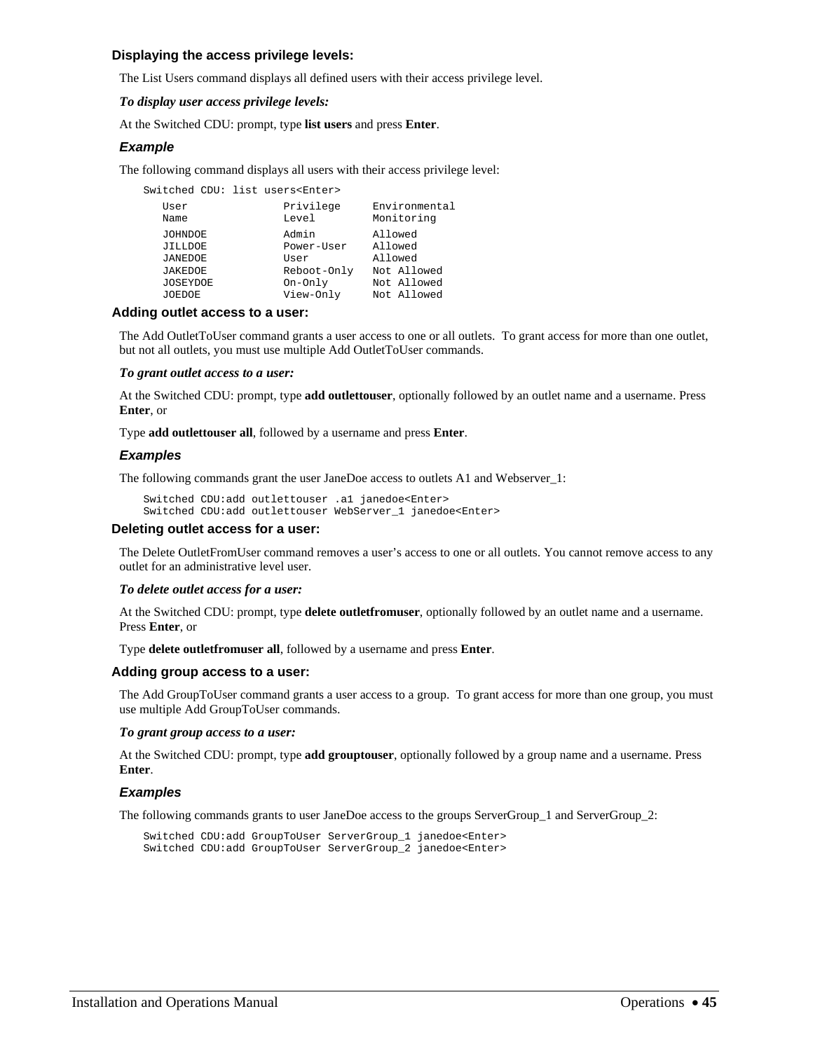### Displaying the access privilege levels:

The List Users command displays all defined users with their access privilege level.

***To display user access privilege levels:***

At the Switched CDU: prompt, type **list users** and press **Enter**.

#### *Example*

The following command displays all users with their access privilege level:

```
Switched CDU: list users<Enter>

   User              Privilege     Environmental
   Name              Level         Monitoring

   JOHNDOE           Admin         Allowed
   JILLDOE           Power-User    Allowed
   JANEDOE           User          Allowed
   JAKEDOE           Reboot-Only   Not Allowed
   JOSEYDOE          On-Only       Not Allowed
   JOEDOE            View-Only     Not Allowed
```

### Adding outlet access to a user:

The Add OutletToUser command grants a user access to one or all outlets. To grant access for more than one outlet, but not all outlets, you must use multiple Add OutletToUser commands.

***To grant outlet access to a user:***

At the Switched CDU: prompt, type **add outlettouser**, optionally followed by an outlet name and a username. Press **Enter**, or

Type **add outlettouser all**, followed by a username and press **Enter**.

#### *Examples*

The following commands grant the user JaneDoe access to outlets A1 and Webserver_1:

```
Switched CDU:add outlettouser .a1 janedoe<Enter>
Switched CDU:add outlettouser WebServer_1 janedoe<Enter>
```

### Deleting outlet access for a user:

The Delete OutletFromUser command removes a user's access to one or all outlets. You cannot remove access to any outlet for an administrative level user.

***To delete outlet access for a user:***

At the Switched CDU: prompt, type **delete outletfromuser**, optionally followed by an outlet name and a username. Press **Enter**, or

Type **delete outletfromuser all**, followed by a username and press **Enter**.

### Adding group access to a user:

The Add GroupToUser command grants a user access to a group. To grant access for more than one group, you must use multiple Add GroupToUser commands.

***To grant group access to a user:***

At the Switched CDU: prompt, type **add grouptouser**, optionally followed by a group name and a username. Press **Enter**.

#### *Examples*

The following commands grants to user JaneDoe access to the groups ServerGroup_1 and ServerGroup_2:

```
Switched CDU:add GroupToUser ServerGroup_1 janedoe<Enter>
Switched CDU:add GroupToUser ServerGroup_2 janedoe<Enter>
```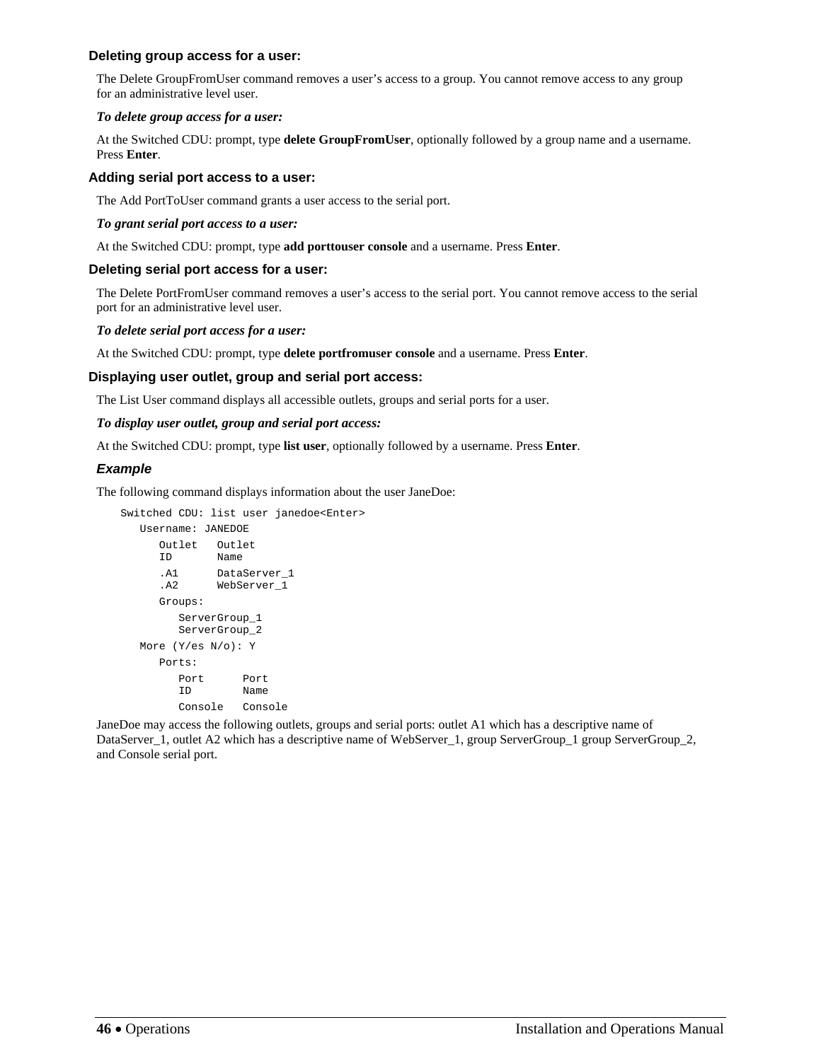### Deleting group access for a user:

The Delete GroupFromUser command removes a user's access to a group. You cannot remove access to any group for an administrative level user.

***To delete group access for a user:***

At the Switched CDU: prompt, type **delete GroupFromUser**, optionally followed by a group name and a username. Press **Enter**.

### Adding serial port access to a user:

The Add PortToUser command grants a user access to the serial port.

***To grant serial port access to a user:***

At the Switched CDU: prompt, type **add porttouser console** and a username. Press **Enter**.

### Deleting serial port access for a user:

The Delete PortFromUser command removes a user's access to the serial port. You cannot remove access to the serial port for an administrative level user.

***To delete serial port access for a user:***

At the Switched CDU: prompt, type **delete portfromuser console** and a username. Press **Enter**.

### Displaying user outlet, group and serial port access:

The List User command displays all accessible outlets, groups and serial ports for a user.

***To display user outlet, group and serial port access:***

At the Switched CDU: prompt, type **list user**, optionally followed by a username. Press **Enter**.

#### *Example*

The following command displays information about the user JaneDoe:

```
Switched CDU: list user janedoe<Enter>
   Username: JANEDOE
      Outlet   Outlet
      ID       Name
      .A1      DataServer_1
      .A2      WebServer_1
      Groups:
         ServerGroup_1
         ServerGroup_2
   More (Y/es N/o): Y
      Ports:
         Port      Port
         ID        Name
         Console   Console
```

JaneDoe may access the following outlets, groups and serial ports: outlet A1 which has a descriptive name of DataServer_1, outlet A2 which has a descriptive name of WebServer_1, group ServerGroup_1 group ServerGroup_2, and Console serial port.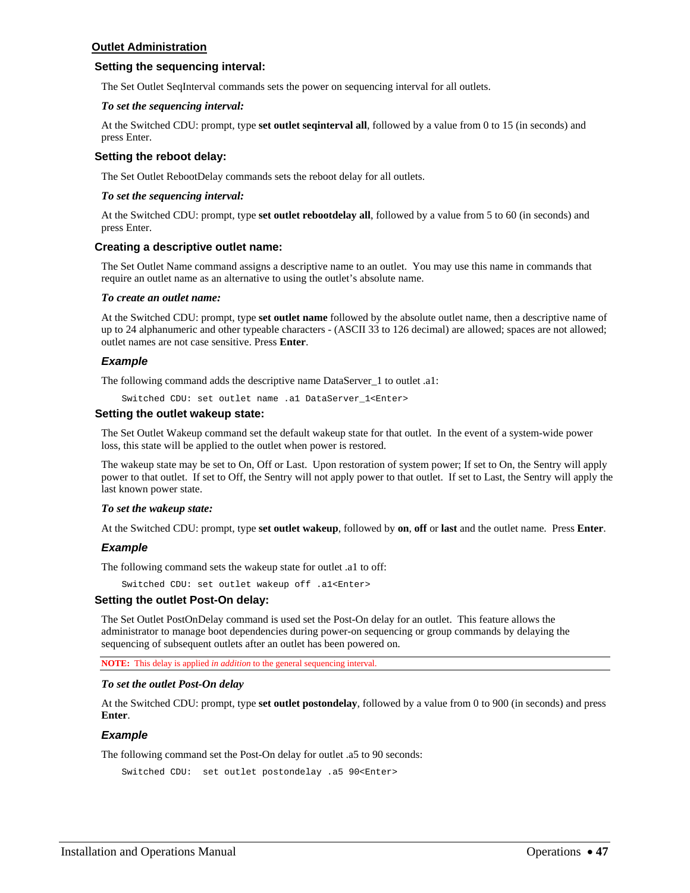## Outlet Administration

### Setting the sequencing interval:

The Set Outlet SeqInterval commands sets the power on sequencing interval for all outlets.

***To set the sequencing interval:***

At the Switched CDU: prompt, type **set outlet seqinterval all**, followed by a value from 0 to 15 (in seconds) and press Enter.

### Setting the reboot delay:

The Set Outlet RebootDelay commands sets the reboot delay for all outlets.

***To set the sequencing interval:***

At the Switched CDU: prompt, type **set outlet rebootdelay all**, followed by a value from 5 to 60 (in seconds) and press Enter.

### Creating a descriptive outlet name:

The Set Outlet Name command assigns a descriptive name to an outlet. You may use this name in commands that require an outlet name as an alternative to using the outlet's absolute name.

***To create an outlet name:***

At the Switched CDU: prompt, type **set outlet name** followed by the absolute outlet name, then a descriptive name of up to 24 alphanumeric and other typeable characters - (ASCII 33 to 126 decimal) are allowed; spaces are not allowed; outlet names are not case sensitive. Press **Enter**.

#### *Example*

The following command adds the descriptive name DataServer_1 to outlet .a1:

```
Switched CDU: set outlet name .a1 DataServer_1<Enter>
```

### Setting the outlet wakeup state:

The Set Outlet Wakeup command set the default wakeup state for that outlet. In the event of a system-wide power loss, this state will be applied to the outlet when power is restored.

The wakeup state may be set to On, Off or Last. Upon restoration of system power; If set to On, the Sentry will apply power to that outlet. If set to Off, the Sentry will not apply power to that outlet. If set to Last, the Sentry will apply the last known power state.

***To set the wakeup state:***

At the Switched CDU: prompt, type **set outlet wakeup**, followed by **on**, **off** or **last** and the outlet name. Press **Enter**.

#### *Example*

The following command sets the wakeup state for outlet .a1 to off:

```
Switched CDU: set outlet wakeup off .a1<Enter>
```

### Setting the outlet Post-On delay:

The Set Outlet PostOnDelay command is used set the Post-On delay for an outlet. This feature allows the administrator to manage boot dependencies during power-on sequencing or group commands by delaying the sequencing of subsequent outlets after an outlet has been powered on.

**NOTE:** This delay is applied *in addition* to the general sequencing interval.

***To set the outlet Post-On delay***

At the Switched CDU: prompt, type **set outlet postondelay**, followed by a value from 0 to 900 (in seconds) and press **Enter**.

#### *Example*

The following command set the Post-On delay for outlet .a5 to 90 seconds:

```
Switched CDU:  set outlet postondelay .a5 90<Enter>
```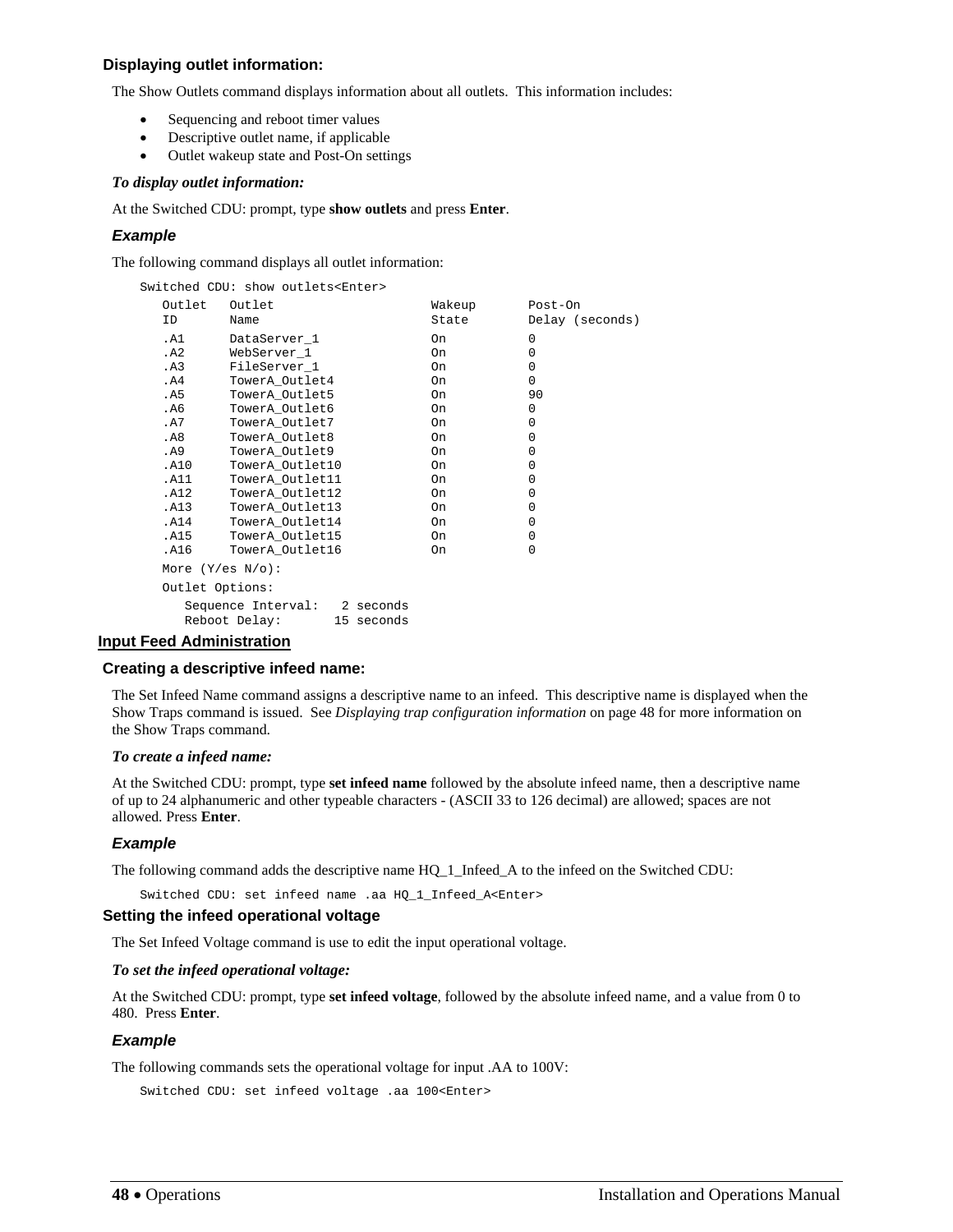### Displaying outlet information:

The Show Outlets command displays information about all outlets. This information includes:

- Sequencing and reboot timer values
- Descriptive outlet name, if applicable
- Outlet wakeup state and Post-On settings

*To display outlet information:*

At the Switched CDU: prompt, type **show outlets** and press **Enter**.

#### Example

The following command displays all outlet information:

```
Switched CDU: show outlets<Enter>
   Outlet   Outlet                    Wakeup       Post-On
   ID       Name                      State        Delay (seconds)
   .A1      DataServer_1              On           0
   .A2      WebServer_1               On           0
   .A3      FileServer_1              On           0
   .A4      TowerA_Outlet4            On           0
   .A5      TowerA_Outlet5            On           90
   .A6      TowerA_Outlet6            On           0
   .A7      TowerA_Outlet7            On           0
   .A8      TowerA_Outlet8            On           0
   .A9      TowerA_Outlet9            On           0
   .A10     TowerA_Outlet10           On           0
   .A11     TowerA_Outlet11           On           0
   .A12     TowerA_Outlet12           On           0
   .A13     TowerA_Outlet13           On           0
   .A14     TowerA_Outlet14           On           0
   .A15     TowerA_Outlet15           On           0
   .A16     TowerA_Outlet16           On           0
   More (Y/es N/o):
   Outlet Options:
      Sequence Interval:   2 seconds
      Reboot Delay:       15 seconds
```

## Input Feed Administration

### Creating a descriptive infeed name:

The Set Infeed Name command assigns a descriptive name to an infeed. This descriptive name is displayed when the Show Traps command is issued. See *Displaying trap configuration information* on page 48 for more information on the Show Traps command.

*To create a infeed name:*

At the Switched CDU: prompt, type **set infeed name** followed by the absolute infeed name, then a descriptive name of up to 24 alphanumeric and other typeable characters - (ASCII 33 to 126 decimal) are allowed; spaces are not allowed. Press **Enter**.

#### Example

The following command adds the descriptive name HQ_1_Infeed_A to the infeed on the Switched CDU:

```
Switched CDU: set infeed name .aa HQ_1_Infeed_A<Enter>
```

### Setting the infeed operational voltage

The Set Infeed Voltage command is use to edit the input operational voltage.

*To set the infeed operational voltage:*

At the Switched CDU: prompt, type **set infeed voltage**, followed by the absolute infeed name, and a value from 0 to 480. Press **Enter**.

#### Example

The following commands sets the operational voltage for input .AA to 100V:

```
Switched CDU: set infeed voltage .aa 100<Enter>
```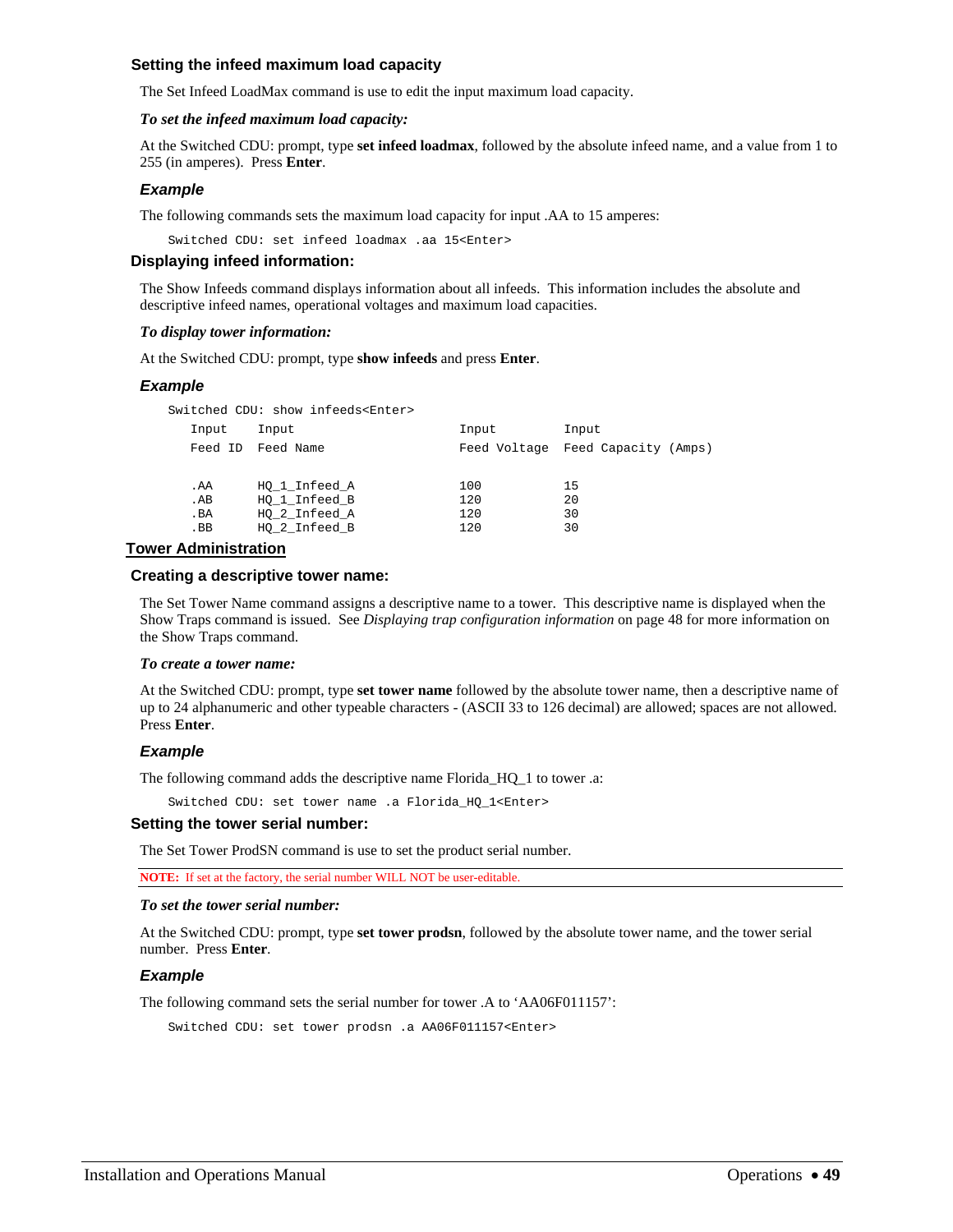### Setting the infeed maximum load capacity

The Set Infeed LoadMax command is use to edit the input maximum load capacity.

***To set the infeed maximum load capacity:***

At the Switched CDU: prompt, type **set infeed loadmax**, followed by the absolute infeed name, and a value from 1 to 255 (in amperes). Press **Enter**.

#### *Example*

The following commands sets the maximum load capacity for input .AA to 15 amperes:

```
Switched CDU: set infeed loadmax .aa 15<Enter>
```

### Displaying infeed information:

The Show Infeeds command displays information about all infeeds. This information includes the absolute and descriptive infeed names, operational voltages and maximum load capacities.

***To display tower information:***

At the Switched CDU: prompt, type **show infeeds** and press **Enter**.

#### *Example*

```
Switched CDU: show infeeds<Enter>
   Input    Input                       Input         Input
   Feed ID  Feed Name                   Feed Voltage  Feed Capacity (Amps)

   .AA      HQ_1_Infeed_A               100           15
   .AB      HQ_1_Infeed_B               120           20
   .BA      HQ_2_Infeed_A               120           30
   .BB      HQ_2_Infeed_B               120           30
```

## Tower Administration

### Creating a descriptive tower name:

The Set Tower Name command assigns a descriptive name to a tower. This descriptive name is displayed when the Show Traps command is issued. See *Displaying trap configuration information* on page 48 for more information on the Show Traps command.

***To create a tower name:***

At the Switched CDU: prompt, type **set tower name** followed by the absolute tower name, then a descriptive name of up to 24 alphanumeric and other typeable characters - (ASCII 33 to 126 decimal) are allowed; spaces are not allowed. Press **Enter**.

#### *Example*

The following command adds the descriptive name Florida_HQ_1 to tower .a:

```
Switched CDU: set tower name .a Florida_HQ_1<Enter>
```

### Setting the tower serial number:

The Set Tower ProdSN command is use to set the product serial number.

**NOTE:** If set at the factory, the serial number WILL NOT be user-editable.

***To set the tower serial number:***

At the Switched CDU: prompt, type **set tower prodsn**, followed by the absolute tower name, and the tower serial number. Press **Enter**.

#### *Example*

The following command sets the serial number for tower .A to 'AA06F011157':

```
Switched CDU: set tower prodsn .a AA06F011157<Enter>
```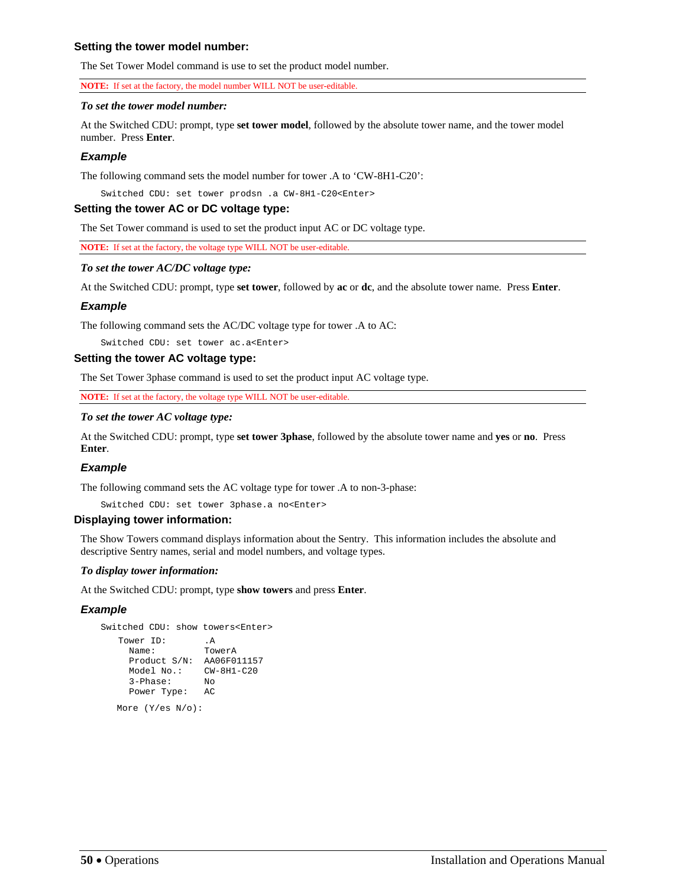### Setting the tower model number:

The Set Tower Model command is use to set the product model number.

**NOTE:** If set at the factory, the model number WILL NOT be user-editable.

***To set the tower model number:***

At the Switched CDU: prompt, type **set tower model**, followed by the absolute tower name, and the tower model number. Press **Enter**.

#### *Example*

The following command sets the model number for tower .A to 'CW-8H1-C20':

```
Switched CDU: set tower prodsn .a CW-8H1-C20<Enter>
```

### Setting the tower AC or DC voltage type:

The Set Tower command is used to set the product input AC or DC voltage type.

**NOTE:** If set at the factory, the voltage type WILL NOT be user-editable.

***To set the tower AC/DC voltage type:***

At the Switched CDU: prompt, type **set tower**, followed by **ac** or **dc**, and the absolute tower name. Press **Enter**.

#### *Example*

The following command sets the AC/DC voltage type for tower .A to AC:

```
Switched CDU: set tower ac.a<Enter>
```

### Setting the tower AC voltage type:

The Set Tower 3phase command is used to set the product input AC voltage type.

**NOTE:** If set at the factory, the voltage type WILL NOT be user-editable.

***To set the tower AC voltage type:***

At the Switched CDU: prompt, type **set tower 3phase**, followed by the absolute tower name and **yes** or **no**. Press **Enter**.

#### *Example*

The following command sets the AC voltage type for tower .A to non-3-phase:

```
Switched CDU: set tower 3phase.a no<Enter>
```

### Displaying tower information:

The Show Towers command displays information about the Sentry. This information includes the absolute and descriptive Sentry names, serial and model numbers, and voltage types.

***To display tower information:***

At the Switched CDU: prompt, type **show towers** and press **Enter**.

#### *Example*

```
Switched CDU: show towers<Enter>

   Tower ID:       .A
     Name:         TowerA
     Product S/N:  AA06F011157
     Model No.:    CW-8H1-C20
     3-Phase:      No
     Power Type:   AC

  More (Y/es N/o):
```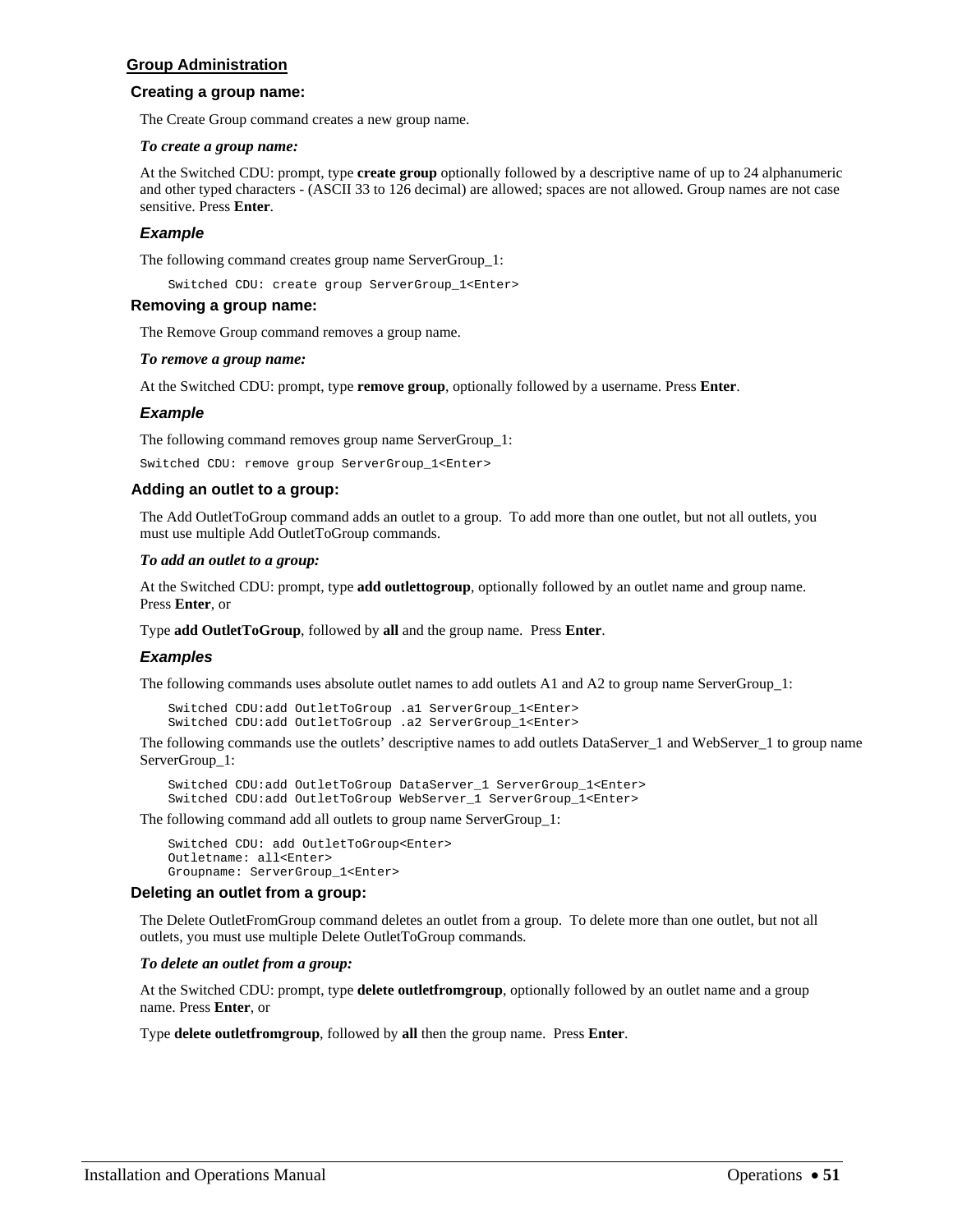## Group Administration

### Creating a group name:

The Create Group command creates a new group name.

***To create a group name:***

At the Switched CDU: prompt, type **create group** optionally followed by a descriptive name of up to 24 alphanumeric and other typed characters - (ASCII 33 to 126 decimal) are allowed; spaces are not allowed. Group names are not case sensitive. Press **Enter**.

#### *Example*

The following command creates group name ServerGroup_1:

```
Switched CDU: create group ServerGroup_1<Enter>
```

### Removing a group name:

The Remove Group command removes a group name.

***To remove a group name:***

At the Switched CDU: prompt, type **remove group**, optionally followed by a username. Press **Enter**.

#### *Example*

The following command removes group name ServerGroup_1:

```
Switched CDU: remove group ServerGroup_1<Enter>
```

### Adding an outlet to a group:

The Add OutletToGroup command adds an outlet to a group. To add more than one outlet, but not all outlets, you must use multiple Add OutletToGroup commands.

***To add an outlet to a group:***

At the Switched CDU: prompt, type **add outlettogroup**, optionally followed by an outlet name and group name. Press **Enter**, or

Type **add OutletToGroup**, followed by **all** and the group name. Press **Enter**.

#### *Examples*

The following commands uses absolute outlet names to add outlets A1 and A2 to group name ServerGroup_1:

```
Switched CDU:add OutletToGroup .a1 ServerGroup_1<Enter>
Switched CDU:add OutletToGroup .a2 ServerGroup_1<Enter>
```

The following commands use the outlets' descriptive names to add outlets DataServer_1 and WebServer_1 to group name ServerGroup_1:

```
Switched CDU:add OutletToGroup DataServer_1 ServerGroup_1<Enter>
Switched CDU:add OutletToGroup WebServer_1 ServerGroup_1<Enter>
```

The following command add all outlets to group name ServerGroup_1:

```
Switched CDU: add OutletToGroup<Enter>
Outletname: all<Enter>
Groupname: ServerGroup_1<Enter>
```

### Deleting an outlet from a group:

The Delete OutletFromGroup command deletes an outlet from a group. To delete more than one outlet, but not all outlets, you must use multiple Delete OutletToGroup commands.

***To delete an outlet from a group:***

At the Switched CDU: prompt, type **delete outletfromgroup**, optionally followed by an outlet name and a group name. Press **Enter**, or

Type **delete outletfromgroup**, followed by **all** then the group name. Press **Enter**.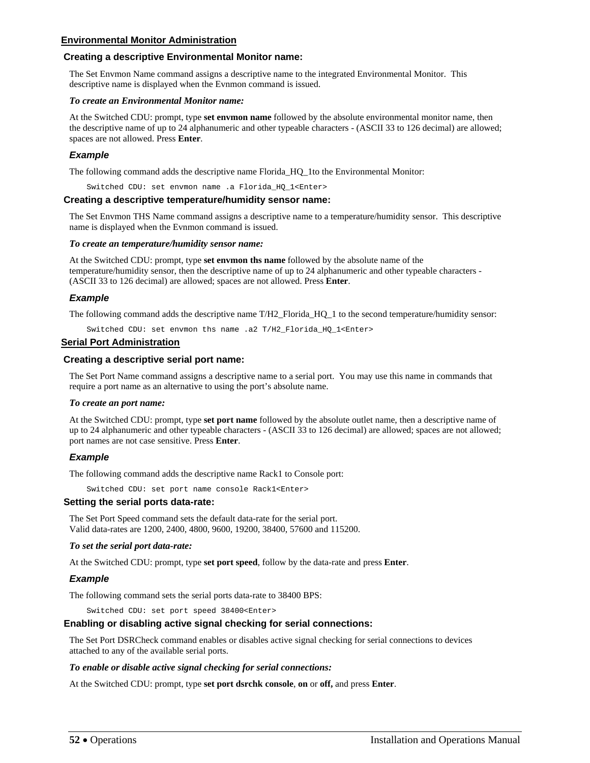## Environmental Monitor Administration

### Creating a descriptive Environmental Monitor name:

The Set Envmon Name command assigns a descriptive name to the integrated Environmental Monitor. This descriptive name is displayed when the Evnmon command is issued.

***To create an Environmental Monitor name:***

At the Switched CDU: prompt, type **set envmon name** followed by the absolute environmental monitor name, then the descriptive name of up to 24 alphanumeric and other typeable characters - (ASCII 33 to 126 decimal) are allowed; spaces are not allowed. Press **Enter**.

#### *Example*

The following command adds the descriptive name Florida_HQ_1to the Environmental Monitor:

```
Switched CDU: set envmon name .a Florida_HQ_1<Enter>
```

### Creating a descriptive temperature/humidity sensor name:

The Set Envmon THS Name command assigns a descriptive name to a temperature/humidity sensor. This descriptive name is displayed when the Evnmon command is issued.

***To create an temperature/humidity sensor name:***

At the Switched CDU: prompt, type **set envmon ths name** followed by the absolute name of the temperature/humidity sensor, then the descriptive name of up to 24 alphanumeric and other typeable characters - (ASCII 33 to 126 decimal) are allowed; spaces are not allowed. Press **Enter**.

#### *Example*

The following command adds the descriptive name T/H2_Florida_HQ_1 to the second temperature/humidity sensor:

```
Switched CDU: set envmon ths name .a2 T/H2_Florida_HQ_1<Enter>
```

## Serial Port Administration

### Creating a descriptive serial port name:

The Set Port Name command assigns a descriptive name to a serial port. You may use this name in commands that require a port name as an alternative to using the port's absolute name.

***To create an port name:***

At the Switched CDU: prompt, type **set port name** followed by the absolute outlet name, then a descriptive name of up to 24 alphanumeric and other typeable characters - (ASCII 33 to 126 decimal) are allowed; spaces are not allowed; port names are not case sensitive. Press **Enter**.

#### *Example*

The following command adds the descriptive name Rack1 to Console port:

```
Switched CDU: set port name console Rack1<Enter>
```

### Setting the serial ports data-rate:

The Set Port Speed command sets the default data-rate for the serial port.
Valid data-rates are 1200, 2400, 4800, 9600, 19200, 38400, 57600 and 115200.

***To set the serial port data-rate:***

At the Switched CDU: prompt, type **set port speed**, follow by the data-rate and press **Enter**.

#### *Example*

The following command sets the serial ports data-rate to 38400 BPS:

```
Switched CDU: set port speed 38400<Enter>
```

### Enabling or disabling active signal checking for serial connections:

The Set Port DSRCheck command enables or disables active signal checking for serial connections to devices attached to any of the available serial ports.

***To enable or disable active signal checking for serial connections:***

At the Switched CDU: prompt, type **set port dsrchk console**, **on** or **off,** and press **Enter**.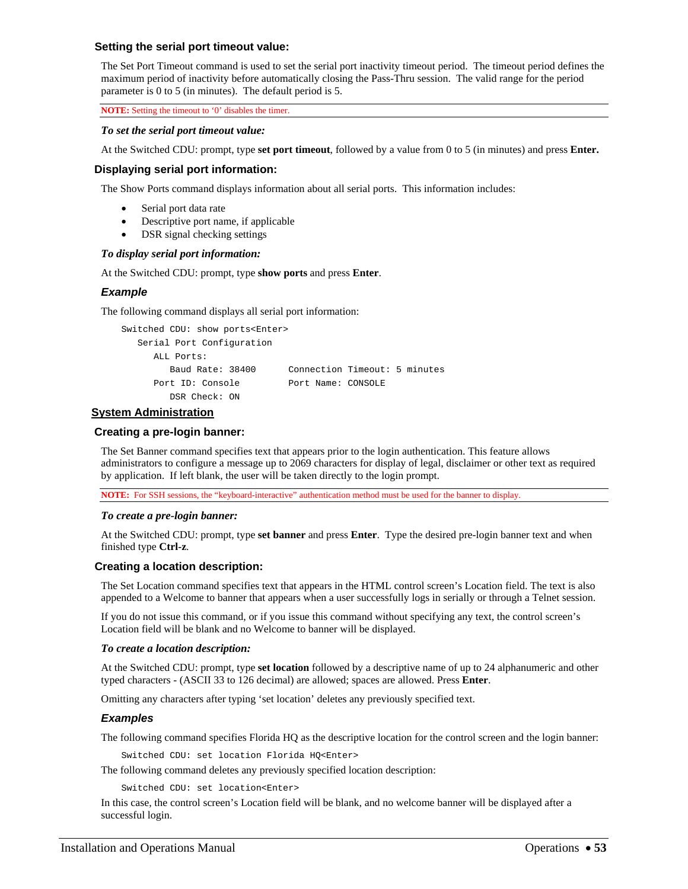### Setting the serial port timeout value:

The Set Port Timeout command is used to set the serial port inactivity timeout period. The timeout period defines the maximum period of inactivity before automatically closing the Pass-Thru session. The valid range for the period parameter is 0 to 5 (in minutes). The default period is 5.

**NOTE:** Setting the timeout to '0' disables the timer.

***To set the serial port timeout value:***

At the Switched CDU: prompt, type **set port timeout**, followed by a value from 0 to 5 (in minutes) and press **Enter.**

### Displaying serial port information:

The Show Ports command displays information about all serial ports. This information includes:

- Serial port data rate
- Descriptive port name, if applicable
- DSR signal checking settings

***To display serial port information:***

At the Switched CDU: prompt, type **show ports** and press **Enter**.

#### *Example*

The following command displays all serial port information:

```
Switched CDU: show ports<Enter>
   Serial Port Configuration
      ALL Ports:
         Baud Rate: 38400      Connection Timeout: 5 minutes
      Port ID: Console         Port Name: CONSOLE
         DSR Check: ON
```

## System Administration

### Creating a pre-login banner:

The Set Banner command specifies text that appears prior to the login authentication. This feature allows administrators to configure a message up to 2069 characters for display of legal, disclaimer or other text as required by application. If left blank, the user will be taken directly to the login prompt.

**NOTE:** For SSH sessions, the "keyboard-interactive" authentication method must be used for the banner to display.

***To create a pre-login banner:***

At the Switched CDU: prompt, type **set banner** and press **Enter**. Type the desired pre-login banner text and when finished type **Ctrl-z**.

### Creating a location description:

The Set Location command specifies text that appears in the HTML control screen's Location field. The text is also appended to a Welcome to banner that appears when a user successfully logs in serially or through a Telnet session.

If you do not issue this command, or if you issue this command without specifying any text, the control screen's Location field will be blank and no Welcome to banner will be displayed.

***To create a location description:***

At the Switched CDU: prompt, type **set location** followed by a descriptive name of up to 24 alphanumeric and other typed characters - (ASCII 33 to 126 decimal) are allowed; spaces are allowed. Press **Enter**.

Omitting any characters after typing 'set location' deletes any previously specified text.

#### *Examples*

The following command specifies Florida HQ as the descriptive location for the control screen and the login banner:

```
Switched CDU: set location Florida HQ<Enter>
```

The following command deletes any previously specified location description:

```
Switched CDU: set location<Enter>
```

In this case, the control screen's Location field will be blank, and no welcome banner will be displayed after a successful login.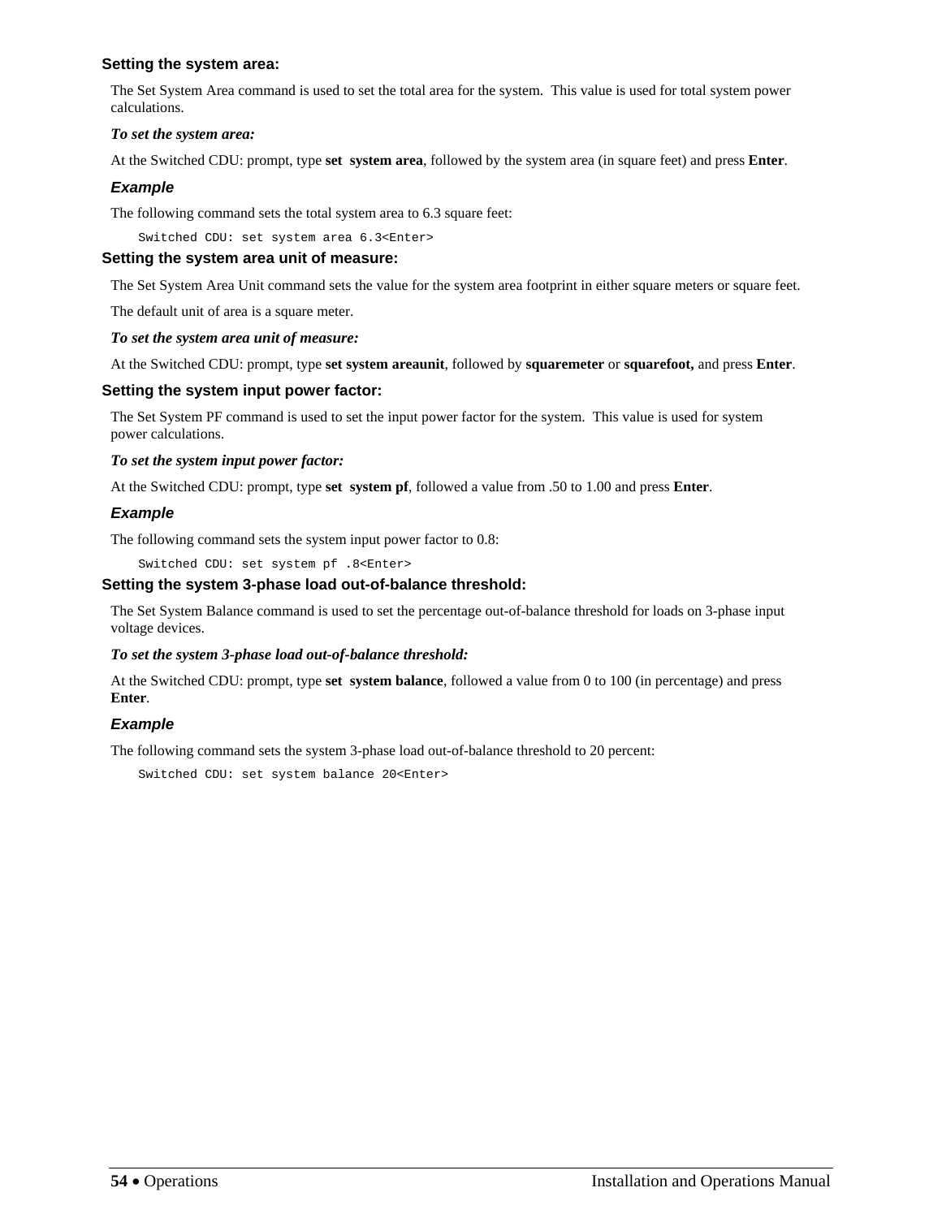### Setting the system area:

The Set System Area command is used to set the total area for the system.  This value is used for total system power calculations.

***To set the system area:***

At the Switched CDU: prompt, type **set  system area**, followed by the system area (in square feet) and press **Enter**.

#### *Example*

The following command sets the total system area to 6.3 square feet:

```
Switched CDU: set system area 6.3<Enter>
```

### Setting the system area unit of measure:

The Set System Area Unit command sets the value for the system area footprint in either square meters or square feet.

The default unit of area is a square meter.

***To set the system area unit of measure:***

At the Switched CDU: prompt, type **set system areaunit**, followed by **squaremeter** or **squarefoot,** and press **Enter**.

### Setting the system input power factor:

The Set System PF command is used to set the input power factor for the system.  This value is used for system power calculations.

***To set the system input power factor:***

At the Switched CDU: prompt, type **set  system pf**, followed a value from .50 to 1.00 and press **Enter**.

#### *Example*

The following command sets the system input power factor to 0.8:

```
Switched CDU: set system pf .8<Enter>
```

### Setting the system 3-phase load out-of-balance threshold:

The Set System Balance command is used to set the percentage out-of-balance threshold for loads on 3-phase input voltage devices.

***To set the system 3-phase load out-of-balance threshold:***

At the Switched CDU: prompt, type **set  system balance**, followed a value from 0 to 100 (in percentage) and press **Enter**.

#### *Example*

The following command sets the system 3-phase load out-of-balance threshold to 20 percent:

```
Switched CDU: set system balance 20<Enter>
```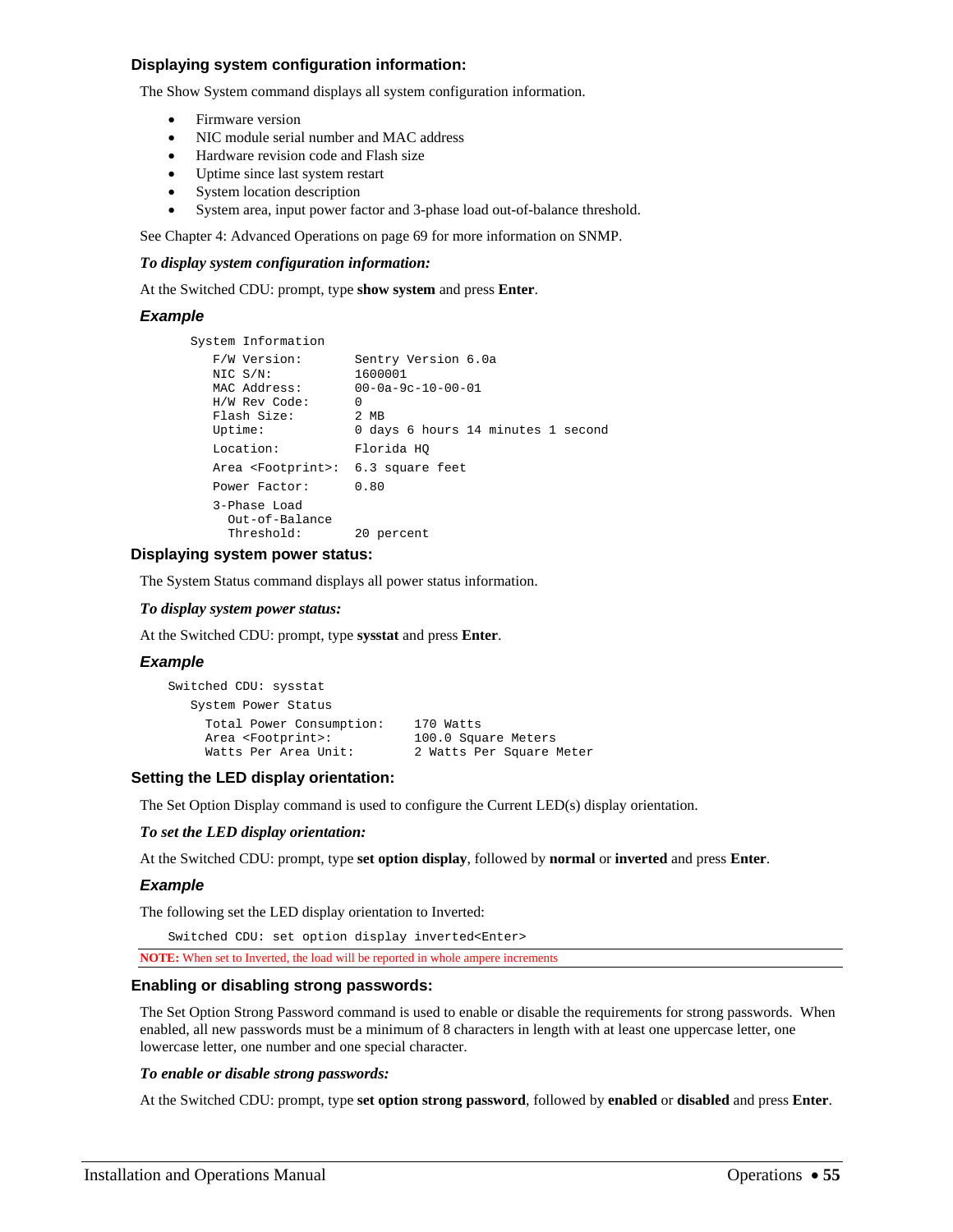### Displaying system configuration information:

The Show System command displays all system configuration information.

- Firmware version
- NIC module serial number and MAC address
- Hardware revision code and Flash size
- Uptime since last system restart
- System location description
- System area, input power factor and 3-phase load out-of-balance threshold.

See Chapter 4: Advanced Operations on page 69 for more information on SNMP.

***To display system configuration information:***

At the Switched CDU: prompt, type **show system** and press **Enter**.

#### *Example*

```
System Information
   F/W Version:       Sentry Version 6.0a
   NIC S/N:           1600001
   MAC Address:       00-0a-9c-10-00-01
   H/W Rev Code:      0
   Flash Size:        2 MB
   Uptime:            0 days 6 hours 14 minutes 1 second
   Location:          Florida HQ
   Area <Footprint>:  6.3 square feet
   Power Factor:      0.80
   3-Phase Load
     Out-of-Balance
     Threshold:       20 percent
```

### Displaying system power status:

The System Status command displays all power status information.

***To display system power status:***

At the Switched CDU: prompt, type **sysstat** and press **Enter**.

#### *Example*

```
Switched CDU: sysstat
   System Power Status
     Total Power Consumption:    170 Watts
     Area <Footprint>:           100.0 Square Meters
     Watts Per Area Unit:        2 Watts Per Square Meter
```

### Setting the LED display orientation:

The Set Option Display command is used to configure the Current LED(s) display orientation.

***To set the LED display orientation:***

At the Switched CDU: prompt, type **set option display**, followed by **normal** or **inverted** and press **Enter**.

#### *Example*

The following set the LED display orientation to Inverted:

```
Switched CDU: set option display inverted<Enter>
```

**NOTE:** When set to Inverted, the load will be reported in whole ampere increments

### Enabling or disabling strong passwords:

The Set Option Strong Password command is used to enable or disable the requirements for strong passwords. When enabled, all new passwords must be a minimum of 8 characters in length with at least one uppercase letter, one lowercase letter, one number and one special character.

***To enable or disable strong passwords:***

At the Switched CDU: prompt, type **set option strong password**, followed by **enabled** or **disabled** and press **Enter**.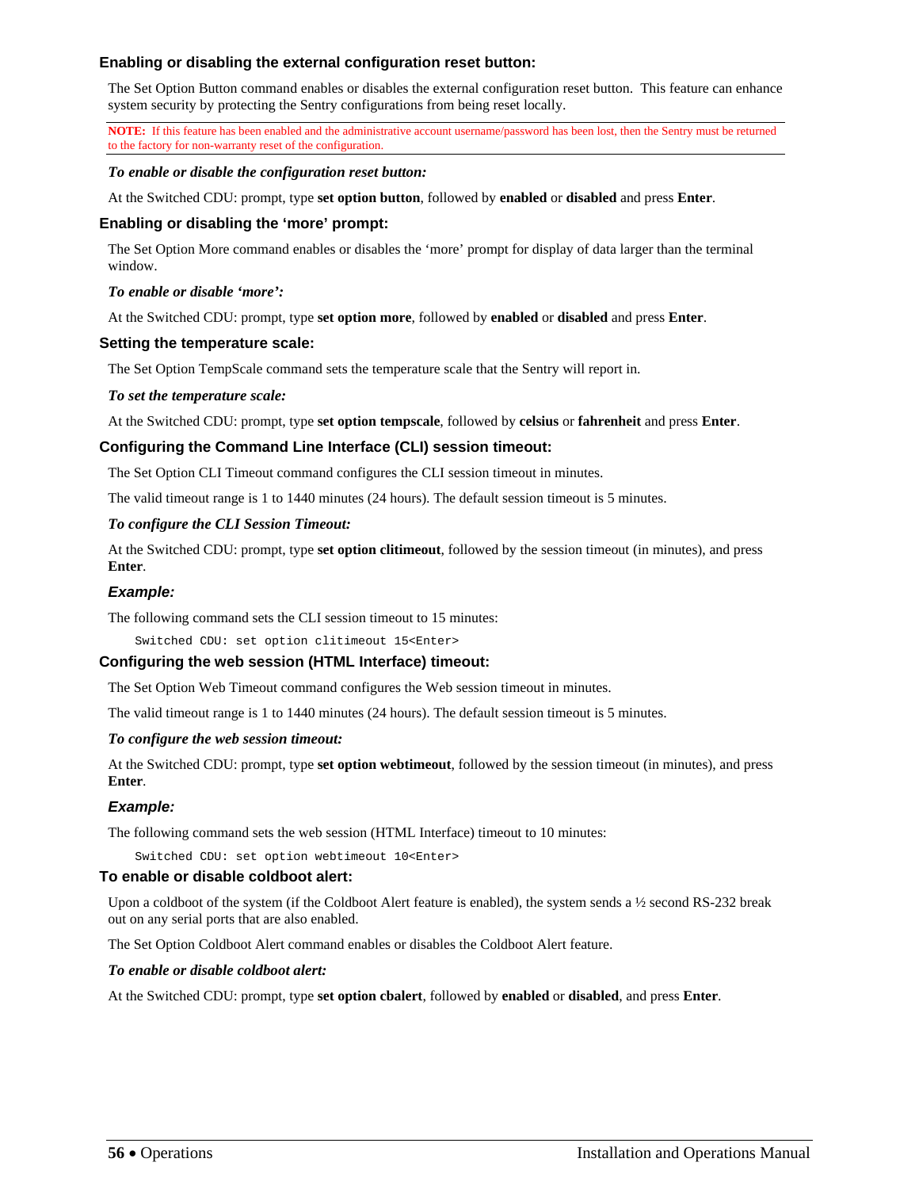### Enabling or disabling the external configuration reset button:

The Set Option Button command enables or disables the external configuration reset button. This feature can enhance system security by protecting the Sentry configurations from being reset locally.

**NOTE:** If this feature has been enabled and the administrative account username/password has been lost, then the Sentry must be returned to the factory for non-warranty reset of the configuration.

***To enable or disable the configuration reset button:***

At the Switched CDU: prompt, type **set option button**, followed by **enabled** or **disabled** and press **Enter**.

### Enabling or disabling the 'more' prompt:

The Set Option More command enables or disables the 'more' prompt for display of data larger than the terminal window.

***To enable or disable 'more':***

At the Switched CDU: prompt, type **set option more**, followed by **enabled** or **disabled** and press **Enter**.

### Setting the temperature scale:

The Set Option TempScale command sets the temperature scale that the Sentry will report in.

***To set the temperature scale:***

At the Switched CDU: prompt, type **set option tempscale**, followed by **celsius** or **fahrenheit** and press **Enter**.

### Configuring the Command Line Interface (CLI) session timeout:

The Set Option CLI Timeout command configures the CLI session timeout in minutes.

The valid timeout range is 1 to 1440 minutes (24 hours). The default session timeout is 5 minutes.

***To configure the CLI Session Timeout:***

At the Switched CDU: prompt, type **set option clitimeout**, followed by the session timeout (in minutes), and press **Enter**.

***Example:***

The following command sets the CLI session timeout to 15 minutes:

```
Switched CDU: set option clitimeout 15<Enter>
```

### Configuring the web session (HTML Interface) timeout:

The Set Option Web Timeout command configures the Web session timeout in minutes.

The valid timeout range is 1 to 1440 minutes (24 hours). The default session timeout is 5 minutes.

***To configure the web session timeout:***

At the Switched CDU: prompt, type **set option webtimeout**, followed by the session timeout (in minutes), and press **Enter**.

***Example:***

The following command sets the web session (HTML Interface) timeout to 10 minutes:

```
Switched CDU: set option webtimeout 10<Enter>
```

### To enable or disable coldboot alert:

Upon a coldboot of the system (if the Coldboot Alert feature is enabled), the system sends a ½ second RS-232 break out on any serial ports that are also enabled.

The Set Option Coldboot Alert command enables or disables the Coldboot Alert feature.

***To enable or disable coldboot alert:***

At the Switched CDU: prompt, type **set option cbalert**, followed by **enabled** or **disabled**, and press **Enter**.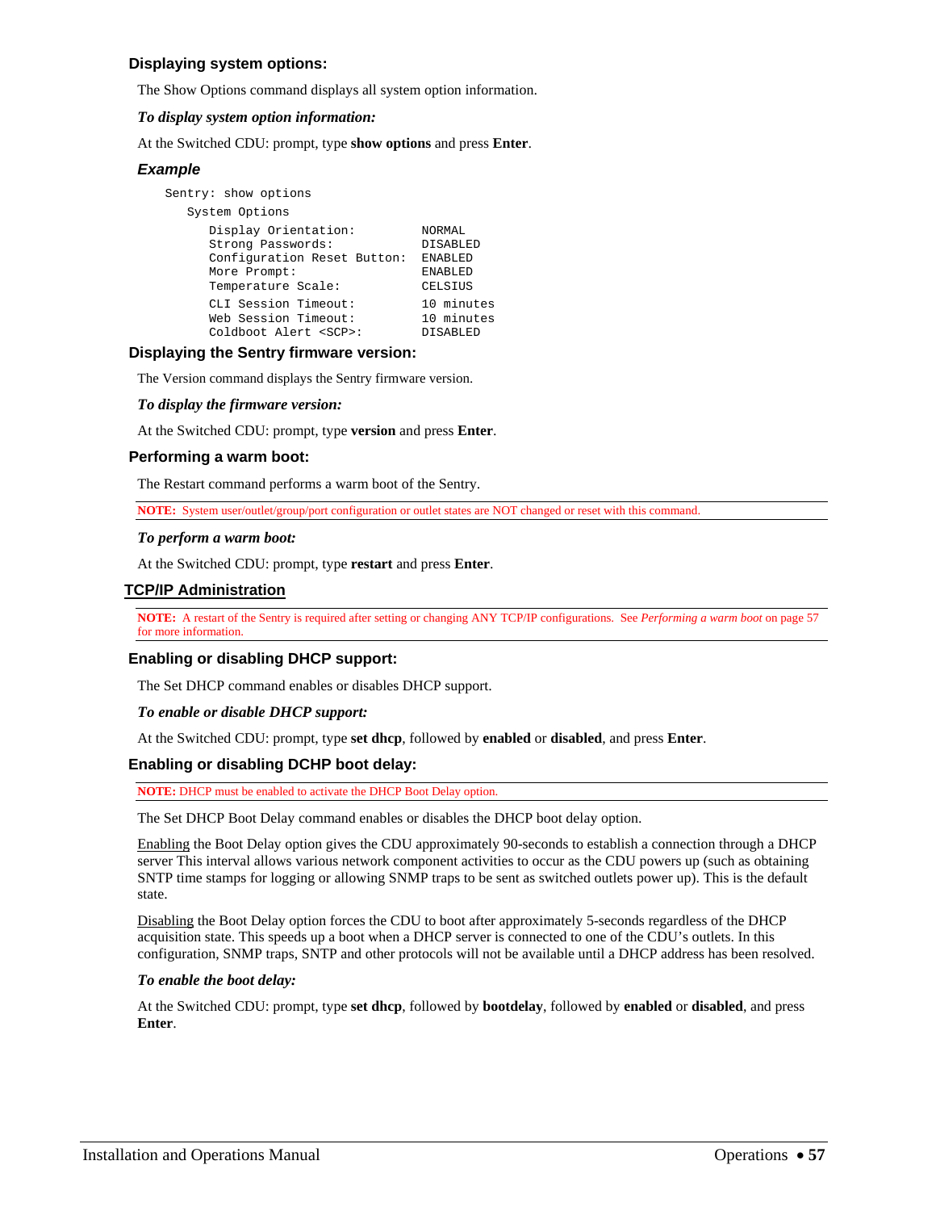### Displaying system options:

The Show Options command displays all system option information.

***To display system option information:***

At the Switched CDU: prompt, type **show options** and press **Enter**.

#### *Example*

```
Sentry: show options
   System Options
      Display Orientation:          NORMAL
      Strong Passwords:             DISABLED
      Configuration Reset Button:   ENABLED
      More Prompt:                  ENABLED
      Temperature Scale:            CELSIUS
      CLI Session Timeout:          10 minutes
      Web Session Timeout:          10 minutes
      Coldboot Alert <SCP>:         DISABLED
```

### Displaying the Sentry firmware version:

The Version command displays the Sentry firmware version.

***To display the firmware version:***

At the Switched CDU: prompt, type **version** and press **Enter**.

### Performing a warm boot:

The Restart command performs a warm boot of the Sentry.

**NOTE:** System user/outlet/group/port configuration or outlet states are NOT changed or reset with this command.

***To perform a warm boot:***

At the Switched CDU: prompt, type **restart** and press **Enter**.

## TCP/IP Administration

**NOTE:** A restart of the Sentry is required after setting or changing ANY TCP/IP configurations. See *Performing a warm boot* on page 57 for more information.

### Enabling or disabling DHCP support:

The Set DHCP command enables or disables DHCP support.

***To enable or disable DHCP support:***

At the Switched CDU: prompt, type **set dhcp**, followed by **enabled** or **disabled**, and press **Enter**.

### Enabling or disabling DCHP boot delay:

**NOTE:** DHCP must be enabled to activate the DHCP Boot Delay option.

The Set DHCP Boot Delay command enables or disables the DHCP boot delay option.

Enabling the Boot Delay option gives the CDU approximately 90-seconds to establish a connection through a DHCP server This interval allows various network component activities to occur as the CDU powers up (such as obtaining SNTP time stamps for logging or allowing SNMP traps to be sent as switched outlets power up). This is the default state.

Disabling the Boot Delay option forces the CDU to boot after approximately 5-seconds regardless of the DHCP acquisition state. This speeds up a boot when a DHCP server is connected to one of the CDU's outlets. In this configuration, SNMP traps, SNTP and other protocols will not be available until a DHCP address has been resolved.

***To enable the boot delay:***

At the Switched CDU: prompt, type **set dhcp**, followed by **bootdelay**, followed by **enabled** or **disabled**, and press **Enter**.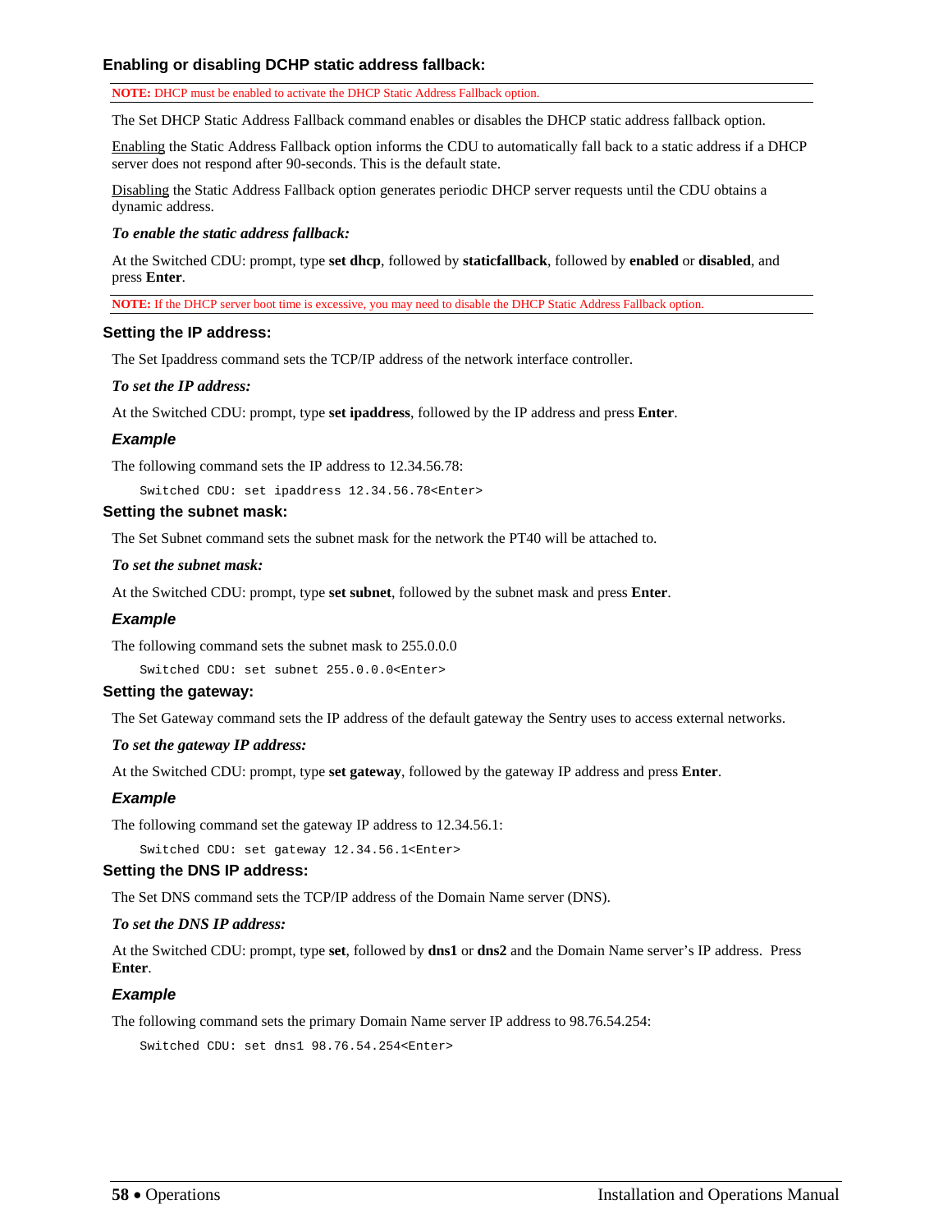### Enabling or disabling DCHP static address fallback:

**NOTE:** DHCP must be enabled to activate the DHCP Static Address Fallback option.

The Set DHCP Static Address Fallback command enables or disables the DHCP static address fallback option.

Enabling the Static Address Fallback option informs the CDU to automatically fall back to a static address if a DHCP server does not respond after 90-seconds. This is the default state.

Disabling the Static Address Fallback option generates periodic DHCP server requests until the CDU obtains a dynamic address.

***To enable the static address fallback:***

At the Switched CDU: prompt, type **set dhcp**, followed by **staticfallback**, followed by **enabled** or **disabled**, and press **Enter**.

**NOTE:** If the DHCP server boot time is excessive, you may need to disable the DHCP Static Address Fallback option.

### Setting the IP address:

The Set Ipaddress command sets the TCP/IP address of the network interface controller.

***To set the IP address:***

At the Switched CDU: prompt, type **set ipaddress**, followed by the IP address and press **Enter**.

***Example***

The following command sets the IP address to 12.34.56.78:

```
Switched CDU: set ipaddress 12.34.56.78<Enter>
```

### Setting the subnet mask:

The Set Subnet command sets the subnet mask for the network the PT40 will be attached to.

***To set the subnet mask:***

At the Switched CDU: prompt, type **set subnet**, followed by the subnet mask and press **Enter**.

***Example***

The following command sets the subnet mask to 255.0.0.0

```
Switched CDU: set subnet 255.0.0.0<Enter>
```

### Setting the gateway:

The Set Gateway command sets the IP address of the default gateway the Sentry uses to access external networks.

***To set the gateway IP address:***

At the Switched CDU: prompt, type **set gateway**, followed by the gateway IP address and press **Enter**.

***Example***

The following command set the gateway IP address to 12.34.56.1:

```
Switched CDU: set gateway 12.34.56.1<Enter>
```

### Setting the DNS IP address:

The Set DNS command sets the TCP/IP address of the Domain Name server (DNS).

***To set the DNS IP address:***

At the Switched CDU: prompt, type **set**, followed by **dns1** or **dns2** and the Domain Name server's IP address. Press **Enter**.

***Example***

The following command sets the primary Domain Name server IP address to 98.76.54.254:

```
Switched CDU: set dns1 98.76.54.254<Enter>
```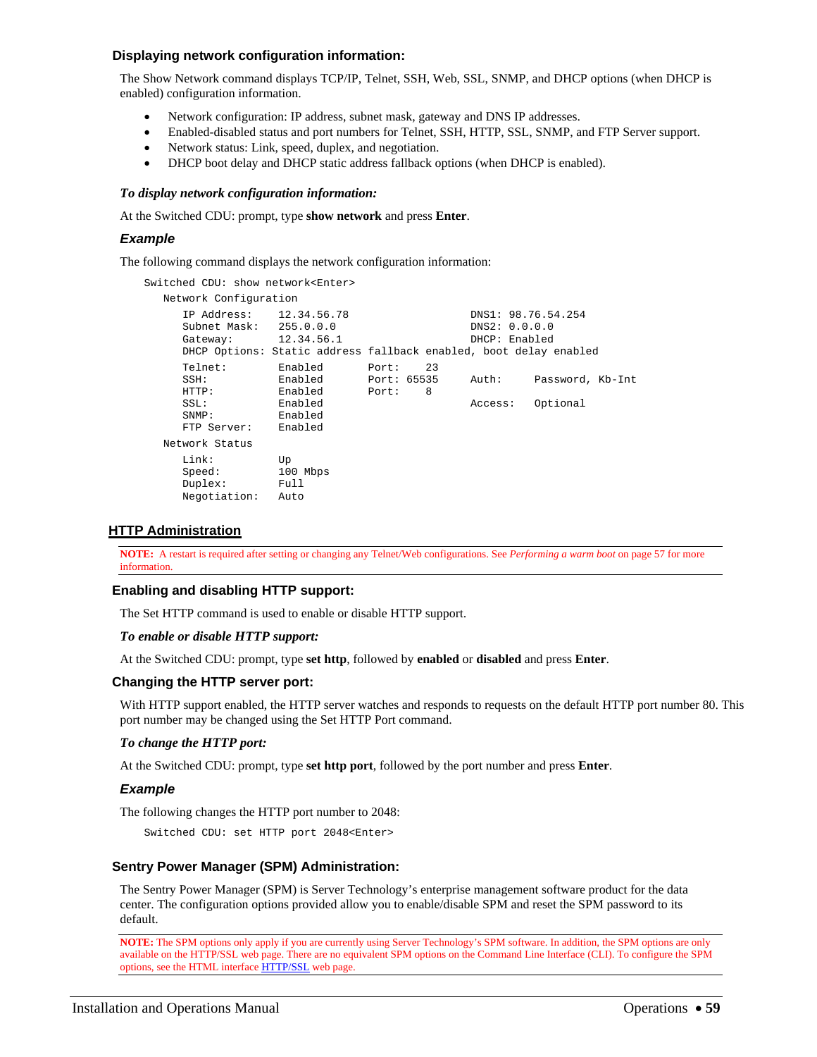### Displaying network configuration information:

The Show Network command displays TCP/IP, Telnet, SSH, Web, SSL, SNMP, and DHCP options (when DHCP is enabled) configuration information.

- Network configuration: IP address, subnet mask, gateway and DNS IP addresses.
- Enabled-disabled status and port numbers for Telnet, SSH, HTTP, SSL, SNMP, and FTP Server support.
- Network status: Link, speed, duplex, and negotiation.
- DHCP boot delay and DHCP static address fallback options (when DHCP is enabled).

***To display network configuration information:***

At the Switched CDU: prompt, type **show network** and press **Enter**.

***Example***

The following command displays the network configuration information:

```
Switched CDU: show network<Enter>
   Network Configuration
      IP Address:    12.34.56.78                    DNS1: 98.76.54.254
      Subnet Mask:   255.0.0.0                      DNS2: 0.0.0.0
      Gateway:       12.34.56.1                     DHCP: Enabled
      DHCP Options: Static address fallback enabled, boot delay enabled
      Telnet:        Enabled       Port:    23
      SSH:           Enabled       Port: 65535      Auth:     Password, Kb-Int
      HTTP:          Enabled       Port:    8
      SSL:           Enabled                        Access:   Optional
      SNMP:          Enabled
      FTP Server:    Enabled
   Network Status
      Link:          Up
      Speed:         100 Mbps
      Duplex:        Full
      Negotiation:   Auto
```

## HTTP Administration

**NOTE:** A restart is required after setting or changing any Telnet/Web configurations. See *Performing a warm boot* on page 57 for more information.

### Enabling and disabling HTTP support:

The Set HTTP command is used to enable or disable HTTP support.

***To enable or disable HTTP support:***

At the Switched CDU: prompt, type **set http**, followed by **enabled** or **disabled** and press **Enter**.

### Changing the HTTP server port:

With HTTP support enabled, the HTTP server watches and responds to requests on the default HTTP port number 80. This port number may be changed using the Set HTTP Port command.

***To change the HTTP port:***

At the Switched CDU: prompt, type **set http port**, followed by the port number and press **Enter**.

***Example***

The following changes the HTTP port number to 2048:

```
Switched CDU: set HTTP port 2048<Enter>
```

### Sentry Power Manager (SPM) Administration:

The Sentry Power Manager (SPM) is Server Technology's enterprise management software product for the data center. The configuration options provided allow you to enable/disable SPM and reset the SPM password to its default.

**NOTE:** The SPM options only apply if you are currently using Server Technology's SPM software. In addition, the SPM options are only available on the HTTP/SSL web page. There are no equivalent SPM options on the Command Line Interface (CLI). To configure the SPM options, see the HTML interface HTTP/SSL web page.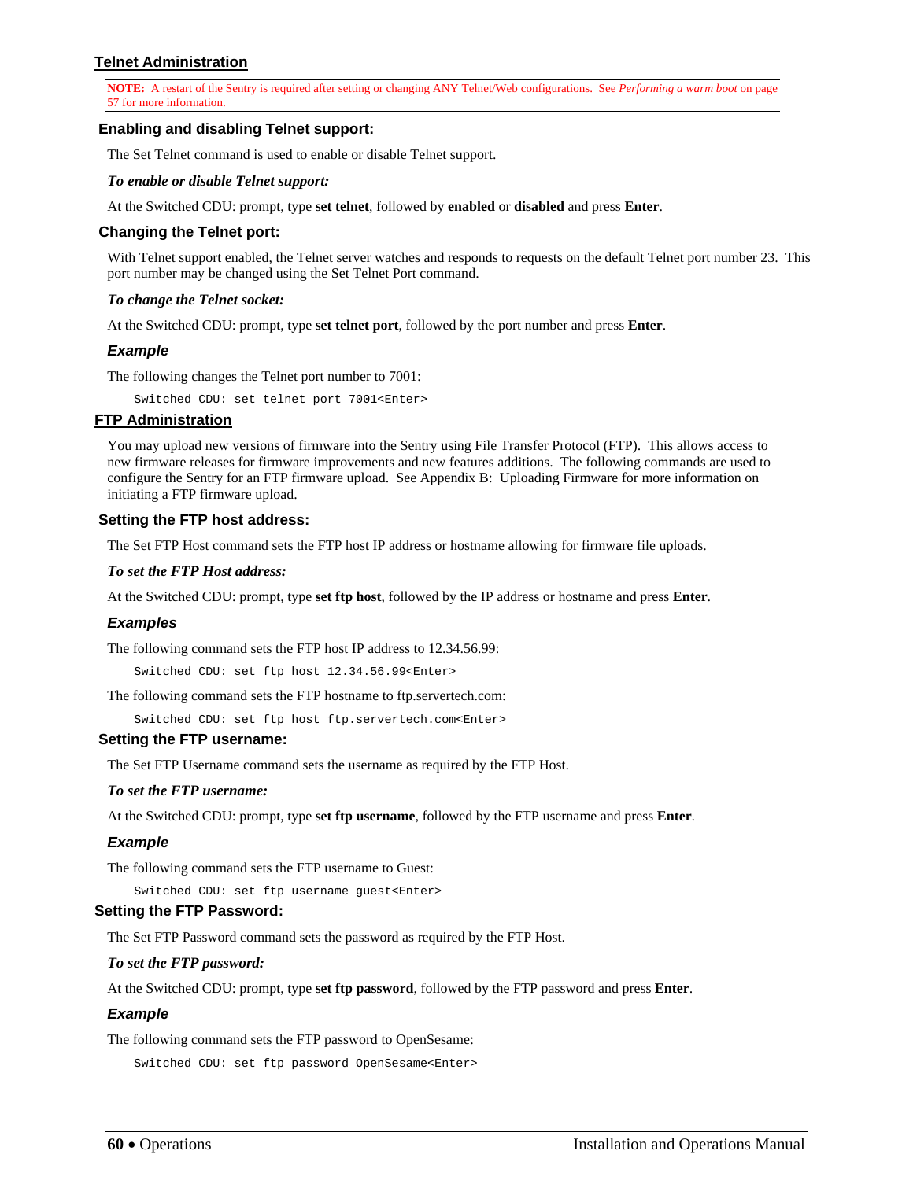## Telnet Administration

**NOTE:** A restart of the Sentry is required after setting or changing ANY Telnet/Web configurations. See *Performing a warm boot* on page 57 for more information.

### Enabling and disabling Telnet support:

The Set Telnet command is used to enable or disable Telnet support.

***To enable or disable Telnet support:***

At the Switched CDU: prompt, type **set telnet**, followed by **enabled** or **disabled** and press **Enter**.

### Changing the Telnet port:

With Telnet support enabled, the Telnet server watches and responds to requests on the default Telnet port number 23. This port number may be changed using the Set Telnet Port command.

***To change the Telnet socket:***

At the Switched CDU: prompt, type **set telnet port**, followed by the port number and press **Enter**.

#### *Example*

The following changes the Telnet port number to 7001:

```
Switched CDU: set telnet port 7001<Enter>
```

## FTP Administration

You may upload new versions of firmware into the Sentry using File Transfer Protocol (FTP). This allows access to new firmware releases for firmware improvements and new features additions. The following commands are used to configure the Sentry for an FTP firmware upload. See Appendix B: Uploading Firmware for more information on initiating a FTP firmware upload.

### Setting the FTP host address:

The Set FTP Host command sets the FTP host IP address or hostname allowing for firmware file uploads.

***To set the FTP Host address:***

At the Switched CDU: prompt, type **set ftp host**, followed by the IP address or hostname and press **Enter**.

#### *Examples*

The following command sets the FTP host IP address to 12.34.56.99:

```
Switched CDU: set ftp host 12.34.56.99<Enter>
```

The following command sets the FTP hostname to ftp.servertech.com:

```
Switched CDU: set ftp host ftp.servertech.com<Enter>
```

### Setting the FTP username:

The Set FTP Username command sets the username as required by the FTP Host.

***To set the FTP username:***

At the Switched CDU: prompt, type **set ftp username**, followed by the FTP username and press **Enter**.

#### *Example*

The following command sets the FTP username to Guest:

```
Switched CDU: set ftp username guest<Enter>
```

### Setting the FTP Password:

The Set FTP Password command sets the password as required by the FTP Host.

***To set the FTP password:***

At the Switched CDU: prompt, type **set ftp password**, followed by the FTP password and press **Enter**.

#### *Example*

The following command sets the FTP password to OpenSesame:

```
Switched CDU: set ftp password OpenSesame<Enter>
```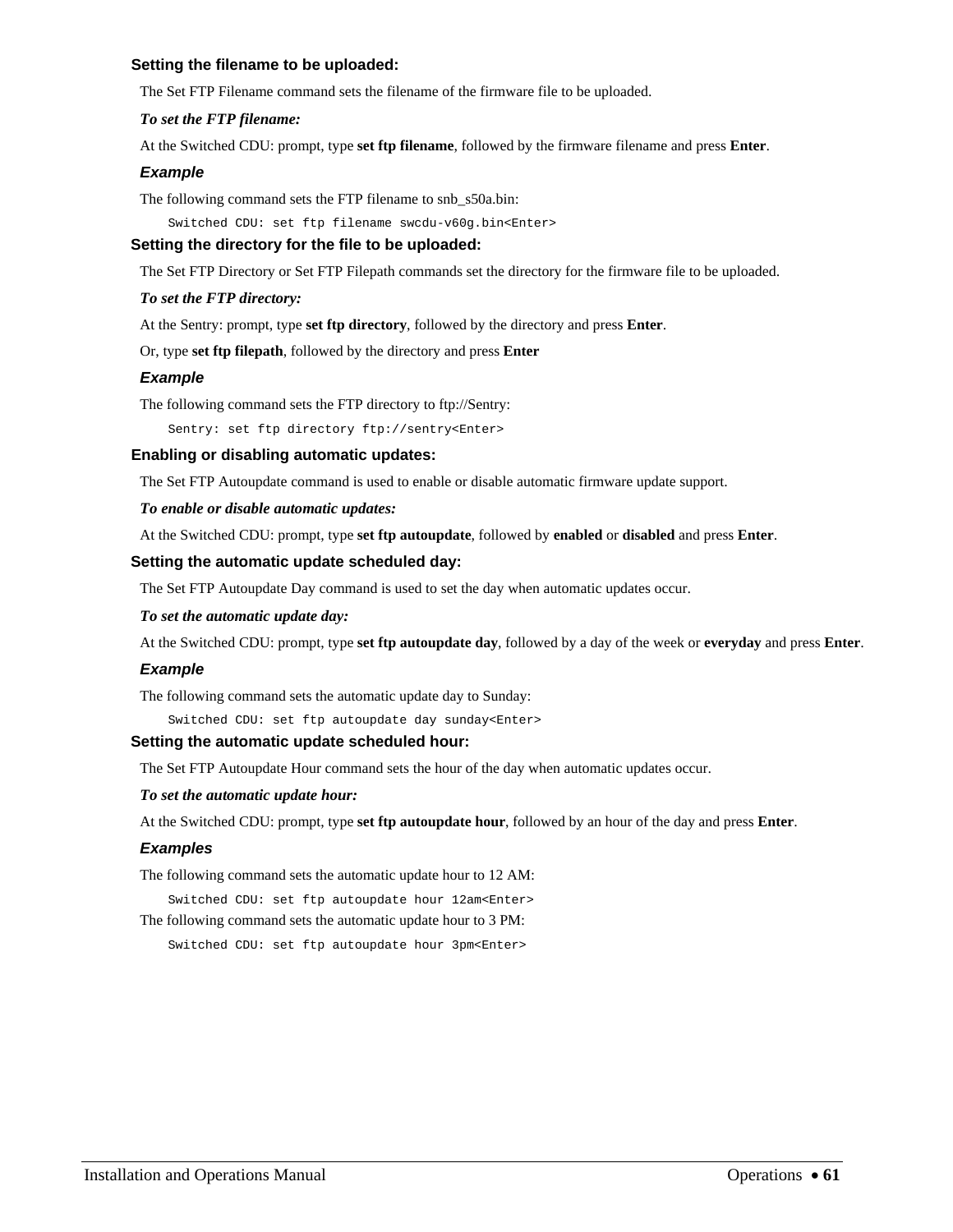### Setting the filename to be uploaded:

The Set FTP Filename command sets the filename of the firmware file to be uploaded.

***To set the FTP filename:***

At the Switched CDU: prompt, type **set ftp filename**, followed by the firmware filename and press **Enter**.

***Example***

The following command sets the FTP filename to snb_s50a.bin:

```
Switched CDU: set ftp filename swcdu-v60g.bin<Enter>
```

### Setting the directory for the file to be uploaded:

The Set FTP Directory or Set FTP Filepath commands set the directory for the firmware file to be uploaded.

***To set the FTP directory:***

At the Sentry: prompt, type **set ftp directory**, followed by the directory and press **Enter**.

Or, type **set ftp filepath**, followed by the directory and press **Enter**

***Example***

The following command sets the FTP directory to ftp://Sentry:

```
Sentry: set ftp directory ftp://sentry<Enter>
```

### Enabling or disabling automatic updates:

The Set FTP Autoupdate command is used to enable or disable automatic firmware update support.

***To enable or disable automatic updates:***

At the Switched CDU: prompt, type **set ftp autoupdate**, followed by **enabled** or **disabled** and press **Enter**.

### Setting the automatic update scheduled day:

The Set FTP Autoupdate Day command is used to set the day when automatic updates occur.

***To set the automatic update day:***

At the Switched CDU: prompt, type **set ftp autoupdate day**, followed by a day of the week or **everyday** and press **Enter**.

***Example***

The following command sets the automatic update day to Sunday:

```
Switched CDU: set ftp autoupdate day sunday<Enter>
```

### Setting the automatic update scheduled hour:

The Set FTP Autoupdate Hour command sets the hour of the day when automatic updates occur.

***To set the automatic update hour:***

At the Switched CDU: prompt, type **set ftp autoupdate hour**, followed by an hour of the day and press **Enter**.

***Examples***

The following command sets the automatic update hour to 12 AM:

```
Switched CDU: set ftp autoupdate hour 12am<Enter>
```

The following command sets the automatic update hour to 3 PM:

```
Switched CDU: set ftp autoupdate hour 3pm<Enter>
```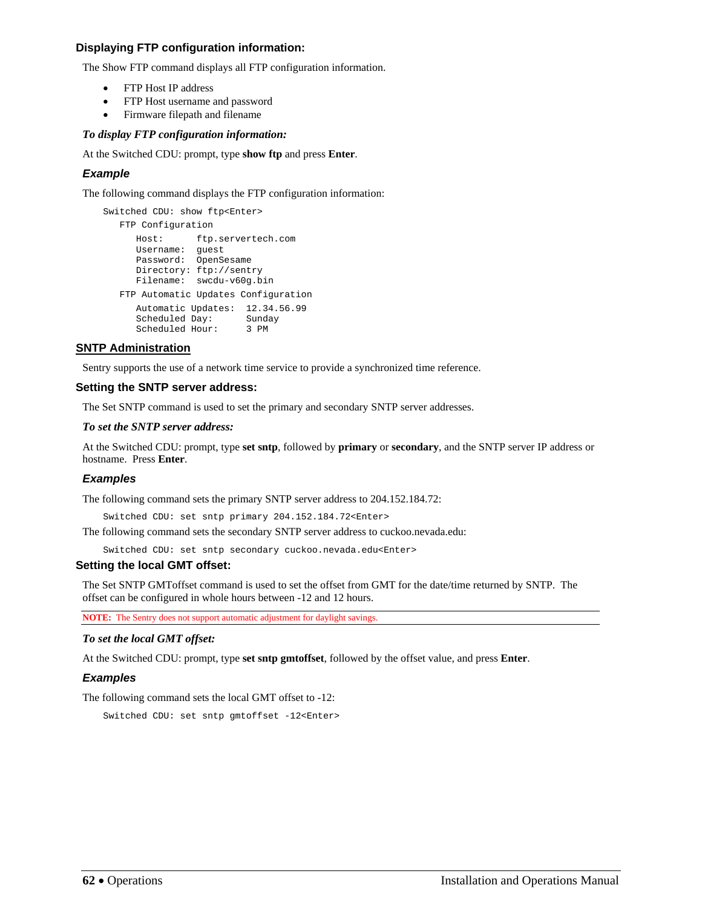### Displaying FTP configuration information:

The Show FTP command displays all FTP configuration information.

- FTP Host IP address
- FTP Host username and password
- Firmware filepath and filename

***To display FTP configuration information:***

At the Switched CDU: prompt, type **show ftp** and press **Enter**.

#### *Example*

The following command displays the FTP configuration information:

```
Switched CDU: show ftp<Enter>
   FTP Configuration
      Host:      ftp.servertech.com
      Username:  guest
      Password:  OpenSesame
      Directory: ftp://sentry
      Filename:  swcdu-v60g.bin
   FTP Automatic Updates Configuration
      Automatic Updates:  12.34.56.99
      Scheduled Day:      Sunday
      Scheduled Hour:     3 PM
```

## SNTP Administration

Sentry supports the use of a network time service to provide a synchronized time reference.

### Setting the SNTP server address:

The Set SNTP command is used to set the primary and secondary SNTP server addresses.

***To set the SNTP server address:***

At the Switched CDU: prompt, type **set sntp**, followed by **primary** or **secondary**, and the SNTP server IP address or hostname. Press **Enter**.

#### *Examples*

The following command sets the primary SNTP server address to 204.152.184.72:

```
Switched CDU: set sntp primary 204.152.184.72<Enter>
```

The following command sets the secondary SNTP server address to cuckoo.nevada.edu:

```
Switched CDU: set sntp secondary cuckoo.nevada.edu<Enter>
```

### Setting the local GMT offset:

The Set SNTP GMToffset command is used to set the offset from GMT for the date/time returned by SNTP. The offset can be configured in whole hours between -12 and 12 hours.

**NOTE:** The Sentry does not support automatic adjustment for daylight savings.

***To set the local GMT offset:***

At the Switched CDU: prompt, type **set sntp gmtoffset**, followed by the offset value, and press **Enter**.

#### *Examples*

The following command sets the local GMT offset to -12:

```
Switched CDU: set sntp gmtoffset -12<Enter>
```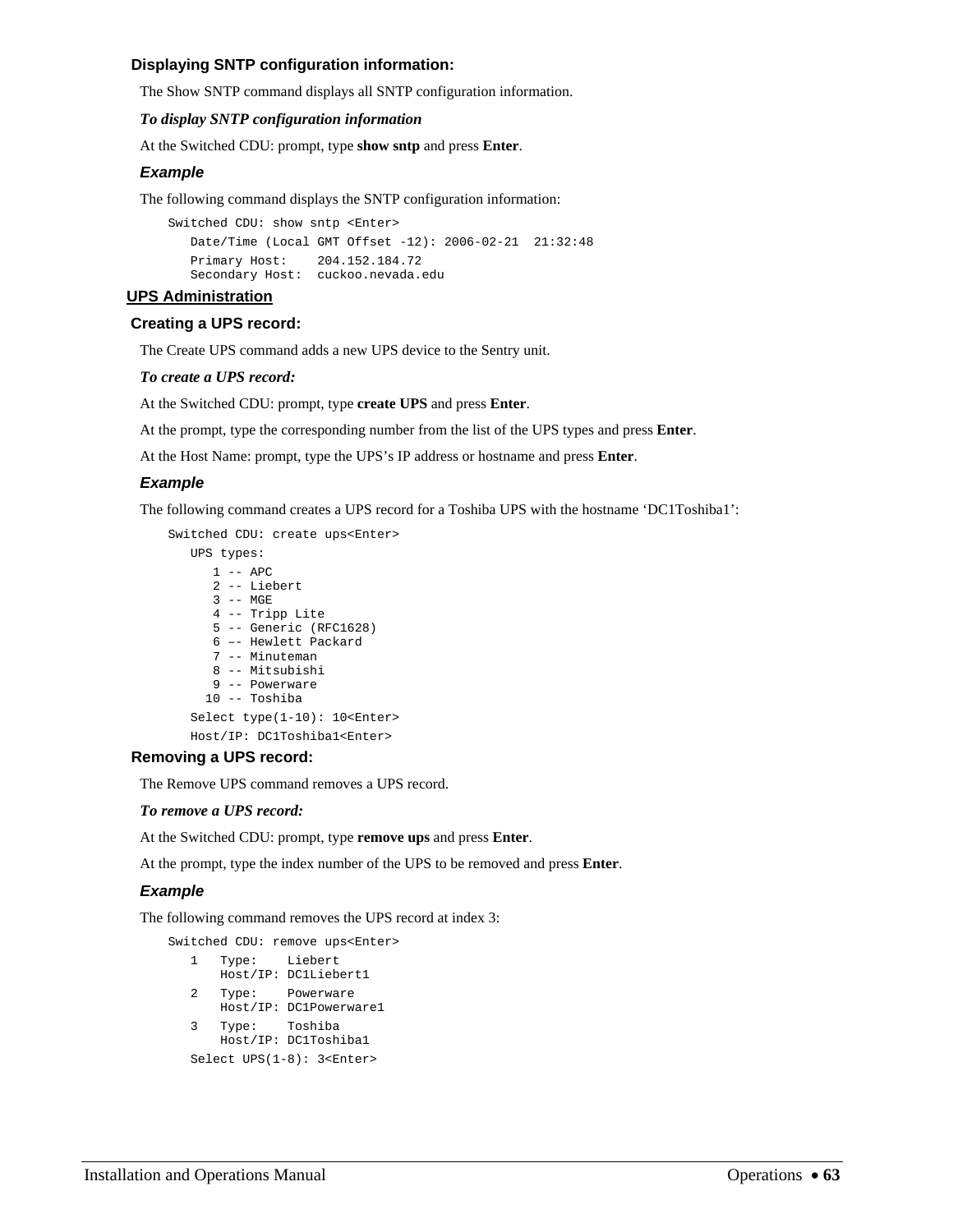### Displaying SNTP configuration information:

The Show SNTP command displays all SNTP configuration information.

***To display SNTP configuration information***

At the Switched CDU: prompt, type **show sntp** and press **Enter**.

#### *Example*

The following command displays the SNTP configuration information:

```
Switched CDU: show sntp <Enter>
   Date/Time (Local GMT Offset -12): 2006-02-21  21:32:48
   Primary Host:    204.152.184.72
   Secondary Host:  cuckoo.nevada.edu
```

## UPS Administration

### Creating a UPS record:

The Create UPS command adds a new UPS device to the Sentry unit.

***To create a UPS record:***

At the Switched CDU: prompt, type **create UPS** and press **Enter**.

At the prompt, type the corresponding number from the list of the UPS types and press **Enter**.

At the Host Name: prompt, type the UPS's IP address or hostname and press **Enter**.

#### *Example*

The following command creates a UPS record for a Toshiba UPS with the hostname 'DC1Toshiba1':

```
Switched CDU: create ups<Enter>
   UPS types:
      1 -- APC
      2 -- Liebert
      3 -- MGE
      4 -- Tripp Lite
      5 -- Generic (RFC1628)
      6 –- Hewlett Packard
      7 -- Minuteman
      8 -- Mitsubishi
      9 -- Powerware
     10 -- Toshiba
   Select type(1-10): 10<Enter>
   Host/IP: DC1Toshiba1<Enter>
```

### Removing a UPS record:

The Remove UPS command removes a UPS record.

***To remove a UPS record:***

At the Switched CDU: prompt, type **remove ups** and press **Enter**.

At the prompt, type the index number of the UPS to be removed and press **Enter**.

#### *Example*

The following command removes the UPS record at index 3:

```
Switched CDU: remove ups<Enter>
   1   Type:    Liebert
       Host/IP: DC1Liebert1
   2   Type:    Powerware
       Host/IP: DC1Powerware1
   3   Type:    Toshiba
       Host/IP: DC1Toshiba1
   Select UPS(1-8): 3<Enter>
```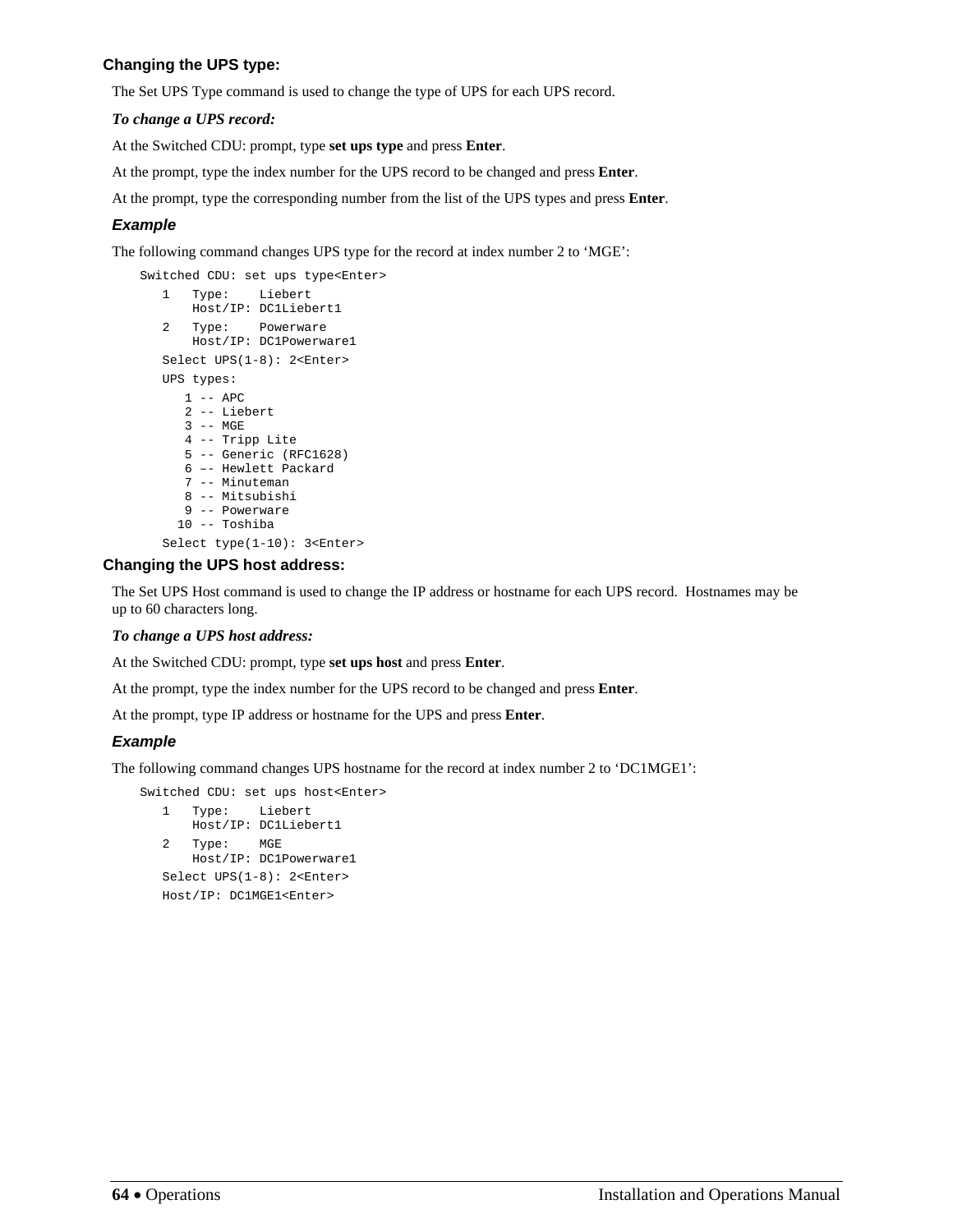### Changing the UPS type:

The Set UPS Type command is used to change the type of UPS for each UPS record.

***To change a UPS record:***

At the Switched CDU: prompt, type **set ups type** and press **Enter**.

At the prompt, type the index number for the UPS record to be changed and press **Enter**.

At the prompt, type the corresponding number from the list of the UPS types and press **Enter**.

#### *Example*

The following command changes UPS type for the record at index number 2 to ‘MGE’:

```
Switched CDU: set ups type<Enter>
   1   Type:    Liebert
       Host/IP: DC1Liebert1
   2   Type:    Powerware
       Host/IP: DC1Powerware1
   Select UPS(1-8): 2<Enter>
   UPS types:
      1 -- APC
      2 -- Liebert
      3 -- MGE
      4 -- Tripp Lite
      5 -- Generic (RFC1628)
      6 –- Hewlett Packard
      7 -- Minuteman
      8 -- Mitsubishi
      9 -- Powerware
     10 -- Toshiba
   Select type(1-10): 3<Enter>
```

### Changing the UPS host address:

The Set UPS Host command is used to change the IP address or hostname for each UPS record. Hostnames may be up to 60 characters long.

***To change a UPS host address:***

At the Switched CDU: prompt, type **set ups host** and press **Enter**.

At the prompt, type the index number for the UPS record to be changed and press **Enter**.

At the prompt, type IP address or hostname for the UPS and press **Enter**.

#### *Example*

The following command changes UPS hostname for the record at index number 2 to ‘DC1MGE1’:

```
Switched CDU: set ups host<Enter>
   1   Type:    Liebert
       Host/IP: DC1Liebert1
   2   Type:    MGE
       Host/IP: DC1Powerware1
   Select UPS(1-8): 2<Enter>
   Host/IP: DC1MGE1<Enter>
```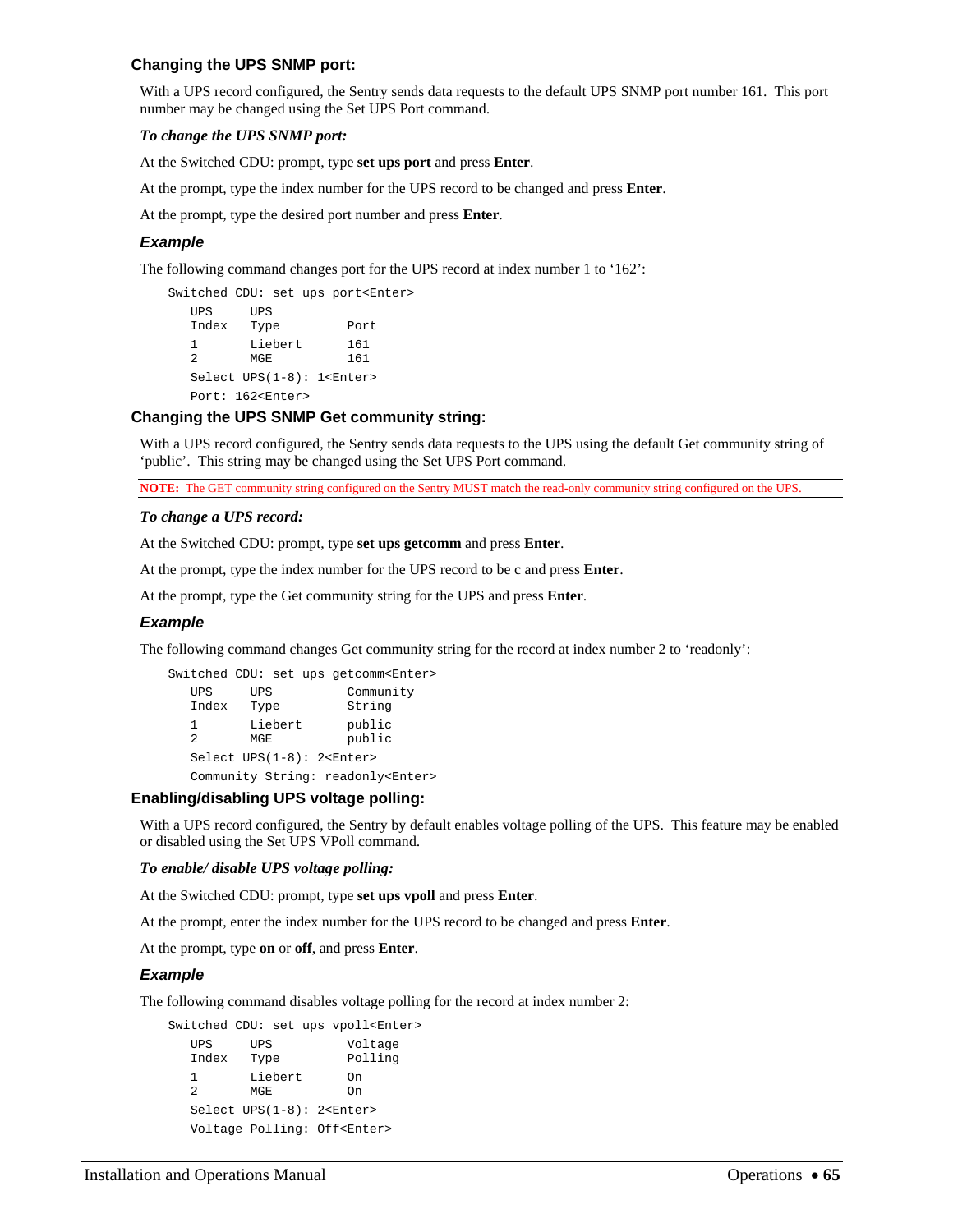### Changing the UPS SNMP port:

With a UPS record configured, the Sentry sends data requests to the default UPS SNMP port number 161. This port number may be changed using the Set UPS Port command.

***To change the UPS SNMP port:***

At the Switched CDU: prompt, type **set ups port** and press **Enter**.

At the prompt, type the index number for the UPS record to be changed and press **Enter**.

At the prompt, type the desired port number and press **Enter**.

#### *Example*

The following command changes port for the UPS record at index number 1 to '162':

```
Switched CDU: set ups port<Enter>
   UPS     UPS
   Index   Type         Port
   1       Liebert      161
   2       MGE          161
   Select UPS(1-8): 1<Enter>
   Port: 162<Enter>
```

### Changing the UPS SNMP Get community string:

With a UPS record configured, the Sentry sends data requests to the UPS using the default Get community string of 'public'. This string may be changed using the Set UPS Port command.

**NOTE:** The GET community string configured on the Sentry MUST match the read-only community string configured on the UPS.

***To change a UPS record:***

At the Switched CDU: prompt, type **set ups getcomm** and press **Enter**.

At the prompt, type the index number for the UPS record to be c and press **Enter**.

At the prompt, type the Get community string for the UPS and press **Enter**.

#### *Example*

The following command changes Get community string for the record at index number 2 to 'readonly':

```
Switched CDU: set ups getcomm<Enter>
   UPS     UPS          Community
   Index   Type         String
   1       Liebert      public
   2       MGE          public
   Select UPS(1-8): 2<Enter>
   Community String: readonly<Enter>
```

### Enabling/disabling UPS voltage polling:

With a UPS record configured, the Sentry by default enables voltage polling of the UPS. This feature may be enabled or disabled using the Set UPS VPoll command.

***To enable/ disable UPS voltage polling:***

At the Switched CDU: prompt, type **set ups vpoll** and press **Enter**.

At the prompt, enter the index number for the UPS record to be changed and press **Enter**.

At the prompt, type **on** or **off**, and press **Enter**.

#### *Example*

The following command disables voltage polling for the record at index number 2:

```
Switched CDU: set ups vpoll<Enter>
   UPS     UPS          Voltage
   Index   Type         Polling
   1       Liebert      On
   2       MGE          On
   Select UPS(1-8): 2<Enter>
   Voltage Polling: Off<Enter>
```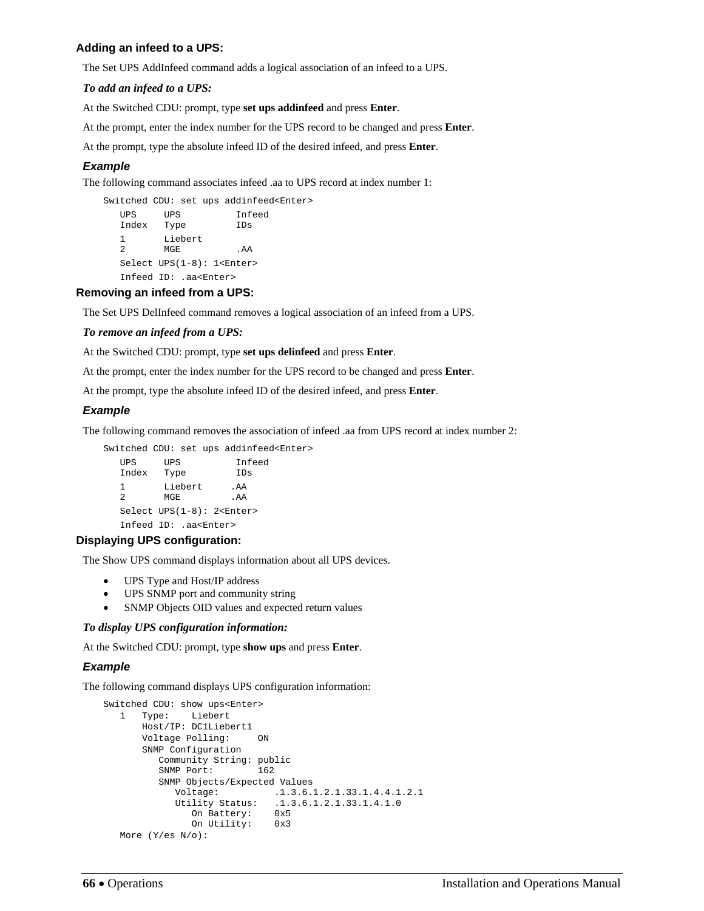### Adding an infeed to a UPS:

The Set UPS AddInfeed command adds a logical association of an infeed to a UPS.

***To add an infeed to a UPS:***

At the Switched CDU: prompt, type **set ups addinfeed** and press **Enter**.

At the prompt, enter the index number for the UPS record to be changed and press **Enter**.

At the prompt, type the absolute infeed ID of the desired infeed, and press **Enter**.

#### *Example*

The following command associates infeed .aa to UPS record at index number 1:

```
Switched CDU: set ups addinfeed<Enter>
   UPS     UPS          Infeed
   Index   Type         IDs
   1       Liebert
   2       MGE           .AA
   Select UPS(1-8): 1<Enter>
   Infeed ID: .aa<Enter>
```

### Removing an infeed from a UPS:

The Set UPS DelInfeed command removes a logical association of an infeed from a UPS.

***To remove an infeed from a UPS:***

At the Switched CDU: prompt, type **set ups delinfeed** and press **Enter**.

At the prompt, enter the index number for the UPS record to be changed and press **Enter**.

At the prompt, type the absolute infeed ID of the desired infeed, and press **Enter**.

#### *Example*

The following command removes the association of infeed .aa from UPS record at index number 2:

```
Switched CDU: set ups addinfeed<Enter>
   UPS     UPS          Infeed
   Index   Type         IDs
   1       Liebert     .AA
   2       MGE         .AA
   Select UPS(1-8): 2<Enter>
   Infeed ID: .aa<Enter>
```

### Displaying UPS configuration:

The Show UPS command displays information about all UPS devices.

- UPS Type and Host/IP address
- UPS SNMP port and community string
- SNMP Objects OID values and expected return values

***To display UPS configuration information:***

At the Switched CDU: prompt, type **show ups** and press **Enter**.

#### *Example*

The following command displays UPS configuration information:

```
Switched CDU: show ups<Enter>
   1   Type:    Liebert
       Host/IP: DC1Liebert1
       Voltage Polling:     ON
       SNMP Configuration
          Community String: public
          SNMP Port:        162
          SNMP Objects/Expected Values
             Voltage:          .1.3.6.1.2.1.33.1.4.4.1.2.1
             Utility Status:   .1.3.6.1.2.1.33.1.4.1.0
                On Battery:    0x5
                On Utility:    0x3
   More (Y/es N/o):
```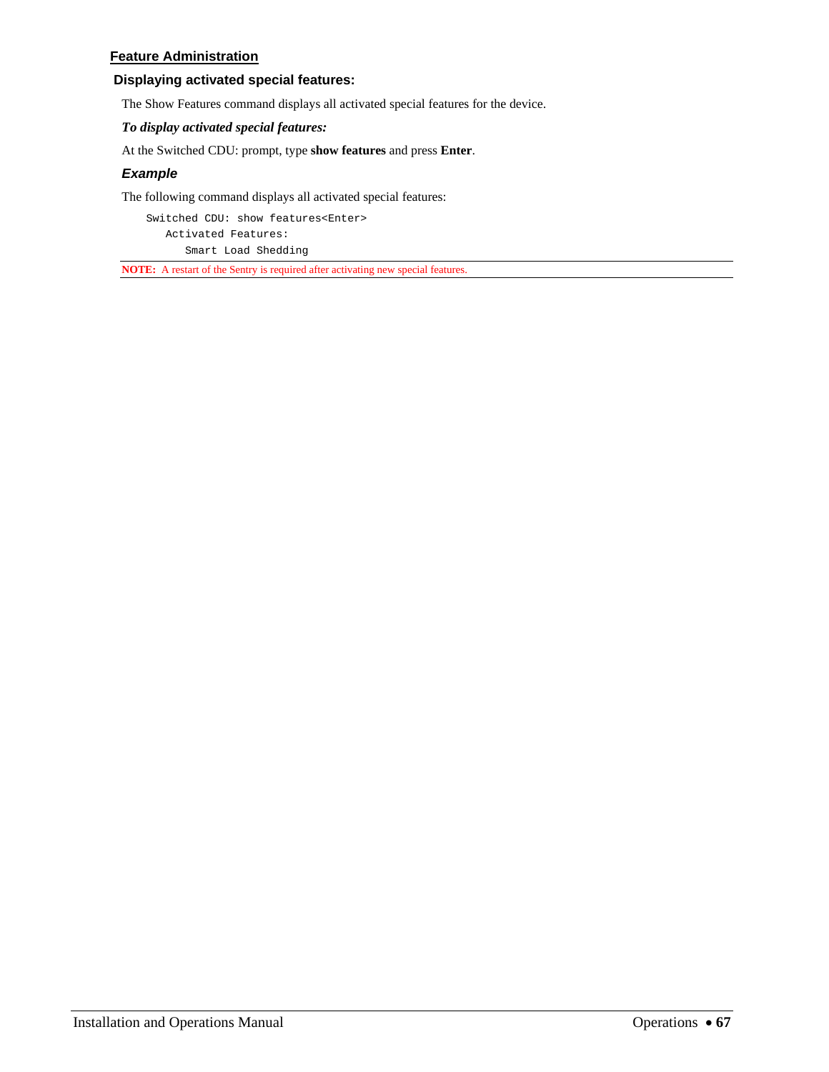## Feature Administration

### Displaying activated special features:

The Show Features command displays all activated special features for the device.

***To display activated special features:***

At the Switched CDU: prompt, type **show features** and press **Enter**.

#### *Example*

The following command displays all activated special features:

```
Switched CDU: show features<Enter>
   Activated Features:
      Smart Load Shedding
```

**NOTE:** A restart of the Sentry is required after activating new special features.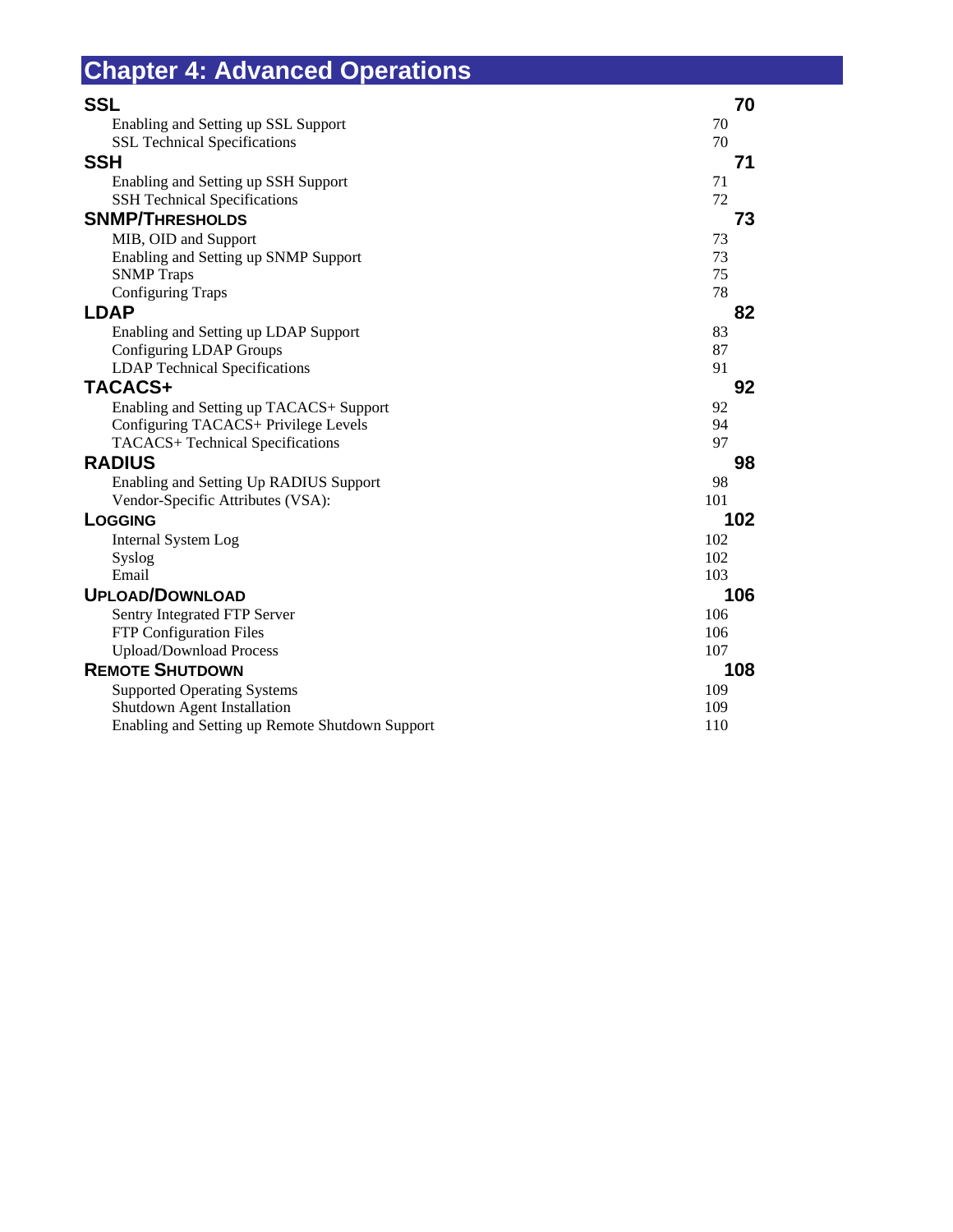# Chapter 4: Advanced Operations

| | |
|---|---|
| **SSL** | **70** |
| Enabling and Setting up SSL Support | 70 |
| SSL Technical Specifications | 70 |
| **SSH** | **71** |
| Enabling and Setting up SSH Support | 71 |
| SSH Technical Specifications | 72 |
| **SNMP/THRESHOLDS** | **73** |
| MIB, OID and Support | 73 |
| Enabling and Setting up SNMP Support | 73 |
| SNMP Traps | 75 |
| Configuring Traps | 78 |
| **LDAP** | **82** |
| Enabling and Setting up LDAP Support | 83 |
| Configuring LDAP Groups | 87 |
| LDAP Technical Specifications | 91 |
| **TACACS+** | **92** |
| Enabling and Setting up TACACS+ Support | 92 |
| Configuring TACACS+ Privilege Levels | 94 |
| TACACS+ Technical Specifications | 97 |
| **RADIUS** | **98** |
| Enabling and Setting Up RADIUS Support | 98 |
| Vendor-Specific Attributes (VSA): | 101 |
| **LOGGING** | **102** |
| Internal System Log | 102 |
| Syslog | 102 |
| Email | 103 |
| **UPLOAD/DOWNLOAD** | **106** |
| Sentry Integrated FTP Server | 106 |
| FTP Configuration Files | 106 |
| Upload/Download Process | 107 |
| **REMOTE SHUTDOWN** | **108** |
| Supported Operating Systems | 109 |
| Shutdown Agent Installation | 109 |
| Enabling and Setting up Remote Shutdown Support | 110 |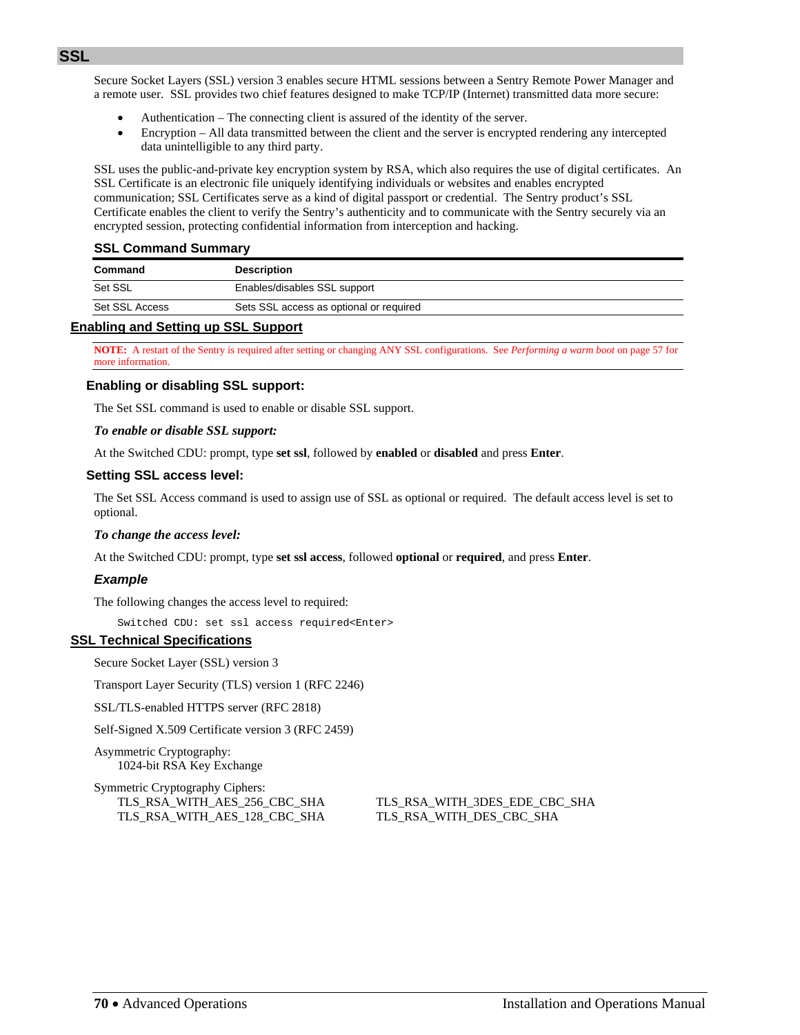# SSL

Secure Socket Layers (SSL) version 3 enables secure HTML sessions between a Sentry Remote Power Manager and a remote user. SSL provides two chief features designed to make TCP/IP (Internet) transmitted data more secure:

- Authentication – The connecting client is assured of the identity of the server.
- Encryption – All data transmitted between the client and the server is encrypted rendering any intercepted data unintelligible to any third party.

SSL uses the public-and-private key encryption system by RSA, which also requires the use of digital certificates. An SSL Certificate is an electronic file uniquely identifying individuals or websites and enables encrypted communication; SSL Certificates serve as a kind of digital passport or credential. The Sentry product's SSL Certificate enables the client to verify the Sentry's authenticity and to communicate with the Sentry securely via an encrypted session, protecting confidential information from interception and hacking.

### SSL Command Summary

| Command | Description |
|---|---|
| Set SSL | Enables/disables SSL support |
| Set SSL Access | Sets SSL access as optional or required |

## Enabling and Setting up SSL Support

**NOTE:** A restart of the Sentry is required after setting or changing ANY SSL configurations. See *Performing a warm boot* on page 57 for more information.

### Enabling or disabling SSL support:

The Set SSL command is used to enable or disable SSL support.

***To enable or disable SSL support:***

At the Switched CDU: prompt, type **set ssl**, followed by **enabled** or **disabled** and press **Enter**.

### Setting SSL access level:

The Set SSL Access command is used to assign use of SSL as optional or required. The default access level is set to optional.

***To change the access level:***

At the Switched CDU: prompt, type **set ssl access**, followed **optional** or **required**, and press **Enter**.

#### *Example*

The following changes the access level to required:

```
Switched CDU: set ssl access required<Enter>
```

## SSL Technical Specifications

Secure Socket Layer (SSL) version 3

Transport Layer Security (TLS) version 1 (RFC 2246)

SSL/TLS-enabled HTTPS server (RFC 2818)

Self-Signed X.509 Certificate version 3 (RFC 2459)

Asymmetric Cryptography:
  1024-bit RSA Key Exchange

Symmetric Cryptography Ciphers:
  TLS_RSA_WITH_AES_256_CBC_SHA
  TLS_RSA_WITH_AES_128_CBC_SHA
  TLS_RSA_WITH_3DES_EDE_CBC_SHA
  TLS_RSA_WITH_DES_CBC_SHA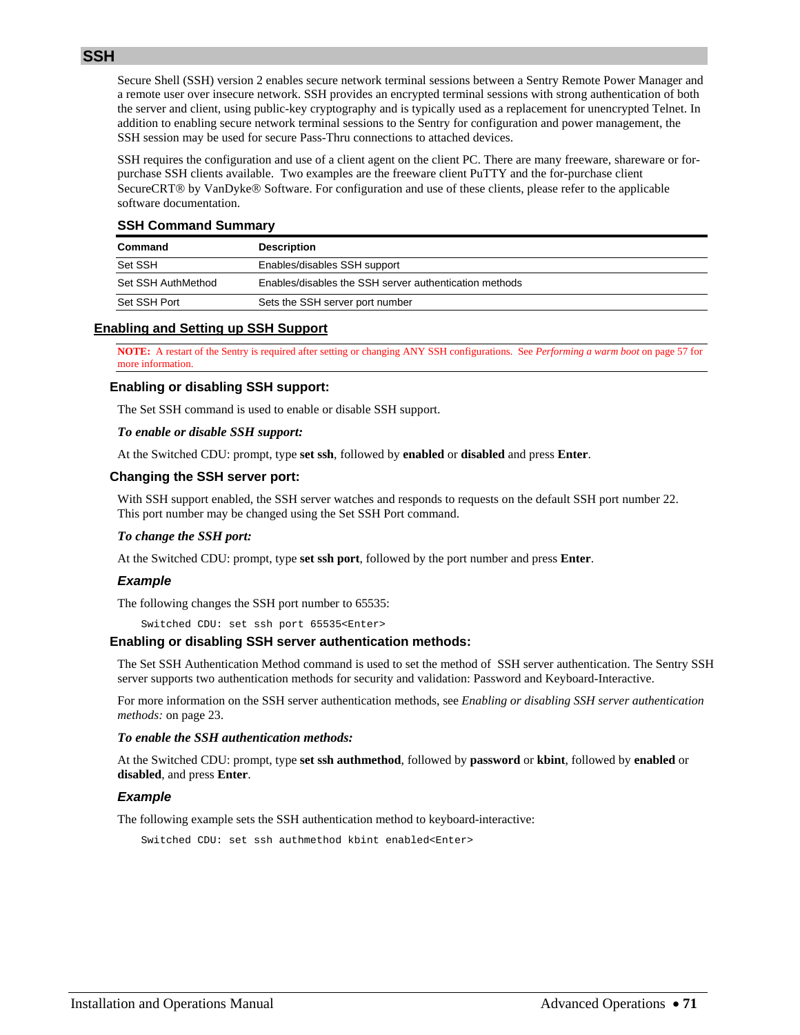# SSH

Secure Shell (SSH) version 2 enables secure network terminal sessions between a Sentry Remote Power Manager and a remote user over insecure network. SSH provides an encrypted terminal sessions with strong authentication of both the server and client, using public-key cryptography and is typically used as a replacement for unencrypted Telnet. In addition to enabling secure network terminal sessions to the Sentry for configuration and power management, the SSH session may be used for secure Pass-Thru connections to attached devices.

SSH requires the configuration and use of a client agent on the client PC. There are many freeware, shareware or for-purchase SSH clients available. Two examples are the freeware client PuTTY and the for-purchase client SecureCRT® by VanDyke® Software. For configuration and use of these clients, please refer to the applicable software documentation.

### SSH Command Summary

| Command | Description |
|---|---|
| Set SSH | Enables/disables SSH support |
| Set SSH AuthMethod | Enables/disables the SSH server authentication methods |
| Set SSH Port | Sets the SSH server port number |

## Enabling and Setting up SSH Support

**NOTE:** A restart of the Sentry is required after setting or changing ANY SSH configurations. See *Performing a warm boot* on page 57 for more information.

### Enabling or disabling SSH support:

The Set SSH command is used to enable or disable SSH support.

***To enable or disable SSH support:***

At the Switched CDU: prompt, type **set ssh**, followed by **enabled** or **disabled** and press **Enter**.

### Changing the SSH server port:

With SSH support enabled, the SSH server watches and responds to requests on the default SSH port number 22. This port number may be changed using the Set SSH Port command.

***To change the SSH port:***

At the Switched CDU: prompt, type **set ssh port**, followed by the port number and press **Enter**.

#### *Example*

The following changes the SSH port number to 65535:

```
Switched CDU: set ssh port 65535<Enter>
```

### Enabling or disabling SSH server authentication methods:

The Set SSH Authentication Method command is used to set the method of SSH server authentication. The Sentry SSH server supports two authentication methods for security and validation: Password and Keyboard-Interactive.

For more information on the SSH server authentication methods, see *Enabling or disabling SSH server authentication methods:* on page 23.

***To enable the SSH authentication methods:***

At the Switched CDU: prompt, type **set ssh authmethod**, followed by **password** or **kbint**, followed by **enabled** or **disabled**, and press **Enter**.

#### *Example*

The following example sets the SSH authentication method to keyboard-interactive:

```
Switched CDU: set ssh authmethod kbint enabled<Enter>
```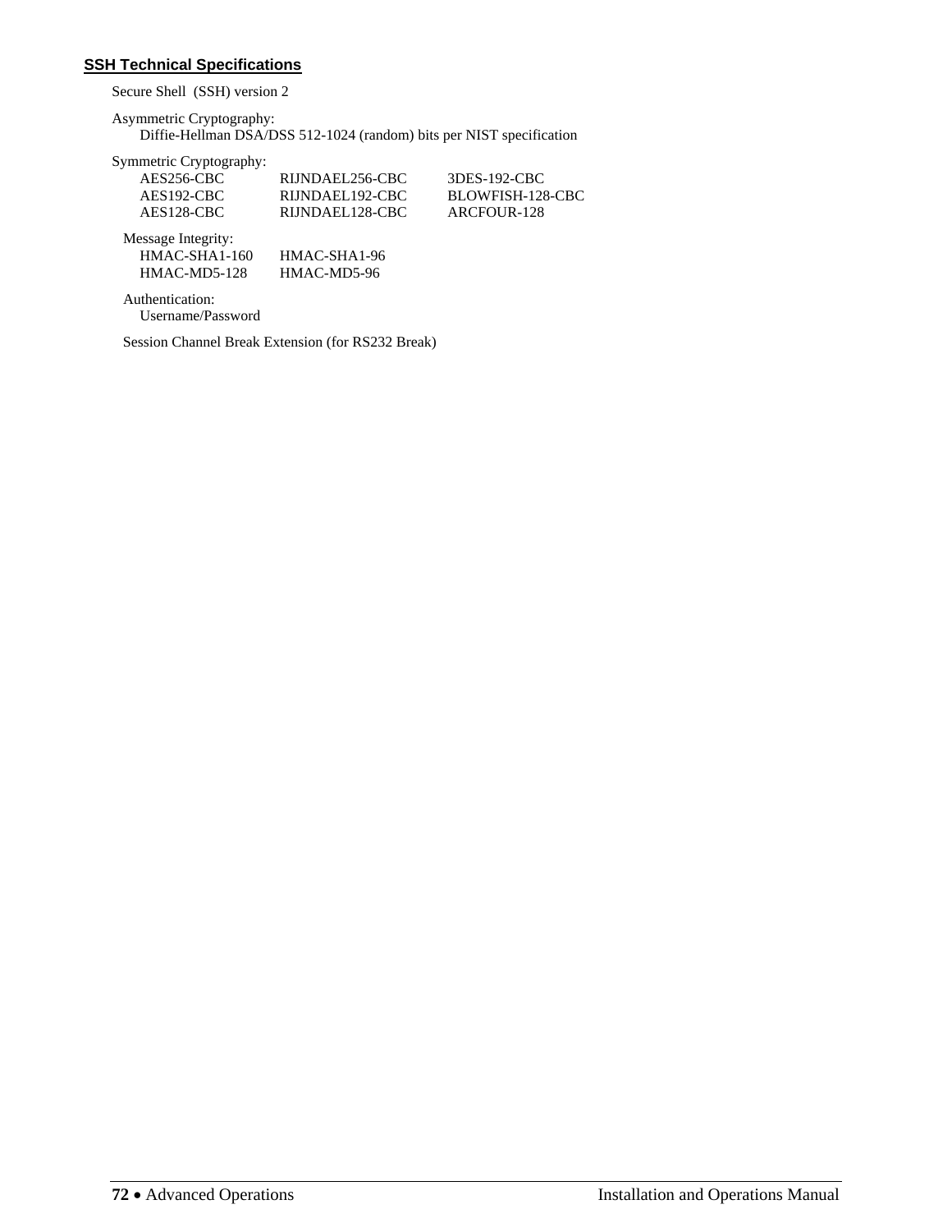### SSH Technical Specifications

Secure Shell (SSH) version 2

Asymmetric Cryptography:
Diffie-Hellman DSA/DSS 512-1024 (random) bits per NIST specification

Symmetric Cryptography:

| | | |
|---|---|---|
| AES256-CBC | RIJNDAEL256-CBC | 3DES-192-CBC |
| AES192-CBC | RIJNDAEL192-CBC | BLOWFISH-128-CBC |
| AES128-CBC | RIJNDAEL128-CBC | ARCFOUR-128 |

Message Integrity:

| | |
|---|---|
| HMAC-SHA1-160 | HMAC-SHA1-96 |
| HMAC-MD5-128 | HMAC-MD5-96 |

Authentication:
Username/Password

Session Channel Break Extension (for RS232 Break)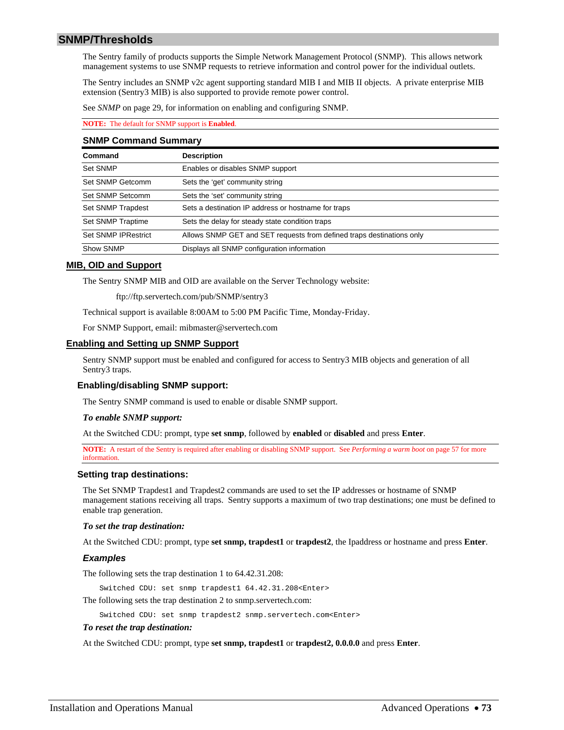## SNMP/Thresholds

The Sentry family of products supports the Simple Network Management Protocol (SNMP). This allows network management systems to use SNMP requests to retrieve information and control power for the individual outlets.

The Sentry includes an SNMP v2c agent supporting standard MIB I and MIB II objects. A private enterprise MIB extension (Sentry3 MIB) is also supported to provide remote power control.

See *SNMP* on page 29, for information on enabling and configuring SNMP.

**NOTE:** The default for SNMP support is **Enabled**.

### SNMP Command Summary

| Command | Description |
|---|---|
| Set SNMP | Enables or disables SNMP support |
| Set SNMP Getcomm | Sets the 'get' community string |
| Set SNMP Setcomm | Sets the 'set' community string |
| Set SNMP Trapdest | Sets a destination IP address or hostname for traps |
| Set SNMP Traptime | Sets the delay for steady state condition traps |
| Set SNMP IPRestrict | Allows SNMP GET and SET requests from defined traps destinations only |
| Show SNMP | Displays all SNMP configuration information |

### MIB, OID and Support

The Sentry SNMP MIB and OID are available on the Server Technology website:

ftp://ftp.servertech.com/pub/SNMP/sentry3

Technical support is available 8:00AM to 5:00 PM Pacific Time, Monday-Friday.

For SNMP Support, email: mibmaster@servertech.com

### Enabling and Setting up SNMP Support

Sentry SNMP support must be enabled and configured for access to Sentry3 MIB objects and generation of all Sentry3 traps.

#### Enabling/disabling SNMP support:

The Sentry SNMP command is used to enable or disable SNMP support.

***To enable SNMP support:***

At the Switched CDU: prompt, type **set snmp**, followed by **enabled** or **disabled** and press **Enter**.

**NOTE:** A restart of the Sentry is required after enabling or disabling SNMP support. See *Performing a warm boot* on page 57 for more information.

#### Setting trap destinations:

The Set SNMP Trapdest1 and Trapdest2 commands are used to set the IP addresses or hostname of SNMP management stations receiving all traps. Sentry supports a maximum of two trap destinations; one must be defined to enable trap generation.

***To set the trap destination:***

At the Switched CDU: prompt, type **set snmp, trapdest1** or **trapdest2**, the Ipaddress or hostname and press **Enter**.

#### *Examples*

The following sets the trap destination 1 to 64.42.31.208:

```
Switched CDU: set snmp trapdest1 64.42.31.208<Enter>
```

The following sets the trap destination 2 to snmp.servertech.com:

```
Switched CDU: set snmp trapdest2 snmp.servertech.com<Enter>
```

***To reset the trap destination:***

At the Switched CDU: prompt, type **set snmp, trapdest1** or **trapdest2, 0.0.0.0** and press **Enter**.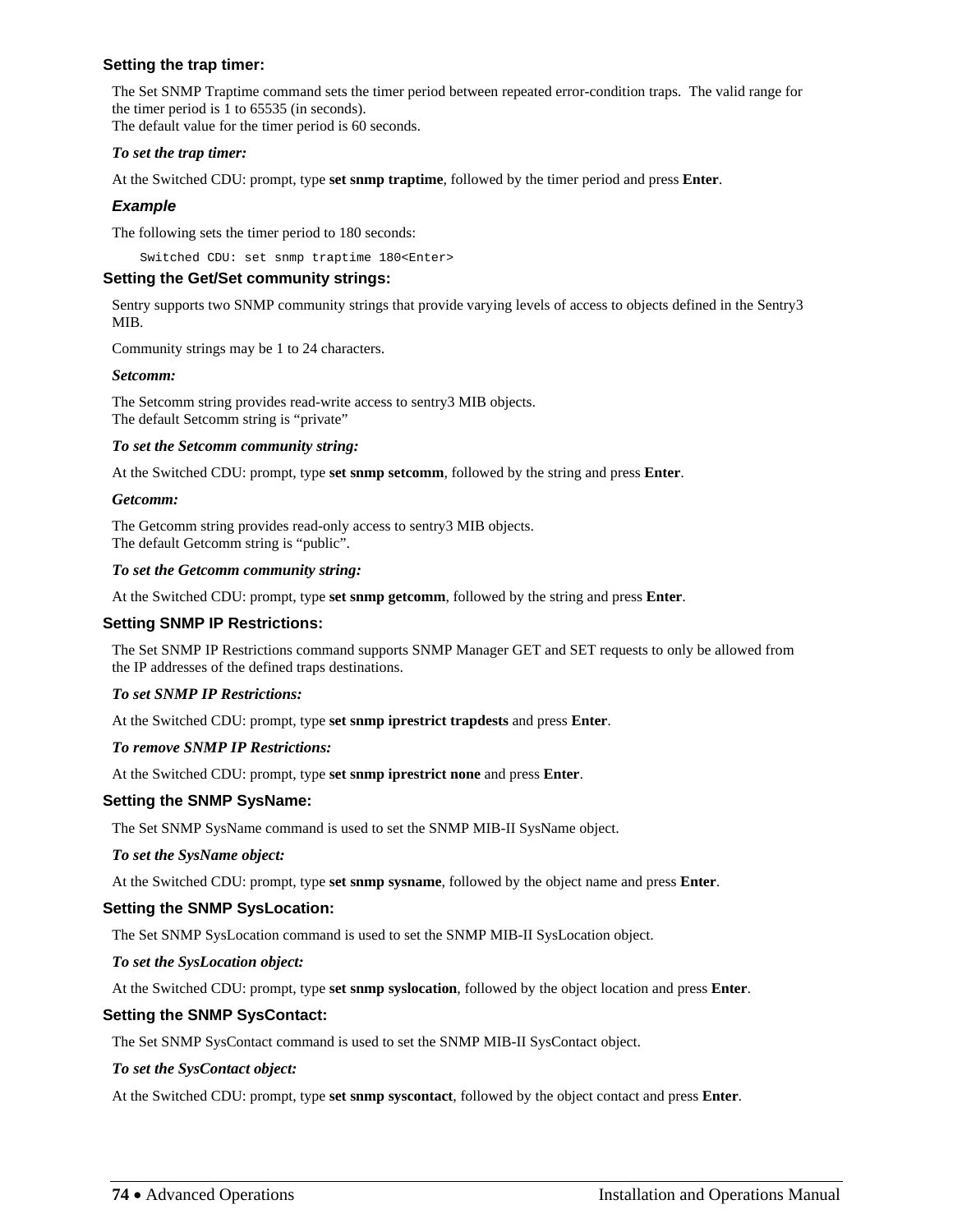### Setting the trap timer:

The Set SNMP Traptime command sets the timer period between repeated error-condition traps. The valid range for the timer period is 1 to 65535 (in seconds).
The default value for the timer period is 60 seconds.

***To set the trap timer:***

At the Switched CDU: prompt, type **set snmp traptime**, followed by the timer period and press **Enter**.

#### *Example*

The following sets the timer period to 180 seconds:

```
Switched CDU: set snmp traptime 180<Enter>
```

### Setting the Get/Set community strings:

Sentry supports two SNMP community strings that provide varying levels of access to objects defined in the Sentry3 MIB.

Community strings may be 1 to 24 characters.

***Setcomm:***

The Setcomm string provides read-write access to sentry3 MIB objects.
The default Setcomm string is "private"

***To set the Setcomm community string:***

At the Switched CDU: prompt, type **set snmp setcomm**, followed by the string and press **Enter**.

***Getcomm:***

The Getcomm string provides read-only access to sentry3 MIB objects.
The default Getcomm string is "public".

***To set the Getcomm community string:***

At the Switched CDU: prompt, type **set snmp getcomm**, followed by the string and press **Enter**.

### Setting SNMP IP Restrictions:

The Set SNMP IP Restrictions command supports SNMP Manager GET and SET requests to only be allowed from the IP addresses of the defined traps destinations.

***To set SNMP IP Restrictions:***

At the Switched CDU: prompt, type **set snmp iprestrict trapdests** and press **Enter**.

***To remove SNMP IP Restrictions:***

At the Switched CDU: prompt, type **set snmp iprestrict none** and press **Enter**.

### Setting the SNMP SysName:

The Set SNMP SysName command is used to set the SNMP MIB-II SysName object.

***To set the SysName object:***

At the Switched CDU: prompt, type **set snmp sysname**, followed by the object name and press **Enter**.

### Setting the SNMP SysLocation:

The Set SNMP SysLocation command is used to set the SNMP MIB-II SysLocation object.

***To set the SysLocation object:***

At the Switched CDU: prompt, type **set snmp syslocation**, followed by the object location and press **Enter**.

### Setting the SNMP SysContact:

The Set SNMP SysContact command is used to set the SNMP MIB-II SysContact object.

***To set the SysContact object:***

At the Switched CDU: prompt, type **set snmp syscontact**, followed by the object contact and press **Enter**.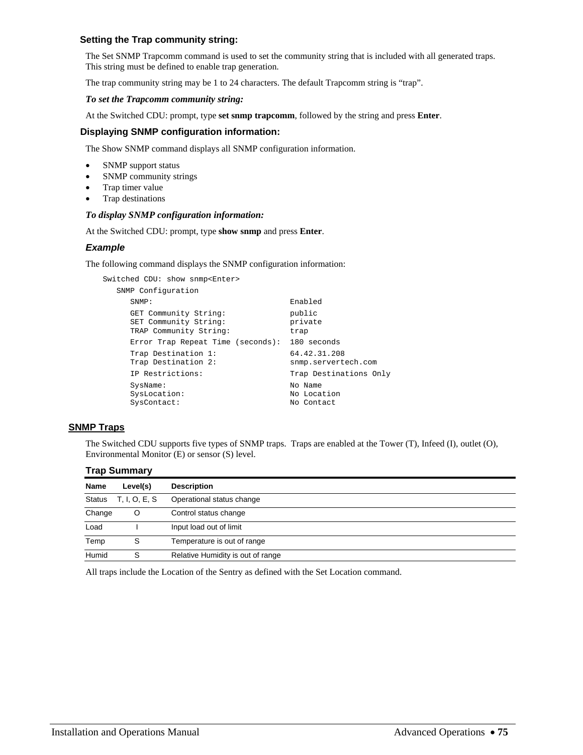### Setting the Trap community string:

The Set SNMP Trapcomm command is used to set the community string that is included with all generated traps. This string must be defined to enable trap generation.

The trap community string may be 1 to 24 characters. The default Trapcomm string is "trap".

***To set the Trapcomm community string:***

At the Switched CDU: prompt, type **set snmp trapcomm**, followed by the string and press **Enter**.

### Displaying SNMP configuration information:

The Show SNMP command displays all SNMP configuration information.

- SNMP support status
- SNMP community strings
- Trap timer value
- Trap destinations

***To display SNMP configuration information:***

At the Switched CDU: prompt, type **show snmp** and press **Enter**.

#### *Example*

The following command displays the SNMP configuration information:

```
Switched CDU: show snmp<Enter>
   SNMP Configuration
      SNMP:                              Enabled
      GET Community String:              public
      SET Community String:              private
      TRAP Community String:             trap
      Error Trap Repeat Time (seconds):  180 seconds
      Trap Destination 1:                64.42.31.208
      Trap Destination 2:                snmp.servertech.com
      IP Restrictions:                   Trap Destinations Only
      SysName:                           No Name
      SysLocation:                       No Location
      SysContact:                        No Contact
```

## SNMP Traps

The Switched CDU supports five types of SNMP traps. Traps are enabled at the Tower (T), Infeed (I), outlet (O), Environmental Monitor (E) or sensor (S) level.

### Trap Summary

| Name | Level(s) | Description |
|---|---|---|
| Status | T, I, O, E, S | Operational status change |
| Change | O | Control status change |
| Load | I | Input load out of limit |
| Temp | S | Temperature is out of range |
| Humid | S | Relative Humidity is out of range |

All traps include the Location of the Sentry as defined with the Set Location command.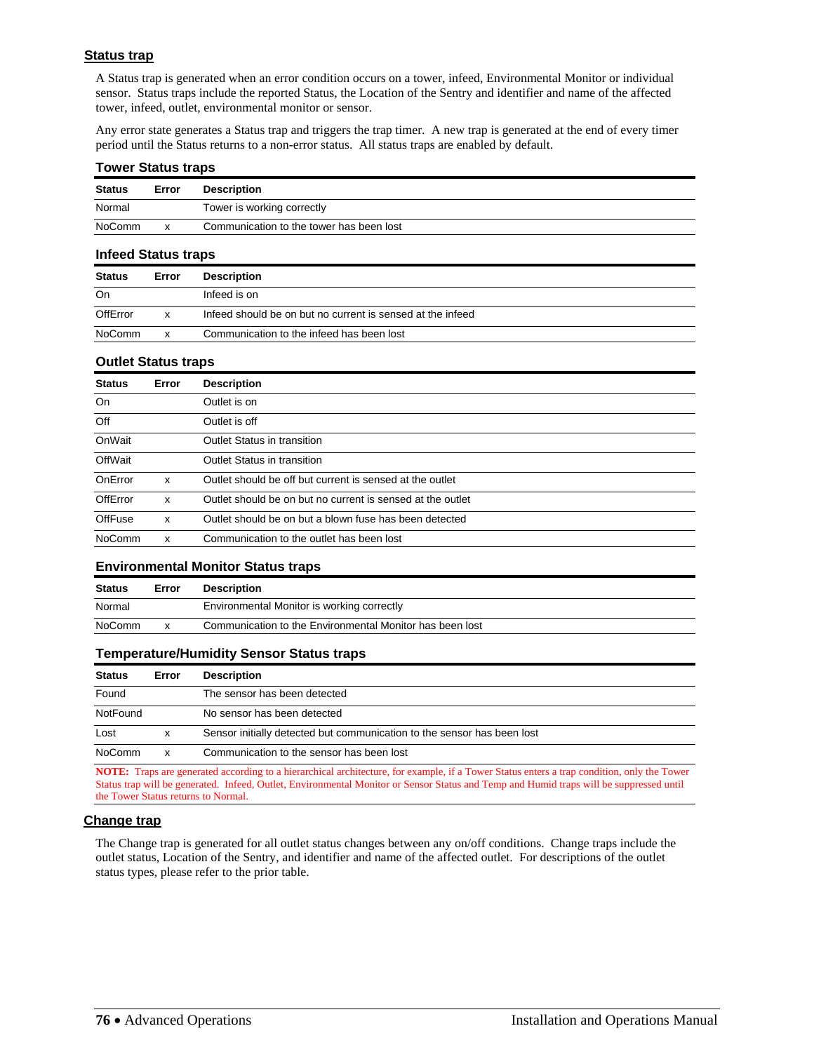## Status trap

A Status trap is generated when an error condition occurs on a tower, infeed, Environmental Monitor or individual sensor. Status traps include the reported Status, the Location of the Sentry and identifier and name of the affected tower, infeed, outlet, environmental monitor or sensor.

Any error state generates a Status trap and triggers the trap timer. A new trap is generated at the end of every timer period until the Status returns to a non-error status. All status traps are enabled by default.

### Tower Status traps

| Status | Error | Description |
|---|---|---|
| Normal | | Tower is working correctly |
| NoComm | x | Communication to the tower has been lost |

### Infeed Status traps

| Status | Error | Description |
|---|---|---|
| On | | Infeed is on |
| OffError | x | Infeed should be on but no current is sensed at the infeed |
| NoComm | x | Communication to the infeed has been lost |

### Outlet Status traps

| Status | Error | Description |
|---|---|---|
| On | | Outlet is on |
| Off | | Outlet is off |
| OnWait | | Outlet Status in transition |
| OffWait | | Outlet Status in transition |
| OnError | x | Outlet should be off but current is sensed at the outlet |
| OffError | x | Outlet should be on but no current is sensed at the outlet |
| OffFuse | x | Outlet should be on but a blown fuse has been detected |
| NoComm | x | Communication to the outlet has been lost |

### Environmental Monitor Status traps

| Status | Error | Description |
|---|---|---|
| Normal | | Environmental Monitor is working correctly |
| NoComm | x | Communication to the Environmental Monitor has been lost |

### Temperature/Humidity Sensor Status traps

| Status | Error | Description |
|---|---|---|
| Found | | The sensor has been detected |
| NotFound | | No sensor has been detected |
| Lost | x | Sensor initially detected but communication to the sensor has been lost |
| NoComm | x | Communication to the sensor has been lost |

**NOTE:** Traps are generated according to a hierarchical architecture, for example, if a Tower Status enters a trap condition, only the Tower Status trap will be generated. Infeed, Outlet, Environmental Monitor or Sensor Status and Temp and Humid traps will be suppressed until the Tower Status returns to Normal.

## Change trap

The Change trap is generated for all outlet status changes between any on/off conditions. Change traps include the outlet status, Location of the Sentry, and identifier and name of the affected outlet. For descriptions of the outlet status types, please refer to the prior table.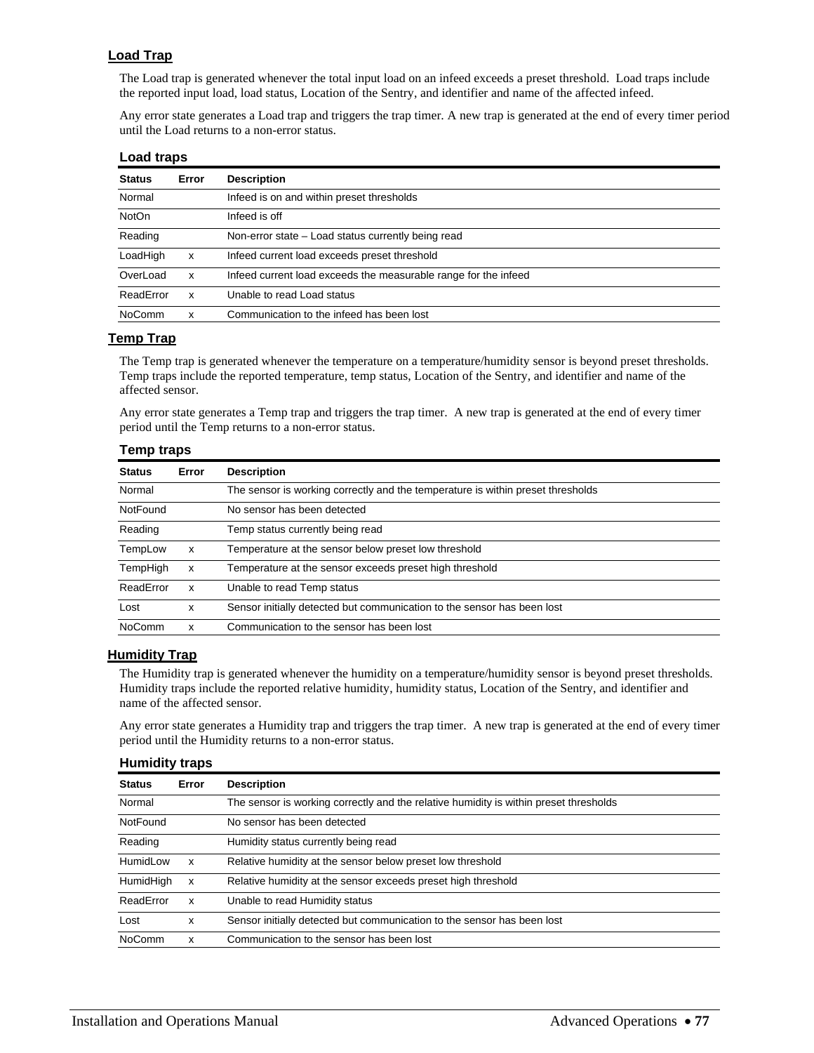## Load Trap

The Load trap is generated whenever the total input load on an infeed exceeds a preset threshold. Load traps include the reported input load, load status, Location of the Sentry, and identifier and name of the affected infeed.

Any error state generates a Load trap and triggers the trap timer. A new trap is generated at the end of every timer period until the Load returns to a non-error status.

### Load traps

| Status | Error | Description |
|---|---|---|
| Normal | | Infeed is on and within preset thresholds |
| NotOn | | Infeed is off |
| Reading | | Non-error state – Load status currently being read |
| LoadHigh | x | Infeed current load exceeds preset threshold |
| OverLoad | x | Infeed current load exceeds the measurable range for the infeed |
| ReadError | x | Unable to read Load status |
| NoComm | x | Communication to the infeed has been lost |

## Temp Trap

The Temp trap is generated whenever the temperature on a temperature/humidity sensor is beyond preset thresholds. Temp traps include the reported temperature, temp status, Location of the Sentry, and identifier and name of the affected sensor.

Any error state generates a Temp trap and triggers the trap timer. A new trap is generated at the end of every timer period until the Temp returns to a non-error status.

### Temp traps

| Status | Error | Description |
|---|---|---|
| Normal | | The sensor is working correctly and the temperature is within preset thresholds |
| NotFound | | No sensor has been detected |
| Reading | | Temp status currently being read |
| TempLow | x | Temperature at the sensor below preset low threshold |
| TempHigh | x | Temperature at the sensor exceeds preset high threshold |
| ReadError | x | Unable to read Temp status |
| Lost | x | Sensor initially detected but communication to the sensor has been lost |
| NoComm | x | Communication to the sensor has been lost |

## Humidity Trap

The Humidity trap is generated whenever the humidity on a temperature/humidity sensor is beyond preset thresholds. Humidity traps include the reported relative humidity, humidity status, Location of the Sentry, and identifier and name of the affected sensor.

Any error state generates a Humidity trap and triggers the trap timer. A new trap is generated at the end of every timer period until the Humidity returns to a non-error status.

### Humidity traps

| Status | Error | Description |
|---|---|---|
| Normal | | The sensor is working correctly and the relative humidity is within preset thresholds |
| NotFound | | No sensor has been detected |
| Reading | | Humidity status currently being read |
| HumidLow | x | Relative humidity at the sensor below preset low threshold |
| HumidHigh | x | Relative humidity at the sensor exceeds preset high threshold |
| ReadError | x | Unable to read Humidity status |
| Lost | x | Sensor initially detected but communication to the sensor has been lost |
| NoComm | x | Communication to the sensor has been lost |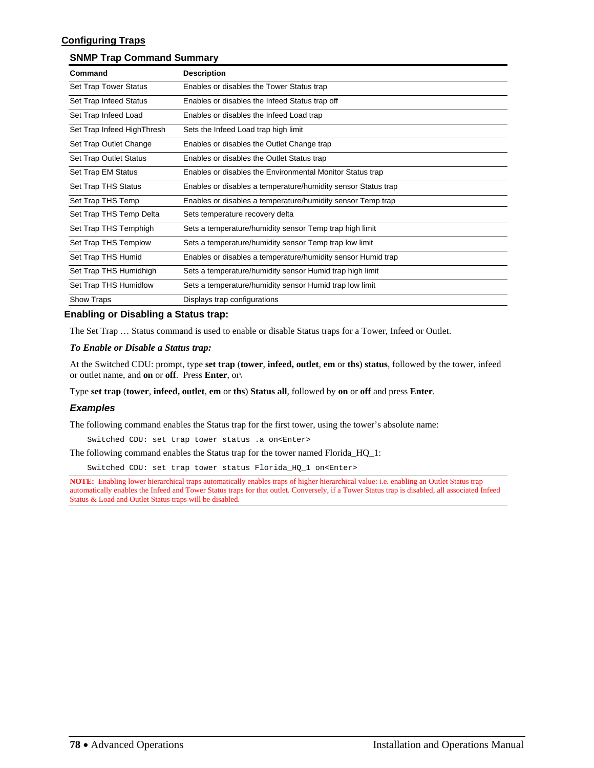## Configuring Traps

### SNMP Trap Command Summary

| Command | Description |
|---|---|
| Set Trap Tower Status | Enables or disables the Tower Status trap |
| Set Trap Infeed Status | Enables or disables the Infeed Status trap off |
| Set Trap Infeed Load | Enables or disables the Infeed Load trap |
| Set Trap Infeed HighThresh | Sets the Infeed Load trap high limit |
| Set Trap Outlet Change | Enables or disables the Outlet Change trap |
| Set Trap Outlet Status | Enables or disables the Outlet Status trap |
| Set Trap EM Status | Enables or disables the Environmental Monitor Status trap |
| Set Trap THS Status | Enables or disables a temperature/humidity sensor Status trap |
| Set Trap THS Temp | Enables or disables a temperature/humidity sensor Temp trap |
| Set Trap THS Temp Delta | Sets temperature recovery delta |
| Set Trap THS Temphigh | Sets a temperature/humidity sensor Temp trap high limit |
| Set Trap THS Templow | Sets a temperature/humidity sensor Temp trap low limit |
| Set Trap THS Humid | Enables or disables a temperature/humidity sensor Humid trap |
| Set Trap THS Humidhigh | Sets a temperature/humidity sensor Humid trap high limit |
| Set Trap THS Humidlow | Sets a temperature/humidity sensor Humid trap low limit |
| Show Traps | Displays trap configurations |

### Enabling or Disabling a Status trap:

The Set Trap … Status command is used to enable or disable Status traps for a Tower, Infeed or Outlet.

***To Enable or Disable a Status trap:***

At the Switched CDU: prompt, type **set trap** (**tower**, **infeed, outlet**, **em** or **ths**) **status**, followed by the tower, infeed or outlet name, and **on** or **off**. Press **Enter**, or\

Type **set trap** (**tower**, **infeed, outlet**, **em** or **ths**) **Status all**, followed by **on** or **off** and press **Enter**.

#### *Examples*

The following command enables the Status trap for the first tower, using the tower's absolute name:

```
Switched CDU: set trap tower status .a on<Enter>
```

The following command enables the Status trap for the tower named Florida_HQ_1:

```
Switched CDU: set trap tower status Florida_HQ_1 on<Enter>
```

**NOTE:** Enabling lower hierarchical traps automatically enables traps of higher hierarchical value: i.e. enabling an Outlet Status trap automatically enables the Infeed and Tower Status traps for that outlet. Conversely, if a Tower Status trap is disabled, all associated Infeed Status & Load and Outlet Status traps will be disabled.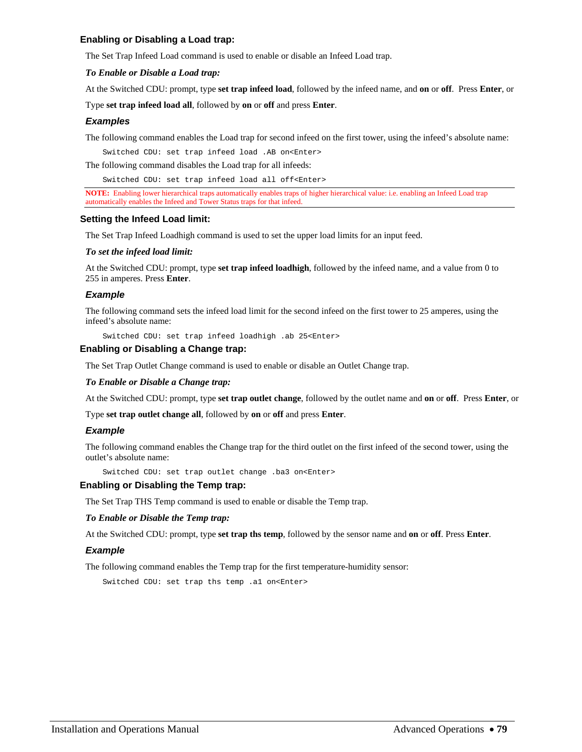### Enabling or Disabling a Load trap:

The Set Trap Infeed Load command is used to enable or disable an Infeed Load trap.

***To Enable or Disable a Load trap:***

At the Switched CDU: prompt, type **set trap infeed load**, followed by the infeed name, and **on** or **off**. Press **Enter**, or

Type **set trap infeed load all**, followed by **on** or **off** and press **Enter**.

***Examples***

The following command enables the Load trap for second infeed on the first tower, using the infeed's absolute name:

```
Switched CDU: set trap infeed load .AB on<Enter>
```

The following command disables the Load trap for all infeeds:

```
Switched CDU: set trap infeed load all off<Enter>
```

**NOTE:** Enabling lower hierarchical traps automatically enables traps of higher hierarchical value: i.e. enabling an Infeed Load trap automatically enables the Infeed and Tower Status traps for that infeed.

### Setting the Infeed Load limit:

The Set Trap Infeed Loadhigh command is used to set the upper load limits for an input feed.

***To set the infeed load limit:***

At the Switched CDU: prompt, type **set trap infeed loadhigh**, followed by the infeed name, and a value from 0 to 255 in amperes. Press **Enter**.

***Example***

The following command sets the infeed load limit for the second infeed on the first tower to 25 amperes, using the infeed's absolute name:

```
Switched CDU: set trap infeed loadhigh .ab 25<Enter>
```

### Enabling or Disabling a Change trap:

The Set Trap Outlet Change command is used to enable or disable an Outlet Change trap.

***To Enable or Disable a Change trap:***

At the Switched CDU: prompt, type **set trap outlet change**, followed by the outlet name and **on** or **off**. Press **Enter**, or

Type **set trap outlet change all**, followed by **on** or **off** and press **Enter**.

***Example***

The following command enables the Change trap for the third outlet on the first infeed of the second tower, using the outlet's absolute name:

```
Switched CDU: set trap outlet change .ba3 on<Enter>
```

### Enabling or Disabling the Temp trap:

The Set Trap THS Temp command is used to enable or disable the Temp trap.

***To Enable or Disable the Temp trap:***

At the Switched CDU: prompt, type **set trap ths temp**, followed by the sensor name and **on** or **off**. Press **Enter**.

***Example***

The following command enables the Temp trap for the first temperature-humidity sensor:

```
Switched CDU: set trap ths temp .a1 on<Enter>
```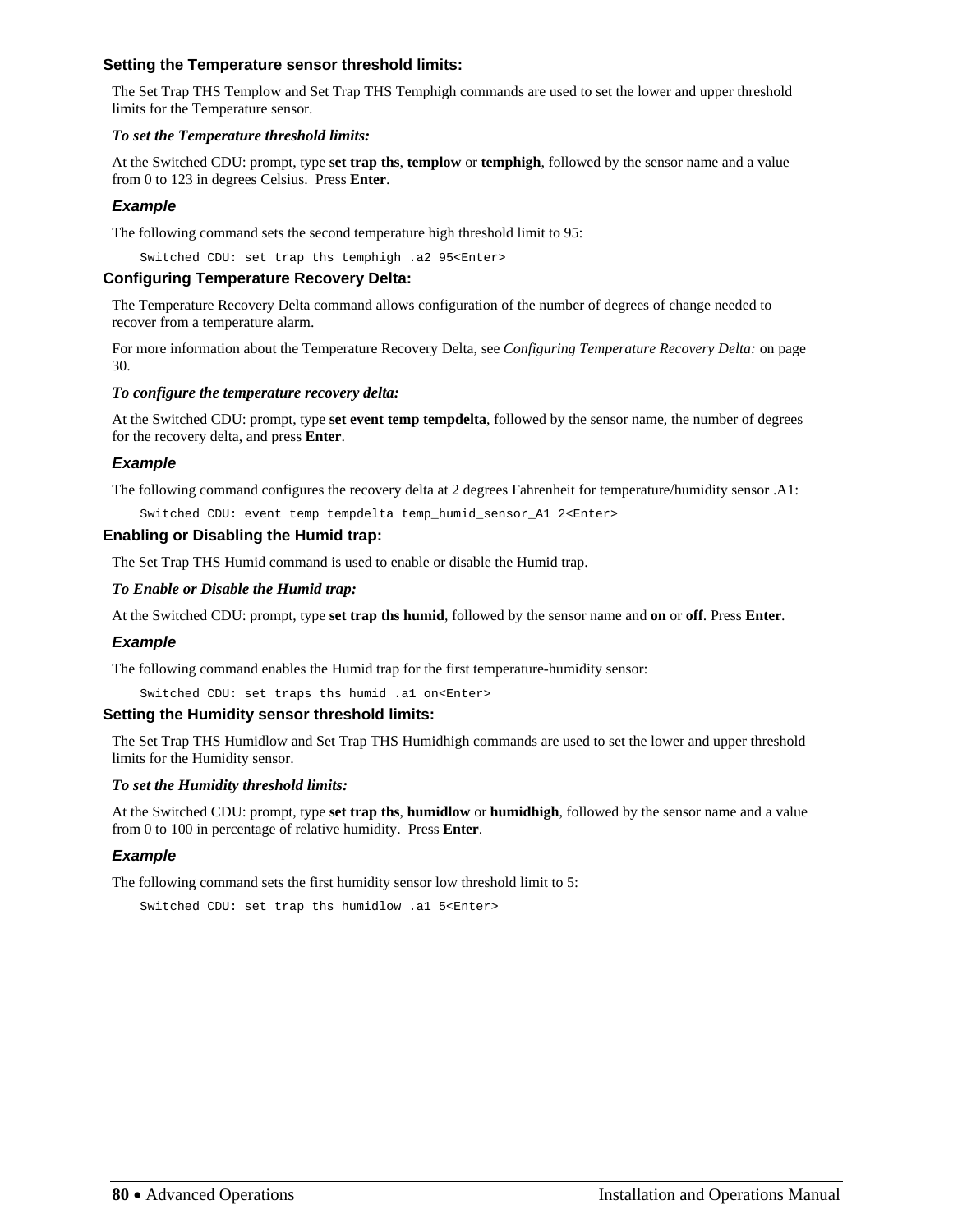### Setting the Temperature sensor threshold limits:

The Set Trap THS Templow and Set Trap THS Temphigh commands are used to set the lower and upper threshold limits for the Temperature sensor.

***To set the Temperature threshold limits:***

At the Switched CDU: prompt, type **set trap ths**, **templow** or **temphigh**, followed by the sensor name and a value from 0 to 123 in degrees Celsius. Press **Enter**.

#### *Example*

The following command sets the second temperature high threshold limit to 95:

```
Switched CDU: set trap ths temphigh .a2 95<Enter>
```

### Configuring Temperature Recovery Delta:

The Temperature Recovery Delta command allows configuration of the number of degrees of change needed to recover from a temperature alarm.

For more information about the Temperature Recovery Delta, see *Configuring Temperature Recovery Delta:* on page 30.

***To configure the temperature recovery delta:***

At the Switched CDU: prompt, type **set event temp tempdelta**, followed by the sensor name, the number of degrees for the recovery delta, and press **Enter**.

#### *Example*

The following command configures the recovery delta at 2 degrees Fahrenheit for temperature/humidity sensor .A1:

```
Switched CDU: event temp tempdelta temp_humid_sensor_A1 2<Enter>
```

### Enabling or Disabling the Humid trap:

The Set Trap THS Humid command is used to enable or disable the Humid trap.

***To Enable or Disable the Humid trap:***

At the Switched CDU: prompt, type **set trap ths humid**, followed by the sensor name and **on** or **off**. Press **Enter**.

#### *Example*

The following command enables the Humid trap for the first temperature-humidity sensor:

```
Switched CDU: set traps ths humid .a1 on<Enter>
```

### Setting the Humidity sensor threshold limits:

The Set Trap THS Humidlow and Set Trap THS Humidhigh commands are used to set the lower and upper threshold limits for the Humidity sensor.

***To set the Humidity threshold limits:***

At the Switched CDU: prompt, type **set trap ths**, **humidlow** or **humidhigh**, followed by the sensor name and a value from 0 to 100 in percentage of relative humidity. Press **Enter**.

#### *Example*

The following command sets the first humidity sensor low threshold limit to 5:

```
Switched CDU: set trap ths humidlow .a1 5<Enter>
```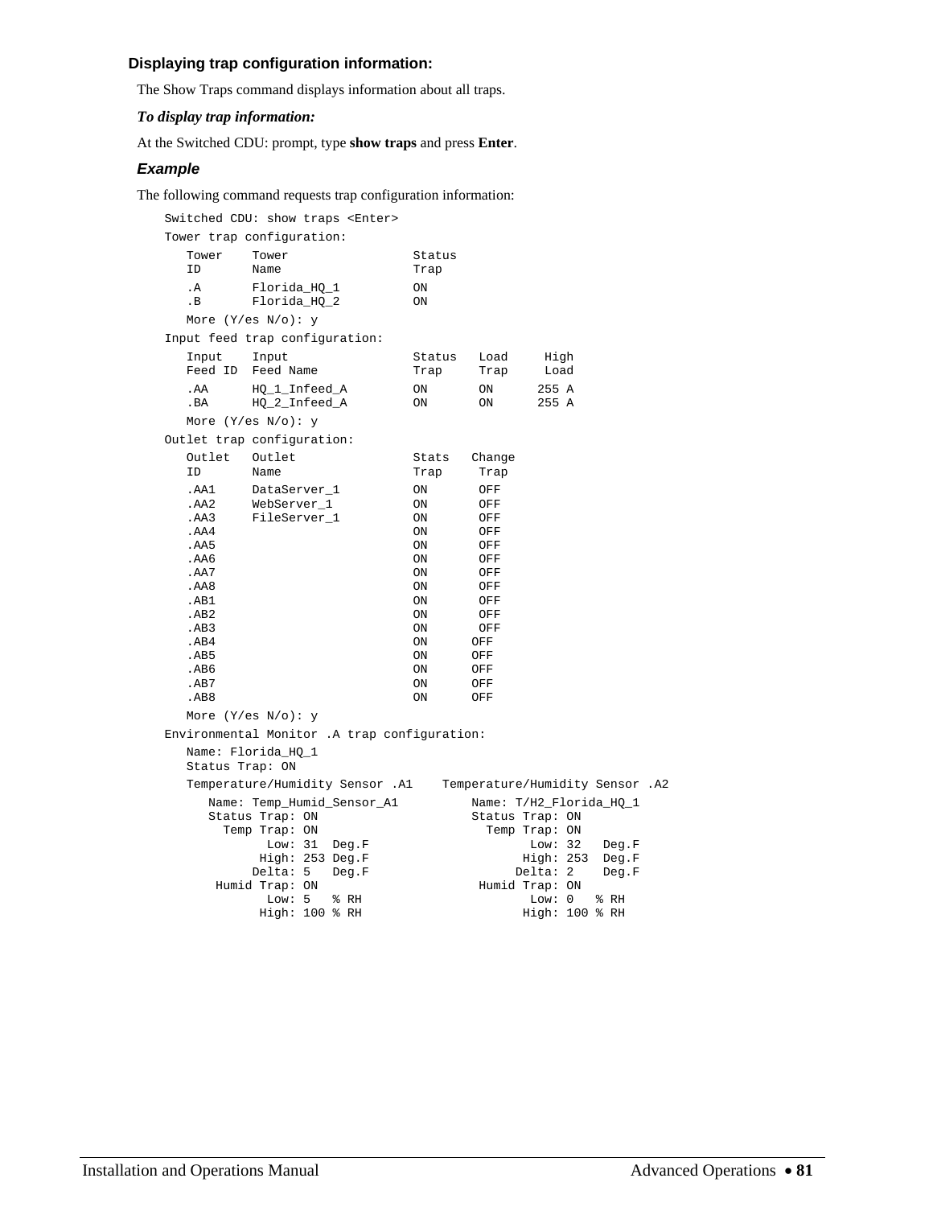### Displaying trap configuration information:

The Show Traps command displays information about all traps.

***To display trap information:***

At the Switched CDU: prompt, type **show traps** and press **Enter**.

#### *Example*

The following command requests trap configuration information:

```
Switched CDU: show traps <Enter>
Tower trap configuration:
   Tower    Tower                 Status
   ID       Name                  Trap
   .A       Florida_HQ_1          ON
   .B       Florida_HQ_2          ON
   More (Y/es N/o): y
Input feed trap configuration:
   Input    Input                 Status   Load     High
   Feed ID  Feed Name             Trap     Trap     Load
   .AA      HQ_1_Infeed_A         ON       ON      255 A
   .BA      HQ_2_Infeed_A         ON       ON      255 A
   More (Y/es N/o): y
Outlet trap configuration:
   Outlet   Outlet                Stats   Change
   ID       Name                  Trap     Trap
   .AA1     DataServer_1          ON       OFF
   .AA2     WebServer_1           ON       OFF
   .AA3     FileServer_1          ON       OFF
   .AA4                           ON       OFF
   .AA5                           ON       OFF
   .AA6                           ON       OFF
   .AA7                           ON       OFF
   .AA8                           ON       OFF
   .AB1                           ON       OFF
   .AB2                           ON       OFF
   .AB3                           ON       OFF
   .AB4                           ON      OFF
   .AB5                           ON      OFF
   .AB6                           ON      OFF
   .AB7                           ON      OFF
   .AB8                           ON      OFF
   More (Y/es N/o): y
Environmental Monitor .A trap configuration:
   Name: Florida_HQ_1
   Status Trap: ON
   Temperature/Humidity Sensor .A1    Temperature/Humidity Sensor .A2
      Name: Temp_Humid_Sensor_A1          Name: T/H2_Florida_HQ_1
      Status Trap: ON                     Status Trap: ON
        Temp Trap: ON                       Temp Trap: ON
              Low: 31  Deg.F                      Low: 32   Deg.F
             High: 253 Deg.F                     High: 253  Deg.F
            Delta: 5   Deg.F                    Delta: 2    Deg.F
       Humid Trap: ON                      Humid Trap: ON
              Low: 5   % RH                       Low: 0   % RH
             High: 100 % RH                      High: 100 % RH
```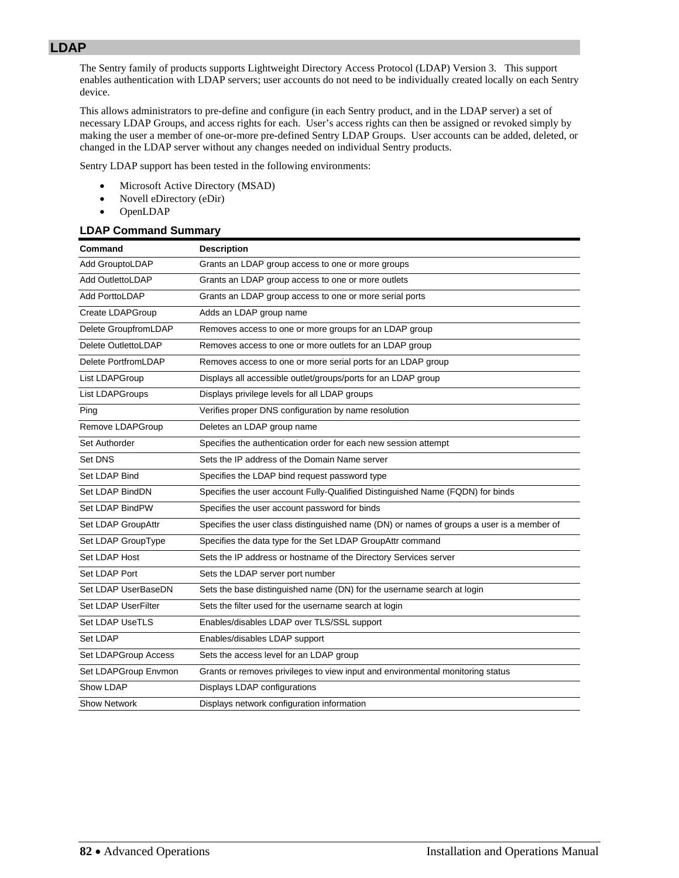## LDAP

The Sentry family of products supports Lightweight Directory Access Protocol (LDAP) Version 3. This support enables authentication with LDAP servers; user accounts do not need to be individually created locally on each Sentry device.

This allows administrators to pre-define and configure (in each Sentry product, and in the LDAP server) a set of necessary LDAP Groups, and access rights for each. User's access rights can then be assigned or revoked simply by making the user a member of one-or-more pre-defined Sentry LDAP Groups. User accounts can be added, deleted, or changed in the LDAP server without any changes needed on individual Sentry products.

Sentry LDAP support has been tested in the following environments:

- Microsoft Active Directory (MSAD)
- Novell eDirectory (eDir)
- OpenLDAP

### LDAP Command Summary

| Command | Description |
|---|---|
| Add GrouptoLDAP | Grants an LDAP group access to one or more groups |
| Add OutlettoLDAP | Grants an LDAP group access to one or more outlets |
| Add PorttoLDAP | Grants an LDAP group access to one or more serial ports |
| Create LDAPGroup | Adds an LDAP group name |
| Delete GroupfromLDAP | Removes access to one or more groups for an LDAP group |
| Delete OutlettoLDAP | Removes access to one or more outlets for an LDAP group |
| Delete PortfromLDAP | Removes access to one or more serial ports for an LDAP group |
| List LDAPGroup | Displays all accessible outlet/groups/ports for an LDAP group |
| List LDAPGroups | Displays privilege levels for all LDAP groups |
| Ping | Verifies proper DNS configuration by name resolution |
| Remove LDAPGroup | Deletes an LDAP group name |
| Set Authorder | Specifies the authentication order for each new session attempt |
| Set DNS | Sets the IP address of the Domain Name server |
| Set LDAP Bind | Specifies the LDAP bind request password type |
| Set LDAP BindDN | Specifies the user account Fully-Qualified Distinguished Name (FQDN) for binds |
| Set LDAP BindPW | Specifies the user account password for binds |
| Set LDAP GroupAttr | Specifies the user class distinguished name (DN) or names of groups a user is a member of |
| Set LDAP GroupType | Specifies the data type for the Set LDAP GroupAttr command |
| Set LDAP Host | Sets the IP address or hostname of the Directory Services server |
| Set LDAP Port | Sets the LDAP server port number |
| Set LDAP UserBaseDN | Sets the base distinguished name (DN) for the username search at login |
| Set LDAP UserFilter | Sets the filter used for the username search at login |
| Set LDAP UseTLS | Enables/disables LDAP over TLS/SSL support |
| Set LDAP | Enables/disables LDAP support |
| Set LDAPGroup Access | Sets the access level for an LDAP group |
| Set LDAPGroup Envmon | Grants or removes privileges to view input and environmental monitoring status |
| Show LDAP | Displays LDAP configurations |
| Show Network | Displays network configuration information |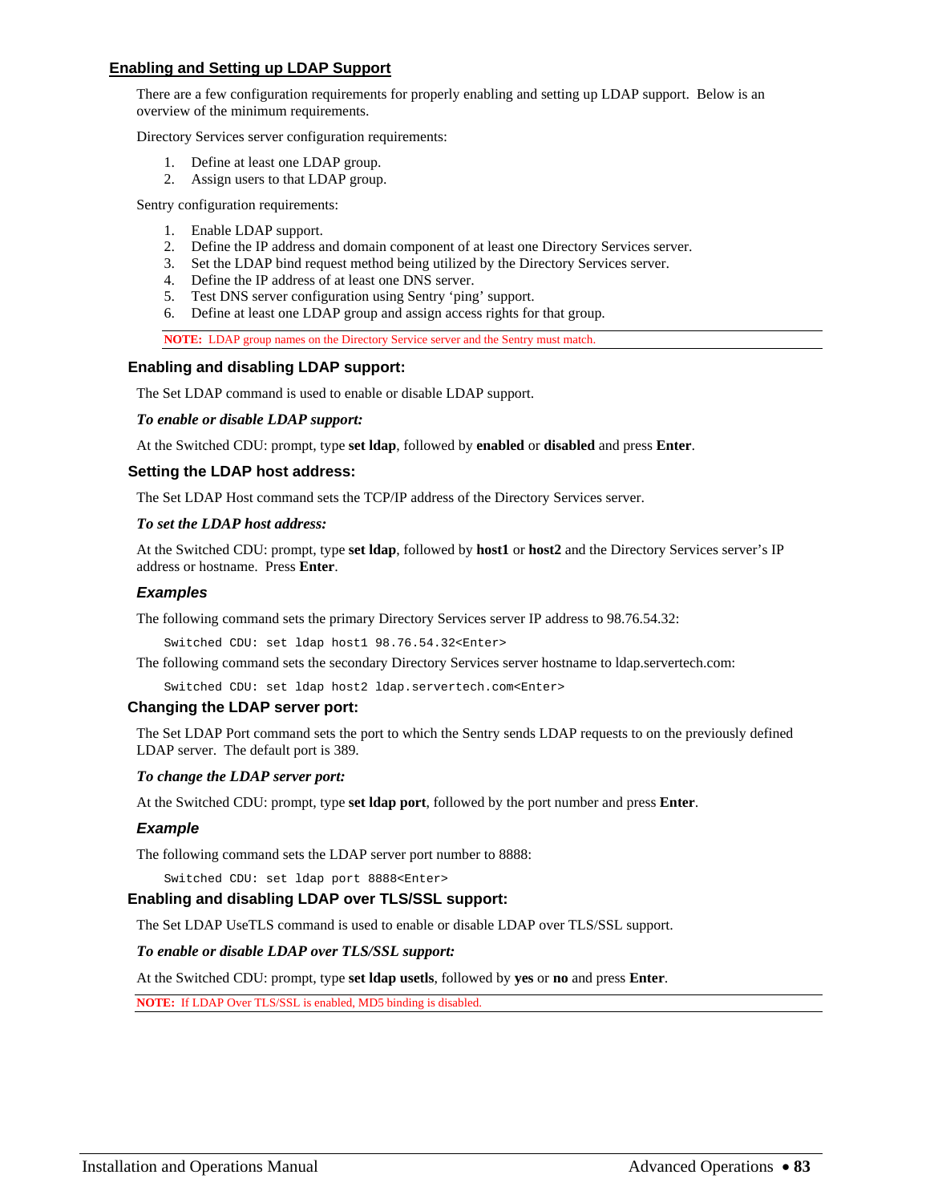## Enabling and Setting up LDAP Support

There are a few configuration requirements for properly enabling and setting up LDAP support. Below is an overview of the minimum requirements.

Directory Services server configuration requirements:

1. Define at least one LDAP group.
2. Assign users to that LDAP group.

Sentry configuration requirements:

1. Enable LDAP support.
2. Define the IP address and domain component of at least one Directory Services server.
3. Set the LDAP bind request method being utilized by the Directory Services server.
4. Define the IP address of at least one DNS server.
5. Test DNS server configuration using Sentry 'ping' support.
6. Define at least one LDAP group and assign access rights for that group.

**NOTE:** LDAP group names on the Directory Service server and the Sentry must match.

### Enabling and disabling LDAP support:

The Set LDAP command is used to enable or disable LDAP support.

***To enable or disable LDAP support:***

At the Switched CDU: prompt, type **set ldap**, followed by **enabled** or **disabled** and press **Enter**.

### Setting the LDAP host address:

The Set LDAP Host command sets the TCP/IP address of the Directory Services server.

***To set the LDAP host address:***

At the Switched CDU: prompt, type **set ldap**, followed by **host1** or **host2** and the Directory Services server's IP address or hostname. Press **Enter**.

#### *Examples*

The following command sets the primary Directory Services server IP address to 98.76.54.32:

```
Switched CDU: set ldap host1 98.76.54.32<Enter>
```

The following command sets the secondary Directory Services server hostname to ldap.servertech.com:

```
Switched CDU: set ldap host2 ldap.servertech.com<Enter>
```

### Changing the LDAP server port:

The Set LDAP Port command sets the port to which the Sentry sends LDAP requests to on the previously defined LDAP server. The default port is 389.

***To change the LDAP server port:***

At the Switched CDU: prompt, type **set ldap port**, followed by the port number and press **Enter**.

#### *Example*

The following command sets the LDAP server port number to 8888:

```
Switched CDU: set ldap port 8888<Enter>
```

### Enabling and disabling LDAP over TLS/SSL support:

The Set LDAP UseTLS command is used to enable or disable LDAP over TLS/SSL support.

***To enable or disable LDAP over TLS/SSL support:***

At the Switched CDU: prompt, type **set ldap usetls**, followed by **yes** or **no** and press **Enter**.

**NOTE:** If LDAP Over TLS/SSL is enabled, MD5 binding is disabled.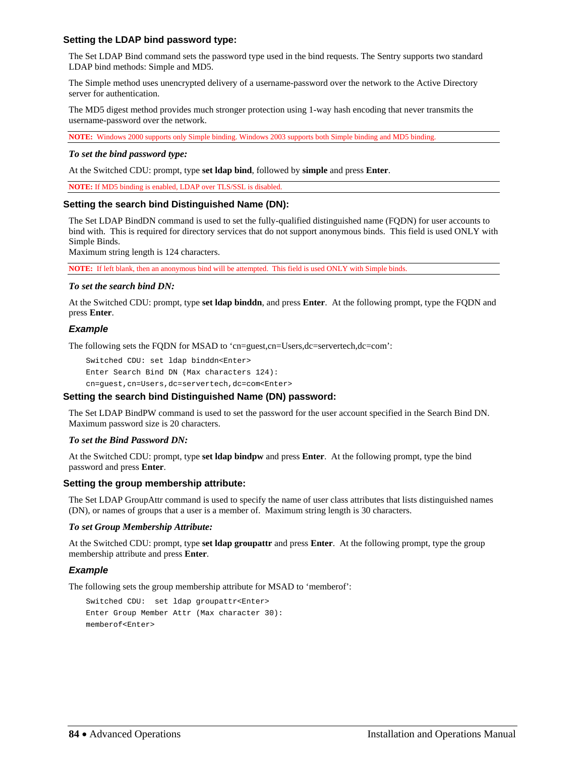### Setting the LDAP bind password type:

The Set LDAP Bind command sets the password type used in the bind requests. The Sentry supports two standard LDAP bind methods: Simple and MD5.

The Simple method uses unencrypted delivery of a username-password over the network to the Active Directory server for authentication.

The MD5 digest method provides much stronger protection using 1-way hash encoding that never transmits the username-password over the network.

**NOTE:** Windows 2000 supports only Simple binding. Windows 2003 supports both Simple binding and MD5 binding.

***To set the bind password type:***

At the Switched CDU: prompt, type **set ldap bind**, followed by **simple** and press **Enter**.

**NOTE:** If MD5 binding is enabled, LDAP over TLS/SSL is disabled.

### Setting the search bind Distinguished Name (DN):

The Set LDAP BindDN command is used to set the fully-qualified distinguished name (FQDN) for user accounts to bind with. This is required for directory services that do not support anonymous binds. This field is used ONLY with Simple Binds.
Maximum string length is 124 characters.

**NOTE:** If left blank, then an anonymous bind will be attempted. This field is used ONLY with Simple binds.

***To set the search bind DN:***

At the Switched CDU: prompt, type **set ldap binddn**, and press **Enter**. At the following prompt, type the FQDN and press **Enter**.

#### *Example*

The following sets the FQDN for MSAD to 'cn=guest,cn=Users,dc=servertech,dc=com':

```
Switched CDU: set ldap binddn<Enter>
Enter Search Bind DN (Max characters 124):
cn=guest,cn=Users,dc=servertech,dc=com<Enter>
```

### Setting the search bind Distinguished Name (DN) password:

The Set LDAP BindPW command is used to set the password for the user account specified in the Search Bind DN. Maximum password size is 20 characters.

***To set the Bind Password DN:***

At the Switched CDU: prompt, type **set ldap bindpw** and press **Enter**. At the following prompt, type the bind password and press **Enter**.

### Setting the group membership attribute:

The Set LDAP GroupAttr command is used to specify the name of user class attributes that lists distinguished names (DN), or names of groups that a user is a member of. Maximum string length is 30 characters.

***To set Group Membership Attribute:***

At the Switched CDU: prompt, type **set ldap groupattr** and press **Enter**. At the following prompt, type the group membership attribute and press **Enter**.

#### *Example*

The following sets the group membership attribute for MSAD to 'memberof':

```
Switched CDU:  set ldap groupattr<Enter>
Enter Group Member Attr (Max character 30):
memberof<Enter>
```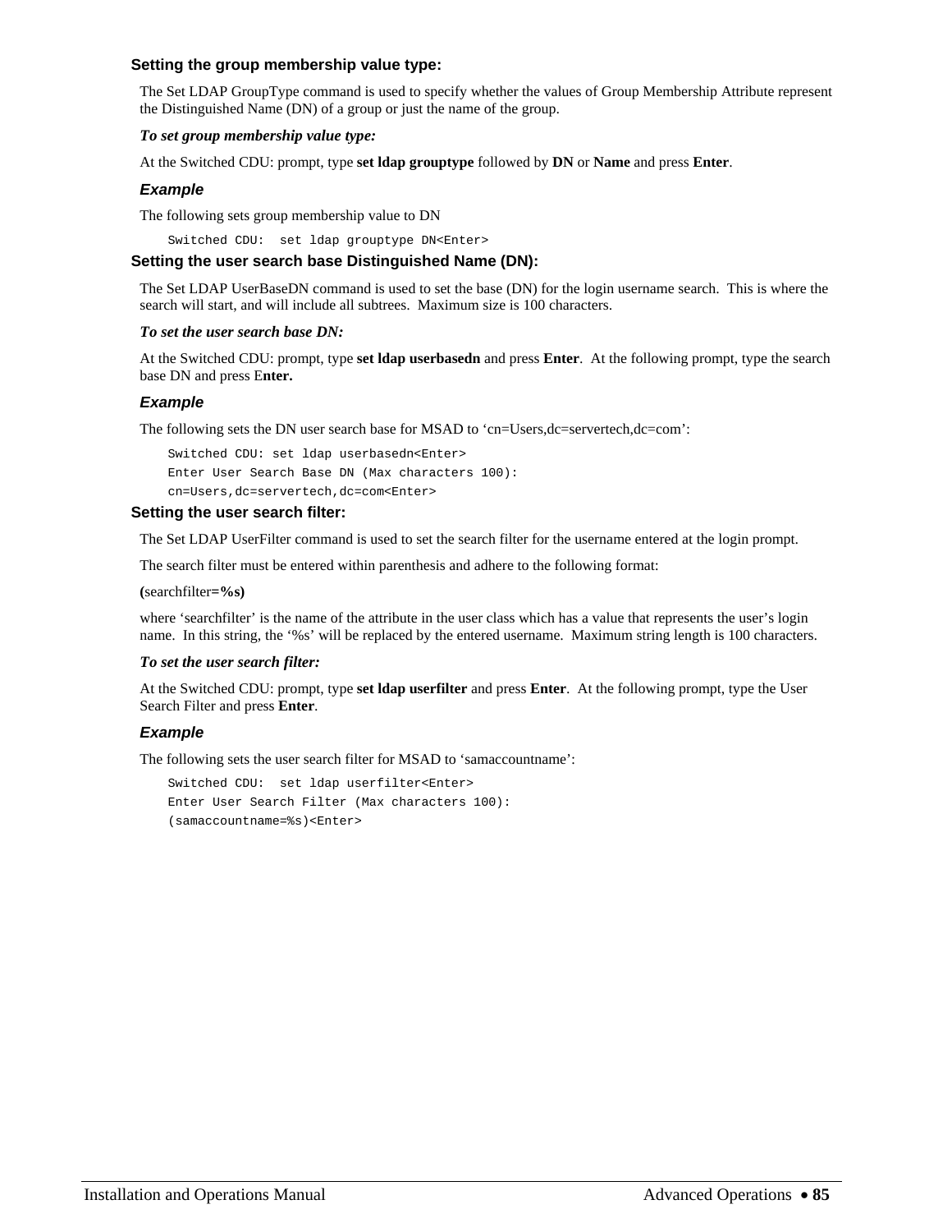### Setting the group membership value type:

The Set LDAP GroupType command is used to specify whether the values of Group Membership Attribute represent the Distinguished Name (DN) of a group or just the name of the group.

***To set group membership value type:***

At the Switched CDU: prompt, type **set ldap grouptype** followed by **DN** or **Name** and press **Enter**.

#### *Example*

The following sets group membership value to DN

```
Switched CDU:  set ldap grouptype DN<Enter>
```

### Setting the user search base Distinguished Name (DN):

The Set LDAP UserBaseDN command is used to set the base (DN) for the login username search. This is where the search will start, and will include all subtrees. Maximum size is 100 characters.

***To set the user search base DN:***

At the Switched CDU: prompt, type **set ldap userbasedn** and press **Enter**. At the following prompt, type the search base DN and press E**nter.**

#### *Example*

The following sets the DN user search base for MSAD to ‘cn=Users,dc=servertech,dc=com’:

```
Switched CDU: set ldap userbasedn<Enter>
Enter User Search Base DN (Max characters 100):
cn=Users,dc=servertech,dc=com<Enter>
```

### Setting the user search filter:

The Set LDAP UserFilter command is used to set the search filter for the username entered at the login prompt.

The search filter must be entered within parenthesis and adhere to the following format:

**(**searchfilter**=%s)**

where ‘searchfilter’ is the name of the attribute in the user class which has a value that represents the user’s login name. In this string, the ‘%s’ will be replaced by the entered username. Maximum string length is 100 characters.

***To set the user search filter:***

At the Switched CDU: prompt, type **set ldap userfilter** and press **Enter**. At the following prompt, type the User Search Filter and press **Enter**.

#### *Example*

The following sets the user search filter for MSAD to ‘samaccountname’:

```
Switched CDU:  set ldap userfilter<Enter>
Enter User Search Filter (Max characters 100):
(samaccountname=%s)<Enter>
```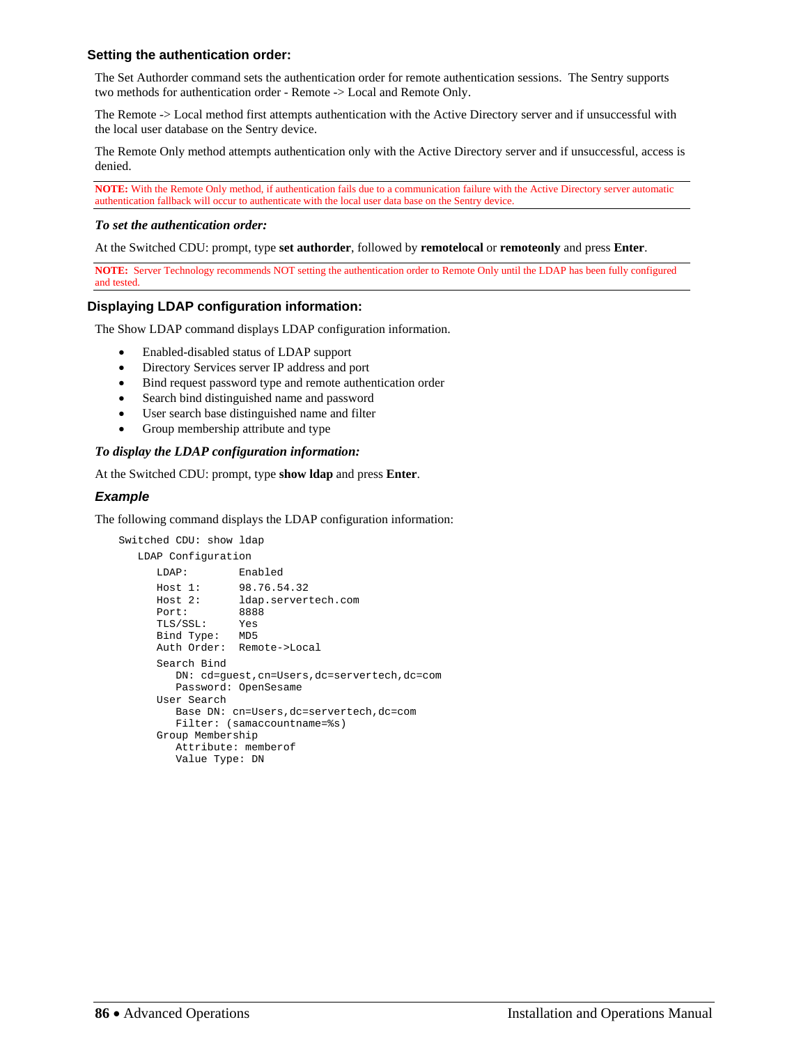### Setting the authentication order:

The Set Authorder command sets the authentication order for remote authentication sessions. The Sentry supports two methods for authentication order - Remote -> Local and Remote Only.

The Remote -> Local method first attempts authentication with the Active Directory server and if unsuccessful with the local user database on the Sentry device.

The Remote Only method attempts authentication only with the Active Directory server and if unsuccessful, access is denied.

**NOTE:** With the Remote Only method, if authentication fails due to a communication failure with the Active Directory server automatic authentication fallback will occur to authenticate with the local user data base on the Sentry device.

***To set the authentication order:***

At the Switched CDU: prompt, type **set authorder**, followed by **remotelocal** or **remoteonly** and press **Enter**.

**NOTE:** Server Technology recommends NOT setting the authentication order to Remote Only until the LDAP has been fully configured and tested.

### Displaying LDAP configuration information:

The Show LDAP command displays LDAP configuration information.

- Enabled-disabled status of LDAP support
- Directory Services server IP address and port
- Bind request password type and remote authentication order
- Search bind distinguished name and password
- User search base distinguished name and filter
- Group membership attribute and type

***To display the LDAP configuration information:***

At the Switched CDU: prompt, type **show ldap** and press **Enter**.

#### *Example*

The following command displays the LDAP configuration information:

```
Switched CDU: show ldap
   LDAP Configuration
      LDAP:         Enabled
      Host 1:       98.76.54.32
      Host 2:       ldap.servertech.com
      Port:         8888
      TLS/SSL:      Yes
      Bind Type:    MD5
      Auth Order:   Remote->Local
      Search Bind
         DN: cd=guest,cn=Users,dc=servertech,dc=com
         Password: OpenSesame
      User Search
         Base DN: cn=Users,dc=servertech,dc=com
         Filter: (samaccountname=%s)
      Group Membership
         Attribute: memberof
         Value Type: DN
```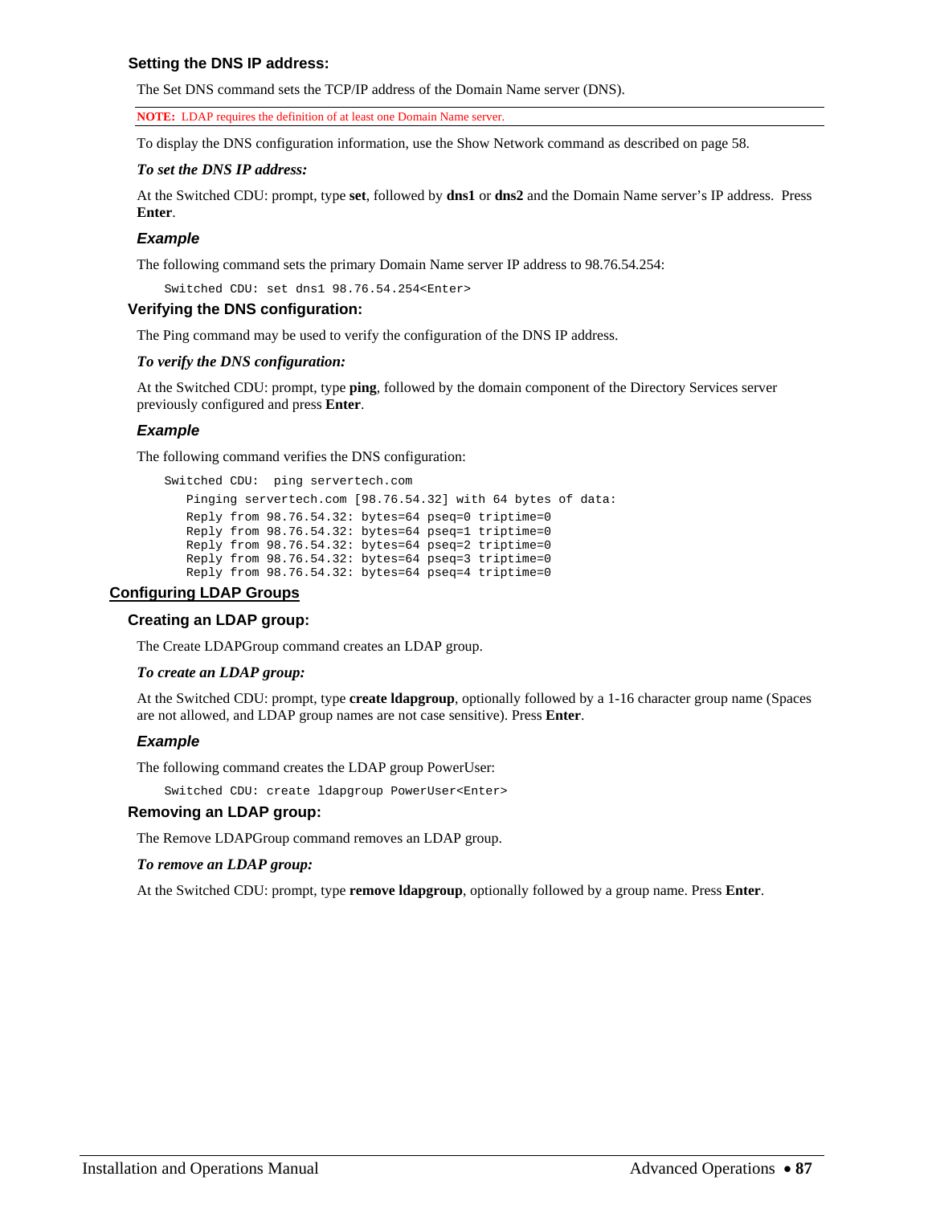### Setting the DNS IP address:

The Set DNS command sets the TCP/IP address of the Domain Name server (DNS).

**NOTE:** LDAP requires the definition of at least one Domain Name server.

To display the DNS configuration information, use the Show Network command as described on page 58.

***To set the DNS IP address:***

At the Switched CDU: prompt, type **set**, followed by **dns1** or **dns2** and the Domain Name server's IP address. Press **Enter**.

#### Example

The following command sets the primary Domain Name server IP address to 98.76.54.254:

```
Switched CDU: set dns1 98.76.54.254<Enter>
```

### Verifying the DNS configuration:

The Ping command may be used to verify the configuration of the DNS IP address.

***To verify the DNS configuration:***

At the Switched CDU: prompt, type **ping**, followed by the domain component of the Directory Services server previously configured and press **Enter**.

#### Example

The following command verifies the DNS configuration:

```
Switched CDU:  ping servertech.com
   Pinging servertech.com [98.76.54.32] with 64 bytes of data:
   Reply from 98.76.54.32: bytes=64 pseq=0 triptime=0
   Reply from 98.76.54.32: bytes=64 pseq=1 triptime=0
   Reply from 98.76.54.32: bytes=64 pseq=2 triptime=0
   Reply from 98.76.54.32: bytes=64 pseq=3 triptime=0
   Reply from 98.76.54.32: bytes=64 pseq=4 triptime=0
```

## Configuring LDAP Groups

### Creating an LDAP group:

The Create LDAPGroup command creates an LDAP group.

***To create an LDAP group:***

At the Switched CDU: prompt, type **create ldapgroup**, optionally followed by a 1-16 character group name (Spaces are not allowed, and LDAP group names are not case sensitive). Press **Enter**.

#### Example

The following command creates the LDAP group PowerUser:

```
Switched CDU: create ldapgroup PowerUser<Enter>
```

### Removing an LDAP group:

The Remove LDAPGroup command removes an LDAP group.

***To remove an LDAP group:***

At the Switched CDU: prompt, type **remove ldapgroup**, optionally followed by a group name. Press **Enter**.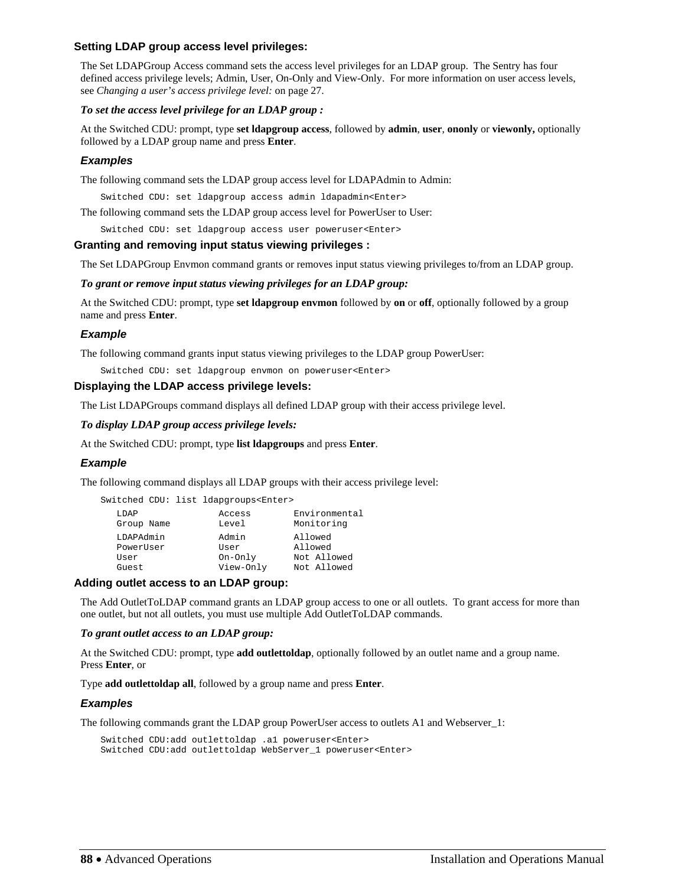### Setting LDAP group access level privileges:

The Set LDAPGroup Access command sets the access level privileges for an LDAP group. The Sentry has four defined access privilege levels; Admin, User, On-Only and View-Only. For more information on user access levels, see *Changing a user's access privilege level:* on page 27.

***To set the access level privilege for an LDAP group :***

At the Switched CDU: prompt, type **set ldapgroup access**, followed by **admin**, **user**, **ononly** or **viewonly,** optionally followed by a LDAP group name and press **Enter**.

#### *Examples*

The following command sets the LDAP group access level for LDAPAdmin to Admin:

```
Switched CDU: set ldapgroup access admin ldapadmin<Enter>
```

The following command sets the LDAP group access level for PowerUser to User:

```
Switched CDU: set ldapgroup access user poweruser<Enter>
```

### Granting and removing input status viewing privileges :

The Set LDAPGroup Envmon command grants or removes input status viewing privileges to/from an LDAP group.

***To grant or remove input status viewing privileges for an LDAP group:***

At the Switched CDU: prompt, type **set ldapgroup envmon** followed by **on** or **off**, optionally followed by a group name and press **Enter**.

#### *Example*

The following command grants input status viewing privileges to the LDAP group PowerUser:

```
Switched CDU: set ldapgroup envmon on poweruser<Enter>
```

### Displaying the LDAP access privilege levels:

The List LDAPGroups command displays all defined LDAP group with their access privilege level.

***To display LDAP group access privilege levels:***

At the Switched CDU: prompt, type **list ldapgroups** and press **Enter**.

#### *Example*

The following command displays all LDAP groups with their access privilege level:

```
Switched CDU: list ldapgroups<Enter>

   LDAP              Access       Environmental
   Group Name        Level        Monitoring

   LDAPAdmin         Admin        Allowed
   PowerUser         User         Allowed
   User              On-Only      Not Allowed
   Guest             View-Only    Not Allowed
```

### Adding outlet access to an LDAP group:

The Add OutletToLDAP command grants an LDAP group access to one or all outlets. To grant access for more than one outlet, but not all outlets, you must use multiple Add OutletToLDAP commands.

***To grant outlet access to an LDAP group:***

At the Switched CDU: prompt, type **add outlettoldap**, optionally followed by an outlet name and a group name. Press **Enter**, or

Type **add outlettoldap all**, followed by a group name and press **Enter**.

#### *Examples*

The following commands grant the LDAP group PowerUser access to outlets A1 and Webserver_1:

```
Switched CDU:add outlettoldap .a1 poweruser<Enter>
Switched CDU:add outlettoldap WebServer_1 poweruser<Enter>
```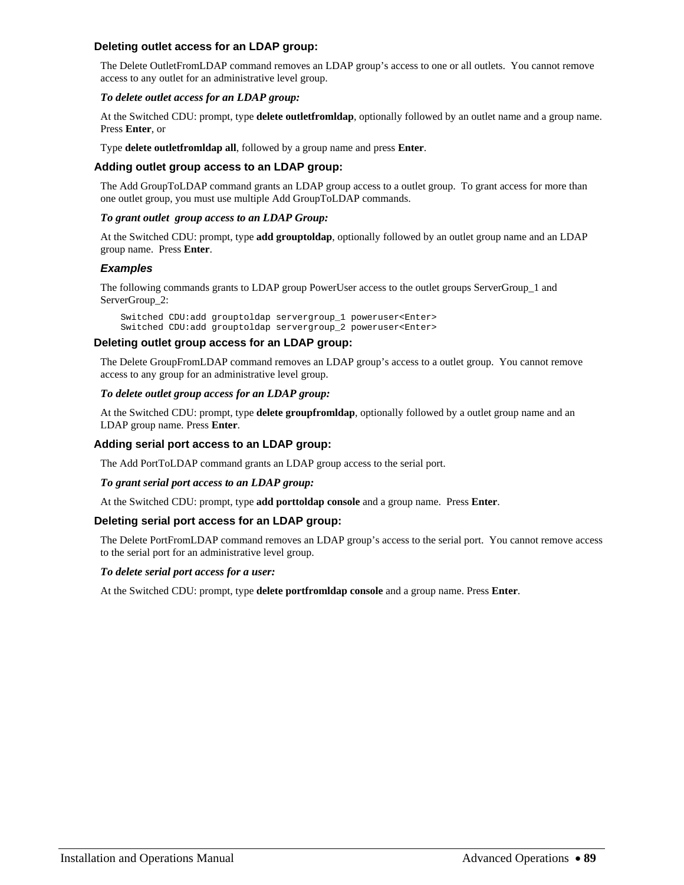### Deleting outlet access for an LDAP group:

The Delete OutletFromLDAP command removes an LDAP group's access to one or all outlets. You cannot remove access to any outlet for an administrative level group.

***To delete outlet access for an LDAP group:***

At the Switched CDU: prompt, type **delete outletfromldap**, optionally followed by an outlet name and a group name. Press **Enter**, or

Type **delete outletfromldap all**, followed by a group name and press **Enter**.

### Adding outlet group access to an LDAP group:

The Add GroupToLDAP command grants an LDAP group access to a outlet group. To grant access for more than one outlet group, you must use multiple Add GroupToLDAP commands.

***To grant outlet group access to an LDAP Group:***

At the Switched CDU: prompt, type **add grouptoldap**, optionally followed by an outlet group name and an LDAP group name. Press **Enter**.

***Examples***

The following commands grants to LDAP group PowerUser access to the outlet groups ServerGroup_1 and ServerGroup_2:

```
Switched CDU:add grouptoldap servergroup_1 poweruser<Enter>
Switched CDU:add grouptoldap servergroup_2 poweruser<Enter>
```

### Deleting outlet group access for an LDAP group:

The Delete GroupFromLDAP command removes an LDAP group's access to a outlet group. You cannot remove access to any group for an administrative level group.

***To delete outlet group access for an LDAP group:***

At the Switched CDU: prompt, type **delete groupfromldap**, optionally followed by a outlet group name and an LDAP group name. Press **Enter**.

### Adding serial port access to an LDAP group:

The Add PortToLDAP command grants an LDAP group access to the serial port.

***To grant serial port access to an LDAP group:***

At the Switched CDU: prompt, type **add porttoldap console** and a group name. Press **Enter**.

### Deleting serial port access for an LDAP group:

The Delete PortFromLDAP command removes an LDAP group's access to the serial port. You cannot remove access to the serial port for an administrative level group.

***To delete serial port access for a user:***

At the Switched CDU: prompt, type **delete portfromldap console** and a group name. Press **Enter**.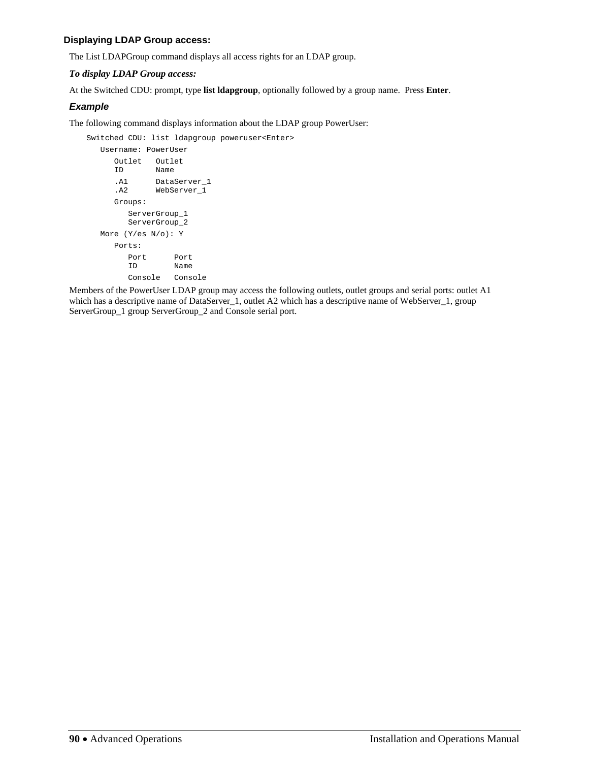### Displaying LDAP Group access:

The List LDAPGroup command displays all access rights for an LDAP group.

***To display LDAP Group access:***

At the Switched CDU: prompt, type **list ldapgroup**, optionally followed by a group name.  Press **Enter**.

#### *Example*

The following command displays information about the LDAP group PowerUser:

```
Switched CDU: list ldapgroup poweruser<Enter>
   Username: PowerUser
      Outlet   Outlet
      ID       Name
      .A1      DataServer_1
      .A2      WebServer_1
      Groups:
         ServerGroup_1
         ServerGroup_2
   More (Y/es N/o): Y
      Ports:
         Port      Port
         ID        Name
         Console   Console
```

Members of the PowerUser LDAP group may access the following outlets, outlet groups and serial ports: outlet A1 which has a descriptive name of DataServer_1, outlet A2 which has a descriptive name of WebServer_1, group ServerGroup_1 group ServerGroup_2 and Console serial port.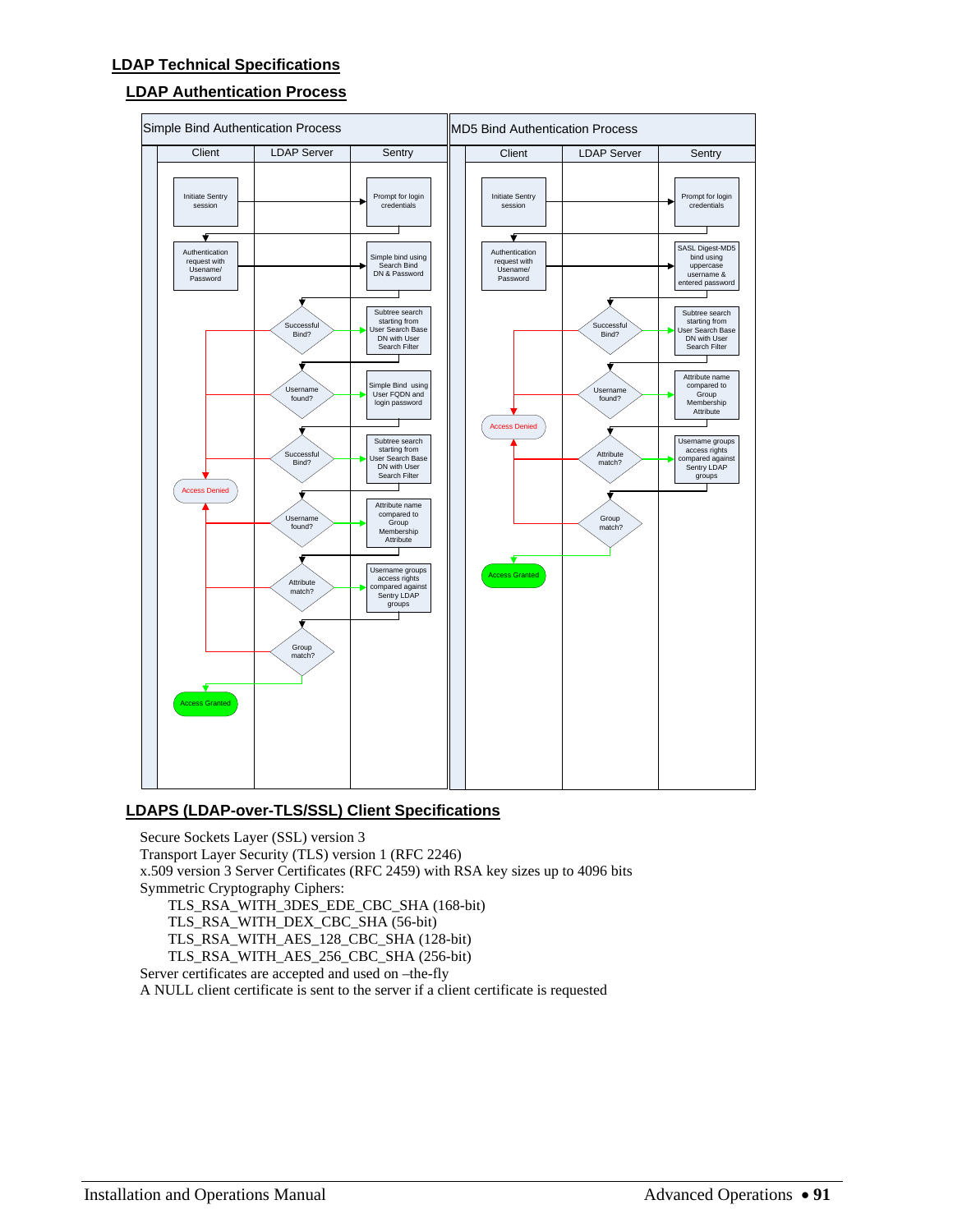## LDAP Technical Specifications

### LDAP Authentication Process

Simple Bind Authentication Process

| Client | LDAP Server | Sentry |
|---|---|---|
| Initiate Sentry session | | Prompt for login credentials |
| Authentication request with Usename/ Password | | Simple bind using Search Bind DN & Password |
| | Successful Bind? | Subtree search starting from User Search Base DN with User Search Filter |
| | Username found? | Simple Bind using User FQDN and login password |
| | Successful Bind? | Subtree search starting from User Search Base DN with User Search Filter |
| Access Denied | Username found? | Attribute name compared to Group Membership Attribute |
| | Attribute match? | Username groups access rights compared against Sentry LDAP groups |
| | Group match? | |
| Access Granted | | |

MD5 Bind Authentication Process

| Client | LDAP Server | Sentry |
|---|---|---|
| Initiate Sentry session | | Prompt for login credentials |
| Authentication request with Usename/ Password | | SASL Digest-MD5 bind using uppercase username & entered password |
| | Successful Bind? | Subtree search starting from User Search Base DN with User Search Filter |
| Access Denied | Username found? | Attribute name compared to Group Membership Attribute |
| | Attribute match? | Username groups access rights compared against Sentry LDAP groups |
| | Group match? | |
| Access Granted | | |

### LDAPS (LDAP-over-TLS/SSL) Client Specifications

Secure Sockets Layer (SSL) version 3
Transport Layer Security (TLS) version 1 (RFC 2246)
x.509 version 3 Server Certificates (RFC 2459) with RSA key sizes up to 4096 bits
Symmetric Cryptography Ciphers:
- TLS_RSA_WITH_3DES_EDE_CBC_SHA (168-bit)
- TLS_RSA_WITH_DEX_CBC_SHA (56-bit)
- TLS_RSA_WITH_AES_128_CBC_SHA (128-bit)
- TLS_RSA_WITH_AES_256_CBC_SHA (256-bit)

Server certificates are accepted and used on –the-fly
A NULL client certificate is sent to the server if a client certificate is requested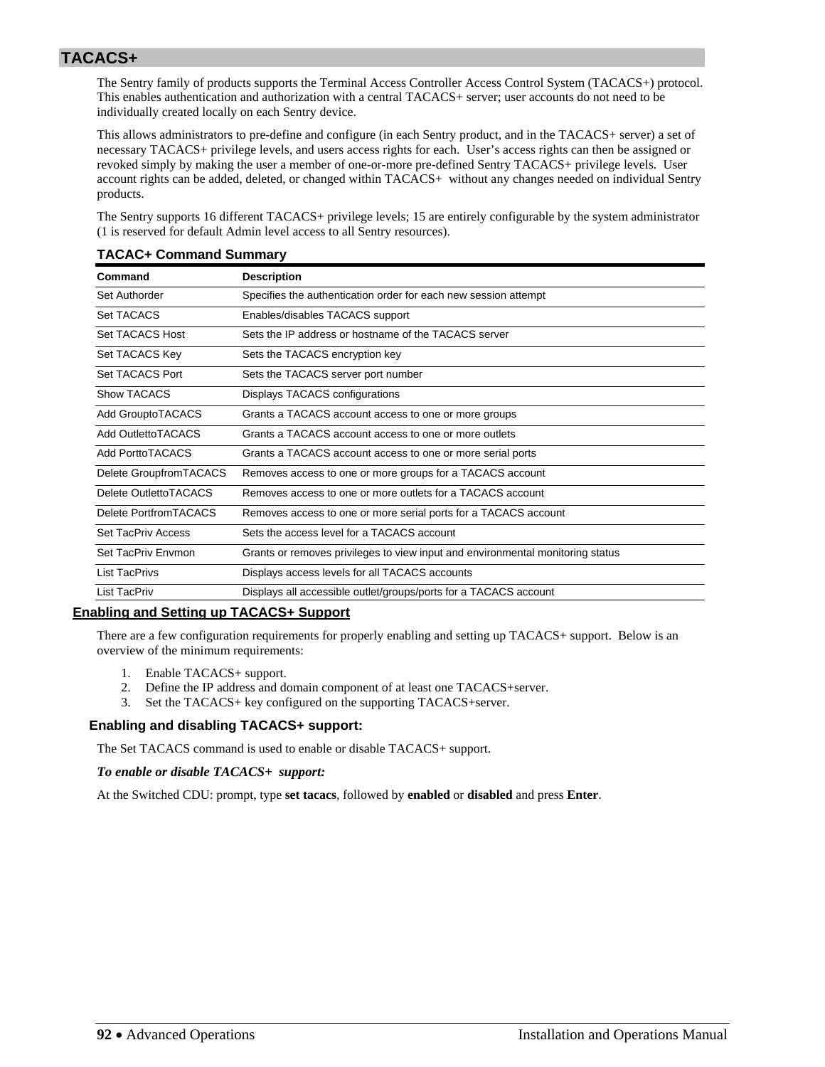## TACACS+

The Sentry family of products supports the Terminal Access Controller Access Control System (TACACS+) protocol. This enables authentication and authorization with a central TACACS+ server; user accounts do not need to be individually created locally on each Sentry device.

This allows administrators to pre-define and configure (in each Sentry product, and in the TACACS+ server) a set of necessary TACACS+ privilege levels, and users access rights for each. User's access rights can then be assigned or revoked simply by making the user a member of one-or-more pre-defined Sentry TACACS+ privilege levels. User account rights can be added, deleted, or changed within TACACS+ without any changes needed on individual Sentry products.

The Sentry supports 16 different TACACS+ privilege levels; 15 are entirely configurable by the system administrator (1 is reserved for default Admin level access to all Sentry resources).

### TACAC+ Command Summary

| Command | Description |
|---|---|
| Set Authorder | Specifies the authentication order for each new session attempt |
| Set TACACS | Enables/disables TACACS support |
| Set TACACS Host | Sets the IP address or hostname of the TACACS server |
| Set TACACS Key | Sets the TACACS encryption key |
| Set TACACS Port | Sets the TACACS server port number |
| Show TACACS | Displays TACACS configurations |
| Add GrouptoTACACS | Grants a TACACS account access to one or more groups |
| Add OutlettoTACACS | Grants a TACACS account access to one or more outlets |
| Add PorttoTACACS | Grants a TACACS account access to one or more serial ports |
| Delete GroupfromTACACS | Removes access to one or more groups for a TACACS account |
| Delete OutlettoTACACS | Removes access to one or more outlets for a TACACS account |
| Delete PortfromTACACS | Removes access to one or more serial ports for a TACACS account |
| Set TacPriv Access | Sets the access level for a TACACS account |
| Set TacPriv Envmon | Grants or removes privileges to view input and environmental monitoring status |
| List TacPrivs | Displays access levels for all TACACS accounts |
| List TacPriv | Displays all accessible outlet/groups/ports for a TACACS account |

### Enabling and Setting up TACACS+ Support

There are a few configuration requirements for properly enabling and setting up TACACS+ support. Below is an overview of the minimum requirements:

1. Enable TACACS+ support.
2. Define the IP address and domain component of at least one TACACS+server.
3. Set the TACACS+ key configured on the supporting TACACS+server.

#### Enabling and disabling TACACS+ support:

The Set TACACS command is used to enable or disable TACACS+ support.

***To enable or disable TACACS+ support:***

At the Switched CDU: prompt, type **set tacacs**, followed by **enabled** or **disabled** and press **Enter**.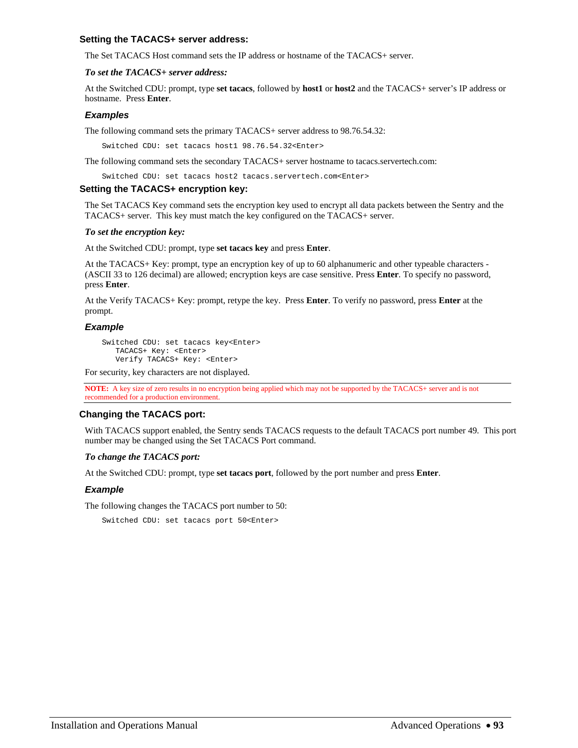### Setting the TACACS+ server address:

The Set TACACS Host command sets the IP address or hostname of the TACACS+ server.

***To set the TACACS+ server address:***

At the Switched CDU: prompt, type **set tacacs**, followed by **host1** or **host2** and the TACACS+ server's IP address or hostname. Press **Enter**.

#### *Examples*

The following command sets the primary TACACS+ server address to 98.76.54.32:

```
Switched CDU: set tacacs host1 98.76.54.32<Enter>
```

The following command sets the secondary TACACS+ server hostname to tacacs.servertech.com:

```
Switched CDU: set tacacs host2 tacacs.servertech.com<Enter>
```

### Setting the TACACS+ encryption key:

The Set TACACS Key command sets the encryption key used to encrypt all data packets between the Sentry and the TACACS+ server. This key must match the key configured on the TACACS+ server.

***To set the encryption key:***

At the Switched CDU: prompt, type **set tacacs key** and press **Enter**.

At the TACACS+ Key: prompt, type an encryption key of up to 60 alphanumeric and other typeable characters - (ASCII 33 to 126 decimal) are allowed; encryption keys are case sensitive. Press **Enter**. To specify no password, press **Enter**.

At the Verify TACACS+ Key: prompt, retype the key. Press **Enter**. To verify no password, press **Enter** at the prompt.

#### *Example*

```
Switched CDU: set tacacs key<Enter>
   TACACS+ Key: <Enter>
   Verify TACACS+ Key: <Enter>
```

For security, key characters are not displayed.

**NOTE:** A key size of zero results in no encryption being applied which may not be supported by the TACACS+ server and is not recommended for a production environment.

### Changing the TACACS port:

With TACACS support enabled, the Sentry sends TACACS requests to the default TACACS port number 49. This port number may be changed using the Set TACACS Port command.

***To change the TACACS port:***

At the Switched CDU: prompt, type **set tacacs port**, followed by the port number and press **Enter**.

#### *Example*

The following changes the TACACS port number to 50:

```
Switched CDU: set tacacs port 50<Enter>
```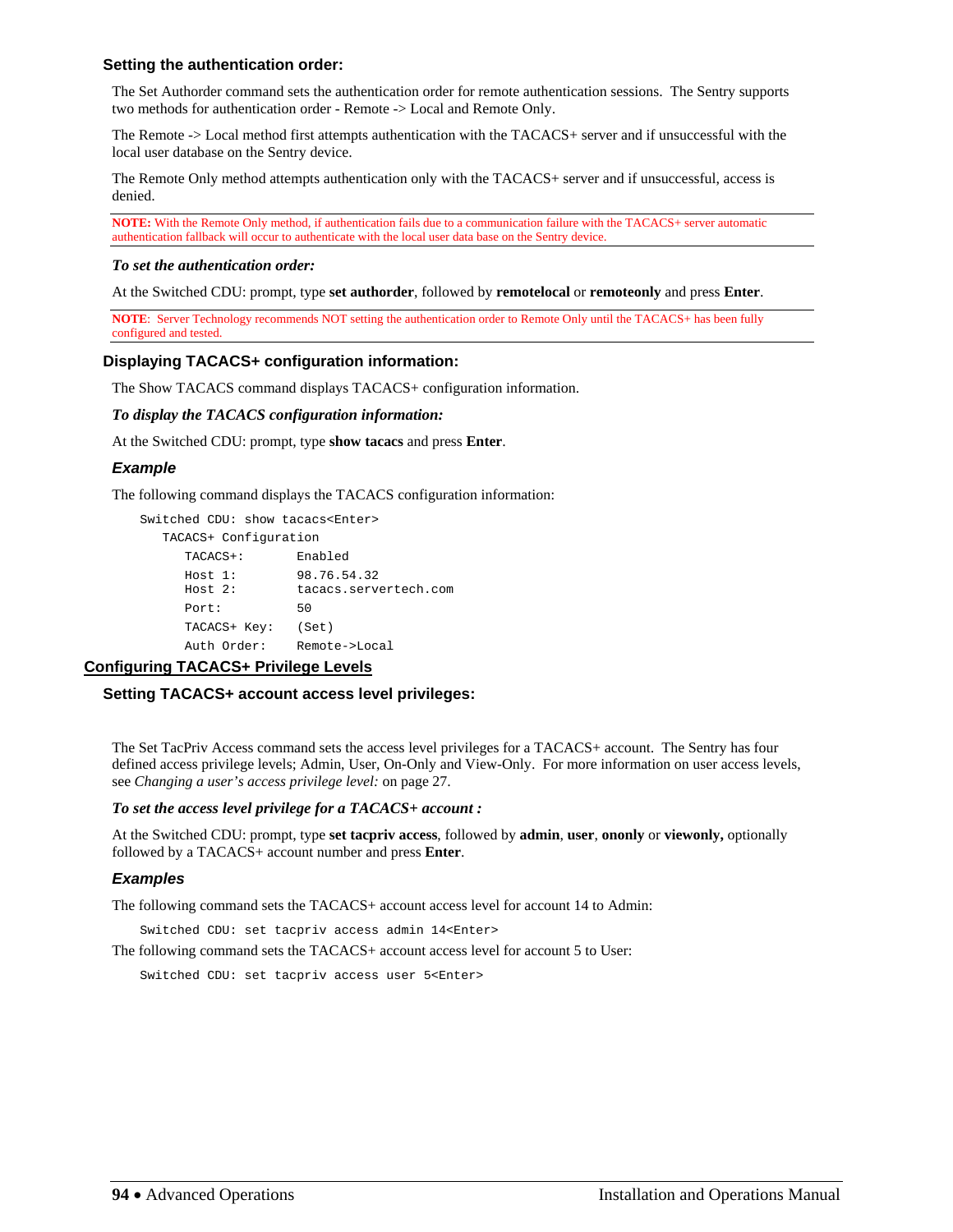### Setting the authentication order:

The Set Authorder command sets the authentication order for remote authentication sessions. The Sentry supports two methods for authentication order - Remote -> Local and Remote Only.

The Remote -> Local method first attempts authentication with the TACACS+ server and if unsuccessful with the local user database on the Sentry device.

The Remote Only method attempts authentication only with the TACACS+ server and if unsuccessful, access is denied.

**NOTE:** With the Remote Only method, if authentication fails due to a communication failure with the TACACS+ server automatic authentication fallback will occur to authenticate with the local user data base on the Sentry device.

***To set the authentication order:***

At the Switched CDU: prompt, type **set authorder**, followed by **remotelocal** or **remoteonly** and press **Enter**.

**NOTE**: Server Technology recommends NOT setting the authentication order to Remote Only until the TACACS+ has been fully configured and tested.

### Displaying TACACS+ configuration information:

The Show TACACS command displays TACACS+ configuration information.

***To display the TACACS configuration information:***

At the Switched CDU: prompt, type **show tacacs** and press **Enter**.

#### *Example*

The following command displays the TACACS configuration information:

```
Switched CDU: show tacacs<Enter>
   TACACS+ Configuration
      TACACS+:        Enabled
      Host 1:         98.76.54.32
      Host 2:         tacacs.servertech.com
      Port:           50
      TACACS+ Key:    (Set)
      Auth Order:     Remote->Local
```

## Configuring TACACS+ Privilege Levels

### Setting TACACS+ account access level privileges:

The Set TacPriv Access command sets the access level privileges for a TACACS+ account. The Sentry has four defined access privilege levels; Admin, User, On-Only and View-Only. For more information on user access levels, see *Changing a user's access privilege level:* on page 27.

***To set the access level privilege for a TACACS+ account :***

At the Switched CDU: prompt, type **set tacpriv access**, followed by **admin**, **user**, **ononly** or **viewonly,** optionally followed by a TACACS+ account number and press **Enter**.

#### *Examples*

The following command sets the TACACS+ account access level for account 14 to Admin:

```
Switched CDU: set tacpriv access admin 14<Enter>
```

The following command sets the TACACS+ account access level for account 5 to User:

```
Switched CDU: set tacpriv access user 5<Enter>
```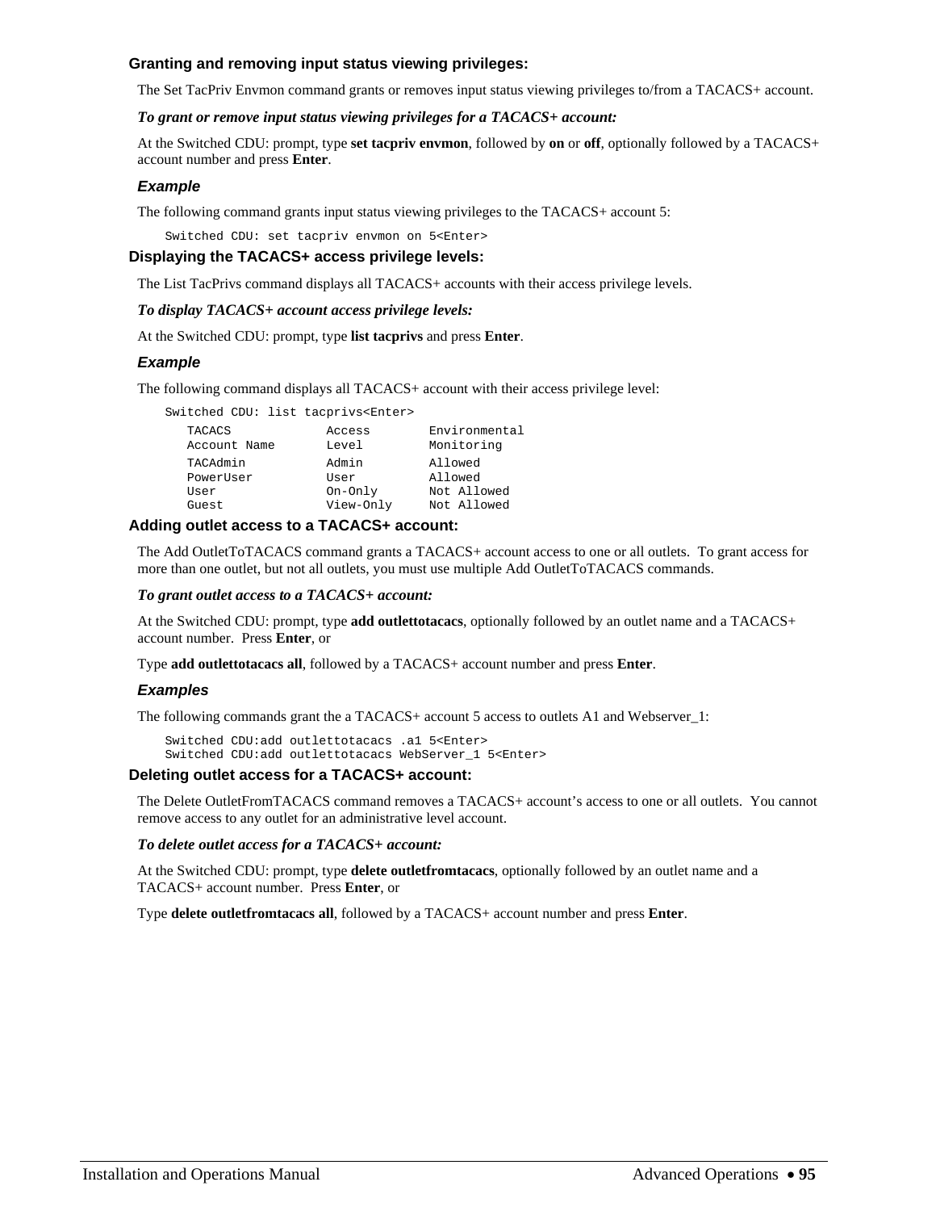### Granting and removing input status viewing privileges:

The Set TacPriv Envmon command grants or removes input status viewing privileges to/from a TACACS+ account.

***To grant or remove input status viewing privileges for a TACACS+ account:***

At the Switched CDU: prompt, type **set tacpriv envmon**, followed by **on** or **off**, optionally followed by a TACACS+ account number and press **Enter**.

#### *Example*

The following command grants input status viewing privileges to the TACACS+ account 5:

```
Switched CDU: set tacpriv envmon on 5<Enter>
```

### Displaying the TACACS+ access privilege levels:

The List TacPrivs command displays all TACACS+ accounts with their access privilege levels.

***To display TACACS+ account access privilege levels:***

At the Switched CDU: prompt, type **list tacprivs** and press **Enter**.

#### *Example*

The following command displays all TACACS+ account with their access privilege level:

```
Switched CDU: list tacprivs<Enter>
   TACACS            Access        Environmental
   Account Name      Level         Monitoring
   TACAdmin          Admin         Allowed
   PowerUser         User          Allowed
   User              On-Only       Not Allowed
   Guest             View-Only     Not Allowed
```

### Adding outlet access to a TACACS+ account:

The Add OutletToTACACS command grants a TACACS+ account access to one or all outlets. To grant access for more than one outlet, but not all outlets, you must use multiple Add OutletToTACACS commands.

***To grant outlet access to a TACACS+ account:***

At the Switched CDU: prompt, type **add outlettotacacs**, optionally followed by an outlet name and a TACACS+ account number. Press **Enter**, or

Type **add outlettotacacs all**, followed by a TACACS+ account number and press **Enter**.

#### *Examples*

The following commands grant the a TACACS+ account 5 access to outlets A1 and Webserver_1:

```
Switched CDU:add outlettotacacs .a1 5<Enter>
Switched CDU:add outlettotacacs WebServer_1 5<Enter>
```

### Deleting outlet access for a TACACS+ account:

The Delete OutletFromTACACS command removes a TACACS+ account's access to one or all outlets. You cannot remove access to any outlet for an administrative level account.

***To delete outlet access for a TACACS+ account:***

At the Switched CDU: prompt, type **delete outletfromtacacs**, optionally followed by an outlet name and a TACACS+ account number. Press **Enter**, or

Type **delete outletfromtacacs all**, followed by a TACACS+ account number and press **Enter**.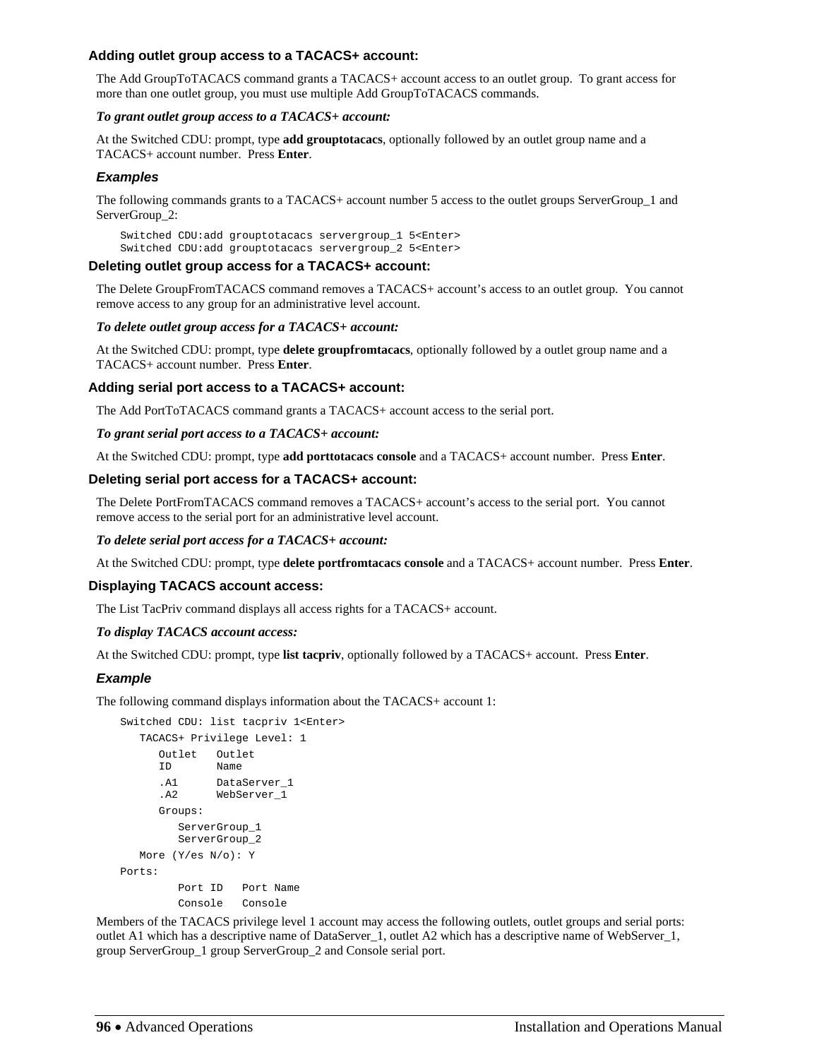### Adding outlet group access to a TACACS+ account:

The Add GroupToTACACS command grants a TACACS+ account access to an outlet group. To grant access for more than one outlet group, you must use multiple Add GroupToTACACS commands.

***To grant outlet group access to a TACACS+ account:***

At the Switched CDU: prompt, type **add grouptotacacs**, optionally followed by an outlet group name and a TACACS+ account number. Press **Enter**.

#### *Examples*

The following commands grants to a TACACS+ account number 5 access to the outlet groups ServerGroup_1 and ServerGroup_2:

```
Switched CDU:add grouptotacacs servergroup_1 5<Enter>
Switched CDU:add grouptotacacs servergroup_2 5<Enter>
```

### Deleting outlet group access for a TACACS+ account:

The Delete GroupFromTACACS command removes a TACACS+ account's access to an outlet group. You cannot remove access to any group for an administrative level account.

***To delete outlet group access for a TACACS+ account:***

At the Switched CDU: prompt, type **delete groupfromtacacs**, optionally followed by a outlet group name and a TACACS+ account number. Press **Enter**.

### Adding serial port access to a TACACS+ account:

The Add PortToTACACS command grants a TACACS+ account access to the serial port.

***To grant serial port access to a TACACS+ account:***

At the Switched CDU: prompt, type **add porttotacacs console** and a TACACS+ account number. Press **Enter**.

### Deleting serial port access for a TACACS+ account:

The Delete PortFromTACACS command removes a TACACS+ account's access to the serial port. You cannot remove access to the serial port for an administrative level account.

***To delete serial port access for a TACACS+ account:***

At the Switched CDU: prompt, type **delete portfromtacacs console** and a TACACS+ account number. Press **Enter**.

### Displaying TACACS account access:

The List TacPriv command displays all access rights for a TACACS+ account.

***To display TACACS account access:***

At the Switched CDU: prompt, type **list tacpriv**, optionally followed by a TACACS+ account. Press **Enter**.

#### *Example*

The following command displays information about the TACACS+ account 1:

```
Switched CDU: list tacpriv 1<Enter>
   TACACS+ Privilege Level: 1
      Outlet   Outlet
      ID       Name
      .A1      DataServer_1
      .A2      WebServer_1
      Groups:
         ServerGroup_1
         ServerGroup_2
   More (Y/es N/o): Y
Ports:
         Port ID   Port Name
         Console   Console
```

Members of the TACACS privilege level 1 account may access the following outlets, outlet groups and serial ports: outlet A1 which has a descriptive name of DataServer_1, outlet A2 which has a descriptive name of WebServer_1, group ServerGroup_1 group ServerGroup_2 and Console serial port.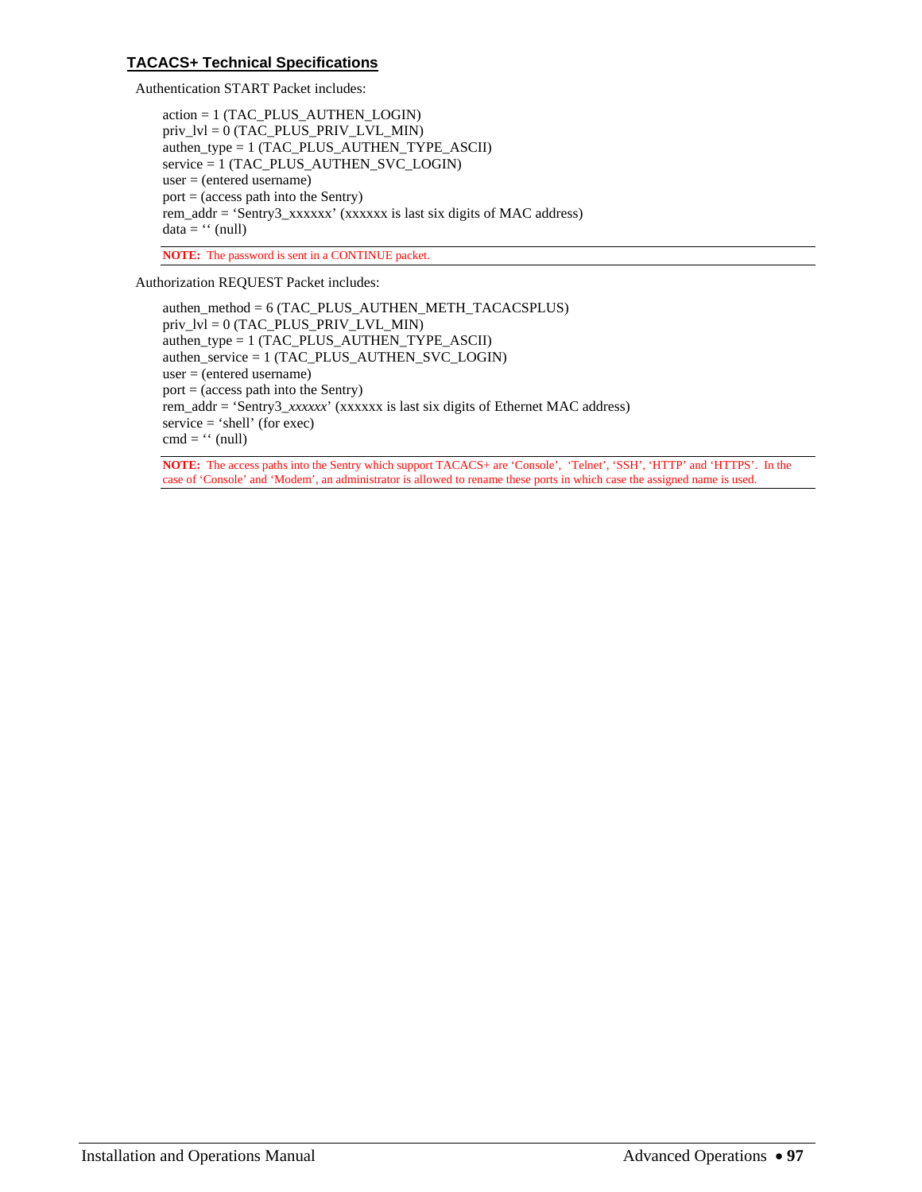## TACACS+ Technical Specifications

Authentication START Packet includes:

action = 1 (TAC_PLUS_AUTHEN_LOGIN)
priv_lvl = 0 (TAC_PLUS_PRIV_LVL_MIN)
authen_type = 1 (TAC_PLUS_AUTHEN_TYPE_ASCII)
service = 1 (TAC_PLUS_AUTHEN_SVC_LOGIN)
user = (entered username)
port = (access path into the Sentry)
rem_addr = 'Sentry3_xxxxxx' (xxxxxx is last six digits of MAC address)
data = '' (null)

**NOTE:** The password is sent in a CONTINUE packet.

Authorization REQUEST Packet includes:

authen_method = 6 (TAC_PLUS_AUTHEN_METH_TACACSPLUS)
priv_lvl = 0 (TAC_PLUS_PRIV_LVL_MIN)
authen_type = 1 (TAC_PLUS_AUTHEN_TYPE_ASCII)
authen_service = 1 (TAC_PLUS_AUTHEN_SVC_LOGIN)
user = (entered username)
port = (access path into the Sentry)
rem_addr = 'Sentry3_*xxxxxx*' (xxxxxx is last six digits of Ethernet MAC address)
service = 'shell' (for exec)
cmd = '' (null)

**NOTE:** The access paths into the Sentry which support TACACS+ are 'Console', 'Telnet', 'SSH', 'HTTP' and 'HTTPS'. In the case of 'Console' and 'Modem', an administrator is allowed to rename these ports in which case the assigned name is used.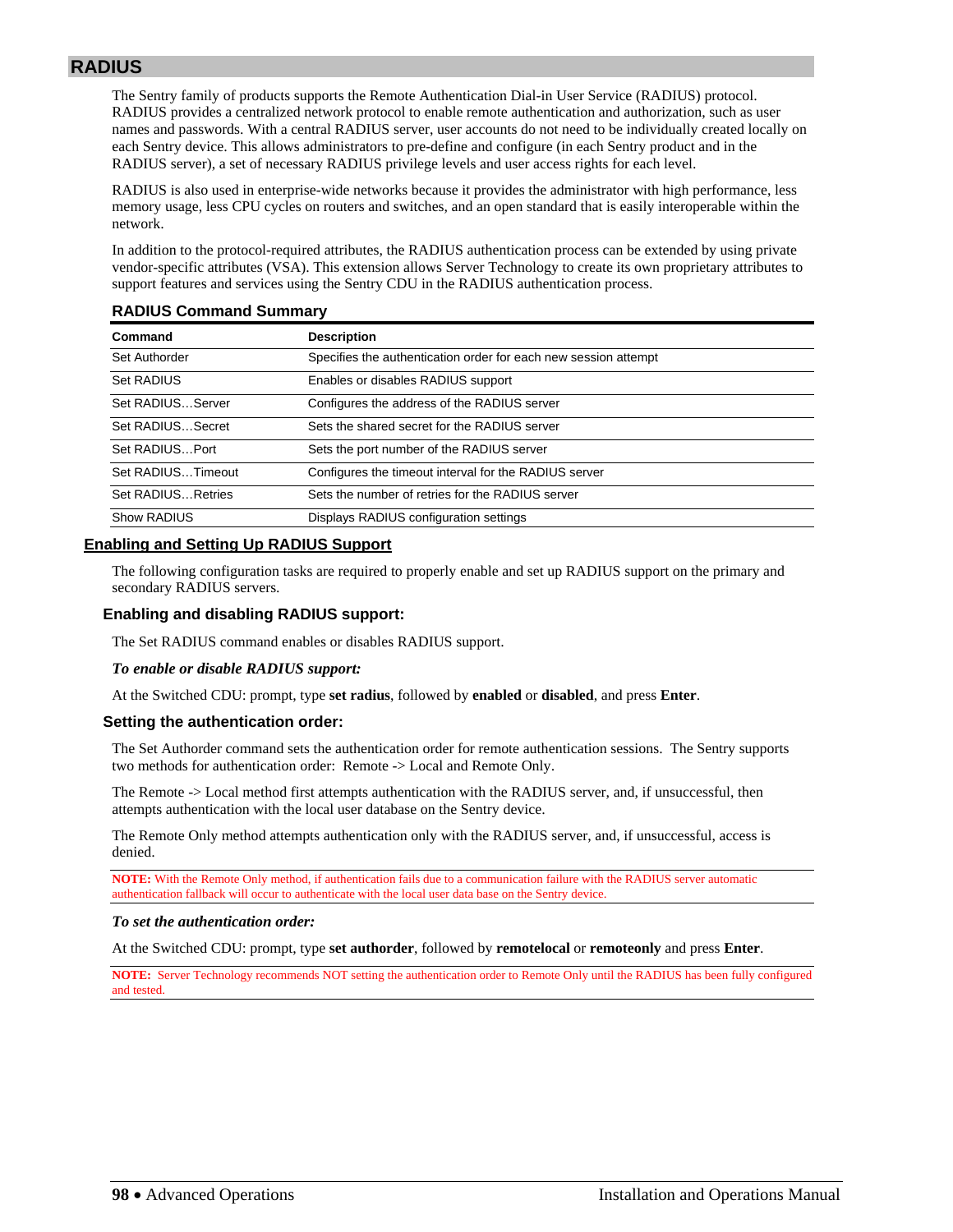## RADIUS

The Sentry family of products supports the Remote Authentication Dial-in User Service (RADIUS) protocol. RADIUS provides a centralized network protocol to enable remote authentication and authorization, such as user names and passwords. With a central RADIUS server, user accounts do not need to be individually created locally on each Sentry device. This allows administrators to pre-define and configure (in each Sentry product and in the RADIUS server), a set of necessary RADIUS privilege levels and user access rights for each level.

RADIUS is also used in enterprise-wide networks because it provides the administrator with high performance, less memory usage, less CPU cycles on routers and switches, and an open standard that is easily interoperable within the network.

In addition to the protocol-required attributes, the RADIUS authentication process can be extended by using private vendor-specific attributes (VSA). This extension allows Server Technology to create its own proprietary attributes to support features and services using the Sentry CDU in the RADIUS authentication process.

### RADIUS Command Summary

| Command | Description |
|---|---|
| Set Authorder | Specifies the authentication order for each new session attempt |
| Set RADIUS | Enables or disables RADIUS support |
| Set RADIUS…Server | Configures the address of the RADIUS server |
| Set RADIUS…Secret | Sets the shared secret for the RADIUS server |
| Set RADIUS…Port | Sets the port number of the RADIUS server |
| Set RADIUS…Timeout | Configures the timeout interval for the RADIUS server |
| Set RADIUS…Retries | Sets the number of retries for the RADIUS server |
| Show RADIUS | Displays RADIUS configuration settings |

### Enabling and Setting Up RADIUS Support

The following configuration tasks are required to properly enable and set up RADIUS support on the primary and secondary RADIUS servers.

#### Enabling and disabling RADIUS support:

The Set RADIUS command enables or disables RADIUS support.

***To enable or disable RADIUS support:***

At the Switched CDU: prompt, type **set radius**, followed by **enabled** or **disabled**, and press **Enter**.

#### Setting the authentication order:

The Set Authorder command sets the authentication order for remote authentication sessions. The Sentry supports two methods for authentication order: Remote -> Local and Remote Only.

The Remote -> Local method first attempts authentication with the RADIUS server, and, if unsuccessful, then attempts authentication with the local user database on the Sentry device.

The Remote Only method attempts authentication only with the RADIUS server, and, if unsuccessful, access is denied.

**NOTE:** With the Remote Only method, if authentication fails due to a communication failure with the RADIUS server automatic authentication fallback will occur to authenticate with the local user data base on the Sentry device.

***To set the authentication order:***

At the Switched CDU: prompt, type **set authorder**, followed by **remotelocal** or **remoteonly** and press **Enter**.

**NOTE:** Server Technology recommends NOT setting the authentication order to Remote Only until the RADIUS has been fully configured and tested.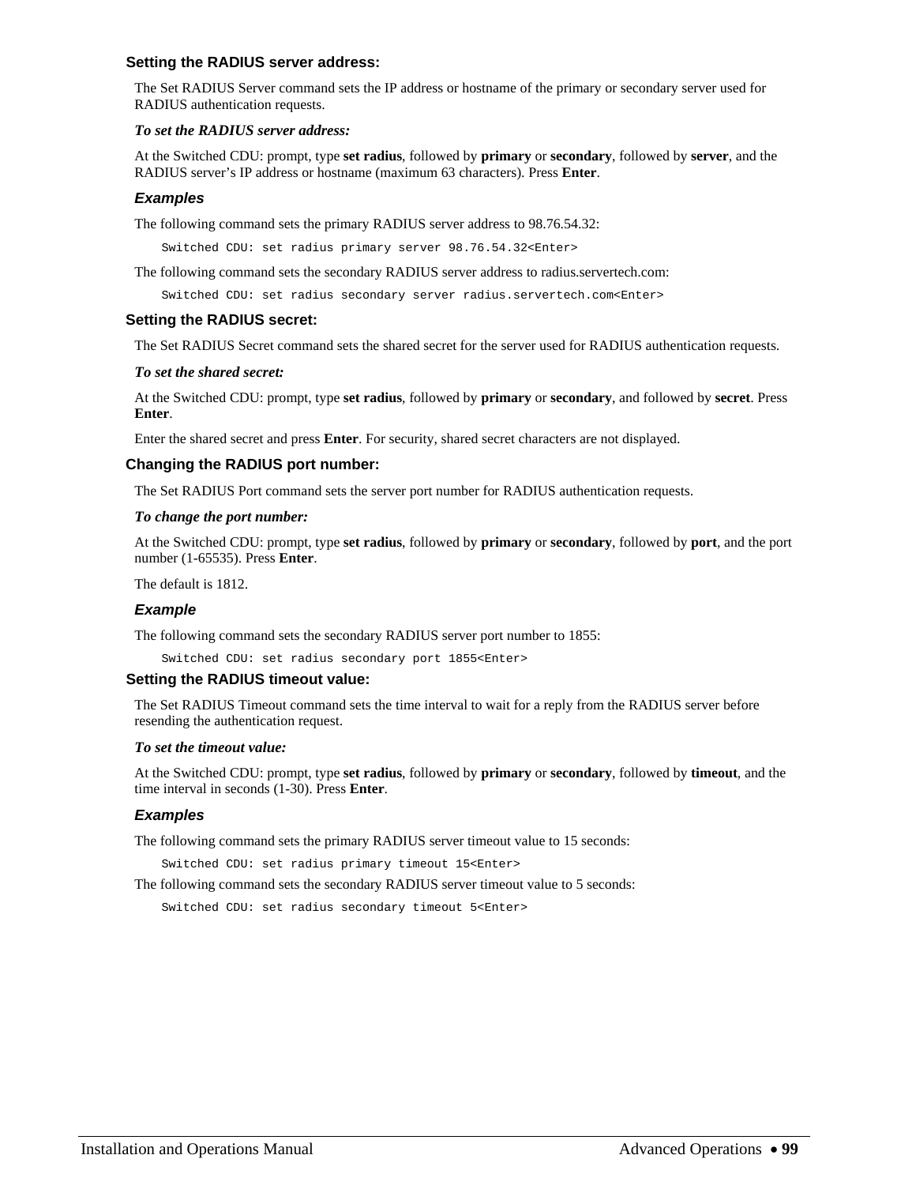### Setting the RADIUS server address:

The Set RADIUS Server command sets the IP address or hostname of the primary or secondary server used for RADIUS authentication requests.

***To set the RADIUS server address:***

At the Switched CDU: prompt, type **set radius**, followed by **primary** or **secondary**, followed by **server**, and the RADIUS server's IP address or hostname (maximum 63 characters). Press **Enter**.

#### *Examples*

The following command sets the primary RADIUS server address to 98.76.54.32:

```
Switched CDU: set radius primary server 98.76.54.32<Enter>
```

The following command sets the secondary RADIUS server address to radius.servertech.com:

```
Switched CDU: set radius secondary server radius.servertech.com<Enter>
```

### Setting the RADIUS secret:

The Set RADIUS Secret command sets the shared secret for the server used for RADIUS authentication requests.

***To set the shared secret:***

At the Switched CDU: prompt, type **set radius**, followed by **primary** or **secondary**, and followed by **secret**. Press **Enter**.

Enter the shared secret and press **Enter**. For security, shared secret characters are not displayed.

### Changing the RADIUS port number:

The Set RADIUS Port command sets the server port number for RADIUS authentication requests.

***To change the port number:***

At the Switched CDU: prompt, type **set radius**, followed by **primary** or **secondary**, followed by **port**, and the port number (1-65535). Press **Enter**.

The default is 1812.

#### *Example*

The following command sets the secondary RADIUS server port number to 1855:

```
Switched CDU: set radius secondary port 1855<Enter>
```

### Setting the RADIUS timeout value:

The Set RADIUS Timeout command sets the time interval to wait for a reply from the RADIUS server before resending the authentication request.

***To set the timeout value:***

At the Switched CDU: prompt, type **set radius**, followed by **primary** or **secondary**, followed by **timeout**, and the time interval in seconds (1-30). Press **Enter**.

#### *Examples*

The following command sets the primary RADIUS server timeout value to 15 seconds:

```
Switched CDU: set radius primary timeout 15<Enter>
```

The following command sets the secondary RADIUS server timeout value to 5 seconds:

```
Switched CDU: set radius secondary timeout 5<Enter>
```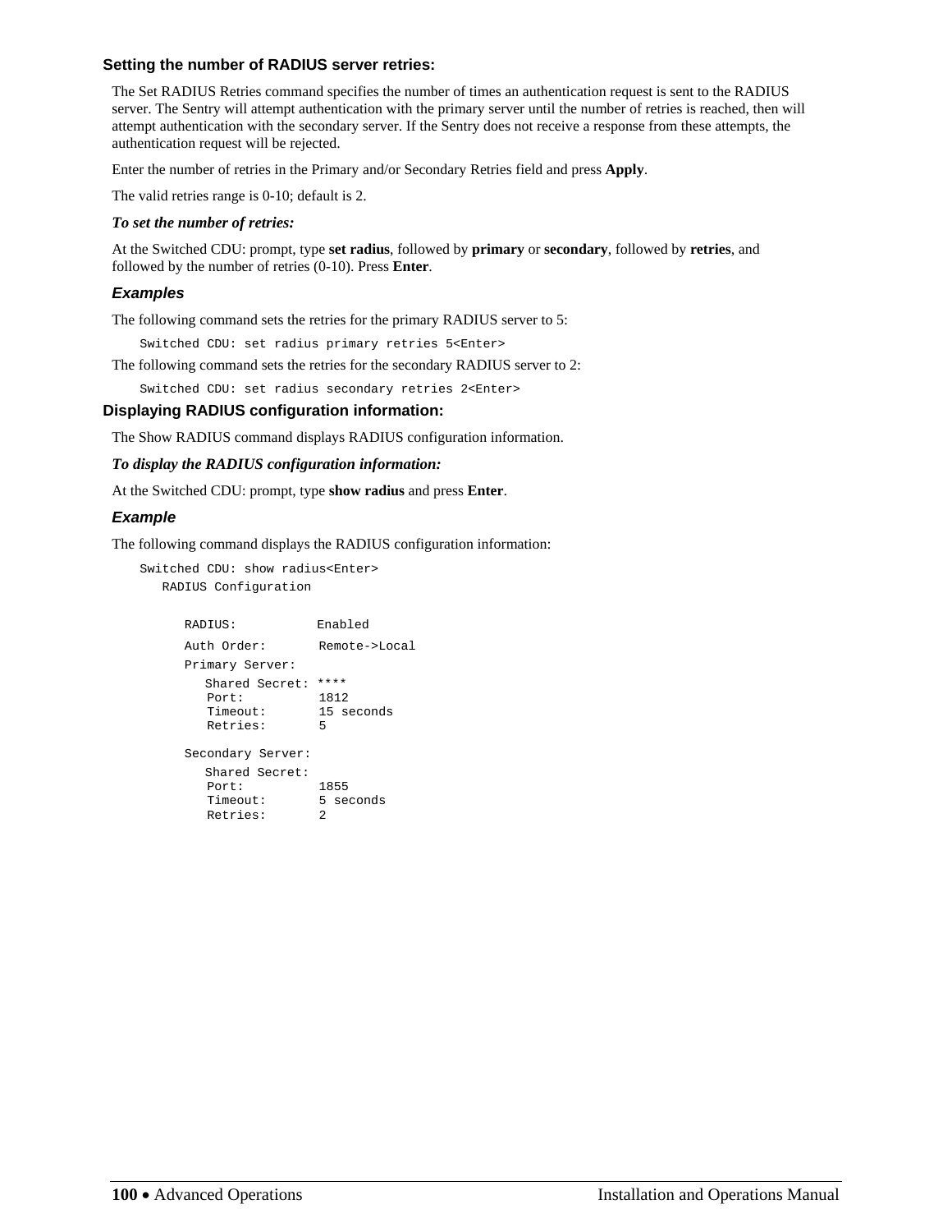### Setting the number of RADIUS server retries:

The Set RADIUS Retries command specifies the number of times an authentication request is sent to the RADIUS server. The Sentry will attempt authentication with the primary server until the number of retries is reached, then will attempt authentication with the secondary server. If the Sentry does not receive a response from these attempts, the authentication request will be rejected.

Enter the number of retries in the Primary and/or Secondary Retries field and press **Apply**.

The valid retries range is 0-10; default is 2.

***To set the number of retries:***

At the Switched CDU: prompt, type **set radius**, followed by **primary** or **secondary**, followed by **retries**, and followed by the number of retries (0-10). Press **Enter**.

#### *Examples*

The following command sets the retries for the primary RADIUS server to 5:

```
Switched CDU: set radius primary retries 5<Enter>
```

The following command sets the retries for the secondary RADIUS server to 2:

```
Switched CDU: set radius secondary retries 2<Enter>
```

### Displaying RADIUS configuration information:

The Show RADIUS command displays RADIUS configuration information.

***To display the RADIUS configuration information:***

At the Switched CDU: prompt, type **show radius** and press **Enter**.

#### *Example*

The following command displays the RADIUS configuration information:

```
Switched CDU: show radius<Enter>
   RADIUS Configuration

      RADIUS:          Enabled
      Auth Order:      Remote->Local
      Primary Server:
         Shared Secret: ****
         Port:          1812
         Timeout:       15 seconds
         Retries:       5

      Secondary Server:
         Shared Secret:
         Port:          1855
         Timeout:       5 seconds
         Retries:       2
```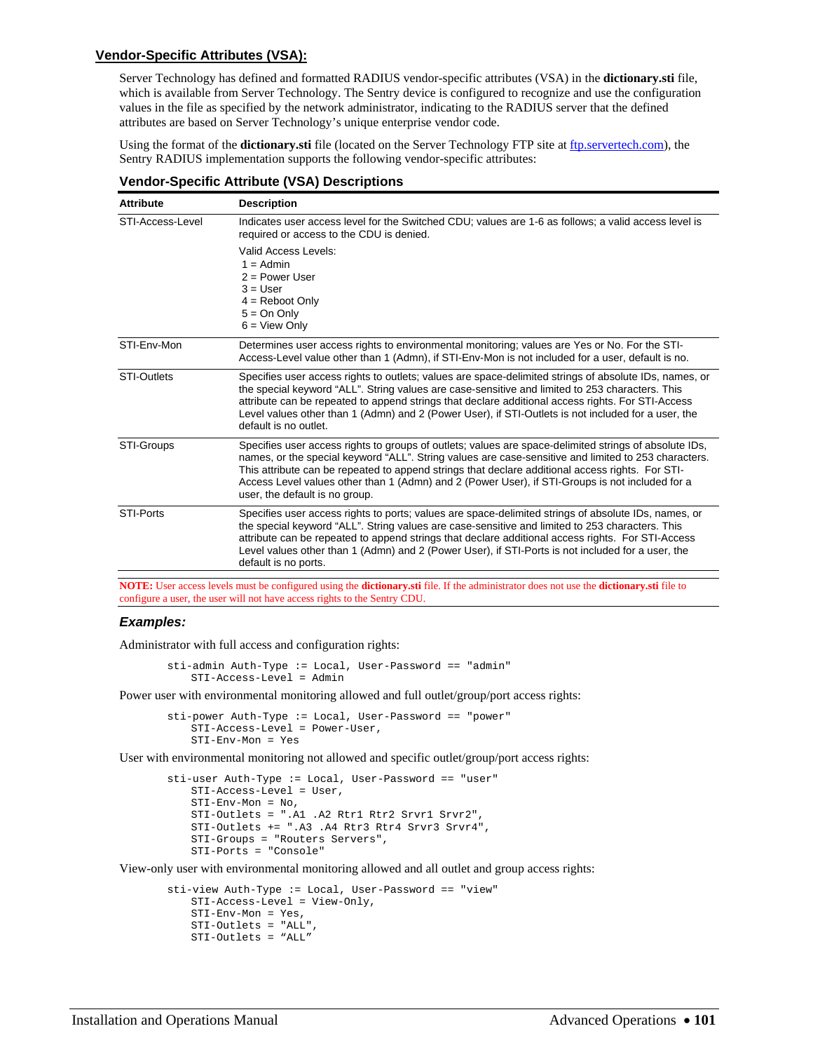## Vendor-Specific Attributes (VSA):

Server Technology has defined and formatted RADIUS vendor-specific attributes (VSA) in the **dictionary.sti** file, which is available from Server Technology. The Sentry device is configured to recognize and use the configuration values in the file as specified by the network administrator, indicating to the RADIUS server that the defined attributes are based on Server Technology's unique enterprise vendor code.

Using the format of the **dictionary.sti** file (located on the Server Technology FTP site at ftp.servertech.com), the Sentry RADIUS implementation supports the following vendor-specific attributes:

### Vendor-Specific Attribute (VSA) Descriptions

| Attribute | Description |
|---|---|
| STI-Access-Level | Indicates user access level for the Switched CDU; values are 1-6 as follows; a valid access level is required or access to the CDU is denied.<br><br>Valid Access Levels:<br>1 = Admin<br>2 = Power User<br>3 = User<br>4 = Reboot Only<br>5 = On Only<br>6 = View Only |
| STI-Env-Mon | Determines user access rights to environmental monitoring; values are Yes or No. For the STI-Access-Level value other than 1 (Admn), if STI-Env-Mon is not included for a user, default is no. |
| STI-Outlets | Specifies user access rights to outlets; values are space-delimited strings of absolute IDs, names, or the special keyword "ALL". String values are case-sensitive and limited to 253 characters. This attribute can be repeated to append strings that declare additional access rights. For STI-Access Level values other than 1 (Admn) and 2 (Power User), if STI-Outlets is not included for a user, the default is no outlet. |
| STI-Groups | Specifies user access rights to groups of outlets; values are space-delimited strings of absolute IDs, names, or the special keyword "ALL". String values are case-sensitive and limited to 253 characters. This attribute can be repeated to append strings that declare additional access rights. For STI-Access Level values other than 1 (Admn) and 2 (Power User), if STI-Groups is not included for a user, the default is no group. |
| STI-Ports | Specifies user access rights to ports; values are space-delimited strings of absolute IDs, names, or the special keyword "ALL". String values are case-sensitive and limited to 253 characters. This attribute can be repeated to append strings that declare additional access rights. For STI-Access Level values other than 1 (Admn) and 2 (Power User), if STI-Ports is not included for a user, the default is no ports. |

**NOTE:** User access levels must be configured using the **dictionary.sti** file. If the administrator does not use the **dictionary.sti** file to configure a user, the user will not have access rights to the Sentry CDU.

### *Examples:*

Administrator with full access and configuration rights:

```
sti-admin Auth-Type := Local, User-Password == "admin"
    STI-Access-Level = Admin
```

Power user with environmental monitoring allowed and full outlet/group/port access rights:

```
sti-power Auth-Type := Local, User-Password == "power"
    STI-Access-Level = Power-User,
    STI-Env-Mon = Yes
```

User with environmental monitoring not allowed and specific outlet/group/port access rights:

```
sti-user Auth-Type := Local, User-Password == "user"
    STI-Access-Level = User,
    STI-Env-Mon = No,
    STI-Outlets = ".A1 .A2 Rtr1 Rtr2 Srvr1 Srvr2",
    STI-Outlets += ".A3 .A4 Rtr3 Rtr4 Srvr3 Srvr4",
    STI-Groups = "Routers Servers",
    STI-Ports = "Console"
```

View-only user with environmental monitoring allowed and all outlet and group access rights:

```
sti-view Auth-Type := Local, User-Password == "view"
    STI-Access-Level = View-Only,
    STI-Env-Mon = Yes,
    STI-Outlets = "ALL",
    STI-Outlets = “ALL”
```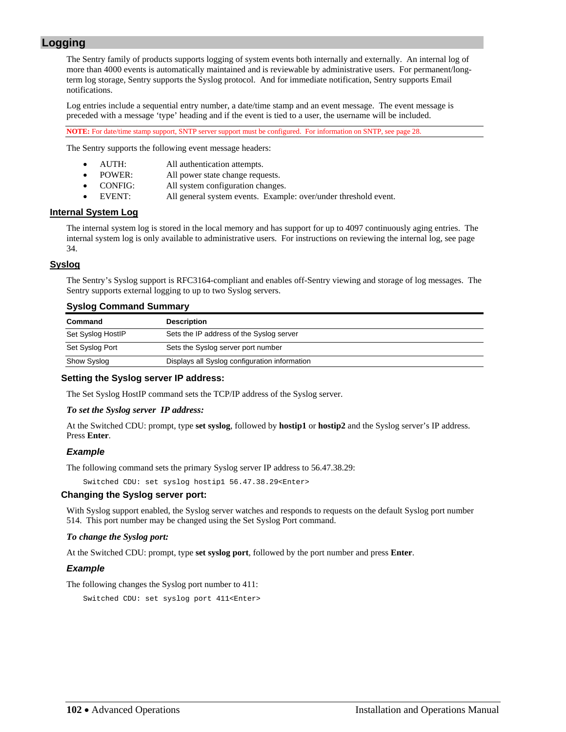## Logging

The Sentry family of products supports logging of system events both internally and externally. An internal log of more than 4000 events is automatically maintained and is reviewable by administrative users. For permanent/long-term log storage, Sentry supports the Syslog protocol. And for immediate notification, Sentry supports Email notifications.

Log entries include a sequential entry number, a date/time stamp and an event message. The event message is preceded with a message 'type' heading and if the event is tied to a user, the username will be included.

**NOTE:** For date/time stamp support, SNTP server support must be configured. For information on SNTP, see page 28.

The Sentry supports the following event message headers:

- AUTH: All authentication attempts.
- POWER: All power state change requests.
- CONFIG: All system configuration changes.
- EVENT: All general system events. Example: over/under threshold event.

### Internal System Log

The internal system log is stored in the local memory and has support for up to 4097 continuously aging entries. The internal system log is only available to administrative users. For instructions on reviewing the internal log, see page 34.

### Syslog

The Sentry's Syslog support is RFC3164-compliant and enables off-Sentry viewing and storage of log messages. The Sentry supports external logging to up to two Syslog servers.

#### Syslog Command Summary

| Command | Description |
|---|---|
| Set Syslog HostIP | Sets the IP address of the Syslog server |
| Set Syslog Port | Sets the Syslog server port number |
| Show Syslog | Displays all Syslog configuration information |

#### Setting the Syslog server IP address:

The Set Syslog HostIP command sets the TCP/IP address of the Syslog server.

***To set the Syslog server IP address:***

At the Switched CDU: prompt, type **set syslog**, followed by **hostip1** or **hostip2** and the Syslog server's IP address. Press **Enter**.

***Example***

The following command sets the primary Syslog server IP address to 56.47.38.29:

```
Switched CDU: set syslog hostip1 56.47.38.29<Enter>
```

#### Changing the Syslog server port:

With Syslog support enabled, the Syslog server watches and responds to requests on the default Syslog port number 514. This port number may be changed using the Set Syslog Port command.

***To change the Syslog port:***

At the Switched CDU: prompt, type **set syslog port**, followed by the port number and press **Enter**.

***Example***

The following changes the Syslog port number to 411:

```
Switched CDU: set syslog port 411<Enter>
```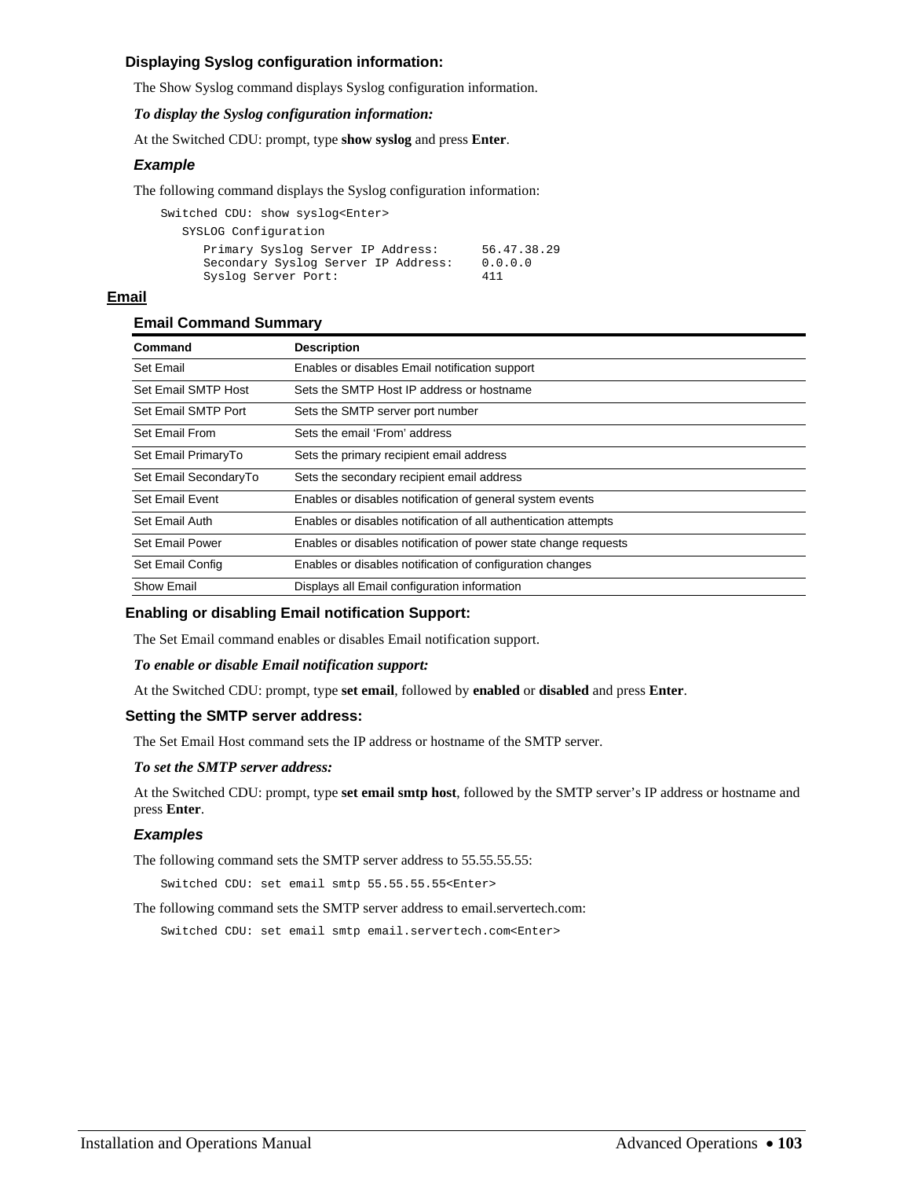### Displaying Syslog configuration information:

The Show Syslog command displays Syslog configuration information.

***To display the Syslog configuration information:***

At the Switched CDU: prompt, type **show syslog** and press **Enter**.

#### *Example*

The following command displays the Syslog configuration information:

```
Switched CDU: show syslog<Enter>
   SYSLOG Configuration
      Primary Syslog Server IP Address:      56.47.38.29
      Secondary Syslog Server IP Address:    0.0.0.0
      Syslog Server Port:                    411
```

## Email

### Email Command Summary

| Command | Description |
|---|---|
| Set Email | Enables or disables Email notification support |
| Set Email SMTP Host | Sets the SMTP Host IP address or hostname |
| Set Email SMTP Port | Sets the SMTP server port number |
| Set Email From | Sets the email 'From' address |
| Set Email PrimaryTo | Sets the primary recipient email address |
| Set Email SecondaryTo | Sets the secondary recipient email address |
| Set Email Event | Enables or disables notification of general system events |
| Set Email Auth | Enables or disables notification of all authentication attempts |
| Set Email Power | Enables or disables notification of power state change requests |
| Set Email Config | Enables or disables notification of configuration changes |
| Show Email | Displays all Email configuration information |

### Enabling or disabling Email notification Support:

The Set Email command enables or disables Email notification support.

***To enable or disable Email notification support:***

At the Switched CDU: prompt, type **set email**, followed by **enabled** or **disabled** and press **Enter**.

### Setting the SMTP server address:

The Set Email Host command sets the IP address or hostname of the SMTP server.

***To set the SMTP server address:***

At the Switched CDU: prompt, type **set email smtp host**, followed by the SMTP server's IP address or hostname and press **Enter**.

#### *Examples*

The following command sets the SMTP server address to 55.55.55.55:

```
Switched CDU: set email smtp 55.55.55.55<Enter>
```

The following command sets the SMTP server address to email.servertech.com:

```
Switched CDU: set email smtp email.servertech.com<Enter>
```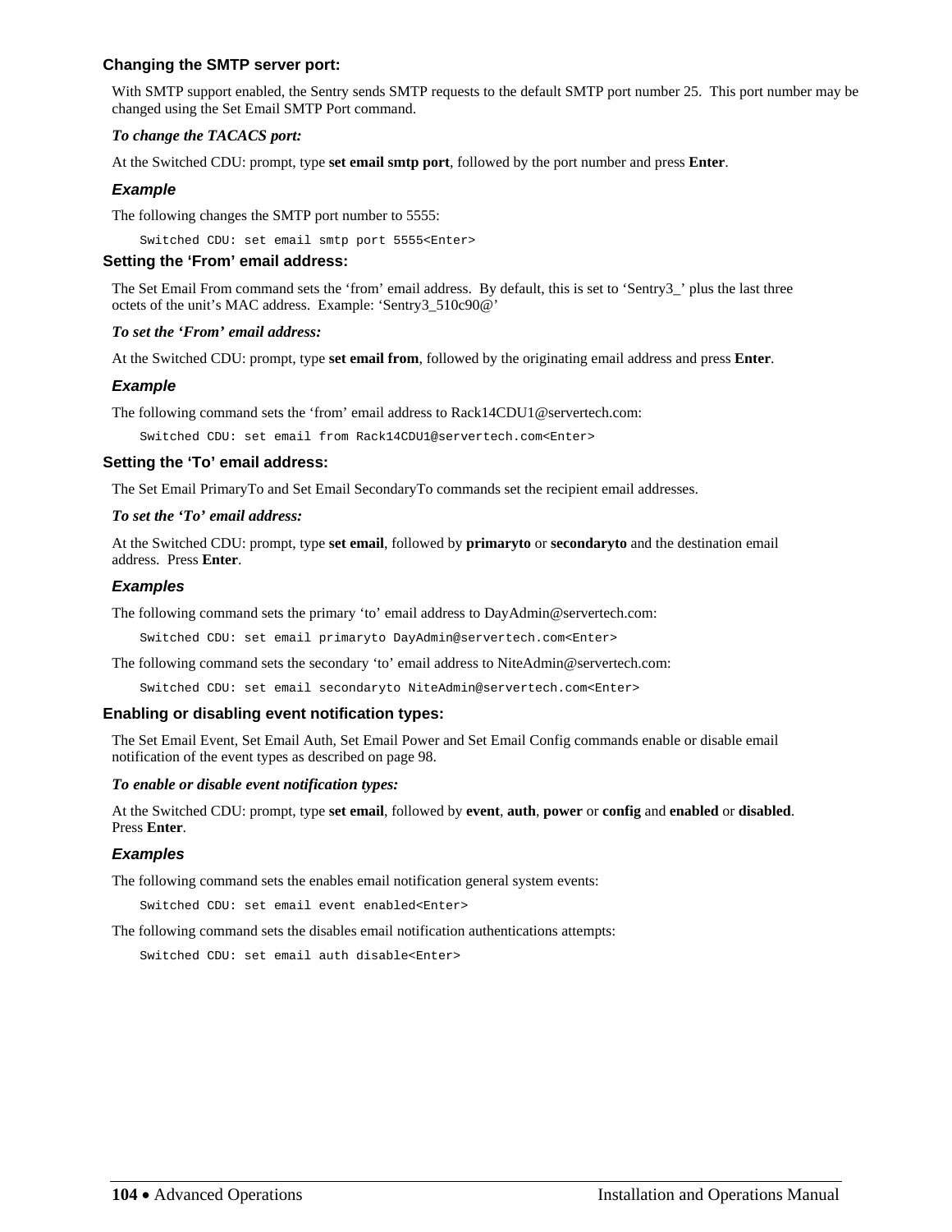### Changing the SMTP server port:

With SMTP support enabled, the Sentry sends SMTP requests to the default SMTP port number 25. This port number may be changed using the Set Email SMTP Port command.

***To change the TACACS port:***

At the Switched CDU: prompt, type **set email smtp port**, followed by the port number and press **Enter**.

#### *Example*

The following changes the SMTP port number to 5555:

```
Switched CDU: set email smtp port 5555<Enter>
```

### Setting the 'From' email address:

The Set Email From command sets the 'from' email address. By default, this is set to 'Sentry3_' plus the last three octets of the unit's MAC address. Example: 'Sentry3_510c90@'

***To set the 'From' email address:***

At the Switched CDU: prompt, type **set email from**, followed by the originating email address and press **Enter**.

#### *Example*

The following command sets the 'from' email address to Rack14CDU1@servertech.com:

```
Switched CDU: set email from Rack14CDU1@servertech.com<Enter>
```

### Setting the 'To' email address:

The Set Email PrimaryTo and Set Email SecondaryTo commands set the recipient email addresses.

***To set the 'To' email address:***

At the Switched CDU: prompt, type **set email**, followed by **primaryto** or **secondaryto** and the destination email address. Press **Enter**.

#### *Examples*

The following command sets the primary 'to' email address to DayAdmin@servertech.com:

```
Switched CDU: set email primaryto DayAdmin@servertech.com<Enter>
```

The following command sets the secondary 'to' email address to NiteAdmin@servertech.com:

```
Switched CDU: set email secondaryto NiteAdmin@servertech.com<Enter>
```

### Enabling or disabling event notification types:

The Set Email Event, Set Email Auth, Set Email Power and Set Email Config commands enable or disable email notification of the event types as described on page 98.

***To enable or disable event notification types:***

At the Switched CDU: prompt, type **set email**, followed by **event**, **auth**, **power** or **config** and **enabled** or **disabled**. Press **Enter**.

#### *Examples*

The following command sets the enables email notification general system events:

```
Switched CDU: set email event enabled<Enter>
```

The following command sets the disables email notification authentications attempts:

```
Switched CDU: set email auth disable<Enter>
```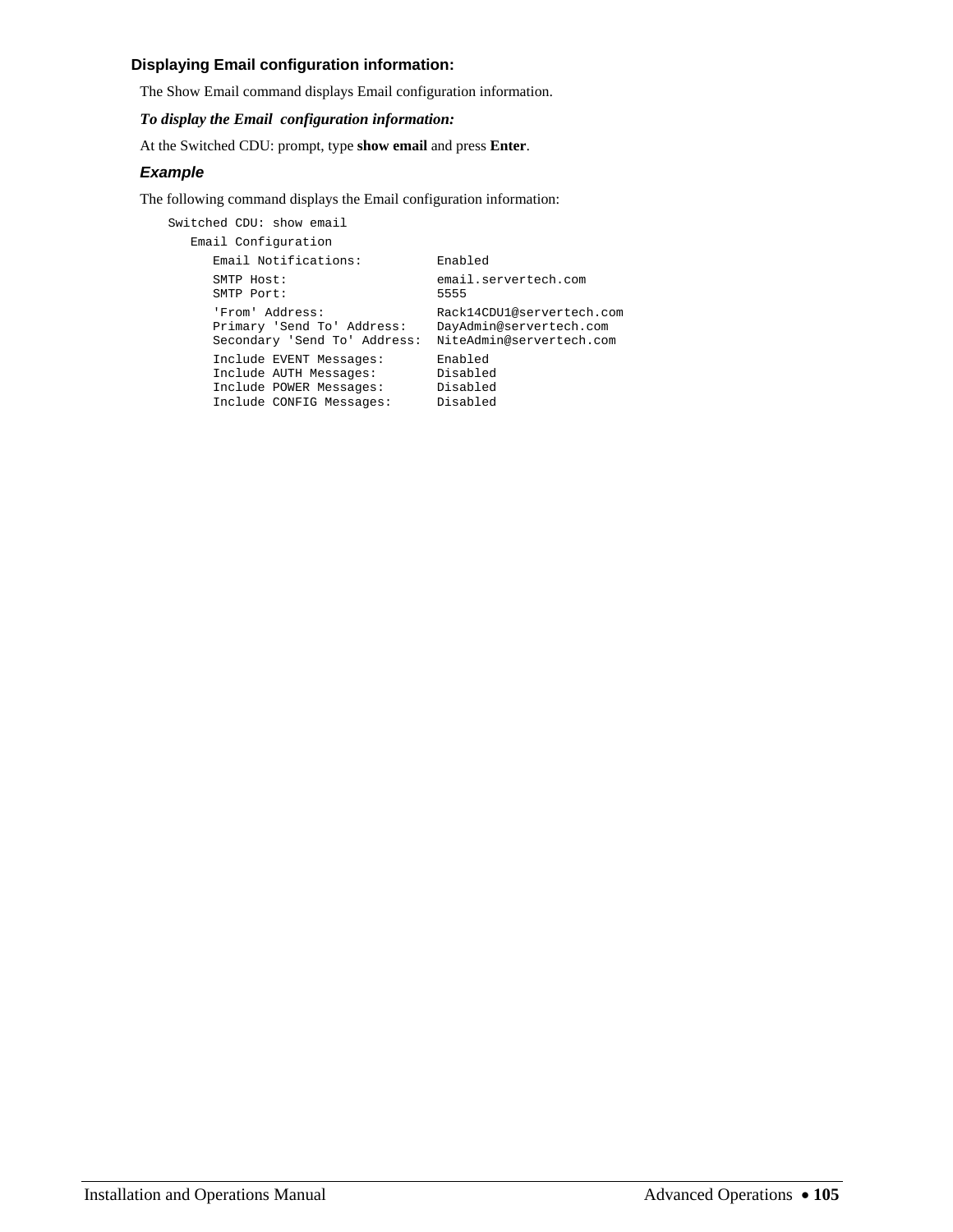### Displaying Email configuration information:

The Show Email command displays Email configuration information.

***To display the Email configuration information:***

At the Switched CDU: prompt, type **show email** and press **Enter**.

#### *Example*

The following command displays the Email configuration information:

```
Switched CDU: show email
   Email Configuration
      Email Notifications:          Enabled

      SMTP Host:                    email.servertech.com
      SMTP Port:                    5555

      'From' Address:               Rack14CDU1@servertech.com
      Primary 'Send To' Address:    DayAdmin@servertech.com
      Secondary 'Send To' Address:  NiteAdmin@servertech.com

      Include EVENT Messages:       Enabled
      Include AUTH Messages:        Disabled
      Include POWER Messages:       Disabled
      Include CONFIG Messages:      Disabled
```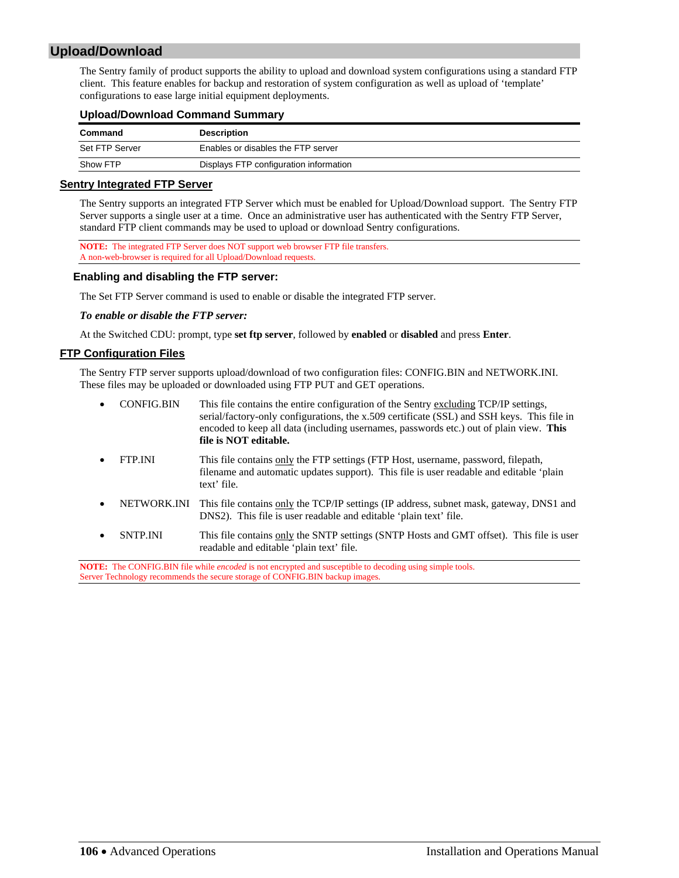## Upload/Download

The Sentry family of product supports the ability to upload and download system configurations using a standard FTP client. This feature enables for backup and restoration of system configuration as well as upload of 'template' configurations to ease large initial equipment deployments.

### Upload/Download Command Summary

| Command | Description |
|---|---|
| Set FTP Server | Enables or disables the FTP server |
| Show FTP | Displays FTP configuration information |

### Sentry Integrated FTP Server

The Sentry supports an integrated FTP Server which must be enabled for Upload/Download support. The Sentry FTP Server supports a single user at a time. Once an administrative user has authenticated with the Sentry FTP Server, standard FTP client commands may be used to upload or download Sentry configurations.

**NOTE:** The integrated FTP Server does NOT support web browser FTP file transfers.
A non-web-browser is required for all Upload/Download requests.

#### Enabling and disabling the FTP server:

The Set FTP Server command is used to enable or disable the integrated FTP server.

***To enable or disable the FTP server:***

At the Switched CDU: prompt, type **set ftp server**, followed by **enabled** or **disabled** and press **Enter**.

### FTP Configuration Files

The Sentry FTP server supports upload/download of two configuration files: CONFIG.BIN and NETWORK.INI. These files may be uploaded or downloaded using FTP PUT and GET operations.

- CONFIG.BIN — This file contains the entire configuration of the Sentry excluding TCP/IP settings, serial/factory-only configurations, the x.509 certificate (SSL) and SSH keys. This file in encoded to keep all data (including usernames, passwords etc.) out of plain view. **This file is NOT editable.**
- FTP.INI — This file contains only the FTP settings (FTP Host, username, password, filepath, filename and automatic updates support). This file is user readable and editable 'plain text' file.
- NETWORK.INI — This file contains only the TCP/IP settings (IP address, subnet mask, gateway, DNS1 and DNS2). This file is user readable and editable 'plain text' file.
- SNTP.INI — This file contains only the SNTP settings (SNTP Hosts and GMT offset). This file is user readable and editable 'plain text' file.

**NOTE:** The CONFIG.BIN file while *encoded* is not encrypted and susceptible to decoding using simple tools.
Server Technology recommends the secure storage of CONFIG.BIN backup images.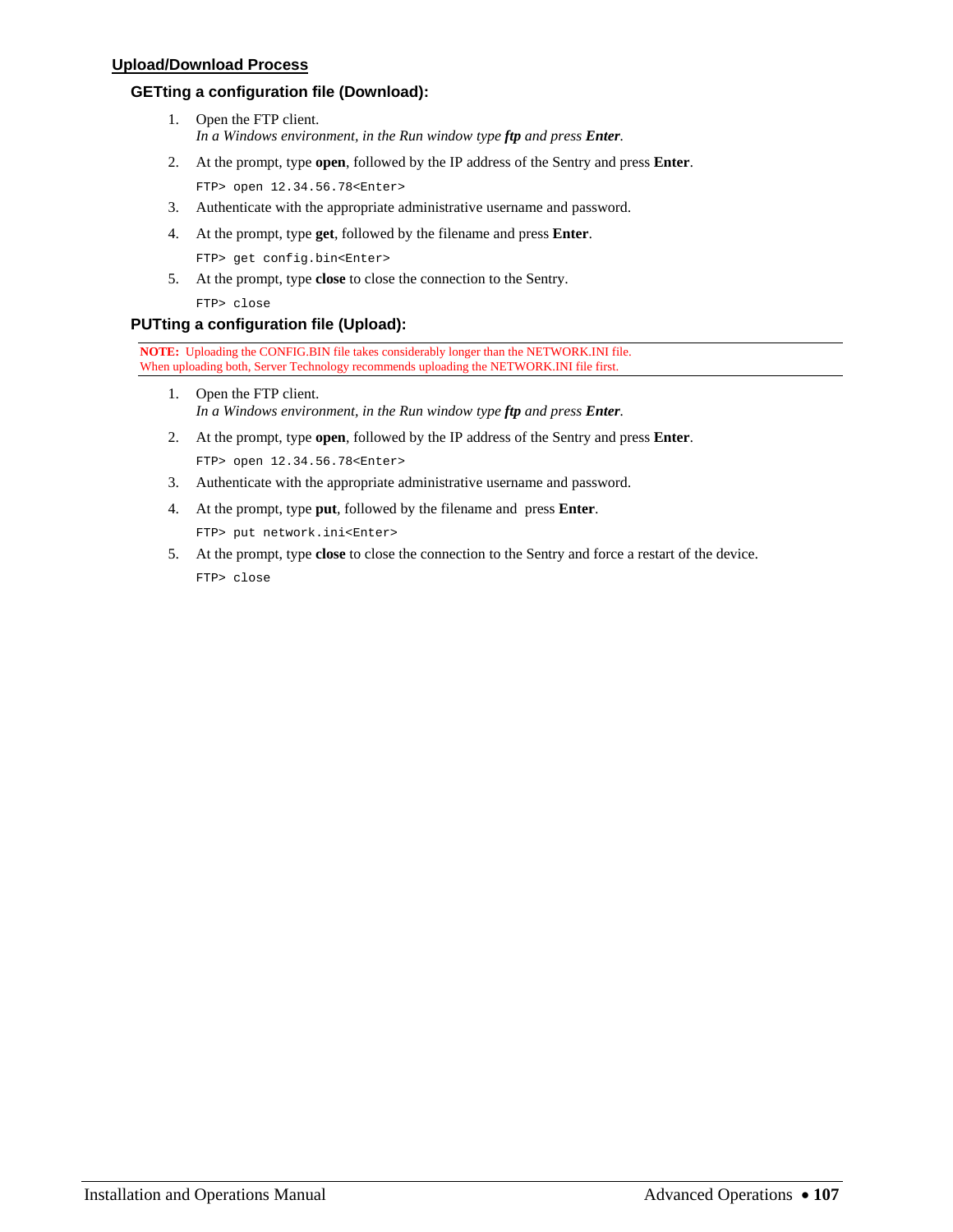## Upload/Download Process

### GETting a configuration file (Download):

1. Open the FTP client.
   *In a Windows environment, in the Run window type **ftp** and press **Enter**.*
2. At the prompt, type **open**, followed by the IP address of the Sentry and press **Enter**.
   ```
   FTP> open 12.34.56.78<Enter>
   ```
3. Authenticate with the appropriate administrative username and password.
4. At the prompt, type **get**, followed by the filename and press **Enter**.
   ```
   FTP> get config.bin<Enter>
   ```
5. At the prompt, type **close** to close the connection to the Sentry.
   ```
   FTP> close
   ```

### PUTting a configuration file (Upload):

**NOTE:** Uploading the CONFIG.BIN file takes considerably longer than the NETWORK.INI file. When uploading both, Server Technology recommends uploading the NETWORK.INI file first.

1. Open the FTP client.
   *In a Windows environment, in the Run window type **ftp** and press **Enter**.*
2. At the prompt, type **open**, followed by the IP address of the Sentry and press **Enter**.
   ```
   FTP> open 12.34.56.78<Enter>
   ```
3. Authenticate with the appropriate administrative username and password.
4. At the prompt, type **put**, followed by the filename and press **Enter**.
   ```
   FTP> put network.ini<Enter>
   ```
5. At the prompt, type **close** to close the connection to the Sentry and force a restart of the device.
   ```
   FTP> close
   ```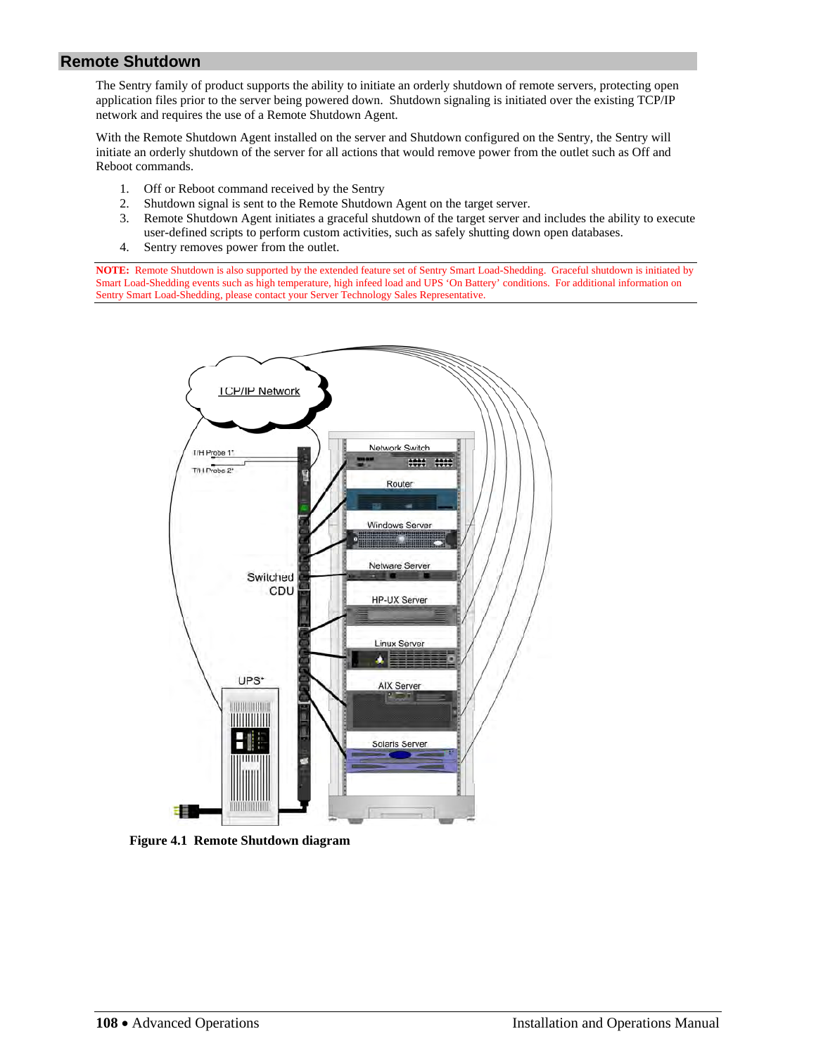## Remote Shutdown

The Sentry family of product supports the ability to initiate an orderly shutdown of remote servers, protecting open application files prior to the server being powered down. Shutdown signaling is initiated over the existing TCP/IP network and requires the use of a Remote Shutdown Agent.

With the Remote Shutdown Agent installed on the server and Shutdown configured on the Sentry, the Sentry will initiate an orderly shutdown of the server for all actions that would remove power from the outlet such as Off and Reboot commands.

1. Off or Reboot command received by the Sentry
2. Shutdown signal is sent to the Remote Shutdown Agent on the target server.
3. Remote Shutdown Agent initiates a graceful shutdown of the target server and includes the ability to execute user-defined scripts to perform custom activities, such as safely shutting down open databases.
4. Sentry removes power from the outlet.

**NOTE:** Remote Shutdown is also supported by the extended feature set of Sentry Smart Load-Shedding. Graceful shutdown is initiated by Smart Load-Shedding events such as high temperature, high infeed load and UPS 'On Battery' conditions. For additional information on Sentry Smart Load-Shedding, please contact your Server Technology Sales Representative.

**Figure 4.1 Remote Shutdown diagram**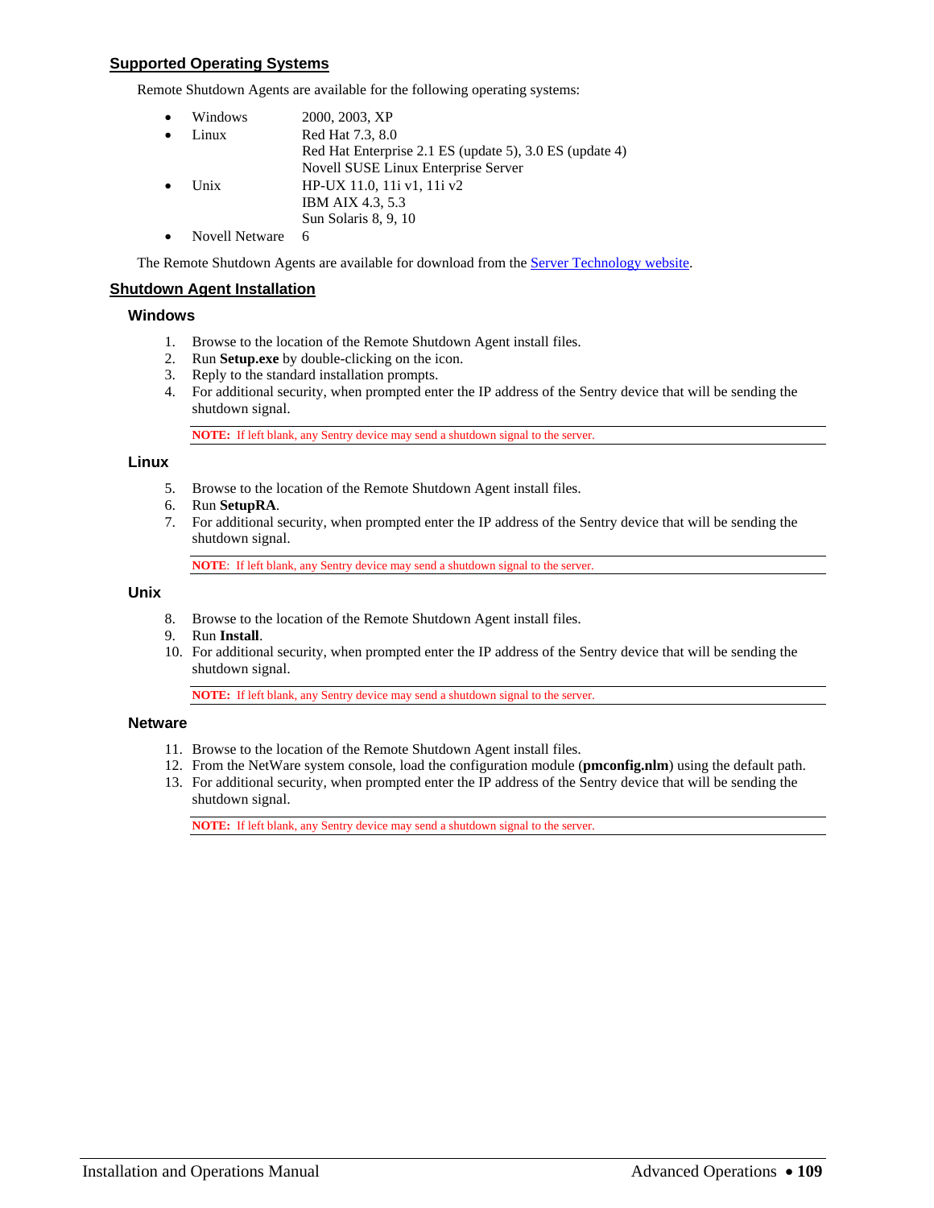## Supported Operating Systems

Remote Shutdown Agents are available for the following operating systems:

- Windows — 2000, 2003, XP
- Linux — Red Hat 7.3, 8.0
  Red Hat Enterprise 2.1 ES (update 5), 3.0 ES (update 4)
  Novell SUSE Linux Enterprise Server
- Unix — HP-UX 11.0, 11i v1, 11i v2
  IBM AIX 4.3, 5.3
  Sun Solaris 8, 9, 10
- Novell Netware — 6

The Remote Shutdown Agents are available for download from the Server Technology website.

## Shutdown Agent Installation

### Windows

1. Browse to the location of the Remote Shutdown Agent install files.
2. Run **Setup.exe** by double-clicking on the icon.
3. Reply to the standard installation prompts.
4. For additional security, when prompted enter the IP address of the Sentry device that will be sending the shutdown signal.

**NOTE:** If left blank, any Sentry device may send a shutdown signal to the server.

### Linux

5. Browse to the location of the Remote Shutdown Agent install files.
6. Run **SetupRA**.
7. For additional security, when prompted enter the IP address of the Sentry device that will be sending the shutdown signal.

**NOTE**: If left blank, any Sentry device may send a shutdown signal to the server.

### Unix

8. Browse to the location of the Remote Shutdown Agent install files.
9. Run **Install**.
10. For additional security, when prompted enter the IP address of the Sentry device that will be sending the shutdown signal.

**NOTE:** If left blank, any Sentry device may send a shutdown signal to the server.

### Netware

11. Browse to the location of the Remote Shutdown Agent install files.
12. From the NetWare system console, load the configuration module (**pmconfig.nlm**) using the default path.
13. For additional security, when prompted enter the IP address of the Sentry device that will be sending the shutdown signal.

**NOTE:** If left blank, any Sentry device may send a shutdown signal to the server.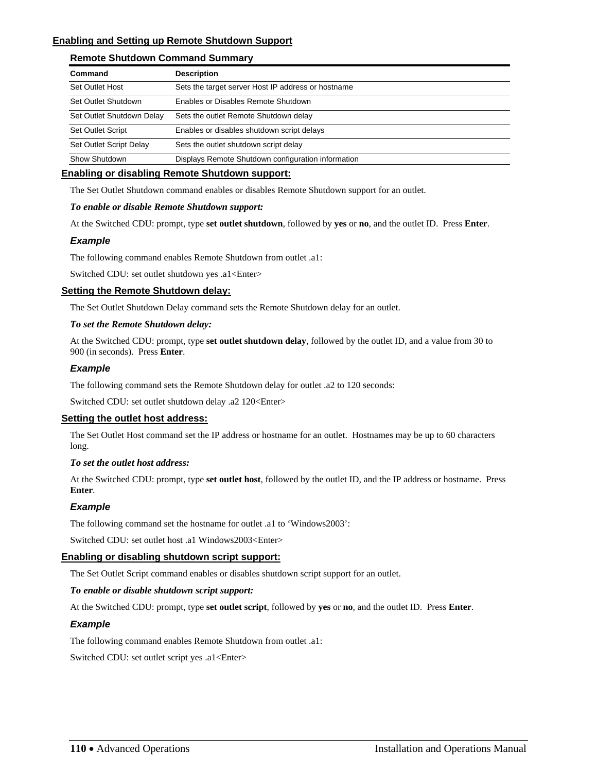## Enabling and Setting up Remote Shutdown Support

### Remote Shutdown Command Summary

| Command | Description |
|---|---|
| Set Outlet Host | Sets the target server Host IP address or hostname |
| Set Outlet Shutdown | Enables or Disables Remote Shutdown |
| Set Outlet Shutdown Delay | Sets the outlet Remote Shutdown delay |
| Set Outlet Script | Enables or disables shutdown script delays |
| Set Outlet Script Delay | Sets the outlet shutdown script delay |
| Show Shutdown | Displays Remote Shutdown configuration information |

### Enabling or disabling Remote Shutdown support:

The Set Outlet Shutdown command enables or disables Remote Shutdown support for an outlet.

***To enable or disable Remote Shutdown support:***

At the Switched CDU: prompt, type **set outlet shutdown**, followed by **yes** or **no**, and the outlet ID.  Press **Enter**.

#### *Example*

The following command enables Remote Shutdown from outlet .a1:

Switched CDU: set outlet shutdown yes .a1<Enter>

### Setting the Remote Shutdown delay:

The Set Outlet Shutdown Delay command sets the Remote Shutdown delay for an outlet.

***To set the Remote Shutdown delay:***

At the Switched CDU: prompt, type **set outlet shutdown delay**, followed by the outlet ID, and a value from 30 to 900 (in seconds).  Press **Enter**.

#### *Example*

The following command sets the Remote Shutdown delay for outlet .a2 to 120 seconds:

Switched CDU: set outlet shutdown delay .a2 120<Enter>

### Setting the outlet host address:

The Set Outlet Host command set the IP address or hostname for an outlet.  Hostnames may be up to 60 characters long.

***To set the outlet host address:***

At the Switched CDU: prompt, type **set outlet host**, followed by the outlet ID, and the IP address or hostname.  Press **Enter**.

#### *Example*

The following command set the hostname for outlet .a1 to 'Windows2003':

Switched CDU: set outlet host .a1 Windows2003<Enter>

### Enabling or disabling shutdown script support:

The Set Outlet Script command enables or disables shutdown script support for an outlet.

***To enable or disable shutdown script support:***

At the Switched CDU: prompt, type **set outlet script**, followed by **yes** or **no**, and the outlet ID.  Press **Enter**.

#### *Example*

The following command enables Remote Shutdown from outlet .a1:

Switched CDU: set outlet script yes .a1<Enter>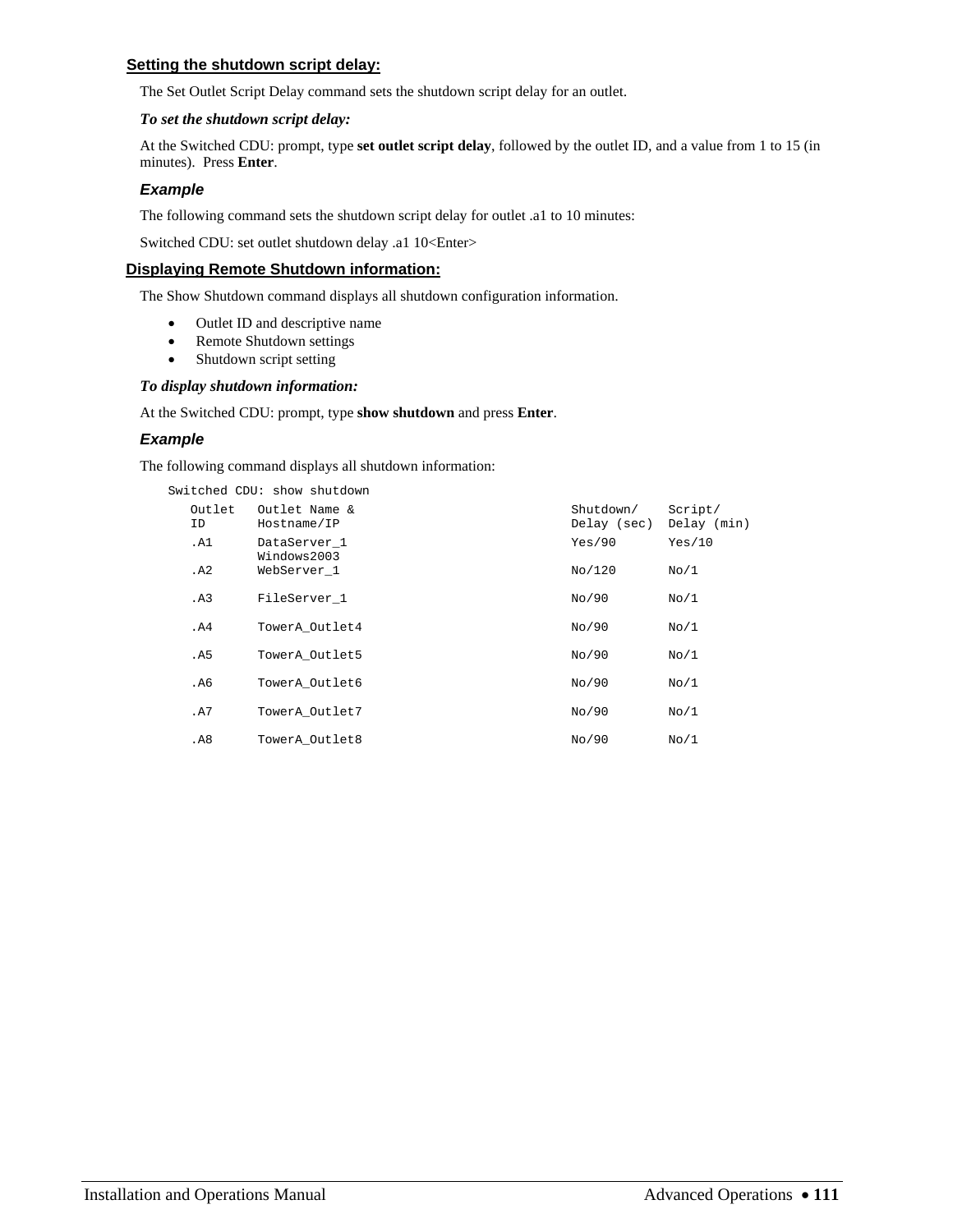### Setting the shutdown script delay:

The Set Outlet Script Delay command sets the shutdown script delay for an outlet.

***To set the shutdown script delay:***

At the Switched CDU: prompt, type **set outlet script delay**, followed by the outlet ID, and a value from 1 to 15 (in minutes). Press **Enter**.

#### *Example*

The following command sets the shutdown script delay for outlet .a1 to 10 minutes:

Switched CDU: set outlet shutdown delay .a1 10<Enter>

### Displaying Remote Shutdown information:

The Show Shutdown command displays all shutdown configuration information.

- Outlet ID and descriptive name
- Remote Shutdown settings
- Shutdown script setting

***To display shutdown information:***

At the Switched CDU: prompt, type **show shutdown** and press **Enter**.

#### *Example*

The following command displays all shutdown information:

```
Switched CDU: show shutdown
   Outlet   Outlet Name &                              Shutdown/    Script/
   ID       Hostname/IP                                Delay (sec)  Delay (min)
   .A1      DataServer_1                               Yes/90       Yes/10
            Windows2003
   .A2      WebServer_1                                No/120       No/1

   .A3      FileServer_1                               No/90        No/1

   .A4      TowerA_Outlet4                             No/90        No/1

   .A5      TowerA_Outlet5                             No/90        No/1

   .A6      TowerA_Outlet6                             No/90        No/1

   .A7      TowerA_Outlet7                             No/90        No/1

   .A8      TowerA_Outlet8                             No/90        No/1
```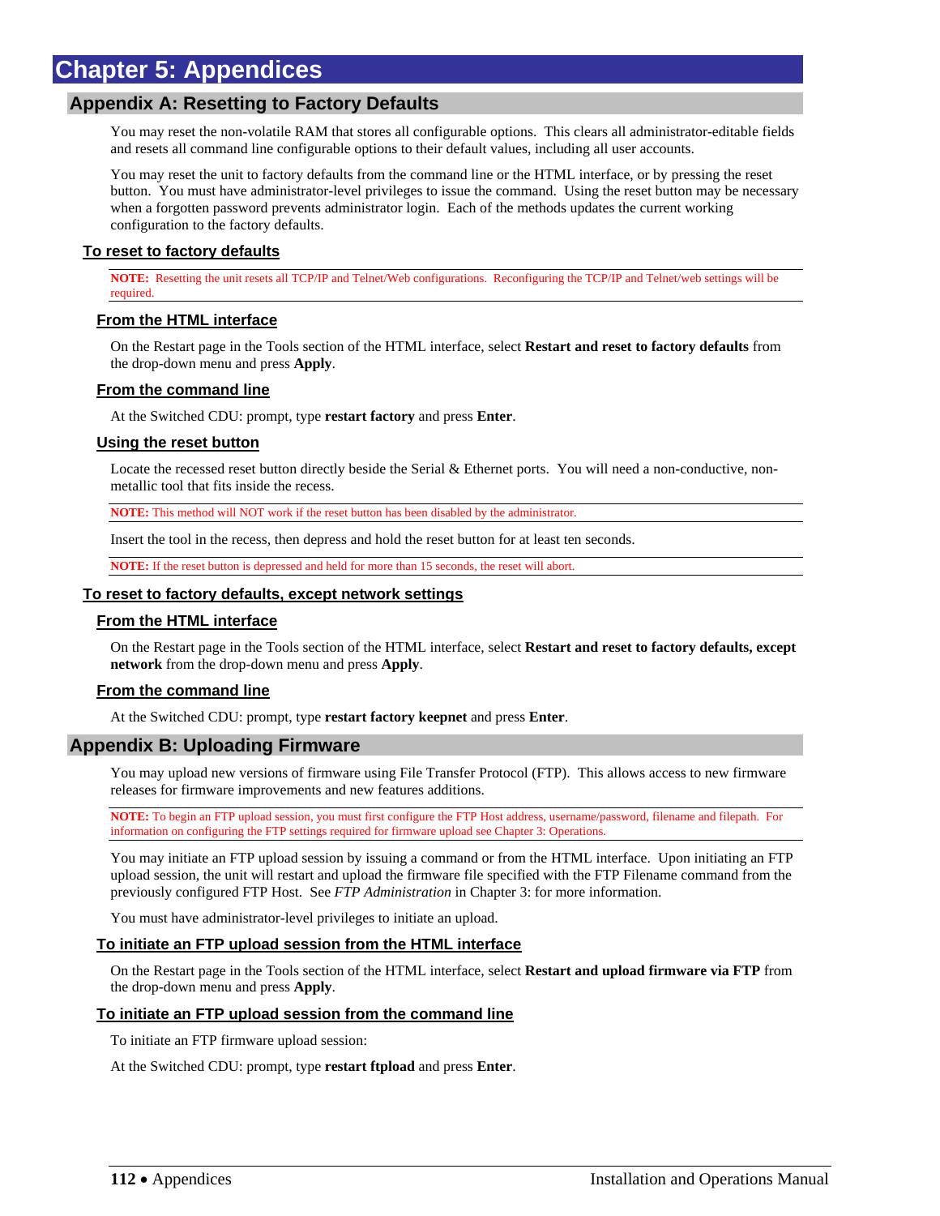# Chapter 5: Appendices

## Appendix A: Resetting to Factory Defaults

You may reset the non-volatile RAM that stores all configurable options. This clears all administrator-editable fields and resets all command line configurable options to their default values, including all user accounts.

You may reset the unit to factory defaults from the command line or the HTML interface, or by pressing the reset button. You must have administrator-level privileges to issue the command. Using the reset button may be necessary when a forgotten password prevents administrator login. Each of the methods updates the current working configuration to the factory defaults.

### To reset to factory defaults

**NOTE:** Resetting the unit resets all TCP/IP and Telnet/Web configurations. Reconfiguring the TCP/IP and Telnet/web settings will be required.

#### From the HTML interface

On the Restart page in the Tools section of the HTML interface, select **Restart and reset to factory defaults** from the drop-down menu and press **Apply**.

#### From the command line

At the Switched CDU: prompt, type **restart factory** and press **Enter**.

#### Using the reset button

Locate the recessed reset button directly beside the Serial & Ethernet ports. You will need a non-conductive, non-metallic tool that fits inside the recess.

**NOTE:** This method will NOT work if the reset button has been disabled by the administrator.

Insert the tool in the recess, then depress and hold the reset button for at least ten seconds.

**NOTE:** If the reset button is depressed and held for more than 15 seconds, the reset will abort.

### To reset to factory defaults, except network settings

#### From the HTML interface

On the Restart page in the Tools section of the HTML interface, select **Restart and reset to factory defaults, except network** from the drop-down menu and press **Apply**.

#### From the command line

At the Switched CDU: prompt, type **restart factory keepnet** and press **Enter**.

## Appendix B: Uploading Firmware

You may upload new versions of firmware using File Transfer Protocol (FTP). This allows access to new firmware releases for firmware improvements and new features additions.

**NOTE:** To begin an FTP upload session, you must first configure the FTP Host address, username/password, filename and filepath. For information on configuring the FTP settings required for firmware upload see Chapter 3: Operations.

You may initiate an FTP upload session by issuing a command or from the HTML interface. Upon initiating an FTP upload session, the unit will restart and upload the firmware file specified with the FTP Filename command from the previously configured FTP Host. See *FTP Administration* in Chapter 3: for more information.

You must have administrator-level privileges to initiate an upload.

#### To initiate an FTP upload session from the HTML interface

On the Restart page in the Tools section of the HTML interface, select **Restart and upload firmware via FTP** from the drop-down menu and press **Apply**.

#### To initiate an FTP upload session from the command line

To initiate an FTP firmware upload session:

At the Switched CDU: prompt, type **restart ftpload** and press **Enter**.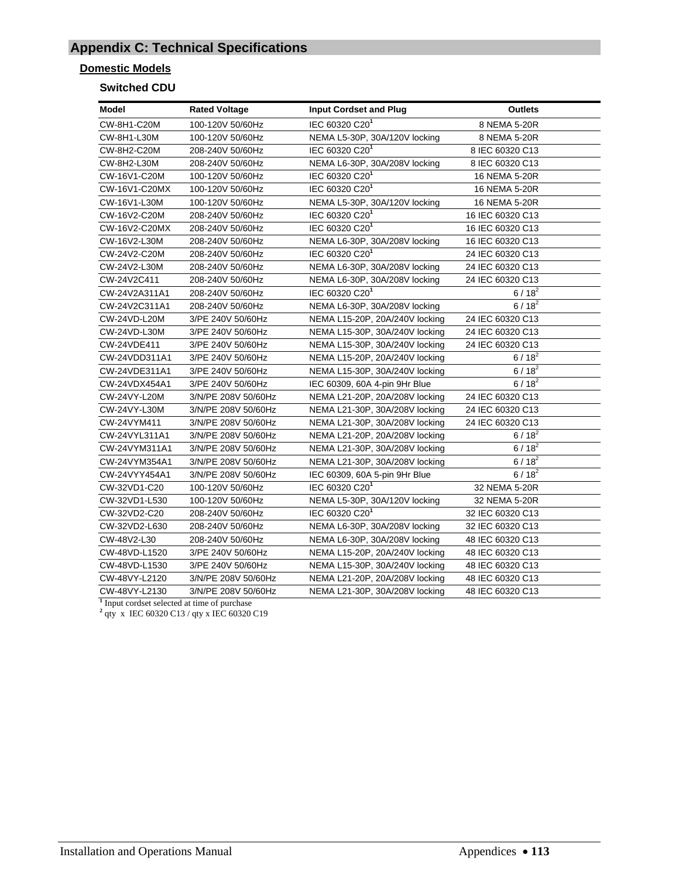## Appendix C: Technical Specifications

### Domestic Models

#### Switched CDU

| Model | Rated Voltage | Input Cordset and Plug | Outlets |
|---|---|---|---|
| CW-8H1-C20M | 100-120V 50/60Hz | IEC 60320 C20[1] | 8 NEMA 5-20R |
| CW-8H1-L30M | 100-120V 50/60Hz | NEMA L5-30P, 30A/120V locking | 8 NEMA 5-20R |
| CW-8H2-C20M | 208-240V 50/60Hz | IEC 60320 C20[1] | 8 IEC 60320 C13 |
| CW-8H2-L30M | 208-240V 50/60Hz | NEMA L6-30P, 30A/208V locking | 8 IEC 60320 C13 |
| CW-16V1-C20M | 100-120V 50/60Hz | IEC 60320 C20[1] | 16 NEMA 5-20R |
| CW-16V1-C20MX | 100-120V 50/60Hz | IEC 60320 C20[1] | 16 NEMA 5-20R |
| CW-16V1-L30M | 100-120V 50/60Hz | NEMA L5-30P, 30A/120V locking | 16 NEMA 5-20R |
| CW-16V2-C20M | 208-240V 50/60Hz | IEC 60320 C20[1] | 16 IEC 60320 C13 |
| CW-16V2-C20MX | 208-240V 50/60Hz | IEC 60320 C20[1] | 16 IEC 60320 C13 |
| CW-16V2-L30M | 208-240V 50/60Hz | NEMA L6-30P, 30A/208V locking | 16 IEC 60320 C13 |
| CW-24V2-C20M | 208-240V 50/60Hz | IEC 60320 C20[1] | 24 IEC 60320 C13 |
| CW-24V2-L30M | 208-240V 50/60Hz | NEMA L6-30P, 30A/208V locking | 24 IEC 60320 C13 |
| CW-24V2C411 | 208-240V 50/60Hz | NEMA L6-30P, 30A/208V locking | 24 IEC 60320 C13 |
| CW-24V2A311A1 | 208-240V 50/60Hz | IEC 60320 C20[1] | 6 / 18[2] |
| CW-24V2C311A1 | 208-240V 50/60Hz | NEMA L6-30P, 30A/208V locking | 6 / 18[2] |
| CW-24VD-L20M | 3/PE 240V 50/60Hz | NEMA L15-20P, 20A/240V locking | 24 IEC 60320 C13 |
| CW-24VD-L30M | 3/PE 240V 50/60Hz | NEMA L15-30P, 30A/240V locking | 24 IEC 60320 C13 |
| CW-24VDE411 | 3/PE 240V 50/60Hz | NEMA L15-30P, 30A/240V locking | 24 IEC 60320 C13 |
| CW-24VDD311A1 | 3/PE 240V 50/60Hz | NEMA L15-20P, 20A/240V locking | 6 / 18[2] |
| CW-24VDE311A1 | 3/PE 240V 50/60Hz | NEMA L15-30P, 30A/240V locking | 6 / 18[2] |
| CW-24VDX454A1 | 3/PE 240V 50/60Hz | IEC 60309, 60A 4-pin 9Hr Blue | 6 / 18[2] |
| CW-24VY-L20M | 3/N/PE 208V 50/60Hz | NEMA L21-20P, 20A/208V locking | 24 IEC 60320 C13 |
| CW-24VY-L30M | 3/N/PE 208V 50/60Hz | NEMA L21-30P, 30A/208V locking | 24 IEC 60320 C13 |
| CW-24VYM411 | 3/N/PE 208V 50/60Hz | NEMA L21-30P, 30A/208V locking | 24 IEC 60320 C13 |
| CW-24VYL311A1 | 3/N/PE 208V 50/60Hz | NEMA L21-20P, 20A/208V locking | 6 / 18[2] |
| CW-24VYM311A1 | 3/N/PE 208V 50/60Hz | NEMA L21-30P, 30A/208V locking | 6 / 18[2] |
| CW-24VYM354A1 | 3/N/PE 208V 50/60Hz | NEMA L21-30P, 30A/208V locking | 6 / 18[2] |
| CW-24VYY454A1 | 3/N/PE 208V 50/60Hz | IEC 60309, 60A 5-pin 9Hr Blue | 6 / 18[2] |
| CW-32VD1-C20 | 100-120V 50/60Hz | IEC 60320 C20[1] | 32 NEMA 5-20R |
| CW-32VD1-L530 | 100-120V 50/60Hz | NEMA L5-30P, 30A/120V locking | 32 NEMA 5-20R |
| CW-32VD2-C20 | 208-240V 50/60Hz | IEC 60320 C20[1] | 32 IEC 60320 C13 |
| CW-32VD2-L630 | 208-240V 50/60Hz | NEMA L6-30P, 30A/208V locking | 32 IEC 60320 C13 |
| CW-48V2-L30 | 208-240V 50/60Hz | NEMA L6-30P, 30A/208V locking | 48 IEC 60320 C13 |
| CW-48VD-L1520 | 3/PE 240V 50/60Hz | NEMA L15-20P, 20A/240V locking | 48 IEC 60320 C13 |
| CW-48VD-L1530 | 3/PE 240V 50/60Hz | NEMA L15-30P, 30A/240V locking | 48 IEC 60320 C13 |
| CW-48VY-L2120 | 3/N/PE 208V 50/60Hz | NEMA L21-20P, 20A/208V locking | 48 IEC 60320 C13 |
| CW-48VY-L2130 | 3/N/PE 208V 50/60Hz | NEMA L21-30P, 30A/208V locking | 48 IEC 60320 C13 |

[1] Input cordset selected at time of purchase
[2] qty x IEC 60320 C13 / qty x IEC 60320 C19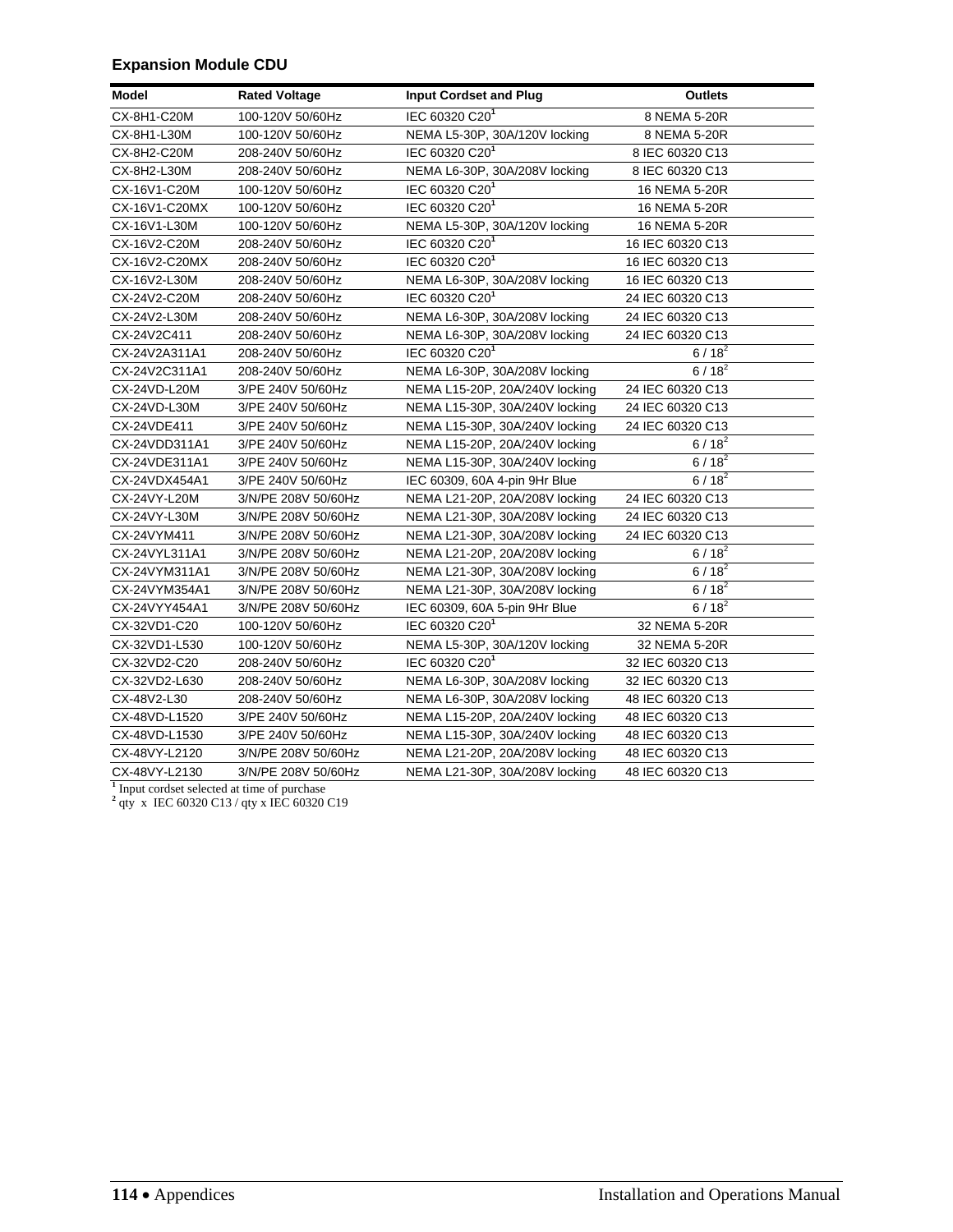### Expansion Module CDU

| Model | Rated Voltage | Input Cordset and Plug | Outlets |
|---|---|---|---|
| CX-8H1-C20M | 100-120V 50/60Hz | IEC 60320 C20[1] | 8 NEMA 5-20R |
| CX-8H1-L30M | 100-120V 50/60Hz | NEMA L5-30P, 30A/120V locking | 8 NEMA 5-20R |
| CX-8H2-C20M | 208-240V 50/60Hz | IEC 60320 C20[1] | 8 IEC 60320 C13 |
| CX-8H2-L30M | 208-240V 50/60Hz | NEMA L6-30P, 30A/208V locking | 8 IEC 60320 C13 |
| CX-16V1-C20M | 100-120V 50/60Hz | IEC 60320 C20[1] | 16 NEMA 5-20R |
| CX-16V1-C20MX | 100-120V 50/60Hz | IEC 60320 C20[1] | 16 NEMA 5-20R |
| CX-16V1-L30M | 100-120V 50/60Hz | NEMA L5-30P, 30A/120V locking | 16 NEMA 5-20R |
| CX-16V2-C20M | 208-240V 50/60Hz | IEC 60320 C20[1] | 16 IEC 60320 C13 |
| CX-16V2-C20MX | 208-240V 50/60Hz | IEC 60320 C20[1] | 16 IEC 60320 C13 |
| CX-16V2-L30M | 208-240V 50/60Hz | NEMA L6-30P, 30A/208V locking | 16 IEC 60320 C13 |
| CX-24V2-C20M | 208-240V 50/60Hz | IEC 60320 C20[1] | 24 IEC 60320 C13 |
| CX-24V2-L30M | 208-240V 50/60Hz | NEMA L6-30P, 30A/208V locking | 24 IEC 60320 C13 |
| CX-24V2C411 | 208-240V 50/60Hz | NEMA L6-30P, 30A/208V locking | 24 IEC 60320 C13 |
| CX-24V2A311A1 | 208-240V 50/60Hz | IEC 60320 C20[1] | 6 / 18[2] |
| CX-24V2C311A1 | 208-240V 50/60Hz | NEMA L6-30P, 30A/208V locking | 6 / 18[2] |
| CX-24VD-L20M | 3/PE 240V 50/60Hz | NEMA L15-20P, 20A/240V locking | 24 IEC 60320 C13 |
| CX-24VD-L30M | 3/PE 240V 50/60Hz | NEMA L15-30P, 30A/240V locking | 24 IEC 60320 C13 |
| CX-24VDE411 | 3/PE 240V 50/60Hz | NEMA L15-30P, 30A/240V locking | 24 IEC 60320 C13 |
| CX-24VDD311A1 | 3/PE 240V 50/60Hz | NEMA L15-20P, 20A/240V locking | 6 / 18[2] |
| CX-24VDE311A1 | 3/PE 240V 50/60Hz | NEMA L15-30P, 30A/240V locking | 6 / 18[2] |
| CX-24VDX454A1 | 3/PE 240V 50/60Hz | IEC 60309, 60A 4-pin 9Hr Blue | 6 / 18[2] |
| CX-24VY-L20M | 3/N/PE 208V 50/60Hz | NEMA L21-20P, 20A/208V locking | 24 IEC 60320 C13 |
| CX-24VY-L30M | 3/N/PE 208V 50/60Hz | NEMA L21-30P, 30A/208V locking | 24 IEC 60320 C13 |
| CX-24VYM411 | 3/N/PE 208V 50/60Hz | NEMA L21-30P, 30A/208V locking | 24 IEC 60320 C13 |
| CX-24VYL311A1 | 3/N/PE 208V 50/60Hz | NEMA L21-20P, 20A/208V locking | 6 / 18[2] |
| CX-24VYM311A1 | 3/N/PE 208V 50/60Hz | NEMA L21-30P, 30A/208V locking | 6 / 18[2] |
| CX-24VYM354A1 | 3/N/PE 208V 50/60Hz | NEMA L21-30P, 30A/208V locking | 6 / 18[2] |
| CX-24VYY454A1 | 3/N/PE 208V 50/60Hz | IEC 60309, 60A 5-pin 9Hr Blue | 6 / 18[2] |
| CX-32VD1-C20 | 100-120V 50/60Hz | IEC 60320 C20[1] | 32 NEMA 5-20R |
| CX-32VD1-L530 | 100-120V 50/60Hz | NEMA L5-30P, 30A/120V locking | 32 NEMA 5-20R |
| CX-32VD2-C20 | 208-240V 50/60Hz | IEC 60320 C20[1] | 32 IEC 60320 C13 |
| CX-32VD2-L630 | 208-240V 50/60Hz | NEMA L6-30P, 30A/208V locking | 32 IEC 60320 C13 |
| CX-48V2-L30 | 208-240V 50/60Hz | NEMA L6-30P, 30A/208V locking | 48 IEC 60320 C13 |
| CX-48VD-L1520 | 3/PE 240V 50/60Hz | NEMA L15-20P, 20A/240V locking | 48 IEC 60320 C13 |
| CX-48VD-L1530 | 3/PE 240V 50/60Hz | NEMA L15-30P, 30A/240V locking | 48 IEC 60320 C13 |
| CX-48VY-L2120 | 3/N/PE 208V 50/60Hz | NEMA L21-20P, 20A/208V locking | 48 IEC 60320 C13 |
| CX-48VY-L2130 | 3/N/PE 208V 50/60Hz | NEMA L21-30P, 30A/208V locking | 48 IEC 60320 C13 |

[1] Input cordset selected at time of purchase
[2] qty x IEC 60320 C13 / qty x IEC 60320 C19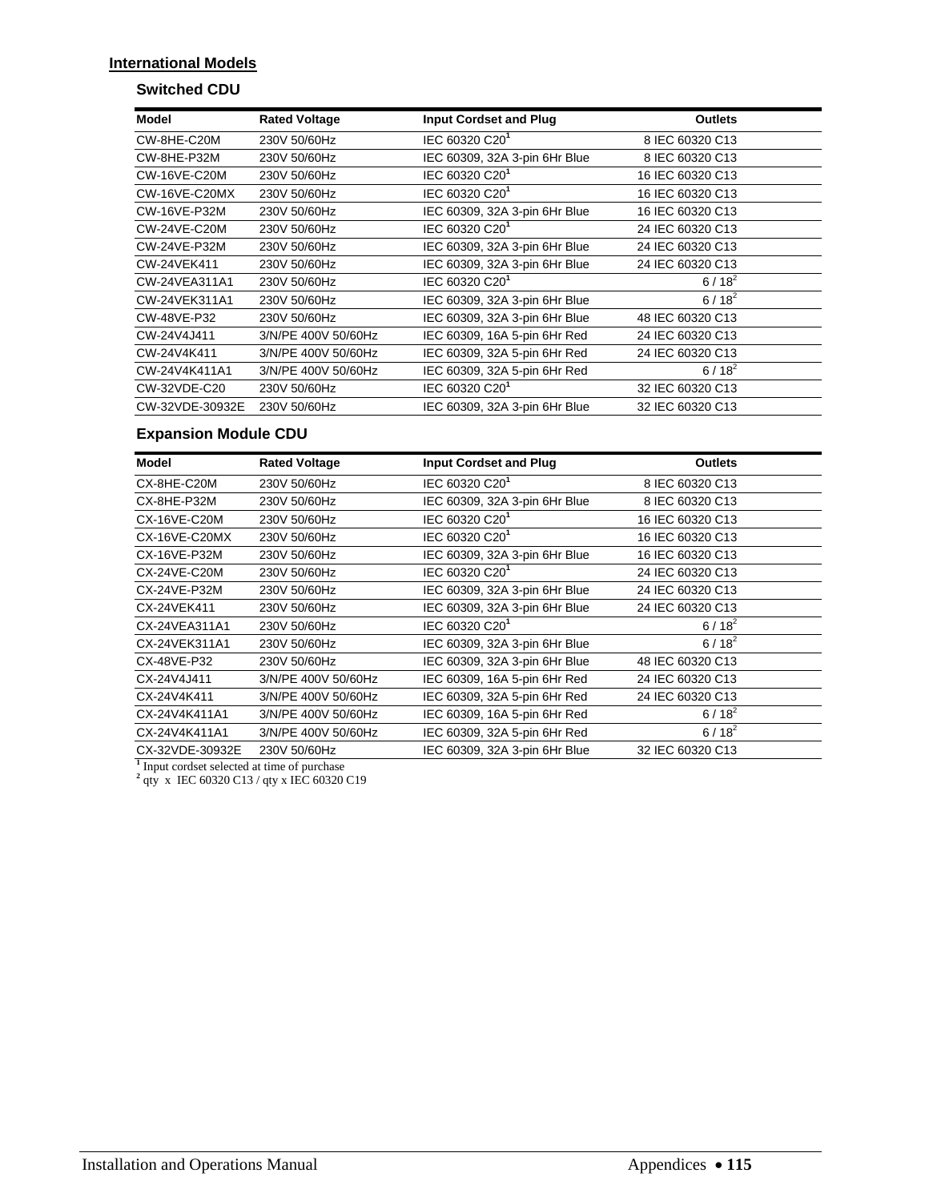**International Models**

### Switched CDU

| Model | Rated Voltage | Input Cordset and Plug | Outlets |
|---|---|---|---|
| CW-8HE-C20M | 230V 50/60Hz | IEC 60320 C20[1] | 8 IEC 60320 C13 |
| CW-8HE-P32M | 230V 50/60Hz | IEC 60309, 32A 3-pin 6Hr Blue | 8 IEC 60320 C13 |
| CW-16VE-C20M | 230V 50/60Hz | IEC 60320 C20[1] | 16 IEC 60320 C13 |
| CW-16VE-C20MX | 230V 50/60Hz | IEC 60320 C20[1] | 16 IEC 60320 C13 |
| CW-16VE-P32M | 230V 50/60Hz | IEC 60309, 32A 3-pin 6Hr Blue | 16 IEC 60320 C13 |
| CW-24VE-C20M | 230V 50/60Hz | IEC 60320 C20[1] | 24 IEC 60320 C13 |
| CW-24VE-P32M | 230V 50/60Hz | IEC 60309, 32A 3-pin 6Hr Blue | 24 IEC 60320 C13 |
| CW-24VEK411 | 230V 50/60Hz | IEC 60309, 32A 3-pin 6Hr Blue | 24 IEC 60320 C13 |
| CW-24VEA311A1 | 230V 50/60Hz | IEC 60320 C20[1] | 6 / 18[2] |
| CW-24VEK311A1 | 230V 50/60Hz | IEC 60309, 32A 3-pin 6Hr Blue | 6 / 18[2] |
| CW-48VE-P32 | 230V 50/60Hz | IEC 60309, 32A 3-pin 6Hr Blue | 48 IEC 60320 C13 |
| CW-24V4J411 | 3/N/PE 400V 50/60Hz | IEC 60309, 16A 5-pin 6Hr Red | 24 IEC 60320 C13 |
| CW-24V4K411 | 3/N/PE 400V 50/60Hz | IEC 60309, 32A 5-pin 6Hr Red | 24 IEC 60320 C13 |
| CW-24V4K411A1 | 3/N/PE 400V 50/60Hz | IEC 60309, 32A 5-pin 6Hr Red | 6 / 18[2] |
| CW-32VDE-C20 | 230V 50/60Hz | IEC 60320 C20[1] | 32 IEC 60320 C13 |
| CW-32VDE-30932E | 230V 50/60Hz | IEC 60309, 32A 3-pin 6Hr Blue | 32 IEC 60320 C13 |

### Expansion Module CDU

| Model | Rated Voltage | Input Cordset and Plug | Outlets |
|---|---|---|---|
| CX-8HE-C20M | 230V 50/60Hz | IEC 60320 C20[1] | 8 IEC 60320 C13 |
| CX-8HE-P32M | 230V 50/60Hz | IEC 60309, 32A 3-pin 6Hr Blue | 8 IEC 60320 C13 |
| CX-16VE-C20M | 230V 50/60Hz | IEC 60320 C20[1] | 16 IEC 60320 C13 |
| CX-16VE-C20MX | 230V 50/60Hz | IEC 60320 C20[1] | 16 IEC 60320 C13 |
| CX-16VE-P32M | 230V 50/60Hz | IEC 60309, 32A 3-pin 6Hr Blue | 16 IEC 60320 C13 |
| CX-24VE-C20M | 230V 50/60Hz | IEC 60320 C20[1] | 24 IEC 60320 C13 |
| CX-24VE-P32M | 230V 50/60Hz | IEC 60309, 32A 3-pin 6Hr Blue | 24 IEC 60320 C13 |
| CX-24VEK411 | 230V 50/60Hz | IEC 60309, 32A 3-pin 6Hr Blue | 24 IEC 60320 C13 |
| CX-24VEA311A1 | 230V 50/60Hz | IEC 60320 C20[1] | 6 / 18[2] |
| CX-24VEK311A1 | 230V 50/60Hz | IEC 60309, 32A 3-pin 6Hr Blue | 6 / 18[2] |
| CX-48VE-P32 | 230V 50/60Hz | IEC 60309, 32A 3-pin 6Hr Blue | 48 IEC 60320 C13 |
| CX-24V4J411 | 3/N/PE 400V 50/60Hz | IEC 60309, 16A 5-pin 6Hr Red | 24 IEC 60320 C13 |
| CX-24V4K411 | 3/N/PE 400V 50/60Hz | IEC 60309, 32A 5-pin 6Hr Red | 24 IEC 60320 C13 |
| CX-24V4K411A1 | 3/N/PE 400V 50/60Hz | IEC 60309, 16A 5-pin 6Hr Red | 6 / 18[2] |
| CX-24V4K411A1 | 3/N/PE 400V 50/60Hz | IEC 60309, 32A 5-pin 6Hr Red | 6 / 18[2] |
| CX-32VDE-30932E | 230V 50/60Hz | IEC 60309, 32A 3-pin 6Hr Blue | 32 IEC 60320 C13 |

[1] Input cordset selected at time of purchase

[2] qty x IEC 60320 C13 / qty x IEC 60320 C19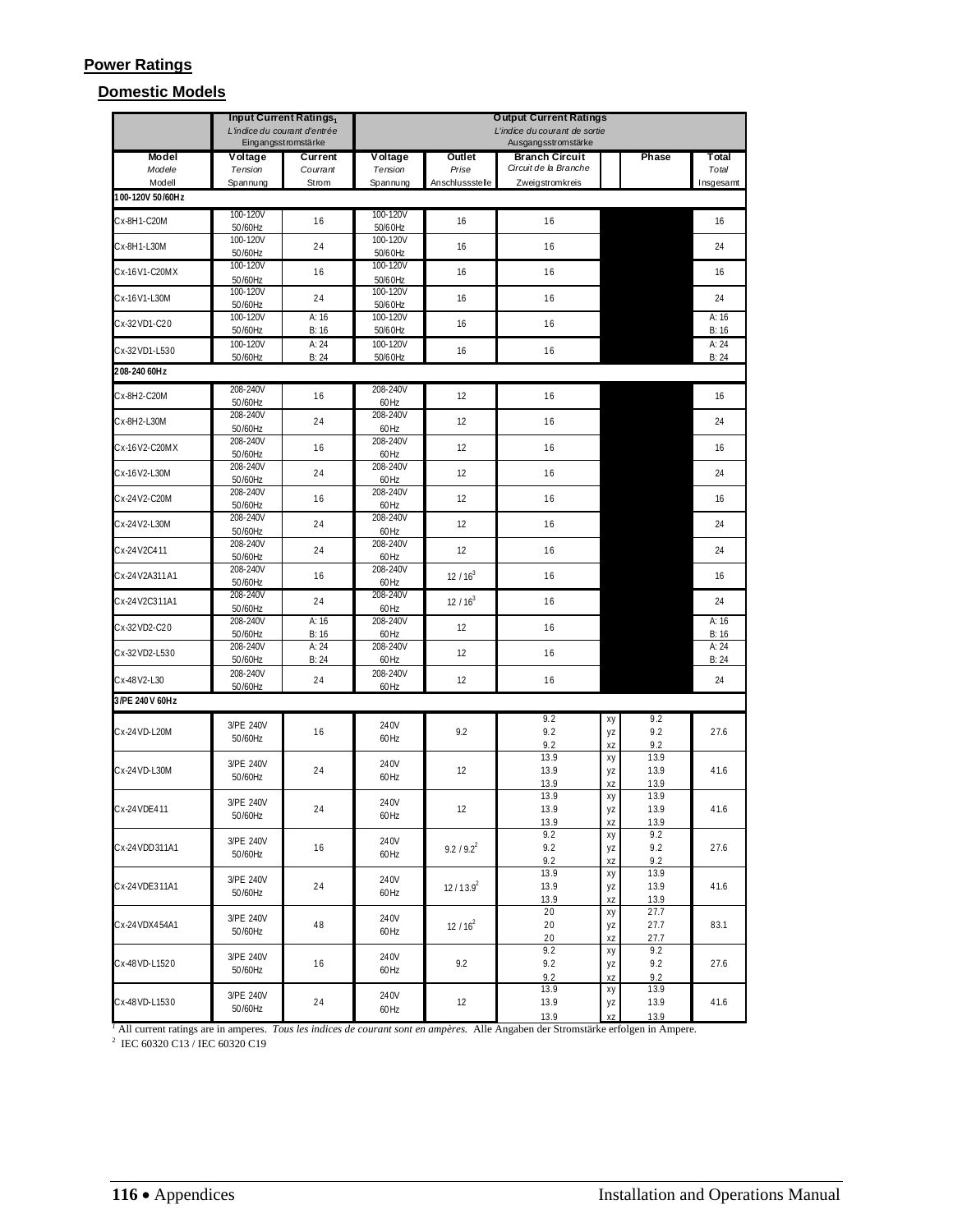## Power Ratings

### Domestic Models

| | Input Current Ratings[1] *L'indice du courant d'entrée* Eingangsstromstärke | | Output Current Ratings *L'indice du courant de sortie* Ausgangsstromstärke | | | | | |
|---|---|---|---|---|---|---|---|---|
| **Model** *Modele* Modell | **Voltage** *Tension* Spannung | **Current** *Courrant* Strom | **Voltage** *Tension* Spannung | **Outlet** *Prise* Anschlussstelle | **Branch Circuit** *Circuit de la Branche* Zweigstromkreis | | **Phase** | **Total** *Total* Insgesamt |
| **100-120V 50/60Hz** | | | | | | | | |
| Cx-8H1-C20M | 100-120V 50/60Hz | 16 | 100-120V 50/60Hz | 16 | 16 | | | 16 |
| Cx-8H1-L30M | 100-120V 50/60Hz | 24 | 100-120V 50/60Hz | 16 | 16 | | | 24 |
| Cx-16V1-C20MX | 100-120V 50/60Hz | 16 | 100-120V 50/60Hz | 16 | 16 | | | 16 |
| Cx-16V1-L30M | 100-120V 50/60Hz | 24 | 100-120V 50/60Hz | 16 | 16 | | | 24 |
| Cx-32VD1-C20 | 100-120V 50/60Hz | A: 16 B: 16 | 100-120V 50/60Hz | 16 | 16 | | | A: 16 B: 16 |
| Cx-32VD1-L530 | 100-120V 50/60Hz | A: 24 B: 24 | 100-120V 50/60Hz | 16 | 16 | | | A: 24 B: 24 |
| **208-240 60Hz** | | | | | | | | |
| Cx-8H2-C20M | 208-240V 50/60Hz | 16 | 208-240V 60Hz | 12 | 16 | | | 16 |
| Cx-8H2-L30M | 208-240V 50/60Hz | 24 | 208-240V 60Hz | 12 | 16 | | | 24 |
| Cx-16V2-C20MX | 208-240V 50/60Hz | 16 | 208-240V 60Hz | 12 | 16 | | | 16 |
| Cx-16V2-L30M | 208-240V 50/60Hz | 24 | 208-240V 60Hz | 12 | 16 | | | 24 |
| Cx-24V2-C20M | 208-240V 50/60Hz | 16 | 208-240V 60Hz | 12 | 16 | | | 16 |
| Cx-24V2-L30M | 208-240V 50/60Hz | 24 | 208-240V 60Hz | 12 | 16 | | | 24 |
| Cx-24V2C411 | 208-240V 50/60Hz | 24 | 208-240V 60Hz | 12 | 16 | | | 24 |
| Cx-24V2A311A1 | 208-240V 50/60Hz | 16 | 208-240V 60Hz | 12 / 16[3] | 16 | | | 16 |
| Cx-24V2C311A1 | 208-240V 50/60Hz | 24 | 208-240V 60Hz | 12 / 16[3] | 16 | | | 24 |
| Cx-32VD2-C20 | 208-240V 50/60Hz | A: 16 B: 16 | 208-240V 60Hz | 12 | 16 | | | A: 16 B: 16 |
| Cx-32VD2-L530 | 208-240V 50/60Hz | A: 24 B: 24 | 208-240V 60Hz | 12 | 16 | | | A: 24 B: 24 |
| Cx-48V2-L30 | 208-240V 50/60Hz | 24 | 208-240V 60Hz | 12 | 16 | | | 24 |
| **3/PE 240V 60Hz** | | | | | | | | |
| Cx-24VD-L20M | 3/PE 240V 50/60Hz | 16 | 240V 60Hz | 9.2 | 9.2 9.2 9.2 | xy yz xz | 9.2 9.2 9.2 | 27.6 |
| Cx-24VD-L30M | 3/PE 240V 50/60Hz | 24 | 240V 60Hz | 12 | 13.9 13.9 13.9 | xy yz xz | 13.9 13.9 13.9 | 41.6 |
| Cx-24VDE411 | 3/PE 240V 50/60Hz | 24 | 240V 60Hz | 12 | 13.9 13.9 13.9 | xy yz xz | 13.9 13.9 13.9 | 41.6 |
| Cx-24VDD311A1 | 3/PE 240V 50/60Hz | 16 | 240V 60Hz | 9.2 / 9.2[2] | 9.2 9.2 9.2 | xy yz xz | 9.2 9.2 9.2 | 27.6 |
| Cx-24VDE311A1 | 3/PE 240V 50/60Hz | 24 | 240V 60Hz | 12 / 13.9[2] | 13.9 13.9 13.9 | xy yz xz | 13.9 13.9 13.9 | 41.6 |
| Cx-24VDX454A1 | 3/PE 240V 50/60Hz | 48 | 240V 60Hz | 12 / 16[2] | 20 20 20 | xy yz xz | 27.7 27.7 27.7 | 83.1 |
| Cx-48VD-L1520 | 3/PE 240V 50/60Hz | 16 | 240V 60Hz | 9.2 | 9.2 9.2 9.2 | xy yz xz | 9.2 9.2 9.2 | 27.6 |
| Cx-48VD-L1530 | 3/PE 240V 50/60Hz | 24 | 240V 60Hz | 12 | 13.9 13.9 13.9 | xy yz xz | 13.9 13.9 13.9 | 41.6 |

[1] All current ratings are in amperes. *Tous les indices de courant sont en ampères.* Alle Angaben der Stromstärke erfolgen in Ampere.

[2] IEC 60320 C13 / IEC 60320 C19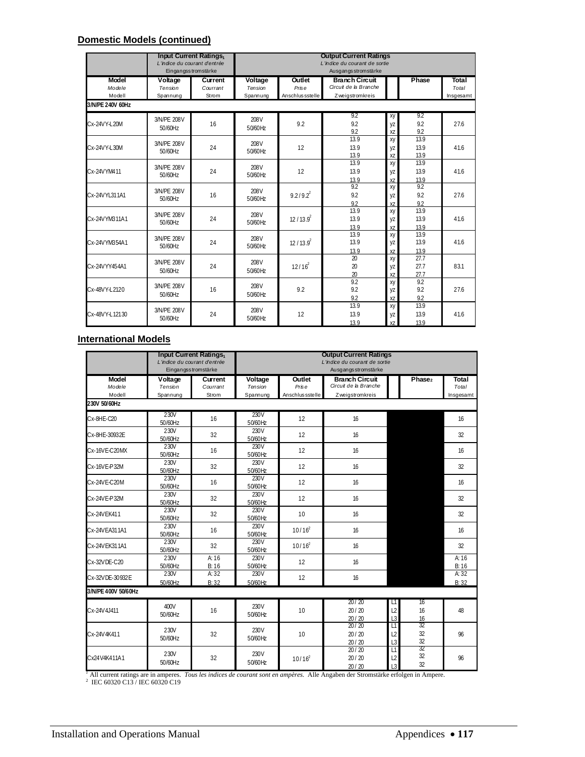**Domestic Models (continued)**

| | Input Current Ratings[1] *L'indice du courant d'entrée* Eingangsstromstärke | | Output Current Ratings *L'indice du courant de sortie* Ausgangsstromstärke | | | | | |
|---|---|---|---|---|---|---|---|---|
| **Model** *Modele* Modell | **Voltage** *Tension* Spannung | **Current** *Courrant* Strom | **Voltage** *Tension* Spannung | **Outlet** *Prise* Anschlussstelle | **Branch Circuit** *Circuit de la Branche* Zweigstromkreis | | **Phase** | **Total** *Total* Insgesamt |
| **3/N/PE 240V 60Hz** | | | | | | | | |
| Cx-24VY-L20M | 3/N/PE 208V 50/60Hz | 16 | 208V 50/60Hz | 9.2 | 9.2 / 9.2 / 9.2 | xy / yz / xz | 9.2 / 9.2 / 9.2 | 27.6 |
| Cx-24VY-L30M | 3/N/PE 208V 50/60Hz | 24 | 208V 50/60Hz | 12 | 13.9 / 13.9 / 13.9 | xy / yz / xz | 13.9 / 13.9 / 13.9 | 41.6 |
| Cx-24VYM411 | 3/N/PE 208V 50/60Hz | 24 | 208V 50/60Hz | 12 | 13.9 / 13.9 / 13.9 | xy / yz / xz | 13.9 / 13.9 / 13.9 | 41.6 |
| Cx-24VYL311A1 | 3/N/PE 208V 50/60Hz | 16 | 208V 50/60Hz | 9.2 / 9.2[2] | 9.2 / 9.2 / 9.2 | xy / yz / xz | 9.2 / 9.2 / 9.2 | 27.6 |
| Cx-24VYM311A1 | 3/N/PE 208V 50/60Hz | 24 | 208V 50/60Hz | 12 / 13.9[2] | 13.9 / 13.9 / 13.9 | xy / yz / xz | 13.9 / 13.9 / 13.9 | 41.6 |
| Cx-24VYM354A1 | 3/N/PE 208V 50/60Hz | 24 | 208V 50/60Hz | 12 / 13.9[2] | 13.9 / 13.9 / 13.9 | xy / yz / xz | 13.9 / 13.9 / 13.9 | 41.6 |
| Cx-24VYY454A1 | 3/N/PE 208V 50/60Hz | 24 | 208V 50/60Hz | 12 / 16[2] | 20 / 20 / 20 | xy / yz / xz | 27.7 / 27.7 / 27.7 | 83.1 |
| Cx-48VY-L2120 | 3/N/PE 208V 50/60Hz | 16 | 208V 50/60Hz | 9.2 | 9.2 / 9.2 / 9.2 | xy / yz / xz | 9.2 / 9.2 / 9.2 | 27.6 |
| Cx-48VY-L12130 | 3/N/PE 208V 50/60Hz | 24 | 208V 50/60Hz | 12 | 13.9 / 13.9 / 13.9 | xy / yz / xz | 13.9 / 13.9 / 13.9 | 41.6 |

**International Models**

| | Input Current Ratings[1] *L'indice du courant d'entrée* Eingangsstromstärke | | Output Current Ratings *L'indice du courant de sortie* Ausgangsstromstärke | | | | | |
|---|---|---|---|---|---|---|---|---|
| **Model** *Modele* Modell | **Voltage** *Tension* Spannung | **Current** *Courrant* Strom | **Voltage** *Tension* Spannung | **Outlet** *Prise* Anschlussstelle | **Branch Circuit** *Circuit de la Branche* Zweigstromkreis | | **Phase**[2] | **Total** *Total* Insgesamt |
| **230V 50/60Hz** | | | | | | | | |
| Cx-8HE-C20 | 230V 50/60Hz | 16 | 230V 50/60Hz | 12 | 16 | | | 16 |
| Cx-8HE-30932E | 230V 50/60Hz | 32 | 230V 50/60Hz | 12 | 16 | | | 32 |
| Cx-16VE-C20MX | 230V 50/60Hz | 16 | 230V 50/60Hz | 12 | 16 | | | 16 |
| Cx-16VE-P32M | 230V 50/60Hz | 32 | 230V 50/60Hz | 12 | 16 | | | 32 |
| Cx-24VE-C20M | 230V 50/60Hz | 16 | 230V 50/60Hz | 12 | 16 | | | 16 |
| Cx-24VE-P32M | 230V 50/60Hz | 32 | 230V 50/60Hz | 12 | 16 | | | 32 |
| Cx-24VEK411 | 230V 50/60Hz | 32 | 230V 50/60Hz | 10 | 16 | | | 32 |
| Cx-24VEA311A1 | 230V 50/60Hz | 16 | 230V 50/60Hz | 10 / 16[2] | 16 | | | 16 |
| Cx-24VEK311A1 | 230V 50/60Hz | 32 | 230V 50/60Hz | 10 / 16[2] | 16 | | | 32 |
| Cx-32VDE-C20 | 230V 50/60Hz | A: 16 B: 16 | 230V 50/60Hz | 12 | 16 | | | A: 16 B: 16 |
| Cx-32VDE-30932E | 230V 50/60Hz | A: 32 B: 32 | 230V 50/60Hz | 12 | 16 | | | A: 32 B: 32 |
| **3/N/PE 400V 50/60Hz** | | | | | | | | |
| Cx-24V4J411 | 400V 50/60Hz | 16 | 230V 50/60Hz | 10 | 20 / 20 / 20 / 20 / 20 / 20 | L1 / L2 / L3 | 16 / 16 / 16 | 48 |
| Cx-24V4K411 | 230V 50/60Hz | 32 | 230V 50/60Hz | 10 | 20 / 20 / 20 / 20 / 20 / 20 | L1 / L2 / L3 | 32 / 32 / 32 | 96 |
| Cx24V4K411A1 | 230V 50/60Hz | 32 | 230V 50/60Hz | 10 / 16[2] | 20 / 20 / 20 / 20 / 20 / 20 | L1 / L2 / L3 | 32 / 32 / 32 | 96 |

[1] All current ratings are in amperes. *Tous les indices de courant sont en ampères.* Alle Angaben der Stromstärke erfolgen in Ampere.
[2] IEC 60320 C13 / IEC 60320 C19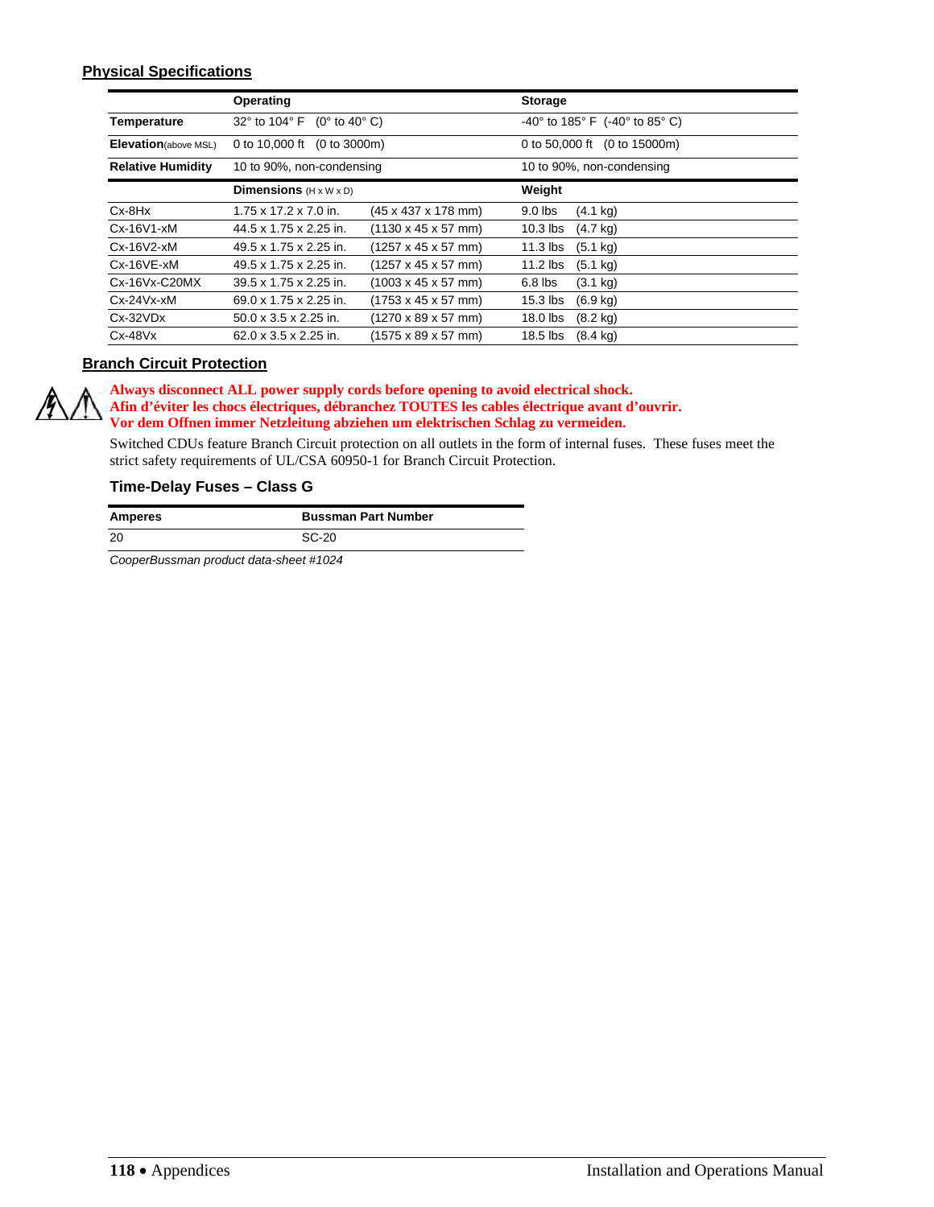## Physical Specifications

| | Operating | | Storage | |
|---|---|---|---|---|
| **Temperature** | 32° to 104° F (0° to 40° C) | | -40° to 185° F (-40° to 85° C) | |
| **Elevation** (above MSL) | 0 to 10,000 ft (0 to 3000m) | | 0 to 50,000 ft (0 to 15000m) | |
| **Relative Humidity** | 10 to 90%, non-condensing | | 10 to 90%, non-condensing | |
| | **Dimensions** (H x W x D) | | **Weight** | |
| Cx-8Hx | 1.75 x 17.2 x 7.0 in. | (45 x 437 x 178 mm) | 9.0 lbs | (4.1 kg) |
| Cx-16V1-xM | 44.5 x 1.75 x 2.25 in. | (1130 x 45 x 57 mm) | 10.3 lbs | (4.7 kg) |
| Cx-16V2-xM | 49.5 x 1.75 x 2.25 in. | (1257 x 45 x 57 mm) | 11.3 lbs | (5.1 kg) |
| Cx-16VE-xM | 49.5 x 1.75 x 2.25 in. | (1257 x 45 x 57 mm) | 11.2 lbs | (5.1 kg) |
| Cx-16Vx-C20MX | 39.5 x 1.75 x 2.25 in. | (1003 x 45 x 57 mm) | 6.8 lbs | (3.1 kg) |
| Cx-24Vx-xM | 69.0 x 1.75 x 2.25 in. | (1753 x 45 x 57 mm) | 15.3 lbs | (6.9 kg) |
| Cx-32VDx | 50.0 x 3.5 x 2.25 in. | (1270 x 89 x 57 mm) | 18.0 lbs | (8.2 kg) |
| Cx-48Vx | 62.0 x 3.5 x 2.25 in. | (1575 x 89 x 57 mm) | 18.5 lbs | (8.4 kg) |

## Branch Circuit Protection

**Always disconnect ALL power supply cords before opening to avoid electrical shock.**
**Afin d'éviter les chocs électriques, débranchez TOUTES les cables électrique avant d'ouvrir.**
**Vor dem Offnen immer Netzleitung abziehen um elektrischen Schlag zu vermeiden.**

Switched CDUs feature Branch Circuit protection on all outlets in the form of internal fuses. These fuses meet the strict safety requirements of UL/CSA 60950-1 for Branch Circuit Protection.

### Time-Delay Fuses – Class G

| Amperes | Bussman Part Number |
|---|---|
| 20 | SC-20 |

*CooperBussman product data-sheet #1024*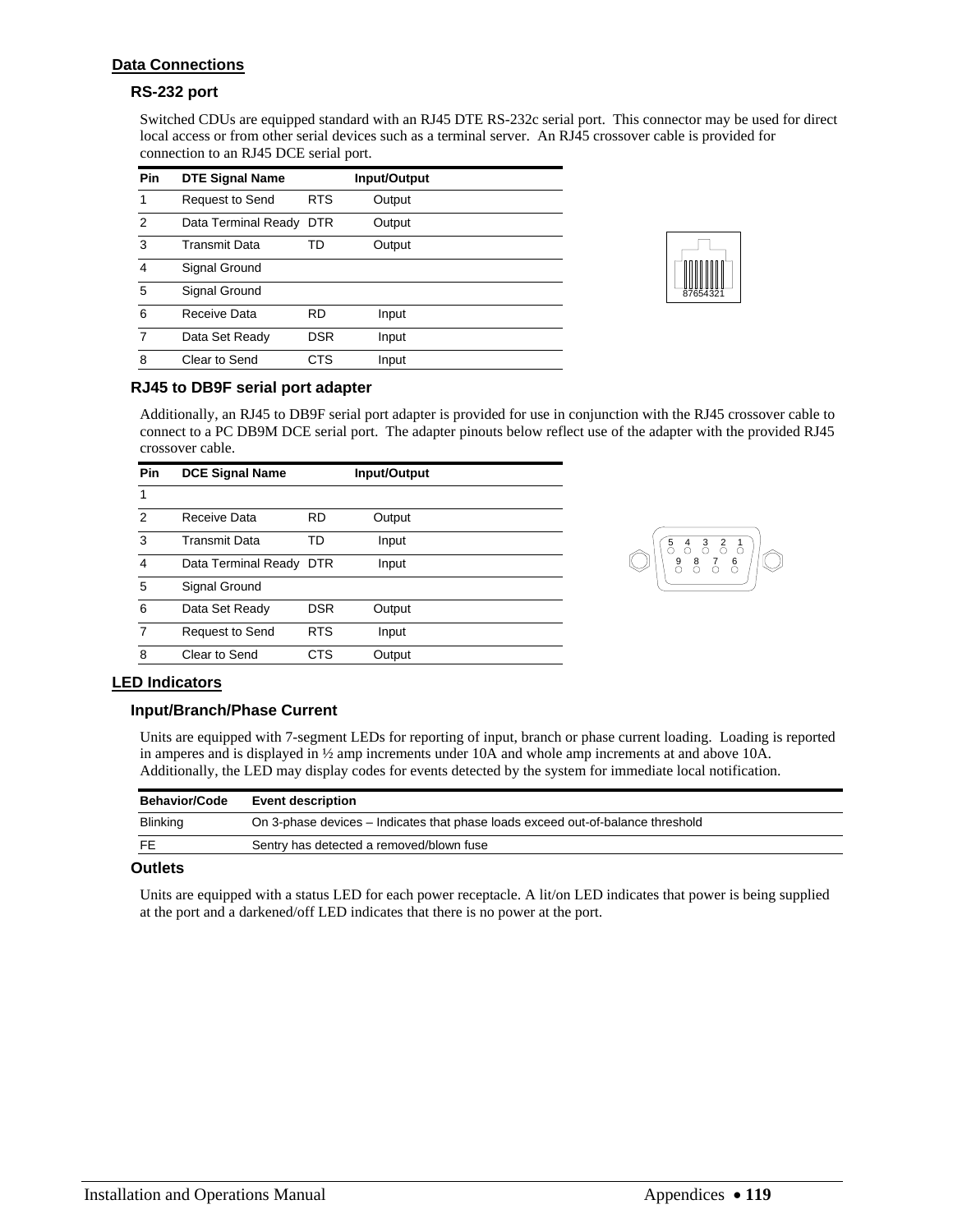## Data Connections

### RS-232 port

Switched CDUs are equipped standard with an RJ45 DTE RS-232c serial port. This connector may be used for direct local access or from other serial devices such as a terminal server. An RJ45 crossover cable is provided for connection to an RJ45 DCE serial port.

| Pin | DTE Signal Name | | Input/Output |
|---|---|---|---|
| 1 | Request to Send | RTS | Output |
| 2 | Data Terminal Ready | DTR | Output |
| 3 | Transmit Data | TD | Output |
| 4 | Signal Ground | | |
| 5 | Signal Ground | | |
| 6 | Receive Data | RD | Input |
| 7 | Data Set Ready | DSR | Input |
| 8 | Clear to Send | CTS | Input |

87654321

### RJ45 to DB9F serial port adapter

Additionally, an RJ45 to DB9F serial port adapter is provided for use in conjunction with the RJ45 crossover cable to connect to a PC DB9M DCE serial port. The adapter pinouts below reflect use of the adapter with the provided RJ45 crossover cable.

| Pin | DCE Signal Name | | Input/Output |
|---|---|---|---|
| 1 | | | |
| 2 | Receive Data | RD | Output |
| 3 | Transmit Data | TD | Input |
| 4 | Data Terminal Ready | DTR | Input |
| 5 | Signal Ground | | |
| 6 | Data Set Ready | DSR | Output |
| 7 | Request to Send | RTS | Input |
| 8 | Clear to Send | CTS | Output |

5 4 3 2 1
9 8 7 6

## LED Indicators

### Input/Branch/Phase Current

Units are equipped with 7-segment LEDs for reporting of input, branch or phase current loading. Loading is reported in amperes and is displayed in ½ amp increments under 10A and whole amp increments at and above 10A. Additionally, the LED may display codes for events detected by the system for immediate local notification.

| Behavior/Code | Event description |
|---|---|
| Blinking | On 3-phase devices – Indicates that phase loads exceed out-of-balance threshold |
| FE | Sentry has detected a removed/blown fuse |

### Outlets

Units are equipped with a status LED for each power receptacle. A lit/on LED indicates that power is being supplied at the port and a darkened/off LED indicates that there is no power at the port.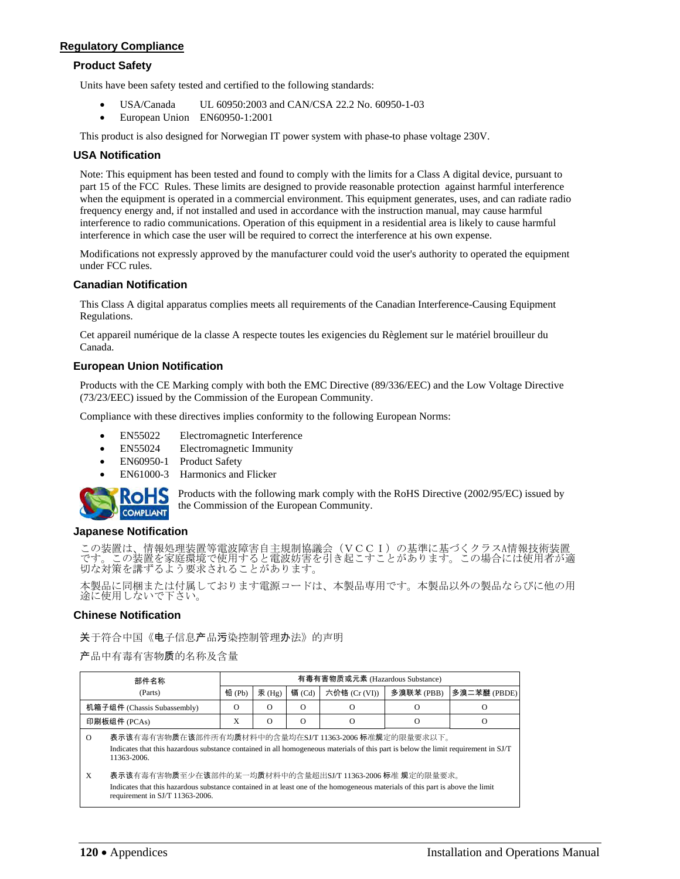## Regulatory Compliance

### Product Safety

Units have been safety tested and certified to the following standards:

- USA/Canada UL 60950:2003 and CAN/CSA 22.2 No. 60950-1-03
- European Union EN60950-1:2001

This product is also designed for Norwegian IT power system with phase-to phase voltage 230V.

### USA Notification

Note: This equipment has been tested and found to comply with the limits for a Class A digital device, pursuant to part 15 of the FCC Rules. These limits are designed to provide reasonable protection against harmful interference when the equipment is operated in a commercial environment. This equipment generates, uses, and can radiate radio frequency energy and, if not installed and used in accordance with the instruction manual, may cause harmful interference to radio communications. Operation of this equipment in a residential area is likely to cause harmful interference in which case the user will be required to correct the interference at his own expense.

Modifications not expressly approved by the manufacturer could void the user's authority to operated the equipment under FCC rules.

### Canadian Notification

This Class A digital apparatus complies meets all requirements of the Canadian Interference-Causing Equipment Regulations.

Cet appareil numérique de la classe A respecte toutes les exigencies du Règlement sur le matériel brouilleur du Canada.

### European Union Notification

Products with the CE Marking comply with both the EMC Directive (89/336/EEC) and the Low Voltage Directive (73/23/EEC) issued by the Commission of the European Community.

Compliance with these directives implies conformity to the following European Norms:

- EN55022 Electromagnetic Interference
- EN55024 Electromagnetic Immunity
- EN60950-1 Product Safety
- EN61000-3 Harmonics and Flicker

RoHS COMPLIANT Products with the following mark comply with the RoHS Directive (2002/95/EC) issued by the Commission of the European Community.

### Japanese Notification

この装置は、情報処理装置等電波障害自主規制協議会（ＶＣＣＩ）の基準に基づくクラスA情報技術装置です。この装置を家庭環境で使用すると電波妨害を引き起こすことがあります。この場合には使用者が適切な対策を講ずるよう要求されることがあります。

本製品に同梱または付属しております電源コードは、本製品専用です。本製品以外の製品ならびに他の用途に使用しないで下さい。

### Chinese Notification

关于符合中国《电子信息产品污染控制管理办法》的声明

产品中有毒有害物质的名称及含量

| 部件名称 (Parts) | 有毒有害物质或元素 (Hazardous Substance) | | | | | |
|---|---|---|---|---|---|---|
| | 铅 (Pb) | 汞 (Hg) | 镉 (Cd) | 六价铬 (Cr (VI)) | 多溴联苯 (PBB) | 多溴二苯醚 (PBDE) |
| 机箱子组件 (Chassis Subassembly) | O | O | O | O | O | O |
| 印刷板组件 (PCAs) | X | O | O | O | O | O |

O 表示该有毒有害物质在该部件所有均质材料中的含量均在SJ/T 11363-2006 标准规定的限量要求以下。
Indicates that this hazardous substance contained in all homogeneous materials of this part is below the limit requirement in SJ/T 11363-2006.

X 表示该有毒有害物质至少在该部件的某一均质材料中的含量超出SJ/T 11363-2006 标准 规定的限量要求。
Indicates that this hazardous substance contained in at least one of the homogeneous materials of this part is above the limit requirement in SJ/T 11363-2006.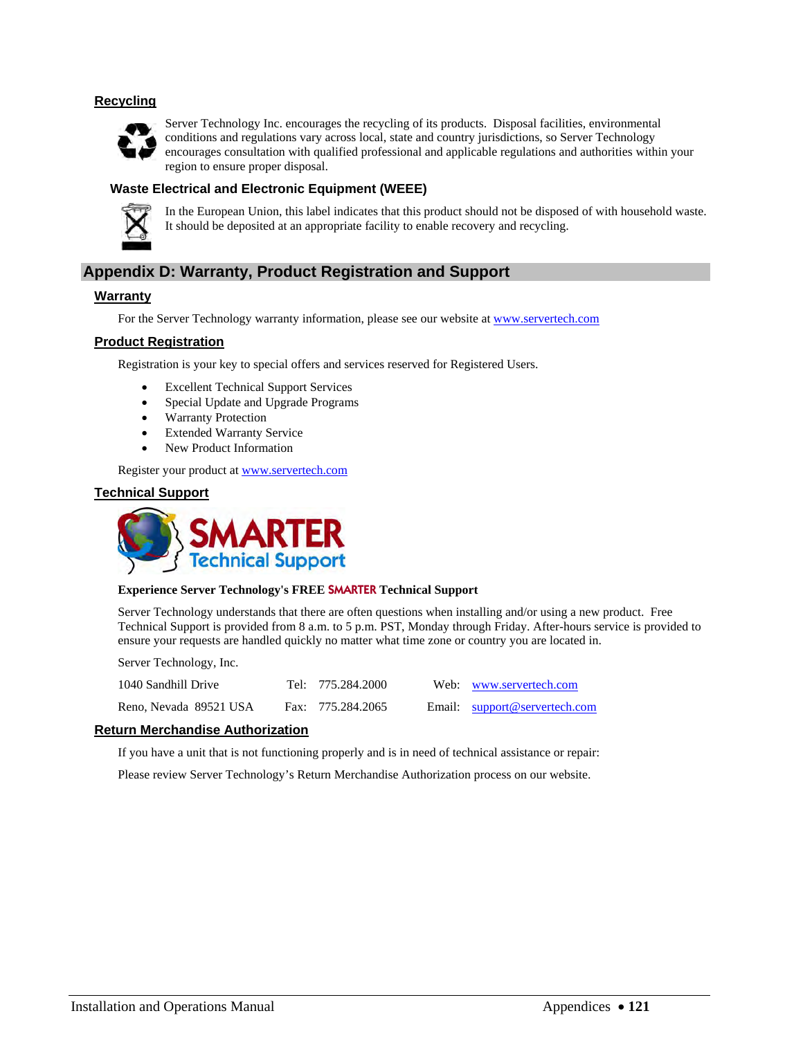### Recycling

Server Technology Inc. encourages the recycling of its products. Disposal facilities, environmental conditions and regulations vary across local, state and country jurisdictions, so Server Technology encourages consultation with qualified professional and applicable regulations and authorities within your region to ensure proper disposal.

#### Waste Electrical and Electronic Equipment (WEEE)

In the European Union, this label indicates that this product should not be disposed of with household waste. It should be deposited at an appropriate facility to enable recovery and recycling.

## Appendix D: Warranty, Product Registration and Support

### Warranty

For the Server Technology warranty information, please see our website at www.servertech.com

### Product Registration

Registration is your key to special offers and services reserved for Registered Users.

- Excellent Technical Support Services
- Special Update and Upgrade Programs
- Warranty Protection
- Extended Warranty Service
- New Product Information

Register your product at www.servertech.com

### Technical Support

SMARTER Technical Support

**Experience Server Technology's FREE SMARTER Technical Support**

Server Technology understands that there are often questions when installing and/or using a new product. Free Technical Support is provided from 8 a.m. to 5 p.m. PST, Monday through Friday. After-hours service is provided to ensure your requests are handled quickly no matter what time zone or country you are located in.

Server Technology, Inc.

| | | | |
|---|---|---|---|
| 1040 Sandhill Drive | Tel: 775.284.2000 | Web: | www.servertech.com |
| Reno, Nevada 89521 USA | Fax: 775.284.2065 | Email: | support@servertech.com |

### Return Merchandise Authorization

If you have a unit that is not functioning properly and is in need of technical assistance or repair:

Please review Server Technology's Return Merchandise Authorization process on our website.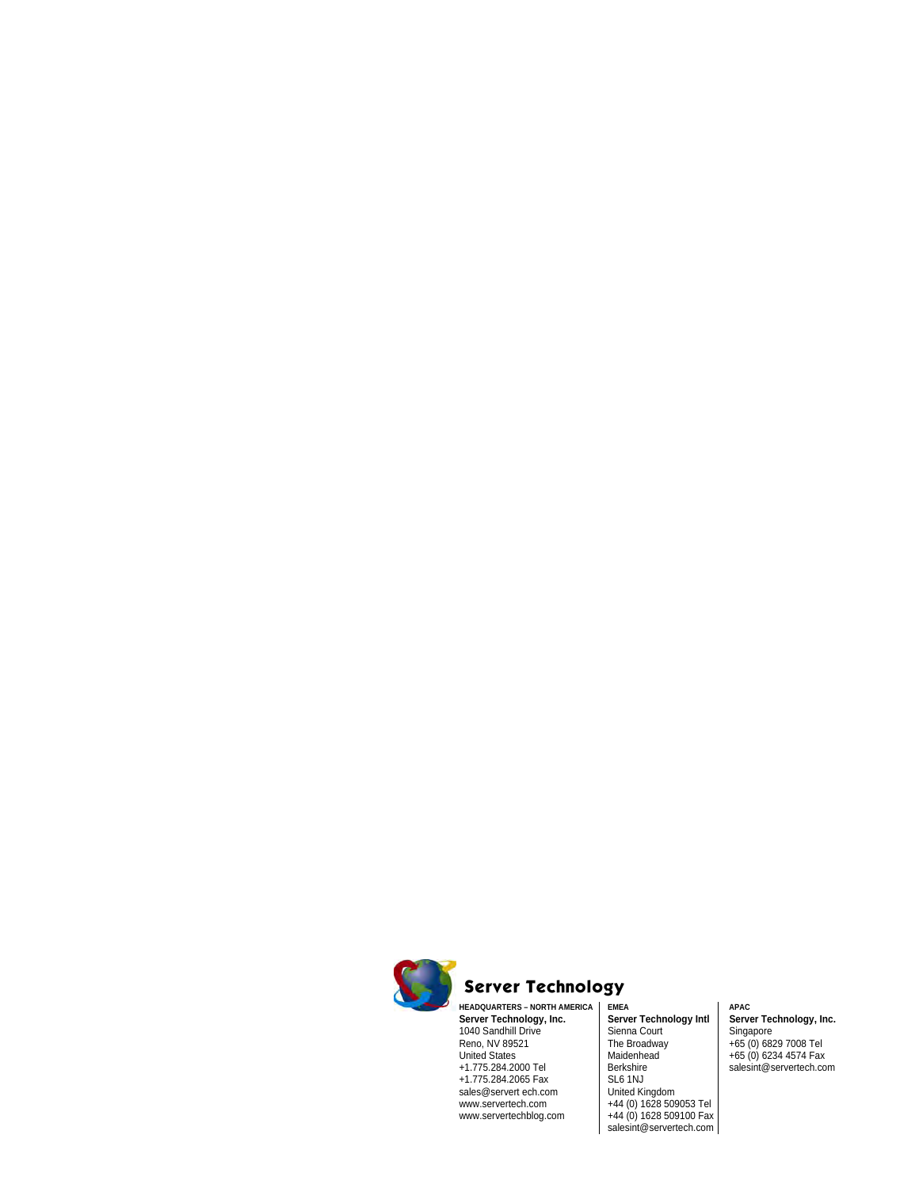**Server Technology**

**HEADQUARTERS – NORTH AMERICA**
**Server Technology, Inc.**
1040 Sandhill Drive
Reno, NV 89521
United States
+1.775.284.2000 Tel
+1.775.284.2065 Fax
sales@servert ech.com
www.servertech.com
www.servertechblog.com

**EMEA**
**Server Technology Intl**
Sienna Court
The Broadway
Maidenhead
Berkshire
SL6 1NJ
United Kingdom
+44 (0) 1628 509053 Tel
+44 (0) 1628 509100 Fax
salesint@servertech.com

**APAC**
**Server Technology, Inc.**
Singapore
+65 (0) 6829 7008 Tel
+65 (0) 6234 4574 Fax
salesint@servertech.com